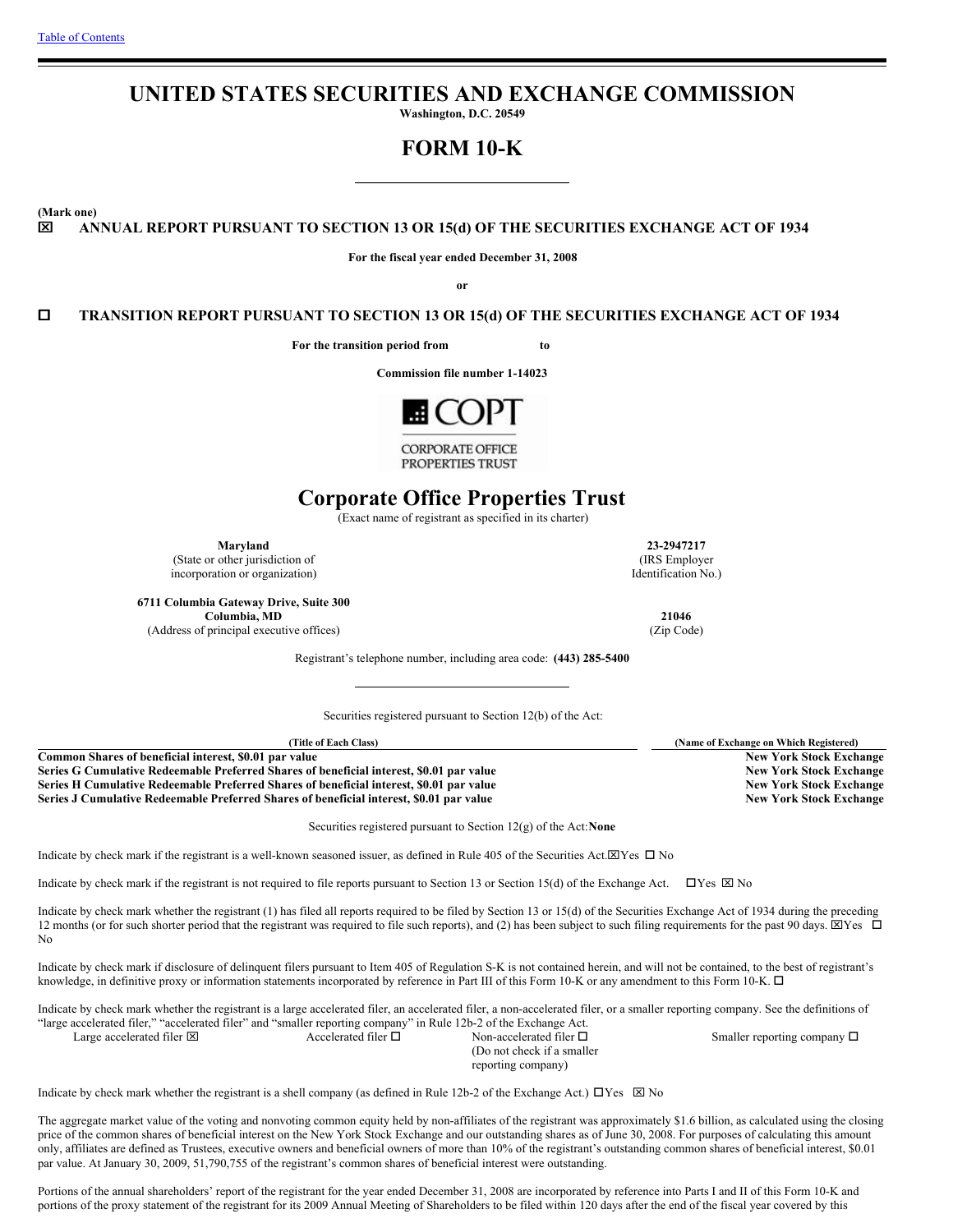Table of Contents

# UNITED STATES SECURITIES AND EXCHANGE COMMISSION

**Washington, D.C. 20549**

# FORM 10-K

**(Mark one)**

☒ **ANNUAL REPORT PURSUANT TO SECTION 13 OR 15(d) OF THE SECURITIES EXCHANGE ACT OF 1934**

**For the fiscal year ended December 31, 2008**

**or**

☐ **TRANSITION REPORT PURSUANT TO SECTION 13 OR 15(d) OF THE SECURITIES EXCHANGE ACT OF 1934**

**For the transition period from to**

**Commission file number 1-14023**

COPT

CORPORATE OFFICE PROPERTIES TRUST

# Corporate Office Properties Trust

(Exact name of registrant as specified in its charter)

| | |
|---|---|
| **Maryland** (State or other jurisdiction of incorporation or organization) | **23-2947217** (IRS Employer Identification No.) |
| **6711 Columbia Gateway Drive, Suite 300 Columbia, MD** (Address of principal executive offices) | **21046** (Zip Code) |

Registrant's telephone number, including area code: **(443) 285-5400**

Securities registered pursuant to Section 12(b) of the Act:

| (Title of Each Class) | (Name of Exchange on Which Registered) |
|---|---|
| **Common Shares of beneficial interest, $0.01 par value** | **New York Stock Exchange** |
| **Series G Cumulative Redeemable Preferred Shares of beneficial interest, $0.01 par value** | **New York Stock Exchange** |
| **Series H Cumulative Redeemable Preferred Shares of beneficial interest, $0.01 par value** | **New York Stock Exchange** |
| **Series J Cumulative Redeemable Preferred Shares of beneficial interest, $0.01 par value** | **New York Stock Exchange** |

Securities registered pursuant to Section 12(g) of the Act:**None**

Indicate by check mark if the registrant is a well-known seasoned issuer, as defined in Rule 405 of the Securities Act.☒Yes ☐ No

Indicate by check mark if the registrant is not required to file reports pursuant to Section 13 or Section 15(d) of the Exchange Act. ☐Yes ☒ No

Indicate by check mark whether the registrant (1) has filed all reports required to be filed by Section 13 or 15(d) of the Securities Exchange Act of 1934 during the preceding 12 months (or for such shorter period that the registrant was required to file such reports), and (2) has been subject to such filing requirements for the past 90 days. ☒Yes ☐ No

Indicate by check mark if disclosure of delinquent filers pursuant to Item 405 of Regulation S-K is not contained herein, and will not be contained, to the best of registrant's knowledge, in definitive proxy or information statements incorporated by reference in Part III of this Form 10-K or any amendment to this Form 10-K. ☐

Indicate by check mark whether the registrant is a large accelerated filer, an accelerated filer, a non-accelerated filer, or a smaller reporting company. See the definitions of "large accelerated filer," "accelerated filer" and "smaller reporting company" in Rule 12b-2 of the Exchange Act.

| | | | |
|---|---|---|---|
| Large accelerated filer ☒ | Accelerated filer ☐ | Non-accelerated filer ☐ (Do not check if a smaller reporting company) | Smaller reporting company ☐ |

Indicate by check mark whether the registrant is a shell company (as defined in Rule 12b-2 of the Exchange Act.) ☐Yes ☒ No

The aggregate market value of the voting and nonvoting common equity held by non-affiliates of the registrant was approximately $1.6 billion, as calculated using the closing price of the common shares of beneficial interest on the New York Stock Exchange and our outstanding shares as of June 30, 2008. For purposes of calculating this amount only, affiliates are defined as Trustees, executive owners and beneficial owners of more than 10% of the registrant's outstanding common shares of beneficial interest, $0.01 par value. At January 30, 2009, 51,790,755 of the registrant's common shares of beneficial interest were outstanding.

Portions of the annual shareholders' report of the registrant for the year ended December 31, 2008 are incorporated by reference into Parts I and II of this Form 10-K and portions of the proxy statement of the registrant for its 2009 Annual Meeting of Shareholders to be filed within 120 days after the end of the fiscal year covered by this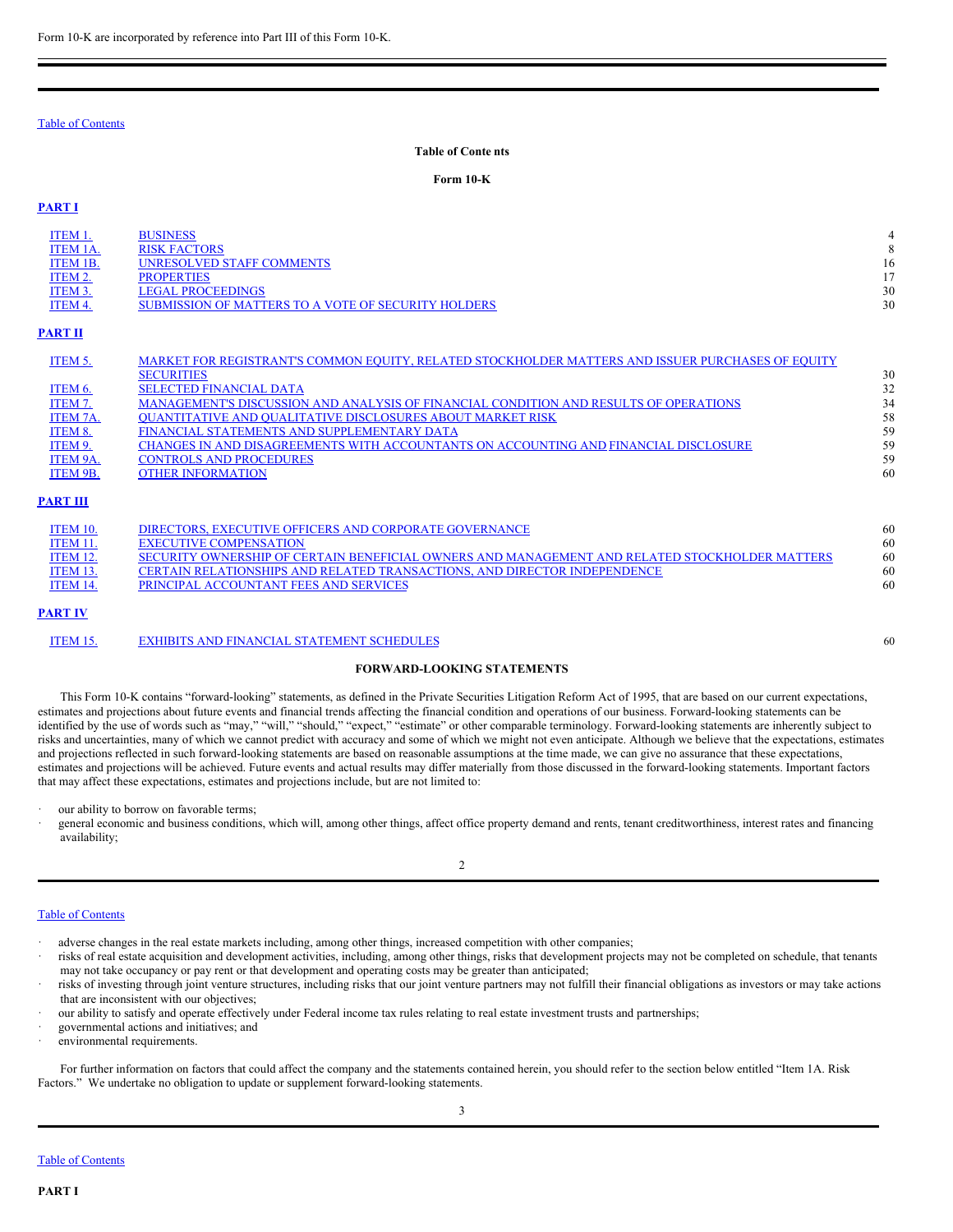Form 10-K are incorporated by reference into Part III of this Form 10-K.

Table of Contents

**Table of Contents**

**Form 10-K**

**PART I**

| | | |
|---|---|---|
| ITEM 1. | BUSINESS | 4 |
| ITEM 1A. | RISK FACTORS | 8 |
| ITEM 1B. | UNRESOLVED STAFF COMMENTS | 16 |
| ITEM 2. | PROPERTIES | 17 |
| ITEM 3. | LEGAL PROCEEDINGS | 30 |
| ITEM 4. | SUBMISSION OF MATTERS TO A VOTE OF SECURITY HOLDERS | 30 |

**PART II**

| | | |
|---|---|---|
| ITEM 5. | MARKET FOR REGISTRANT'S COMMON EQUITY, RELATED STOCKHOLDER MATTERS AND ISSUER PURCHASES OF EQUITY SECURITIES | 30 |
| ITEM 6. | SELECTED FINANCIAL DATA | 32 |
| ITEM 7. | MANAGEMENT'S DISCUSSION AND ANALYSIS OF FINANCIAL CONDITION AND RESULTS OF OPERATIONS | 34 |
| ITEM 7A. | QUANTITATIVE AND QUALITATIVE DISCLOSURES ABOUT MARKET RISK | 58 |
| ITEM 8. | FINANCIAL STATEMENTS AND SUPPLEMENTARY DATA | 59 |
| ITEM 9. | CHANGES IN AND DISAGREEMENTS WITH ACCOUNTANTS ON ACCOUNTING AND FINANCIAL DISCLOSURE | 59 |
| ITEM 9A. | CONTROLS AND PROCEDURES | 59 |
| ITEM 9B. | OTHER INFORMATION | 60 |

**PART III**

| | | |
|---|---|---|
| ITEM 10. | DIRECTORS, EXECUTIVE OFFICERS AND CORPORATE GOVERNANCE | 60 |
| ITEM 11. | EXECUTIVE COMPENSATION | 60 |
| ITEM 12. | SECURITY OWNERSHIP OF CERTAIN BENEFICIAL OWNERS AND MANAGEMENT AND RELATED STOCKHOLDER MATTERS | 60 |
| ITEM 13. | CERTAIN RELATIONSHIPS AND RELATED TRANSACTIONS, AND DIRECTOR INDEPENDENCE | 60 |
| ITEM 14. | PRINCIPAL ACCOUNTANT FEES AND SERVICES | 60 |

**PART IV**

| | | |
|---|---|---|
| ITEM 15. | EXHIBITS AND FINANCIAL STATEMENT SCHEDULES | 60 |

**FORWARD-LOOKING STATEMENTS**

This Form 10-K contains "forward-looking" statements, as defined in the Private Securities Litigation Reform Act of 1995, that are based on our current expectations, estimates and projections about future events and financial trends affecting the financial condition and operations of our business. Forward-looking statements can be identified by the use of words such as "may," "will," "should," "expect," "estimate" or other comparable terminology. Forward-looking statements are inherently subject to risks and uncertainties, many of which we cannot predict with accuracy and some of which we might not even anticipate. Although we believe that the expectations, estimates and projections reflected in such forward-looking statements are based on reasonable assumptions at the time made, we can give no assurance that these expectations, estimates and projections will be achieved. Future events and actual results may differ materially from those discussed in the forward-looking statements. Important factors that may affect these expectations, estimates and projections include, but are not limited to:

- our ability to borrow on favorable terms;
- general economic and business conditions, which will, among other things, affect office property demand and rents, tenant creditworthiness, interest rates and financing availability;

Table of Contents

- adverse changes in the real estate markets including, among other things, increased competition with other companies;
- risks of real estate acquisition and development activities, including, among other things, risks that development projects may not be completed on schedule, that tenants may not take occupancy or pay rent or that development and operating costs may be greater than anticipated;
- risks of investing through joint venture structures, including risks that our joint venture partners may not fulfill their financial obligations as investors or may take actions that are inconsistent with our objectives;
- our ability to satisfy and operate effectively under Federal income tax rules relating to real estate investment trusts and partnerships;
- governmental actions and initiatives; and
- environmental requirements.

For further information on factors that could affect the company and the statements contained herein, you should refer to the section below entitled "Item 1A. Risk Factors." We undertake no obligation to update or supplement forward-looking statements.

Table of Contents

**PART I**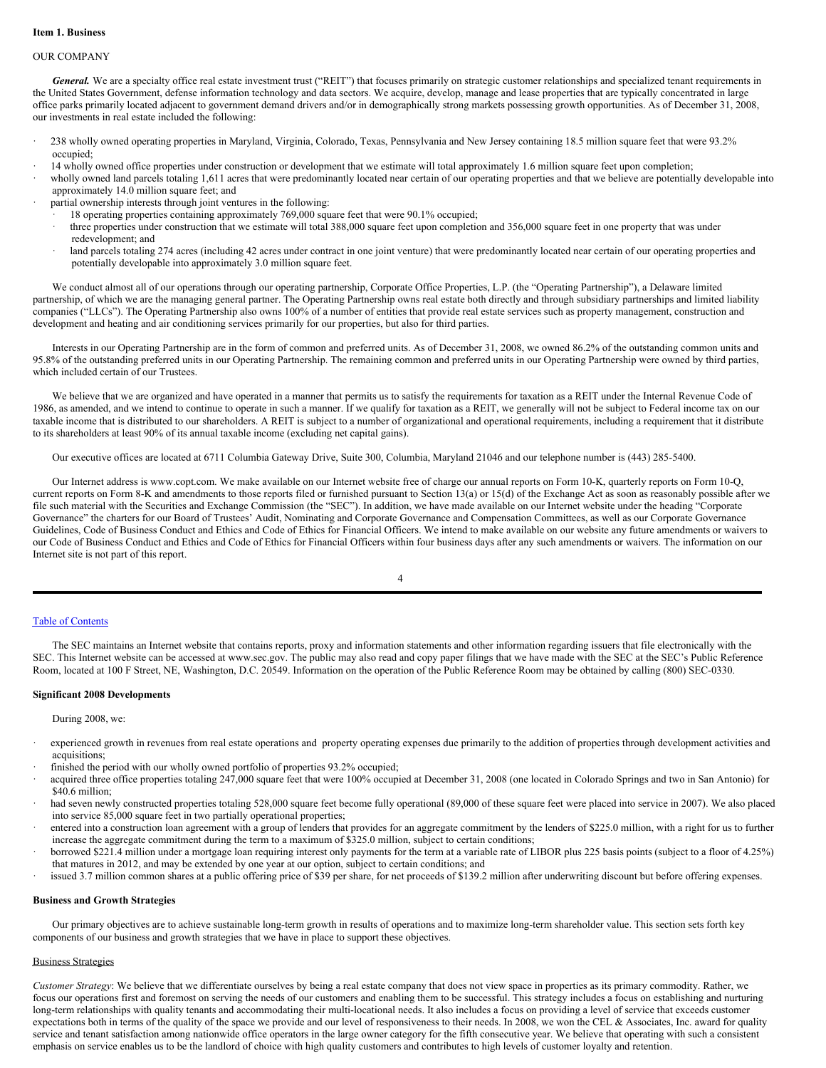**Item 1. Business**

OUR COMPANY

***General.*** We are a specialty office real estate investment trust ("REIT") that focuses primarily on strategic customer relationships and specialized tenant requirements in the United States Government, defense information technology and data sectors. We acquire, develop, manage and lease properties that are typically concentrated in large office parks primarily located adjacent to government demand drivers and/or in demographically strong markets possessing growth opportunities. As of December 31, 2008, our investments in real estate included the following:

- 238 wholly owned operating properties in Maryland, Virginia, Colorado, Texas, Pennsylvania and New Jersey containing 18.5 million square feet that were 93.2% occupied;
- 14 wholly owned office properties under construction or development that we estimate will total approximately 1.6 million square feet upon completion;
- wholly owned land parcels totaling 1,611 acres that were predominantly located near certain of our operating properties and that we believe are potentially developable into approximately 14.0 million square feet; and
- partial ownership interests through joint ventures in the following:
  - 18 operating properties containing approximately 769,000 square feet that were 90.1% occupied;
  - three properties under construction that we estimate will total 388,000 square feet upon completion and 356,000 square feet in one property that was under redevelopment; and
  - land parcels totaling 274 acres (including 42 acres under contract in one joint venture) that were predominantly located near certain of our operating properties and potentially developable into approximately 3.0 million square feet.

We conduct almost all of our operations through our operating partnership, Corporate Office Properties, L.P. (the "Operating Partnership"), a Delaware limited partnership, of which we are the managing general partner. The Operating Partnership owns real estate both directly and through subsidiary partnerships and limited liability companies ("LLCs"). The Operating Partnership also owns 100% of a number of entities that provide real estate services such as property management, construction and development and heating and air conditioning services primarily for our properties, but also for third parties.

Interests in our Operating Partnership are in the form of common and preferred units. As of December 31, 2008, we owned 86.2% of the outstanding common units and 95.8% of the outstanding preferred units in our Operating Partnership. The remaining common and preferred units in our Operating Partnership were owned by third parties, which included certain of our Trustees.

We believe that we are organized and have operated in a manner that permits us to satisfy the requirements for taxation as a REIT under the Internal Revenue Code of 1986, as amended, and we intend to continue to operate in such a manner. If we qualify for taxation as a REIT, we generally will not be subject to Federal income tax on our taxable income that is distributed to our shareholders. A REIT is subject to a number of organizational and operational requirements, including a requirement that it distribute to its shareholders at least 90% of its annual taxable income (excluding net capital gains).

Our executive offices are located at 6711 Columbia Gateway Drive, Suite 300, Columbia, Maryland 21046 and our telephone number is (443) 285-5400.

Our Internet address is www.copt.com. We make available on our Internet website free of charge our annual reports on Form 10-K, quarterly reports on Form 10-Q, current reports on Form 8-K and amendments to those reports filed or furnished pursuant to Section 13(a) or 15(d) of the Exchange Act as soon as reasonably possible after we file such material with the Securities and Exchange Commission (the "SEC"). In addition, we have made available on our Internet website under the heading "Corporate Governance" the charters for our Board of Trustees' Audit, Nominating and Corporate Governance and Compensation Committees, as well as our Corporate Governance Guidelines, Code of Business Conduct and Ethics and Code of Ethics for Financial Officers. We intend to make available on our website any future amendments or waivers to our Code of Business Conduct and Ethics and Code of Ethics for Financial Officers within four business days after any such amendments or waivers. The information on our Internet site is not part of this report.

The SEC maintains an Internet website that contains reports, proxy and information statements and other information regarding issuers that file electronically with the SEC. This Internet website can be accessed at www.sec.gov. The public may also read and copy paper filings that we have made with the SEC at the SEC's Public Reference Room, located at 100 F Street, NE, Washington, D.C. 20549. Information on the operation of the Public Reference Room may be obtained by calling (800) SEC-0330.

**Significant 2008 Developments**

During 2008, we:

- experienced growth in revenues from real estate operations and property operating expenses due primarily to the addition of properties through development activities and acquisitions;
- finished the period with our wholly owned portfolio of properties 93.2% occupied;
- acquired three office properties totaling 247,000 square feet that were 100% occupied at December 31, 2008 (one located in Colorado Springs and two in San Antonio) for $40.6 million;
- had seven newly constructed properties totaling 528,000 square feet become fully operational (89,000 of these square feet were placed into service in 2007). We also placed into service 85,000 square feet in two partially operational properties;
- entered into a construction loan agreement with a group of lenders that provides for an aggregate commitment by the lenders of $225.0 million, with a right for us to further increase the aggregate commitment during the term to a maximum of $325.0 million, subject to certain conditions;
- borrowed $221.4 million under a mortgage loan requiring interest only payments for the term at a variable rate of LIBOR plus 225 basis points (subject to a floor of 4.25%) that matures in 2012, and may be extended by one year at our option, subject to certain conditions; and
- issued 3.7 million common shares at a public offering price of $39 per share, for net proceeds of $139.2 million after underwriting discount but before offering expenses.

**Business and Growth Strategies**

Our primary objectives are to achieve sustainable long-term growth in results of operations and to maximize long-term shareholder value. This section sets forth key components of our business and growth strategies that we have in place to support these objectives.

Business Strategies

*Customer Strategy*: We believe that we differentiate ourselves by being a real estate company that does not view space in properties as its primary commodity. Rather, we focus our operations first and foremost on serving the needs of our customers and enabling them to be successful. This strategy includes a focus on establishing and nurturing long-term relationships with quality tenants and accommodating their multi-locational needs. It also includes a focus on providing a level of service that exceeds customer expectations both in terms of the quality of the space we provide and our level of responsiveness to their needs. In 2008, we won the CEL & Associates, Inc. award for quality service and tenant satisfaction among nationwide office operators in the large owner category for the fifth consecutive year. We believe that operating with such a consistent emphasis on service enables us to be the landlord of choice with high quality customers and contributes to high levels of customer loyalty and retention.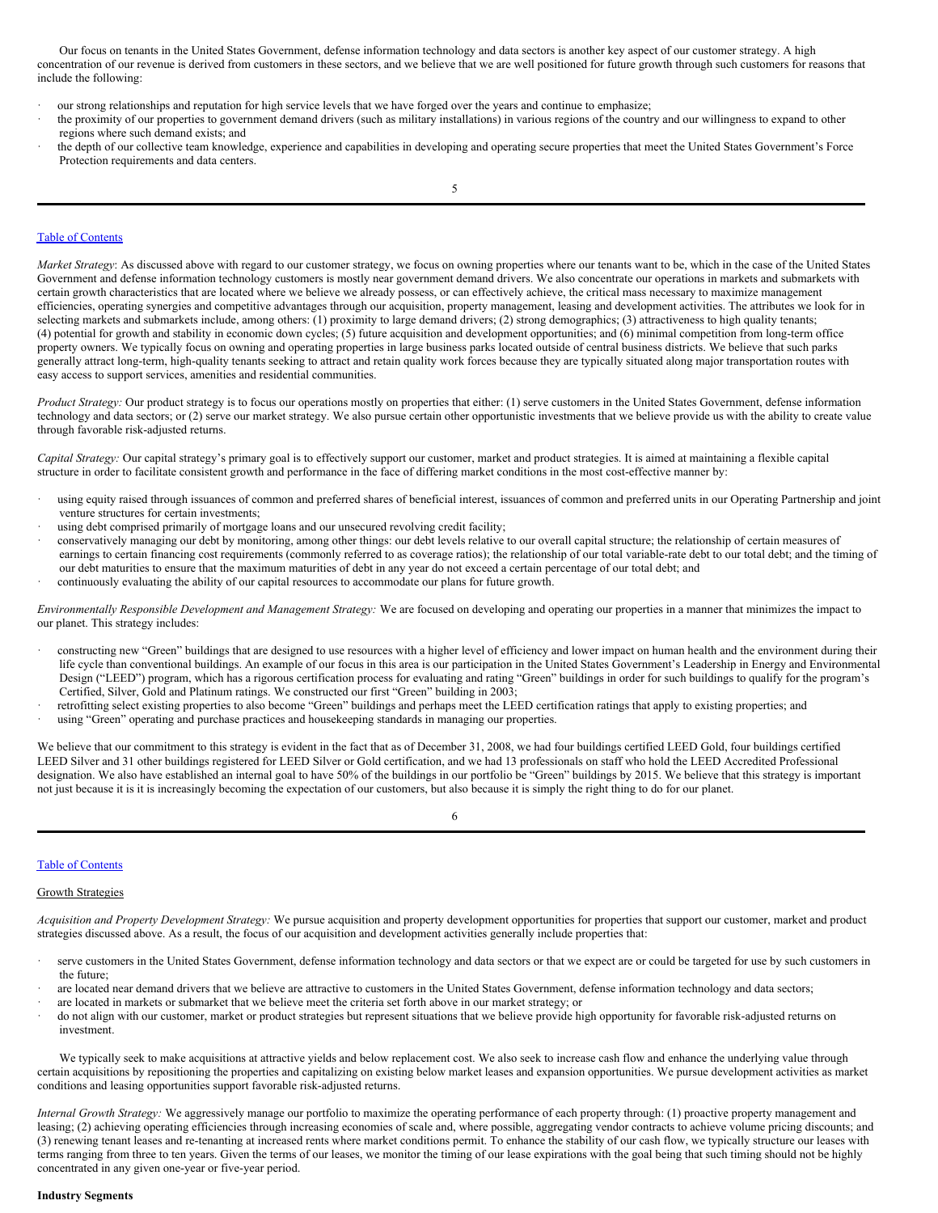Our focus on tenants in the United States Government, defense information technology and data sectors is another key aspect of our customer strategy. A high concentration of our revenue is derived from customers in these sectors, and we believe that we are well positioned for future growth through such customers for reasons that include the following:

- our strong relationships and reputation for high service levels that we have forged over the years and continue to emphasize;
- the proximity of our properties to government demand drivers (such as military installations) in various regions of the country and our willingness to expand to other regions where such demand exists; and
- the depth of our collective team knowledge, experience and capabilities in developing and operating secure properties that meet the United States Government's Force Protection requirements and data centers.

[Table of Contents]

*Market Strategy*: As discussed above with regard to our customer strategy, we focus on owning properties where our tenants want to be, which in the case of the United States Government and defense information technology customers is mostly near government demand drivers. We also concentrate our operations in markets and submarkets with certain growth characteristics that are located where we believe we already possess, or can effectively achieve, the critical mass necessary to maximize management efficiencies, operating synergies and competitive advantages through our acquisition, property management, leasing and development activities. The attributes we look for in selecting markets and submarkets include, among others: (1) proximity to large demand drivers; (2) strong demographics; (3) attractiveness to high quality tenants; (4) potential for growth and stability in economic down cycles; (5) future acquisition and development opportunities; and (6) minimal competition from long-term office property owners. We typically focus on owning and operating properties in large business parks located outside of central business districts. We believe that such parks generally attract long-term, high-quality tenants seeking to attract and retain quality work forces because they are typically situated along major transportation routes with easy access to support services, amenities and residential communities.

*Product Strategy:* Our product strategy is to focus our operations mostly on properties that either: (1) serve customers in the United States Government, defense information technology and data sectors; or (2) serve our market strategy. We also pursue certain other opportunistic investments that we believe provide us with the ability to create value through favorable risk-adjusted returns.

*Capital Strategy:* Our capital strategy's primary goal is to effectively support our customer, market and product strategies. It is aimed at maintaining a flexible capital structure in order to facilitate consistent growth and performance in the face of differing market conditions in the most cost-effective manner by:

- using equity raised through issuances of common and preferred shares of beneficial interest, issuances of common and preferred units in our Operating Partnership and joint venture structures for certain investments;
- using debt comprised primarily of mortgage loans and our unsecured revolving credit facility;
- conservatively managing our debt by monitoring, among other things: our debt levels relative to our overall capital structure; the relationship of certain measures of earnings to certain financing cost requirements (commonly referred to as coverage ratios); the relationship of our total variable-rate debt to our total debt; and the timing of our debt maturities to ensure that the maximum maturities of debt in any year do not exceed a certain percentage of our total debt; and
- continuously evaluating the ability of our capital resources to accommodate our plans for future growth.

*Environmentally Responsible Development and Management Strategy:* We are focused on developing and operating our properties in a manner that minimizes the impact to our planet. This strategy includes:

- constructing new "Green" buildings that are designed to use resources with a higher level of efficiency and lower impact on human health and the environment during their life cycle than conventional buildings. An example of our focus in this area is our participation in the United States Government's Leadership in Energy and Environmental Design ("LEED") program, which has a rigorous certification process for evaluating and rating "Green" buildings in order for such buildings to qualify for the program's Certified, Silver, Gold and Platinum ratings. We constructed our first "Green" building in 2003;
- retrofitting select existing properties to also become "Green" buildings and perhaps meet the LEED certification ratings that apply to existing properties; and
- using "Green" operating and purchase practices and housekeeping standards in managing our properties.

We believe that our commitment to this strategy is evident in the fact that as of December 31, 2008, we had four buildings certified LEED Gold, four buildings certified LEED Silver and 31 other buildings registered for LEED Silver or Gold certification, and we had 13 professionals on staff who hold the LEED Accredited Professional designation. We also have established an internal goal to have 50% of the buildings in our portfolio be "Green" buildings by 2015. We believe that this strategy is important not just because it is it is increasingly becoming the expectation of our customers, but also because it is simply the right thing to do for our planet.

[Table of Contents]

Growth Strategies

*Acquisition and Property Development Strategy:* We pursue acquisition and property development opportunities for properties that support our customer, market and product strategies discussed above. As a result, the focus of our acquisition and development activities generally include properties that:

- serve customers in the United States Government, defense information technology and data sectors or that we expect are or could be targeted for use by such customers in the future;
- are located near demand drivers that we believe are attractive to customers in the United States Government, defense information technology and data sectors;
- are located in markets or submarket that we believe meet the criteria set forth above in our market strategy; or
- do not align with our customer, market or product strategies but represent situations that we believe provide high opportunity for favorable risk-adjusted returns on investment.

We typically seek to make acquisitions at attractive yields and below replacement cost. We also seek to increase cash flow and enhance the underlying value through certain acquisitions by repositioning the properties and capitalizing on existing below market leases and expansion opportunities. We pursue development activities as market conditions and leasing opportunities support favorable risk-adjusted returns.

*Internal Growth Strategy:* We aggressively manage our portfolio to maximize the operating performance of each property through: (1) proactive property management and leasing; (2) achieving operating efficiencies through increasing economies of scale and, where possible, aggregating vendor contracts to achieve volume pricing discounts; and (3) renewing tenant leases and re-tenanting at increased rents where market conditions permit. To enhance the stability of our cash flow, we typically structure our leases with terms ranging from three to ten years. Given the terms of our leases, we monitor the timing of our lease expirations with the goal being that such timing should not be highly concentrated in any given one-year or five-year period.

**Industry Segments**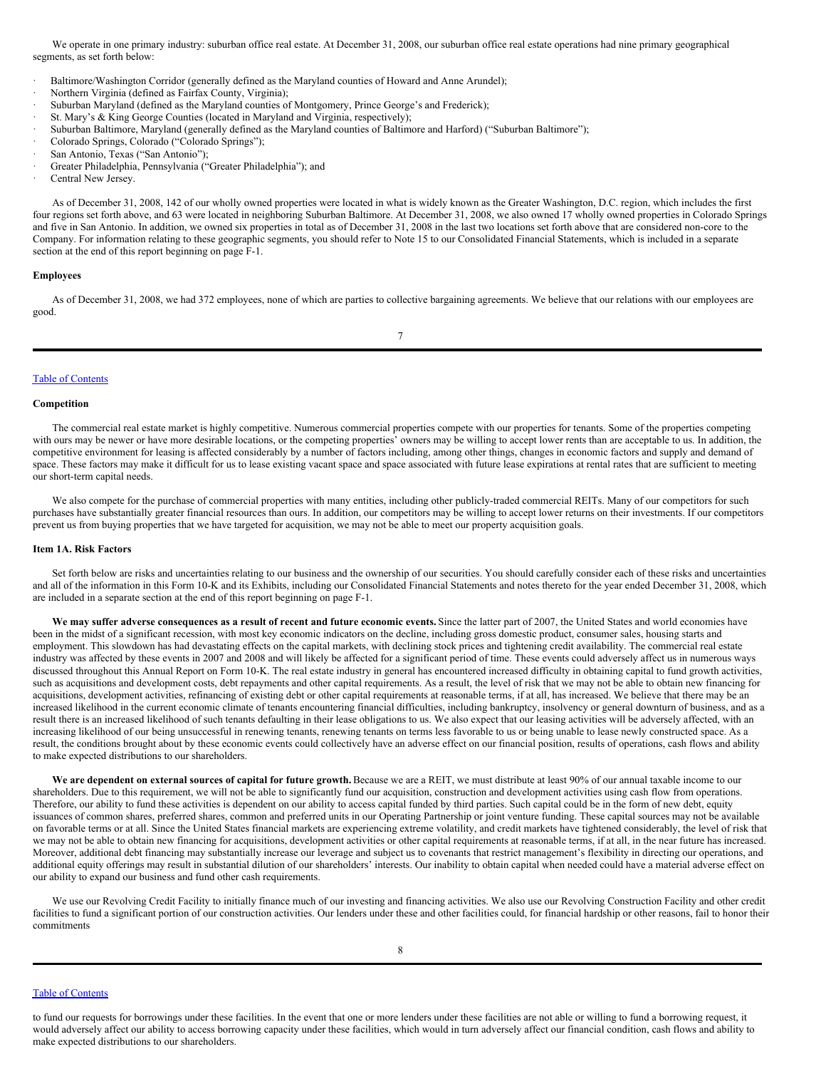We operate in one primary industry: suburban office real estate. At December 31, 2008, our suburban office real estate operations had nine primary geographical segments, as set forth below:

- Baltimore/Washington Corridor (generally defined as the Maryland counties of Howard and Anne Arundel);
- Northern Virginia (defined as Fairfax County, Virginia);
- Suburban Maryland (defined as the Maryland counties of Montgomery, Prince George's and Frederick);
- St. Mary's & King George Counties (located in Maryland and Virginia, respectively);
- Suburban Baltimore, Maryland (generally defined as the Maryland counties of Baltimore and Harford) ("Suburban Baltimore");
- Colorado Springs, Colorado ("Colorado Springs");
- San Antonio, Texas ("San Antonio");
- Greater Philadelphia, Pennsylvania ("Greater Philadelphia"); and
- Central New Jersey.

As of December 31, 2008, 142 of our wholly owned properties were located in what is widely known as the Greater Washington, D.C. region, which includes the first four regions set forth above, and 63 were located in neighboring Suburban Baltimore. At December 31, 2008, we also owned 17 wholly owned properties in Colorado Springs and five in San Antonio. In addition, we owned six properties in total as of December 31, 2008 in the last two locations set forth above that are considered non-core to the Company. For information relating to these geographic segments, you should refer to Note 15 to our Consolidated Financial Statements, which is included in a separate section at the end of this report beginning on page F-1.

**Employees**

As of December 31, 2008, we had 372 employees, none of which are parties to collective bargaining agreements. We believe that our relations with our employees are good.

**Competition**

The commercial real estate market is highly competitive. Numerous commercial properties compete with our properties for tenants. Some of the properties competing with ours may be newer or have more desirable locations, or the competing properties' owners may be willing to accept lower rents than are acceptable to us. In addition, the competitive environment for leasing is affected considerably by a number of factors including, among other things, changes in economic factors and supply and demand of space. These factors may make it difficult for us to lease existing vacant space and space associated with future lease expirations at rental rates that are sufficient to meeting our short-term capital needs.

We also compete for the purchase of commercial properties with many entities, including other publicly-traded commercial REITs. Many of our competitors for such purchases have substantially greater financial resources than ours. In addition, our competitors may be willing to accept lower returns on their investments. If our competitors prevent us from buying properties that we have targeted for acquisition, we may not be able to meet our property acquisition goals.

**Item 1A. Risk Factors**

Set forth below are risks and uncertainties relating to our business and the ownership of our securities. You should carefully consider each of these risks and uncertainties and all of the information in this Form 10-K and its Exhibits, including our Consolidated Financial Statements and notes thereto for the year ended December 31, 2008, which are included in a separate section at the end of this report beginning on page F-1.

**We may suffer adverse consequences as a result of recent and future economic events.** Since the latter part of 2007, the United States and world economies have been in the midst of a significant recession, with most key economic indicators on the decline, including gross domestic product, consumer sales, housing starts and employment. This slowdown has had devastating effects on the capital markets, with declining stock prices and tightening credit availability. The commercial real estate industry was affected by these events in 2007 and 2008 and will likely be affected for a significant period of time. These events could adversely affect us in numerous ways discussed throughout this Annual Report on Form 10-K. The real estate industry in general has encountered increased difficulty in obtaining capital to fund growth activities, such as acquisitions and development costs, debt repayments and other capital requirements. As a result, the level of risk that we may not be able to obtain new financing for acquisitions, development activities, refinancing of existing debt or other capital requirements at reasonable terms, if at all, has increased. We believe that there may be an increased likelihood in the current economic climate of tenants encountering financial difficulties, including bankruptcy, insolvency or general downturn of business, and as a result there is an increased likelihood of such tenants defaulting in their lease obligations to us. We also expect that our leasing activities will be adversely affected, with an increasing likelihood of our being unsuccessful in renewing tenants, renewing tenants on terms less favorable to us or being unable to lease newly constructed space. As a result, the conditions brought about by these economic events could collectively have an adverse effect on our financial position, results of operations, cash flows and ability to make expected distributions to our shareholders.

**We are dependent on external sources of capital for future growth.** Because we are a REIT, we must distribute at least 90% of our annual taxable income to our shareholders. Due to this requirement, we will not be able to significantly fund our acquisition, construction and development activities using cash flow from operations. Therefore, our ability to fund these activities is dependent on our ability to access capital funded by third parties. Such capital could be in the form of new debt, equity issuances of common shares, preferred shares, common and preferred units in our Operating Partnership or joint venture funding. These capital sources may not be available on favorable terms or at all. Since the United States financial markets are experiencing extreme volatility, and credit markets have tightened considerably, the level of risk that we may not be able to obtain new financing for acquisitions, development activities or other capital requirements at reasonable terms, if at all, in the near future has increased. Moreover, additional debt financing may substantially increase our leverage and subject us to covenants that restrict management's flexibility in directing our operations, and additional equity offerings may result in substantial dilution of our shareholders' interests. Our inability to obtain capital when needed could have a material adverse effect on our ability to expand our business and fund other cash requirements.

We use our Revolving Credit Facility to initially finance much of our investing and financing activities. We also use our Revolving Construction Facility and other credit facilities to fund a significant portion of our construction activities. Our lenders under these and other facilities could, for financial hardship or other reasons, fail to honor their commitments to fund our requests for borrowings under these facilities. In the event that one or more lenders under these facilities are not able or willing to fund a borrowing request, it would adversely affect our ability to access borrowing capacity under these facilities, which would in turn adversely affect our financial condition, cash flows and ability to make expected distributions to our shareholders.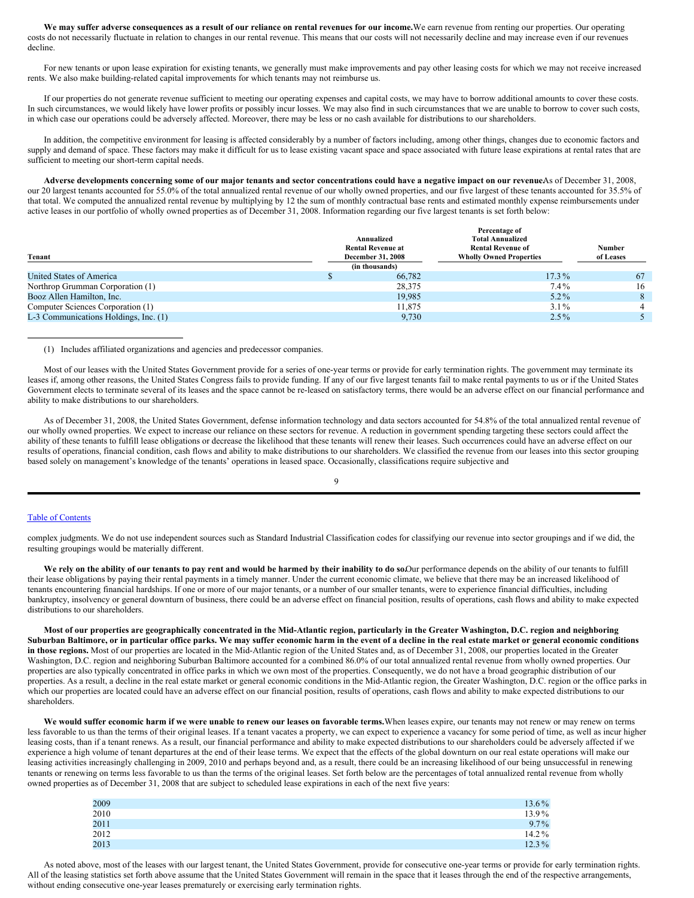**We may suffer adverse consequences as a result of our reliance on rental revenues for our income.** We earn revenue from renting our properties. Our operating costs do not necessarily fluctuate in relation to changes in our rental revenue. This means that our costs will not necessarily decline and may increase even if our revenues decline.

For new tenants or upon lease expiration for existing tenants, we generally must make improvements and pay other leasing costs for which we may not receive increased rents. We also make building-related capital improvements for which tenants may not reimburse us.

If our properties do not generate revenue sufficient to meeting our operating expenses and capital costs, we may have to borrow additional amounts to cover these costs. In such circumstances, we would likely have lower profits or possibly incur losses. We may also find in such circumstances that we are unable to borrow to cover such costs, in which case our operations could be adversely affected. Moreover, there may be less or no cash available for distributions to our shareholders.

In addition, the competitive environment for leasing is affected considerably by a number of factors including, among other things, changes due to economic factors and supply and demand of space. These factors may make it difficult for us to lease existing vacant space and space associated with future lease expirations at rental rates that are sufficient to meeting our short-term capital needs.

**Adverse developments concerning some of our major tenants and sector concentrations could have a negative impact on our revenue** As of December 31, 2008, our 20 largest tenants accounted for 55.0% of the total annualized rental revenue of our wholly owned properties, and our five largest of these tenants accounted for 35.5% of that total. We computed the annualized rental revenue by multiplying by 12 the sum of monthly contractual base rents and estimated monthly expense reimbursements under active leases in our portfolio of wholly owned properties as of December 31, 2008. Information regarding our five largest tenants is set forth below:

| Tenant | Annualized Rental Revenue at December 31, 2008 (in thousands) | Percentage of Total Annualized Rental Revenue of Wholly Owned Properties | Number of Leases |
|---|---|---|---|
| United States of America | $ 66,782 | 17.3% | 67 |
| Northrop Grumman Corporation (1) | 28,375 | 7.4% | 16 |
| Booz Allen Hamilton, Inc. | 19,985 | 5.2% | 8 |
| Computer Sciences Corporation (1) | 11,875 | 3.1% | 4 |
| L-3 Communications Holdings, Inc. (1) | 9,730 | 2.5% | 5 |

(1) Includes affiliated organizations and agencies and predecessor companies.

Most of our leases with the United States Government provide for a series of one-year terms or provide for early termination rights. The government may terminate its leases if, among other reasons, the United States Congress fails to provide funding. If any of our five largest tenants fail to make rental payments to us or if the United States Government elects to terminate several of its leases and the space cannot be re-leased on satisfactory terms, there would be an adverse effect on our financial performance and ability to make distributions to our shareholders.

As of December 31, 2008, the United States Government, defense information technology and data sectors accounted for 54.8% of the total annualized rental revenue of our wholly owned properties. We expect to increase our reliance on these sectors for revenue. A reduction in government spending targeting these sectors could affect the ability of these tenants to fulfill lease obligations or decrease the likelihood that these tenants will renew their leases. Such occurrences could have an adverse effect on our results of operations, financial condition, cash flows and ability to make distributions to our shareholders. We classified the revenue from our leases into this sector grouping based solely on management's knowledge of the tenants' operations in leased space. Occasionally, classifications require subjective and complex judgments. We do not use independent sources such as Standard Industrial Classification codes for classifying our revenue into sector groupings and if we did, the resulting groupings would be materially different.

**We rely on the ability of our tenants to pay rent and would be harmed by their inability to do so.** Our performance depends on the ability of our tenants to fulfill their lease obligations by paying their rental payments in a timely manner. Under the current economic climate, we believe that there may be an increased likelihood of tenants encountering financial hardships. If one or more of our major tenants, or a number of our smaller tenants, were to experience financial difficulties, including bankruptcy, insolvency or general downturn of business, there could be an adverse effect on financial position, results of operations, cash flows and ability to make expected distributions to our shareholders.

**Most of our properties are geographically concentrated in the Mid-Atlantic region, particularly in the Greater Washington, D.C. region and neighboring Suburban Baltimore, or in particular office parks. We may suffer economic harm in the event of a decline in the real estate market or general economic conditions in those regions.** Most of our properties are located in the Mid-Atlantic region of the United States and, as of December 31, 2008, our properties located in the Greater Washington, D.C. region and neighboring Suburban Baltimore accounted for a combined 86.0% of our total annualized rental revenue from wholly owned properties. Our properties are also typically concentrated in office parks in which we own most of the properties. Consequently, we do not have a broad geographic distribution of our properties. As a result, a decline in the real estate market or general economic conditions in the Mid-Atlantic region, the Greater Washington, D.C. region or the office parks in which our properties are located could have an adverse effect on our financial position, results of operations, cash flows and ability to make expected distributions to our shareholders.

**We would suffer economic harm if we were unable to renew our leases on favorable terms.** When leases expire, our tenants may not renew or may renew on terms less favorable to us than the terms of their original leases. If a tenant vacates a property, we can expect to experience a vacancy for some period of time, as well as incur higher leasing costs, than if a tenant renews. As a result, our financial performance and ability to make expected distributions to our shareholders could be adversely affected if we experience a high volume of tenant departures at the end of their lease terms. We expect that the effects of the global downturn on our real estate operations will make our leasing activities increasingly challenging in 2009, 2010 and perhaps beyond and, as a result, there could be an increasing likelihood of our being unsuccessful in renewing tenants or renewing on terms less favorable to us than the terms of the original leases. Set forth below are the percentages of total annualized rental revenue from wholly owned properties as of December 31, 2008 that are subject to scheduled lease expirations in each of the next five years:

| | |
|---|---|
| 2009 | 13.6% |
| 2010 | 13.9% |
| 2011 | 9.7% |
| 2012 | 14.2% |
| 2013 | 12.3% |

As noted above, most of the leases with our largest tenant, the United States Government, provide for consecutive one-year terms or provide for early termination rights. All of the leasing statistics set forth above assume that the United States Government will remain in the space that it leases through the end of the respective arrangements, without ending consecutive one-year leases prematurely or exercising early termination rights.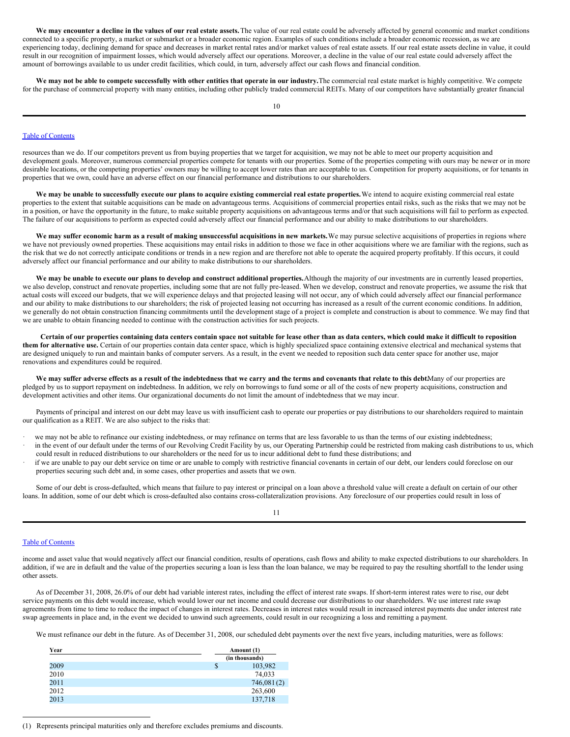**We may encounter a decline in the values of our real estate assets.** The value of our real estate could be adversely affected by general economic and market conditions connected to a specific property, a market or submarket or a broader economic region. Examples of such conditions include a broader economic recession, as we are experiencing today, declining demand for space and decreases in market rental rates and/or market values of real estate assets. If our real estate assets decline in value, it could result in our recognition of impairment losses, which would adversely affect our operations. Moreover, a decline in the value of our real estate could adversely affect the amount of borrowings available to us under credit facilities, which could, in turn, adversely affect our cash flows and financial condition.

**We may not be able to compete successfully with other entities that operate in our industry.** The commercial real estate market is highly competitive. We compete for the purchase of commercial property with many entities, including other publicly traded commercial REITs. Many of our competitors have substantially greater financial resources than we do. If our competitors prevent us from buying properties that we target for acquisition, we may not be able to meet our property acquisition and development goals. Moreover, numerous commercial properties compete for tenants with our properties. Some of the properties competing with ours may be newer or in more desirable locations, or the competing properties' owners may be willing to accept lower rates than are acceptable to us. Competition for property acquisitions, or for tenants in properties that we own, could have an adverse effect on our financial performance and distributions to our shareholders.

**We may be unable to successfully execute our plans to acquire existing commercial real estate properties.** We intend to acquire existing commercial real estate properties to the extent that suitable acquisitions can be made on advantageous terms. Acquisitions of commercial properties entail risks, such as the risks that we may not be in a position, or have the opportunity in the future, to make suitable property acquisitions on advantageous terms and/or that such acquisitions will fail to perform as expected. The failure of our acquisitions to perform as expected could adversely affect our financial performance and our ability to make distributions to our shareholders.

**We may suffer economic harm as a result of making unsuccessful acquisitions in new markets.** We may pursue selective acquisitions of properties in regions where we have not previously owned properties. These acquisitions may entail risks in addition to those we face in other acquisitions where we are familiar with the regions, such as the risk that we do not correctly anticipate conditions or trends in a new region and are therefore not able to operate the acquired property profitably. If this occurs, it could adversely affect our financial performance and our ability to make distributions to our shareholders.

**We may be unable to execute our plans to develop and construct additional properties.** Although the majority of our investments are in currently leased properties, we also develop, construct and renovate properties, including some that are not fully pre-leased. When we develop, construct and renovate properties, we assume the risk that actual costs will exceed our budgets, that we will experience delays and that projected leasing will not occur, any of which could adversely affect our financial performance and our ability to make distributions to our shareholders; the risk of projected leasing not occurring has increased as a result of the current economic conditions. In addition, we generally do not obtain construction financing commitments until the development stage of a project is complete and construction is about to commence. We may find that we are unable to obtain financing needed to continue with the construction activities for such projects.

**Certain of our properties containing data centers contain space not suitable for lease other than as data centers, which could make it difficult to reposition them for alternative use.** Certain of our properties contain data center space, which is highly specialized space containing extensive electrical and mechanical systems that are designed uniquely to run and maintain banks of computer servers. As a result, in the event we needed to reposition such data center space for another use, major renovations and expenditures could be required.

**We may suffer adverse effects as a result of the indebtedness that we carry and the terms and covenants that relate to this debt** Many of our properties are pledged by us to support repayment on indebtedness. In addition, we rely on borrowings to fund some or all of the costs of new property acquisitions, construction and development activities and other items. Our organizational documents do not limit the amount of indebtedness that we may incur.

Payments of principal and interest on our debt may leave us with insufficient cash to operate our properties or pay distributions to our shareholders required to maintain our qualification as a REIT. We are also subject to the risks that:

- we may not be able to refinance our existing indebtedness, or may refinance on terms that are less favorable to us than the terms of our existing indebtedness;
- in the event of our default under the terms of our Revolving Credit Facility by us, our Operating Partnership could be restricted from making cash distributions to us, which could result in reduced distributions to our shareholders or the need for us to incur additional debt to fund these distributions; and
- if we are unable to pay our debt service on time or are unable to comply with restrictive financial covenants in certain of our debt, our lenders could foreclose on our properties securing such debt and, in some cases, other properties and assets that we own.

Some of our debt is cross-defaulted, which means that failure to pay interest or principal on a loan above a threshold value will create a default on certain of our other loans. In addition, some of our debt which is cross-defaulted also contains cross-collateralization provisions. Any foreclosure of our properties could result in loss of income and asset value that would negatively affect our financial condition, results of operations, cash flows and ability to make expected distributions to our shareholders. In addition, if we are in default and the value of the properties securing a loan is less than the loan balance, we may be required to pay the resulting shortfall to the lender using other assets.

As of December 31, 2008, 26.0% of our debt had variable interest rates, including the effect of interest rate swaps. If short-term interest rates were to rise, our debt service payments on this debt would increase, which would lower our net income and could decrease our distributions to our shareholders. We use interest rate swap agreements from time to time to reduce the impact of changes in interest rates. Decreases in interest rates would result in increased interest payments due under interest rate swap agreements in place and, in the event we decided to unwind such agreements, could result in our recognizing a loss and remitting a payment.

We must refinance our debt in the future. As of December 31, 2008, our scheduled debt payments over the next five years, including maturities, were as follows:

| Year | Amount (1) (in thousands) |
|---|---|
| 2009 | $ 103,982 |
| 2010 | 74,033 |
| 2011 | 746,081 (2) |
| 2012 | 263,600 |
| 2013 | 137,718 |

(1) Represents principal maturities only and therefore excludes premiums and discounts.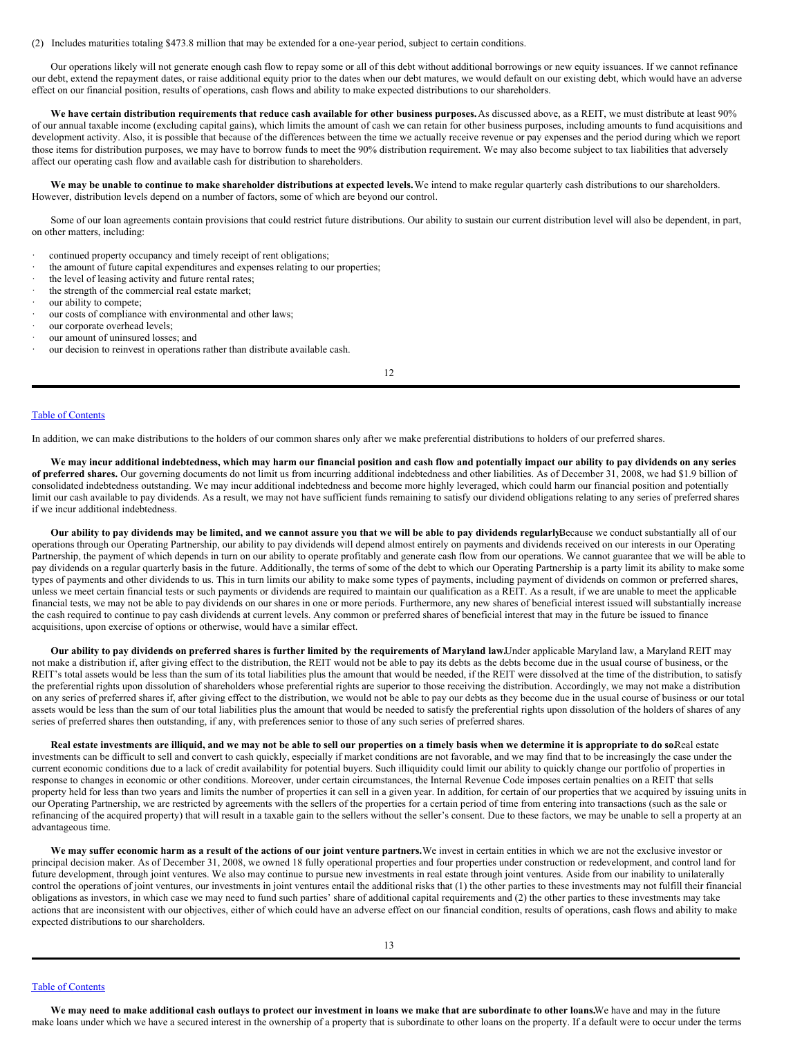(2) Includes maturities totaling $473.8 million that may be extended for a one-year period, subject to certain conditions.

Our operations likely will not generate enough cash flow to repay some or all of this debt without additional borrowings or new equity issuances. If we cannot refinance our debt, extend the repayment dates, or raise additional equity prior to the dates when our debt matures, we would default on our existing debt, which would have an adverse effect on our financial position, results of operations, cash flows and ability to make expected distributions to our shareholders.

**We have certain distribution requirements that reduce cash available for other business purposes.** As discussed above, as a REIT, we must distribute at least 90% of our annual taxable income (excluding capital gains), which limits the amount of cash we can retain for other business purposes, including amounts to fund acquisitions and development activity. Also, it is possible that because of the differences between the time we actually receive revenue or pay expenses and the period during which we report those items for distribution purposes, we may have to borrow funds to meet the 90% distribution requirement. We may also become subject to tax liabilities that adversely affect our operating cash flow and available cash for distribution to shareholders.

**We may be unable to continue to make shareholder distributions at expected levels.** We intend to make regular quarterly cash distributions to our shareholders. However, distribution levels depend on a number of factors, some of which are beyond our control.

Some of our loan agreements contain provisions that could restrict future distributions. Our ability to sustain our current distribution level will also be dependent, in part, on other matters, including:

- continued property occupancy and timely receipt of rent obligations;
- the amount of future capital expenditures and expenses relating to our properties;
- the level of leasing activity and future rental rates;
- the strength of the commercial real estate market;
- our ability to compete;
- our costs of compliance with environmental and other laws;
- our corporate overhead levels;
- our amount of uninsured losses; and
- our decision to reinvest in operations rather than distribute available cash.

In addition, we can make distributions to the holders of our common shares only after we make preferential distributions to holders of our preferred shares.

**We may incur additional indebtedness, which may harm our financial position and cash flow and potentially impact our ability to pay dividends on any series of preferred shares.** Our governing documents do not limit us from incurring additional indebtedness and other liabilities. As of December 31, 2008, we had $1.9 billion of consolidated indebtedness outstanding. We may incur additional indebtedness and become more highly leveraged, which could harm our financial position and potentially limit our cash available to pay dividends. As a result, we may not have sufficient funds remaining to satisfy our dividend obligations relating to any series of preferred shares if we incur additional indebtedness.

**Our ability to pay dividends may be limited, and we cannot assure you that we will be able to pay dividends regularly.** Because we conduct substantially all of our operations through our Operating Partnership, our ability to pay dividends will depend almost entirely on payments and dividends received on our interests in our Operating Partnership, the payment of which depends in turn on our ability to operate profitably and generate cash flow from our operations. We cannot guarantee that we will be able to pay dividends on a regular quarterly basis in the future. Additionally, the terms of some of the debt to which our Operating Partnership is a party limit its ability to make some types of payments and other dividends to us. This in turn limits our ability to make some types of payments, including payment of dividends on common or preferred shares, unless we meet certain financial tests or such payments or dividends are required to maintain our qualification as a REIT. As a result, if we are unable to meet the applicable financial tests, we may not be able to pay dividends on our shares in one or more periods. Furthermore, any new shares of beneficial interest issued will substantially increase the cash required to continue to pay cash dividends at current levels. Any common or preferred shares of beneficial interest that may in the future be issued to finance acquisitions, upon exercise of options or otherwise, would have a similar effect.

**Our ability to pay dividends on preferred shares is further limited by the requirements of Maryland law.** Under applicable Maryland law, a Maryland REIT may not make a distribution if, after giving effect to the distribution, the REIT would not be able to pay its debts as the debts become due in the usual course of business, or the REIT's total assets would be less than the sum of its total liabilities plus the amount that would be needed, if the REIT were dissolved at the time of the distribution, to satisfy the preferential rights upon dissolution of shareholders whose preferential rights are superior to those receiving the distribution. Accordingly, we may not make a distribution on any series of preferred shares if, after giving effect to the distribution, we would not be able to pay our debts as they become due in the usual course of business or our total assets would be less than the sum of our total liabilities plus the amount that would be needed to satisfy the preferential rights upon dissolution of the holders of shares of any series of preferred shares then outstanding, if any, with preferences senior to those of any such series of preferred shares.

**Real estate investments are illiquid, and we may not be able to sell our properties on a timely basis when we determine it is appropriate to do so.** Real estate investments can be difficult to sell and convert to cash quickly, especially if market conditions are not favorable, and we may find that to be increasingly the case under the current economic conditions due to a lack of credit availability for potential buyers. Such illiquidity could limit our ability to quickly change our portfolio of properties in response to changes in economic or other conditions. Moreover, under certain circumstances, the Internal Revenue Code imposes certain penalties on a REIT that sells property held for less than two years and limits the number of properties it can sell in a given year. In addition, for certain of our properties that we acquired by issuing units in our Operating Partnership, we are restricted by agreements with the sellers of the properties for a certain period of time from entering into transactions (such as the sale or refinancing of the acquired property) that will result in a taxable gain to the sellers without the seller's consent. Due to these factors, we may be unable to sell a property at an advantageous time.

**We may suffer economic harm as a result of the actions of our joint venture partners.** We invest in certain entities in which we are not the exclusive investor or principal decision maker. As of December 31, 2008, we owned 18 fully operational properties and four properties under construction or redevelopment, and control land for future development, through joint ventures. We also may continue to pursue new investments in real estate through joint ventures. Aside from our inability to unilaterally control the operations of joint ventures, our investments in joint ventures entail the additional risks that (1) the other parties to these investments may not fulfill their financial obligations as investors, in which case we may need to fund such parties' share of additional capital requirements and (2) the other parties to these investments may take actions that are inconsistent with our objectives, either of which could have an adverse effect on our financial condition, results of operations, cash flows and ability to make expected distributions to our shareholders.

**We may need to make additional cash outlays to protect our investment in loans we make that are subordinate to other loans.** We have and may in the future make loans under which we have a secured interest in the ownership of a property that is subordinate to other loans on the property. If a default were to occur under the terms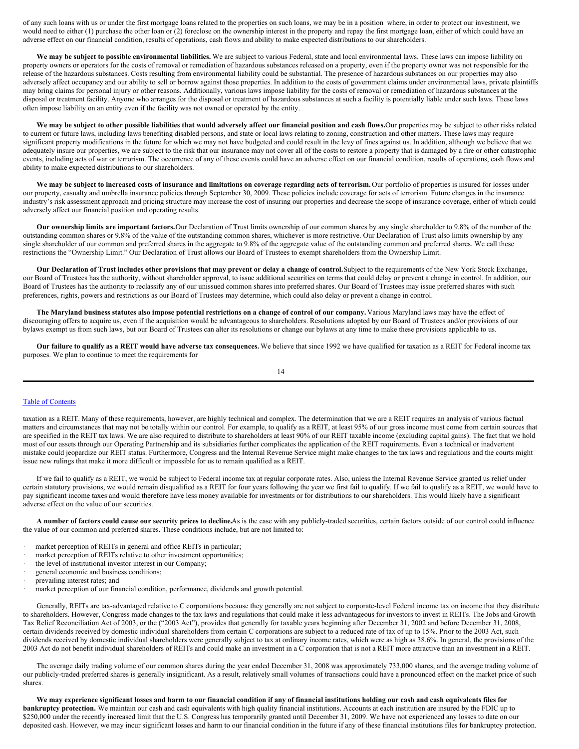of any such loans with us or under the first mortgage loans related to the properties on such loans, we may be in a position where, in order to protect our investment, we would need to either (1) purchase the other loan or (2) foreclose on the ownership interest in the property and repay the first mortgage loan, either of which could have an adverse effect on our financial condition, results of operations, cash flows and ability to make expected distributions to our shareholders.

**We may be subject to possible environmental liabilities.** We are subject to various Federal, state and local environmental laws. These laws can impose liability on property owners or operators for the costs of removal or remediation of hazardous substances released on a property, even if the property owner was not responsible for the release of the hazardous substances. Costs resulting from environmental liability could be substantial. The presence of hazardous substances on our properties may also adversely affect occupancy and our ability to sell or borrow against those properties. In addition to the costs of government claims under environmental laws, private plaintiffs may bring claims for personal injury or other reasons. Additionally, various laws impose liability for the costs of removal or remediation of hazardous substances at the disposal or treatment facility. Anyone who arranges for the disposal or treatment of hazardous substances at such a facility is potentially liable under such laws. These laws often impose liability on an entity even if the facility was not owned or operated by the entity.

**We may be subject to other possible liabilities that would adversely affect our financial position and cash flows.** Our properties may be subject to other risks related to current or future laws, including laws benefiting disabled persons, and state or local laws relating to zoning, construction and other matters. These laws may require significant property modifications in the future for which we may not have budgeted and could result in the levy of fines against us. In addition, although we believe that we adequately insure our properties, we are subject to the risk that our insurance may not cover all of the costs to restore a property that is damaged by a fire or other catastrophic events, including acts of war or terrorism. The occurrence of any of these events could have an adverse effect on our financial condition, results of operations, cash flows and ability to make expected distributions to our shareholders.

**We may be subject to increased costs of insurance and limitations on coverage regarding acts of terrorism.** Our portfolio of properties is insured for losses under our property, casualty and umbrella insurance policies through September 30, 2009. These policies include coverage for acts of terrorism. Future changes in the insurance industry's risk assessment approach and pricing structure may increase the cost of insuring our properties and decrease the scope of insurance coverage, either of which could adversely affect our financial position and operating results.

**Our ownership limits are important factors.** Our Declaration of Trust limits ownership of our common shares by any single shareholder to 9.8% of the number of the outstanding common shares or 9.8% of the value of the outstanding common shares, whichever is more restrictive. Our Declaration of Trust also limits ownership by any single shareholder of our common and preferred shares in the aggregate to 9.8% of the aggregate value of the outstanding common and preferred shares. We call these restrictions the "Ownership Limit." Our Declaration of Trust allows our Board of Trustees to exempt shareholders from the Ownership Limit.

**Our Declaration of Trust includes other provisions that may prevent or delay a change of control.** Subject to the requirements of the New York Stock Exchange, our Board of Trustees has the authority, without shareholder approval, to issue additional securities on terms that could delay or prevent a change in control. In addition, our Board of Trustees has the authority to reclassify any of our unissued common shares into preferred shares. Our Board of Trustees may issue preferred shares with such preferences, rights, powers and restrictions as our Board of Trustees may determine, which could also delay or prevent a change in control.

**The Maryland business statutes also impose potential restrictions on a change of control of our company.** Various Maryland laws may have the effect of discouraging offers to acquire us, even if the acquisition would be advantageous to shareholders. Resolutions adopted by our Board of Trustees and/or provisions of our bylaws exempt us from such laws, but our Board of Trustees can alter its resolutions or change our bylaws at any time to make these provisions applicable to us.

**Our failure to qualify as a REIT would have adverse tax consequences.** We believe that since 1992 we have qualified for taxation as a REIT for Federal income tax purposes. We plan to continue to meet the requirements for taxation as a REIT. Many of these requirements, however, are highly technical and complex. The determination that we are a REIT requires an analysis of various factual matters and circumstances that may not be totally within our control. For example, to qualify as a REIT, at least 95% of our gross income must come from certain sources that are specified in the REIT tax laws. We are also required to distribute to shareholders at least 90% of our REIT taxable income (excluding capital gains). The fact that we hold most of our assets through our Operating Partnership and its subsidiaries further complicates the application of the REIT requirements. Even a technical or inadvertent mistake could jeopardize our REIT status. Furthermore, Congress and the Internal Revenue Service might make changes to the tax laws and regulations and the courts might issue new rulings that make it more difficult or impossible for us to remain qualified as a REIT.

If we fail to qualify as a REIT, we would be subject to Federal income tax at regular corporate rates. Also, unless the Internal Revenue Service granted us relief under certain statutory provisions, we would remain disqualified as a REIT for four years following the year we first fail to qualify. If we fail to qualify as a REIT, we would have to pay significant income taxes and would therefore have less money available for investments or for distributions to our shareholders. This would likely have a significant adverse effect on the value of our securities.

**A number of factors could cause our security prices to decline.** As is the case with any publicly-traded securities, certain factors outside of our control could influence the value of our common and preferred shares. These conditions include, but are not limited to:

- market perception of REITs in general and office REITs in particular;
- market perception of REITs relative to other investment opportunities;
- the level of institutional investor interest in our Company;
- general economic and business conditions;
- prevailing interest rates; and
- market perception of our financial condition, performance, dividends and growth potential.

Generally, REITs are tax-advantaged relative to C corporations because they generally are not subject to corporate-level Federal income tax on income that they distribute to shareholders. However, Congress made changes to the tax laws and regulations that could make it less advantageous for investors to invest in REITs. The Jobs and Growth Tax Relief Reconciliation Act of 2003, or the ("2003 Act"), provides that generally for taxable years beginning after December 31, 2002 and before December 31, 2008, certain dividends received by domestic individual shareholders from certain C corporations are subject to a reduced rate of tax of up to 15%. Prior to the 2003 Act, such dividends received by domestic individual shareholders were generally subject to tax at ordinary income rates, which were as high as 38.6%. In general, the provisions of the 2003 Act do not benefit individual shareholders of REITs and could make an investment in a C corporation that is not a REIT more attractive than an investment in a REIT.

The average daily trading volume of our common shares during the year ended December 31, 2008 was approximately 733,000 shares, and the average trading volume of our publicly-traded preferred shares is generally insignificant. As a result, relatively small volumes of transactions could have a pronounced effect on the market price of such shares.

**We may experience significant losses and harm to our financial condition if any of financial institutions holding our cash and cash equivalents files for bankruptcy protection.** We maintain our cash and cash equivalents with high quality financial institutions. Accounts at each institution are insured by the FDIC up to $250,000 under the recently increased limit that the U.S. Congress has temporarily granted until December 31, 2009. We have not experienced any losses to date on our deposited cash. However, we may incur significant losses and harm to our financial condition in the future if any of these financial institutions files for bankruptcy protection.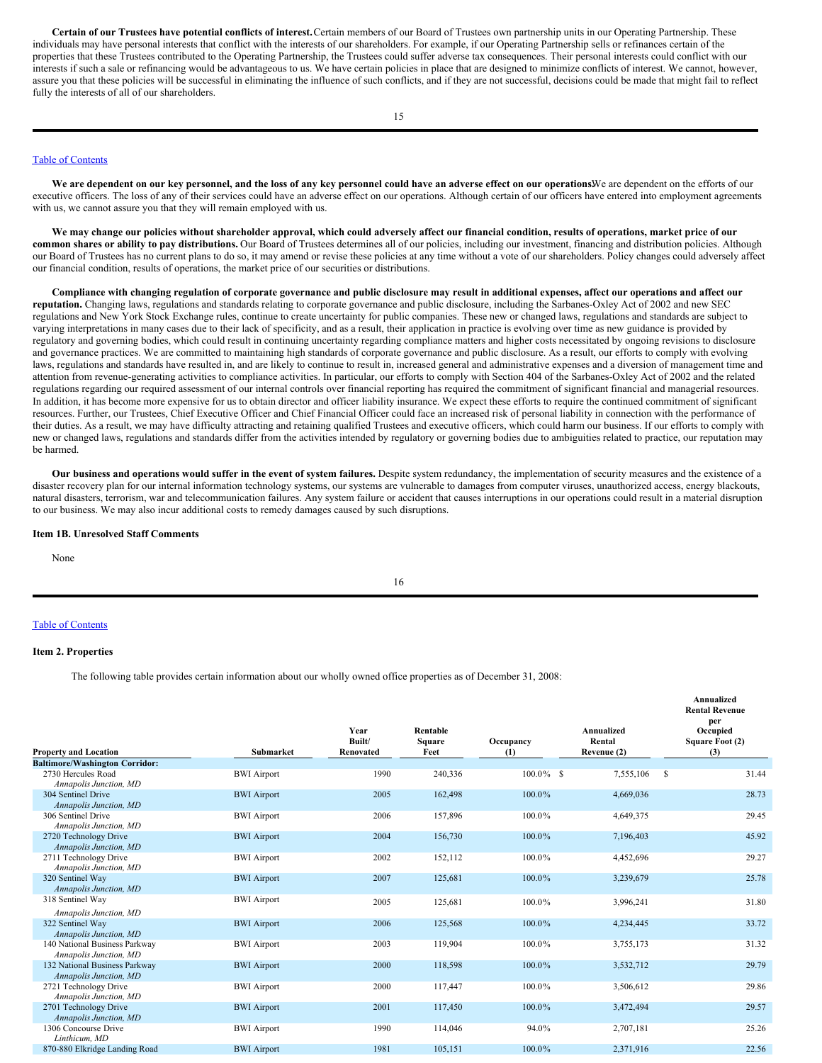**Certain of our Trustees have potential conflicts of interest.** Certain members of our Board of Trustees own partnership units in our Operating Partnership. These individuals may have personal interests that conflict with the interests of our shareholders. For example, if our Operating Partnership sells or refinances certain of the properties that these Trustees contributed to the Operating Partnership, the Trustees could suffer adverse tax consequences. Their personal interests could conflict with our interests if such a sale or refinancing would be advantageous to us. We have certain policies in place that are designed to minimize conflicts of interest. We cannot, however, assure you that these policies will be successful in eliminating the influence of such conflicts, and if they are not successful, decisions could be made that might fail to reflect fully the interests of all of our shareholders.

Table of Contents

**We are dependent on our key personnel, and the loss of any key personnel could have an adverse effect on our operations.** We are dependent on the efforts of our executive officers. The loss of any of their services could have an adverse effect on our operations. Although certain of our officers have entered into employment agreements with us, we cannot assure you that they will remain employed with us.

**We may change our policies without shareholder approval, which could adversely affect our financial condition, results of operations, market price of our common shares or ability to pay distributions.** Our Board of Trustees determines all of our policies, including our investment, financing and distribution policies. Although our Board of Trustees has no current plans to do so, it may amend or revise these policies at any time without a vote of our shareholders. Policy changes could adversely affect our financial condition, results of operations, the market price of our securities or distributions.

**Compliance with changing regulation of corporate governance and public disclosure may result in additional expenses, affect our operations and affect our reputation.** Changing laws, regulations and standards relating to corporate governance and public disclosure, including the Sarbanes-Oxley Act of 2002 and new SEC regulations and New York Stock Exchange rules, continue to create uncertainty for public companies. These new or changed laws, regulations and standards are subject to varying interpretations in many cases due to their lack of specificity, and as a result, their application in practice is evolving over time as new guidance is provided by regulatory and governing bodies, which could result in continuing uncertainty regarding compliance matters and higher costs necessitated by ongoing revisions to disclosure and governance practices. We are committed to maintaining high standards of corporate governance and public disclosure. As a result, our efforts to comply with evolving laws, regulations and standards have resulted in, and are likely to continue to result in, increased general and administrative expenses and a diversion of management time and attention from revenue-generating activities to compliance activities. In particular, our efforts to comply with Section 404 of the Sarbanes-Oxley Act of 2002 and the related regulations regarding our required assessment of our internal controls over financial reporting has required the commitment of significant financial and managerial resources. In addition, it has become more expensive for us to obtain director and officer liability insurance. We expect these efforts to require the continued commitment of significant resources. Further, our Trustees, Chief Executive Officer and Chief Financial Officer could face an increased risk of personal liability in connection with the performance of their duties. As a result, we may have difficulty attracting and retaining qualified Trustees and executive officers, which could harm our business. If our efforts to comply with new or changed laws, regulations and standards differ from the activities intended by regulatory or governing bodies due to ambiguities related to practice, our reputation may be harmed.

**Our business and operations would suffer in the event of system failures.** Despite system redundancy, the implementation of security measures and the existence of a disaster recovery plan for our internal information technology systems, our systems are vulnerable to damages from computer viruses, unauthorized access, energy blackouts, natural disasters, terrorism, war and telecommunication failures. Any system failure or accident that causes interruptions in our operations could result in a material disruption to our business. We may also incur additional costs to remedy damages caused by such disruptions.

### Item 1B. Unresolved Staff Comments

None

Table of Contents

### Item 2. Properties

The following table provides certain information about our wholly owned office properties as of December 31, 2008:

| Property and Location | Submarket | Year Built/ Renovated | Rentable Square Feet | Occupancy (1) | Annualized Rental Revenue (2) | Annualized Rental Revenue per Occupied Square Foot (2) (3) |
|---|---|---|---|---|---|---|
| **Baltimore/Washington Corridor:** | | | | | | |
| 2730 Hercules Road<br>*Annapolis Junction, MD* | BWI Airport | 1990 | 240,336 | 100.0% | $ 7,555,106 | $ 31.44 |
| 304 Sentinel Drive<br>*Annapolis Junction, MD* | BWI Airport | 2005 | 162,498 | 100.0% | 4,669,036 | 28.73 |
| 306 Sentinel Drive<br>*Annapolis Junction, MD* | BWI Airport | 2006 | 157,896 | 100.0% | 4,649,375 | 29.45 |
| 2720 Technology Drive<br>*Annapolis Junction, MD* | BWI Airport | 2004 | 156,730 | 100.0% | 7,196,403 | 45.92 |
| 2711 Technology Drive<br>*Annapolis Junction, MD* | BWI Airport | 2002 | 152,112 | 100.0% | 4,452,696 | 29.27 |
| 320 Sentinel Way<br>*Annapolis Junction, MD* | BWI Airport | 2007 | 125,681 | 100.0% | 3,239,679 | 25.78 |
| 318 Sentinel Way<br>*Annapolis Junction, MD* | BWI Airport | 2005 | 125,681 | 100.0% | 3,996,241 | 31.80 |
| 322 Sentinel Way<br>*Annapolis Junction, MD* | BWI Airport | 2006 | 125,568 | 100.0% | 4,234,445 | 33.72 |
| 140 National Business Parkway<br>*Annapolis Junction, MD* | BWI Airport | 2003 | 119,904 | 100.0% | 3,755,173 | 31.32 |
| 132 National Business Parkway<br>*Annapolis Junction, MD* | BWI Airport | 2000 | 118,598 | 100.0% | 3,532,712 | 29.79 |
| 2721 Technology Drive<br>*Annapolis Junction, MD* | BWI Airport | 2000 | 117,447 | 100.0% | 3,506,612 | 29.86 |
| 2701 Technology Drive<br>*Annapolis Junction, MD* | BWI Airport | 2001 | 117,450 | 100.0% | 3,472,494 | 29.57 |
| 1306 Concourse Drive<br>*Linthicum, MD* | BWI Airport | 1990 | 114,046 | 94.0% | 2,707,181 | 25.26 |
| 870-880 Elkridge Landing Road | BWI Airport | 1981 | 105,151 | 100.0% | 2,371,916 | 22.56 |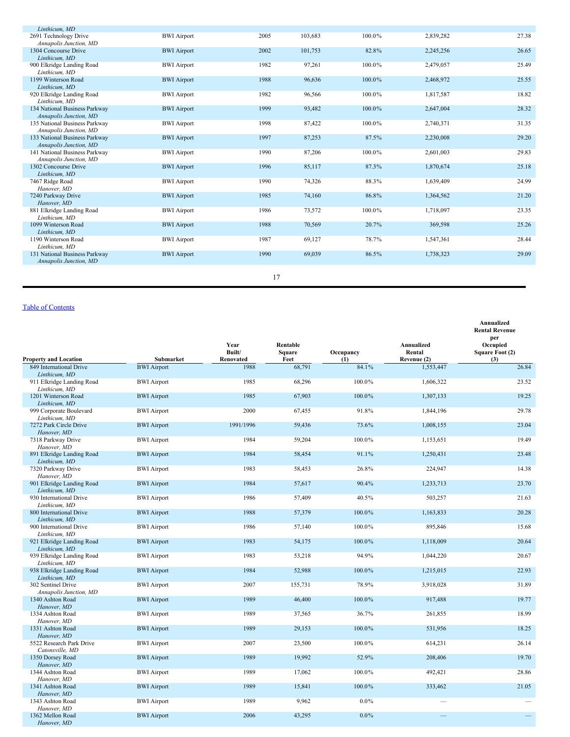| Property and Location | Submarket | Year Built/ Renovated | Rentable Square Feet | Occupancy (1) | Annualized Rental Revenue (2) | Annualized Rental Revenue per Occupied Square Foot (2) (3) |
|---|---|---|---|---|---|---|
| *Linthicum, MD* | | | | | | |
| 2691 Technology Drive *Annapolis Junction, MD* | BWI Airport | 2005 | 103,683 | 100.0% | 2,839,282 | 27.38 |
| 1304 Concourse Drive *Linthicum, MD* | BWI Airport | 2002 | 101,753 | 82.8% | 2,245,256 | 26.65 |
| 900 Elkridge Landing Road *Linthicum, MD* | BWI Airport | 1982 | 97,261 | 100.0% | 2,479,057 | 25.49 |
| 1199 Winterson Road *Linthicum, MD* | BWI Airport | 1988 | 96,636 | 100.0% | 2,468,972 | 25.55 |
| 920 Elkridge Landing Road *Linthicum, MD* | BWI Airport | 1982 | 96,566 | 100.0% | 1,817,587 | 18.82 |
| 134 National Business Parkway *Annapolis Junction, MD* | BWI Airport | 1999 | 93,482 | 100.0% | 2,647,004 | 28.32 |
| 135 National Business Parkway *Annapolis Junction, MD* | BWI Airport | 1998 | 87,422 | 100.0% | 2,740,371 | 31.35 |
| 133 National Business Parkway *Annapolis Junction, MD* | BWI Airport | 1997 | 87,253 | 87.5% | 2,230,008 | 29.20 |
| 141 National Business Parkway *Annapolis Junction, MD* | BWI Airport | 1990 | 87,206 | 100.0% | 2,601,003 | 29.83 |
| 1302 Concourse Drive *Linthicum, MD* | BWI Airport | 1996 | 85,117 | 87.3% | 1,870,674 | 25.18 |
| 7467 Ridge Road *Hanover, MD* | BWI Airport | 1990 | 74,326 | 88.3% | 1,639,409 | 24.99 |
| 7240 Parkway Drive *Hanover, MD* | BWI Airport | 1985 | 74,160 | 86.8% | 1,364,562 | 21.20 |
| 881 Elkridge Landing Road *Linthicum, MD* | BWI Airport | 1986 | 73,572 | 100.0% | 1,718,097 | 23.35 |
| 1099 Winterson Road *Linthicum, MD* | BWI Airport | 1988 | 70,569 | 20.7% | 369,598 | 25.26 |
| 1190 Winterson Road *Linthicum, MD* | BWI Airport | 1987 | 69,127 | 78.7% | 1,547,361 | 28.44 |
| 131 National Business Parkway *Annapolis Junction, MD* | BWI Airport | 1990 | 69,039 | 86.5% | 1,738,323 | 29.09 |
| 849 International Drive *Linthicum, MD* | BWI Airport | 1988 | 68,791 | 84.1% | 1,553,447 | 26.84 |
| 911 Elkridge Landing Road *Linthicum, MD* | BWI Airport | 1985 | 68,296 | 100.0% | 1,606,322 | 23.52 |
| 1201 Winterson Road *Linthicum, MD* | BWI Airport | 1985 | 67,903 | 100.0% | 1,307,133 | 19.25 |
| 999 Corporate Boulevard *Linthicum, MD* | BWI Airport | 2000 | 67,455 | 91.8% | 1,844,196 | 29.78 |
| 7272 Park Circle Drive *Hanover, MD* | BWI Airport | 1991/1996 | 59,436 | 73.6% | 1,008,155 | 23.04 |
| 7318 Parkway Drive *Hanover, MD* | BWI Airport | 1984 | 59,204 | 100.0% | 1,153,651 | 19.49 |
| 891 Elkridge Landing Road *Linthicum, MD* | BWI Airport | 1984 | 58,454 | 91.1% | 1,250,431 | 23.48 |
| 7320 Parkway Drive *Hanover, MD* | BWI Airport | 1983 | 58,453 | 26.8% | 224,947 | 14.38 |
| 901 Elkridge Landing Road *Linthicum, MD* | BWI Airport | 1984 | 57,617 | 90.4% | 1,233,713 | 23.70 |
| 930 International Drive *Linthicum, MD* | BWI Airport | 1986 | 57,409 | 40.5% | 503,257 | 21.63 |
| 800 International Drive *Linthicum, MD* | BWI Airport | 1988 | 57,379 | 100.0% | 1,163,833 | 20.28 |
| 900 International Drive *Linthicum, MD* | BWI Airport | 1986 | 57,140 | 100.0% | 895,846 | 15.68 |
| 921 Elkridge Landing Road *Linthicum, MD* | BWI Airport | 1983 | 54,175 | 100.0% | 1,118,009 | 20.64 |
| 939 Elkridge Landing Road *Linthicum, MD* | BWI Airport | 1983 | 53,218 | 94.9% | 1,044,220 | 20.67 |
| 938 Elkridge Landing Road *Linthicum, MD* | BWI Airport | 1984 | 52,988 | 100.0% | 1,215,015 | 22.93 |
| 302 Sentinel Drive *Annapolis Junction, MD* | BWI Airport | 2007 | 155,731 | 78.9% | 3,918,028 | 31.89 |
| 1340 Ashton Road *Hanover, MD* | BWI Airport | 1989 | 46,400 | 100.0% | 917,488 | 19.77 |
| 1334 Ashton Road *Hanover, MD* | BWI Airport | 1989 | 37,565 | 36.7% | 261,855 | 18.99 |
| 1331 Ashton Road *Hanover, MD* | BWI Airport | 1989 | 29,153 | 100.0% | 531,956 | 18.25 |
| 5522 Research Park Drive *Catonsville, MD* | BWI Airport | 2007 | 23,500 | 100.0% | 614,231 | 26.14 |
| 1350 Dorsey Road *Hanover, MD* | BWI Airport | 1989 | 19,992 | 52.9% | 208,406 | 19.70 |
| 1344 Ashton Road *Hanover, MD* | BWI Airport | 1989 | 17,062 | 100.0% | 492,421 | 28.86 |
| 1341 Ashton Road *Hanover, MD* | BWI Airport | 1989 | 15,841 | 100.0% | 333,462 | 21.05 |
| 1343 Ashton Road *Hanover, MD* | BWI Airport | 1989 | 9,962 | 0.0% | — | — |
| 1362 Mellon Road *Hanover, MD* | BWI Airport | 2006 | 43,295 | 0.0% | — | — |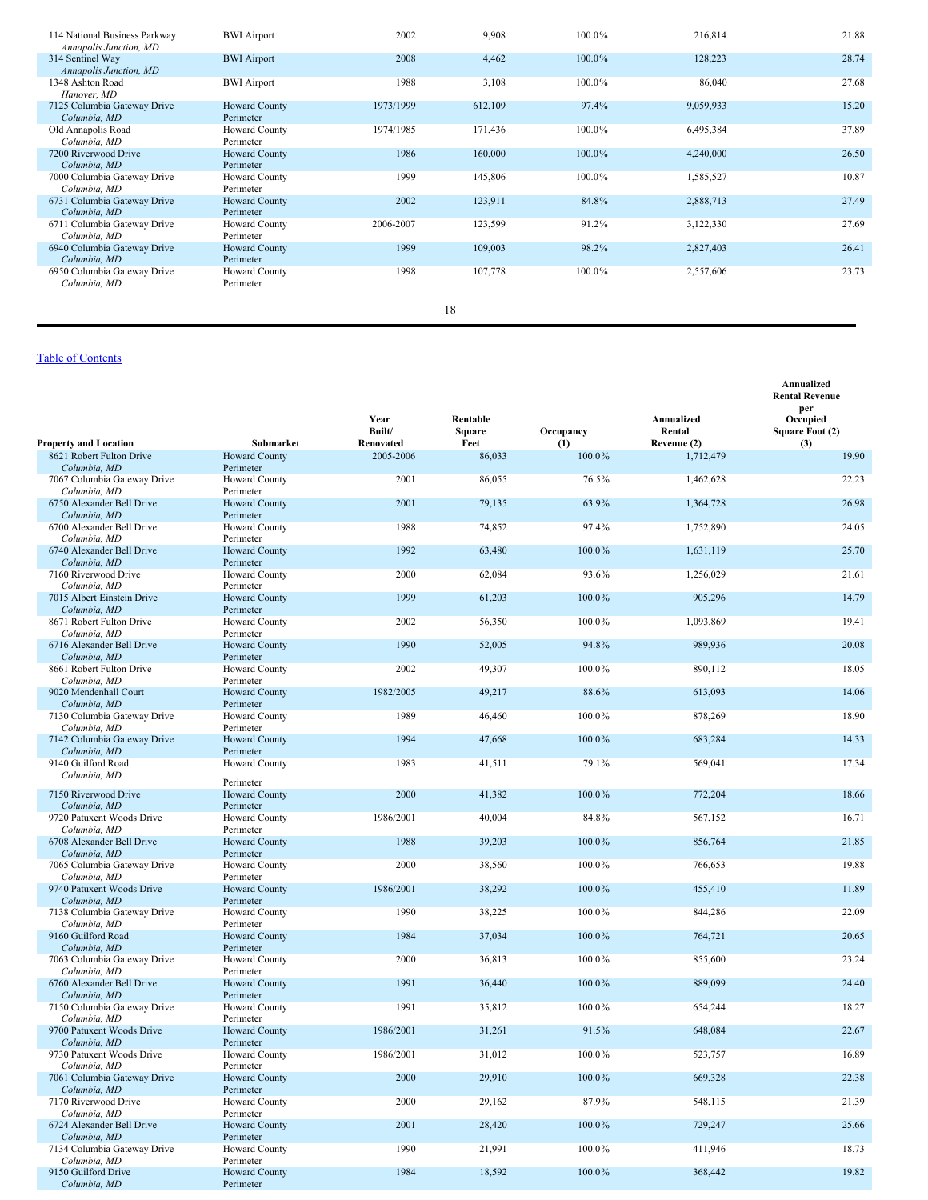| | | | | | | |
|---|---|---|---|---|---|---|
| 114 National Business Parkway *Annapolis Junction, MD* | BWI Airport | 2002 | 9,908 | 100.0% | 216,814 | 21.88 |
| 314 Sentinel Way *Annapolis Junction, MD* | BWI Airport | 2008 | 4,462 | 100.0% | 128,223 | 28.74 |
| 1348 Ashton Road *Hanover, MD* | BWI Airport | 1988 | 3,108 | 100.0% | 86,040 | 27.68 |
| 7125 Columbia Gateway Drive *Columbia, MD* | Howard County Perimeter | 1973/1999 | 612,109 | 97.4% | 9,059,933 | 15.20 |
| Old Annapolis Road *Columbia, MD* | Howard County Perimeter | 1974/1985 | 171,436 | 100.0% | 6,495,384 | 37.89 |
| 7200 Riverwood Drive *Columbia, MD* | Howard County Perimeter | 1986 | 160,000 | 100.0% | 4,240,000 | 26.50 |
| 7000 Columbia Gateway Drive *Columbia, MD* | Howard County Perimeter | 1999 | 145,806 | 100.0% | 1,585,527 | 10.87 |
| 6731 Columbia Gateway Drive *Columbia, MD* | Howard County Perimeter | 2002 | 123,911 | 84.8% | 2,888,713 | 27.49 |
| 6711 Columbia Gateway Drive *Columbia, MD* | Howard County Perimeter | 2006-2007 | 123,599 | 91.2% | 3,122,330 | 27.69 |
| 6940 Columbia Gateway Drive *Columbia, MD* | Howard County Perimeter | 1999 | 109,003 | 98.2% | 2,827,403 | 26.41 |
| 6950 Columbia Gateway Drive *Columbia, MD* | Howard County Perimeter | 1998 | 107,778 | 100.0% | 2,557,606 | 23.73 |

Table of Contents

| Property and Location | Submarket | Year Built/ Renovated | Rentable Square Feet | Occupancy (1) | Annualized Rental Revenue (2) | Annualized Rental Revenue per Occupied Square Foot (2) (3) |
|---|---|---|---|---|---|---|
| 8621 Robert Fulton Drive *Columbia, MD* | Howard County Perimeter | 2005-2006 | 86,033 | 100.0% | 1,712,479 | 19.90 |
| 7067 Columbia Gateway Drive *Columbia, MD* | Howard County Perimeter | 2001 | 86,055 | 76.5% | 1,462,628 | 22.23 |
| 6750 Alexander Bell Drive *Columbia, MD* | Howard County Perimeter | 2001 | 79,135 | 63.9% | 1,364,728 | 26.98 |
| 6700 Alexander Bell Drive *Columbia, MD* | Howard County Perimeter | 1988 | 74,852 | 97.4% | 1,752,890 | 24.05 |
| 6740 Alexander Bell Drive *Columbia, MD* | Howard County Perimeter | 1992 | 63,480 | 100.0% | 1,631,119 | 25.70 |
| 7160 Riverwood Drive *Columbia, MD* | Howard County Perimeter | 2000 | 62,084 | 93.6% | 1,256,029 | 21.61 |
| 7015 Albert Einstein Drive *Columbia, MD* | Howard County Perimeter | 1999 | 61,203 | 100.0% | 905,296 | 14.79 |
| 8671 Robert Fulton Drive *Columbia, MD* | Howard County Perimeter | 2002 | 56,350 | 100.0% | 1,093,869 | 19.41 |
| 6716 Alexander Bell Drive *Columbia, MD* | Howard County Perimeter | 1990 | 52,005 | 94.8% | 989,936 | 20.08 |
| 8661 Robert Fulton Drive *Columbia, MD* | Howard County Perimeter | 2002 | 49,307 | 100.0% | 890,112 | 18.05 |
| 9020 Mendenhall Court *Columbia, MD* | Howard County Perimeter | 1982/2005 | 49,217 | 88.6% | 613,093 | 14.06 |
| 7130 Columbia Gateway Drive *Columbia, MD* | Howard County Perimeter | 1989 | 46,460 | 100.0% | 878,269 | 18.90 |
| 7142 Columbia Gateway Drive *Columbia, MD* | Howard County Perimeter | 1994 | 47,668 | 100.0% | 683,284 | 14.33 |
| 9140 Guilford Road *Columbia, MD* | Howard County Perimeter | 1983 | 41,511 | 79.1% | 569,041 | 17.34 |
| 7150 Riverwood Drive *Columbia, MD* | Howard County Perimeter | 2000 | 41,382 | 100.0% | 772,204 | 18.66 |
| 9720 Patuxent Woods Drive *Columbia, MD* | Howard County Perimeter | 1986/2001 | 40,004 | 84.8% | 567,152 | 16.71 |
| 6708 Alexander Bell Drive *Columbia, MD* | Howard County Perimeter | 1988 | 39,203 | 100.0% | 856,764 | 21.85 |
| 7065 Columbia Gateway Drive *Columbia, MD* | Howard County Perimeter | 2000 | 38,560 | 100.0% | 766,653 | 19.88 |
| 9740 Patuxent Woods Drive *Columbia, MD* | Howard County Perimeter | 1986/2001 | 38,292 | 100.0% | 455,410 | 11.89 |
| 7138 Columbia Gateway Drive *Columbia, MD* | Howard County Perimeter | 1990 | 38,225 | 100.0% | 844,286 | 22.09 |
| 9160 Guilford Road *Columbia, MD* | Howard County Perimeter | 1984 | 37,034 | 100.0% | 764,721 | 20.65 |
| 7063 Columbia Gateway Drive *Columbia, MD* | Howard County Perimeter | 2000 | 36,813 | 100.0% | 855,600 | 23.24 |
| 6760 Alexander Bell Drive *Columbia, MD* | Howard County Perimeter | 1991 | 36,440 | 100.0% | 889,099 | 24.40 |
| 7150 Columbia Gateway Drive *Columbia, MD* | Howard County Perimeter | 1991 | 35,812 | 100.0% | 654,244 | 18.27 |
| 9700 Patuxent Woods Drive *Columbia, MD* | Howard County Perimeter | 1986/2001 | 31,261 | 91.5% | 648,084 | 22.67 |
| 9730 Patuxent Woods Drive *Columbia, MD* | Howard County Perimeter | 1986/2001 | 31,012 | 100.0% | 523,757 | 16.89 |
| 7061 Columbia Gateway Drive *Columbia, MD* | Howard County Perimeter | 2000 | 29,910 | 100.0% | 669,328 | 22.38 |
| 7170 Riverwood Drive *Columbia, MD* | Howard County Perimeter | 2000 | 29,162 | 87.9% | 548,115 | 21.39 |
| 6724 Alexander Bell Drive *Columbia, MD* | Howard County Perimeter | 2001 | 28,420 | 100.0% | 729,247 | 25.66 |
| 7134 Columbia Gateway Drive *Columbia, MD* | Howard County Perimeter | 1990 | 21,991 | 100.0% | 411,946 | 18.73 |
| 9150 Guilford Drive *Columbia, MD* | Howard County Perimeter | 1984 | 18,592 | 100.0% | 368,442 | 19.82 |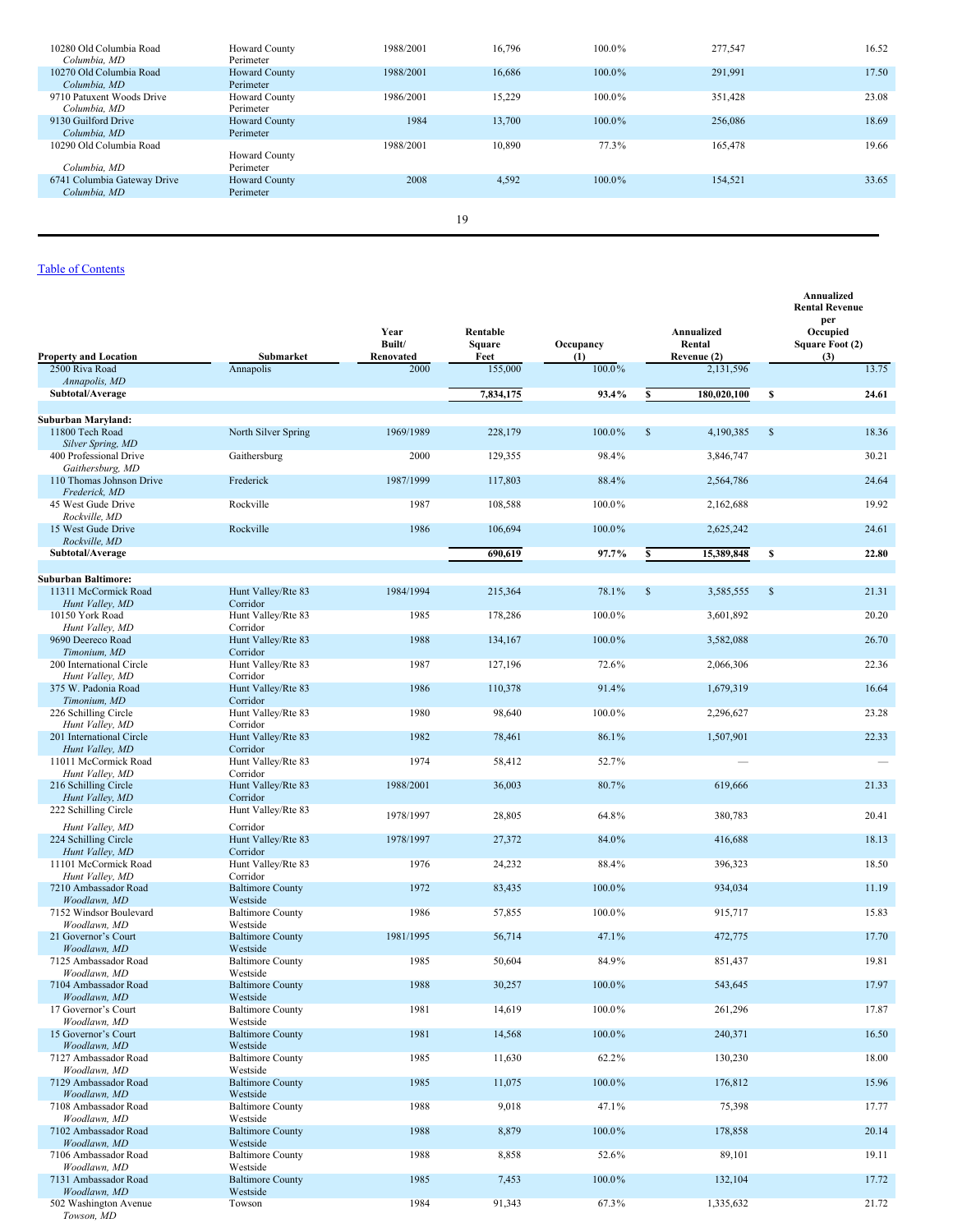| Property and Location | Submarket | Year Built/ Renovated | Rentable Square Feet | Occupancy (1) | Annualized Rental Revenue (2) | Annualized Rental Revenue per Occupied Square Foot (2) (3) |
|---|---|---|---|---|---|---|
| 10280 Old Columbia Road *Columbia, MD* | Howard County Perimeter | 1988/2001 | 16,796 | 100.0% | 277,547 | 16.52 |
| 10270 Old Columbia Road *Columbia, MD* | Howard County Perimeter | 1988/2001 | 16,686 | 100.0% | 291,991 | 17.50 |
| 9710 Patuxent Woods Drive *Columbia, MD* | Howard County Perimeter | 1986/2001 | 15,229 | 100.0% | 351,428 | 23.08 |
| 9130 Guilford Drive *Columbia, MD* | Howard County Perimeter | 1984 | 13,700 | 100.0% | 256,086 | 18.69 |
| 10290 Old Columbia Road *Columbia, MD* | Howard County Perimeter | 1988/2001 | 10,890 | 77.3% | 165,478 | 19.66 |
| 6741 Columbia Gateway Drive *Columbia, MD* | Howard County Perimeter | 2008 | 4,592 | 100.0% | 154,521 | 33.65 |
| 2500 Riva Road *Annapolis, MD* | Annapolis | 2000 | 155,000 | 100.0% | 2,131,596 | 13.75 |
| **Subtotal/Average** | | | **7,834,175** | **93.4%** | **$ 180,020,100** | **$ 24.61** |
| **Suburban Maryland:** | | | | | | |
| 11800 Tech Road *Silver Spring, MD* | North Silver Spring | 1969/1989 | 228,179 | 100.0% | $ 4,190,385 | $ 18.36 |
| 400 Professional Drive *Gaithersburg, MD* | Gaithersburg | 2000 | 129,355 | 98.4% | 3,846,747 | 30.21 |
| 110 Thomas Johnson Drive *Frederick, MD* | Frederick | 1987/1999 | 117,803 | 88.4% | 2,564,786 | 24.64 |
| 45 West Gude Drive *Rockville, MD* | Rockville | 1987 | 108,588 | 100.0% | 2,162,688 | 19.92 |
| 15 West Gude Drive *Rockville, MD* | Rockville | 1986 | 106,694 | 100.0% | 2,625,242 | 24.61 |
| **Subtotal/Average** | | | **690,619** | **97.7%** | **$ 15,389,848** | **$ 22.80** |
| **Suburban Baltimore:** | | | | | | |
| 11311 McCormick Road *Hunt Valley, MD* | Hunt Valley/Rte 83 Corridor | 1984/1994 | 215,364 | 78.1% | $ 3,585,555 | $ 21.31 |
| 10150 York Road *Hunt Valley, MD* | Hunt Valley/Rte 83 Corridor | 1985 | 178,286 | 100.0% | 3,601,892 | 20.20 |
| 9690 Deereco Road *Timonium, MD* | Hunt Valley/Rte 83 Corridor | 1988 | 134,167 | 100.0% | 3,582,088 | 26.70 |
| 200 International Circle *Hunt Valley, MD* | Hunt Valley/Rte 83 Corridor | 1987 | 127,196 | 72.6% | 2,066,306 | 22.36 |
| 375 W. Padonia Road *Timonium, MD* | Hunt Valley/Rte 83 Corridor | 1986 | 110,378 | 91.4% | 1,679,319 | 16.64 |
| 226 Schilling Circle *Hunt Valley, MD* | Hunt Valley/Rte 83 Corridor | 1980 | 98,640 | 100.0% | 2,296,627 | 23.28 |
| 201 International Circle *Hunt Valley, MD* | Hunt Valley/Rte 83 Corridor | 1982 | 78,461 | 86.1% | 1,507,901 | 22.33 |
| 11011 McCormick Road *Hunt Valley, MD* | Hunt Valley/Rte 83 Corridor | 1974 | 58,412 | 52.7% | — | — |
| 216 Schilling Circle *Hunt Valley, MD* | Hunt Valley/Rte 83 Corridor | 1988/2001 | 36,003 | 80.7% | 619,666 | 21.33 |
| 222 Schilling Circle *Hunt Valley, MD* | Hunt Valley/Rte 83 Corridor | 1978/1997 | 28,805 | 64.8% | 380,783 | 20.41 |
| 224 Schilling Circle *Hunt Valley, MD* | Hunt Valley/Rte 83 Corridor | 1978/1997 | 27,372 | 84.0% | 416,688 | 18.13 |
| 11101 McCormick Road *Hunt Valley, MD* | Hunt Valley/Rte 83 Corridor | 1976 | 24,232 | 88.4% | 396,323 | 18.50 |
| 7210 Ambassador Road *Woodlawn, MD* | Baltimore County Westside | 1972 | 83,435 | 100.0% | 934,034 | 11.19 |
| 7152 Windsor Boulevard *Woodlawn, MD* | Baltimore County Westside | 1986 | 57,855 | 100.0% | 915,717 | 15.83 |
| 21 Governor's Court *Woodlawn, MD* | Baltimore County Westside | 1981/1995 | 56,714 | 47.1% | 472,775 | 17.70 |
| 7125 Ambassador Road *Woodlawn, MD* | Baltimore County Westside | 1985 | 50,604 | 84.9% | 851,437 | 19.81 |
| 7104 Ambassador Road *Woodlawn, MD* | Baltimore County Westside | 1988 | 30,257 | 100.0% | 543,645 | 17.97 |
| 17 Governor's Court *Woodlawn, MD* | Baltimore County Westside | 1981 | 14,619 | 100.0% | 261,296 | 17.87 |
| 15 Governor's Court *Woodlawn, MD* | Baltimore County Westside | 1981 | 14,568 | 100.0% | 240,371 | 16.50 |
| 7127 Ambassador Road *Woodlawn, MD* | Baltimore County Westside | 1985 | 11,630 | 62.2% | 130,230 | 18.00 |
| 7129 Ambassador Road *Woodlawn, MD* | Baltimore County Westside | 1985 | 11,075 | 100.0% | 176,812 | 15.96 |
| 7108 Ambassador Road *Woodlawn, MD* | Baltimore County Westside | 1988 | 9,018 | 47.1% | 75,398 | 17.77 |
| 7102 Ambassador Road *Woodlawn, MD* | Baltimore County Westside | 1988 | 8,879 | 100.0% | 178,858 | 20.14 |
| 7106 Ambassador Road *Woodlawn, MD* | Baltimore County Westside | 1988 | 8,858 | 52.6% | 89,101 | 19.11 |
| 7131 Ambassador Road *Woodlawn, MD* | Baltimore County Westside | 1985 | 7,453 | 100.0% | 132,104 | 17.72 |
| 502 Washington Avenue *Towson, MD* | Towson | 1984 | 91,343 | 67.3% | 1,335,632 | 21.72 |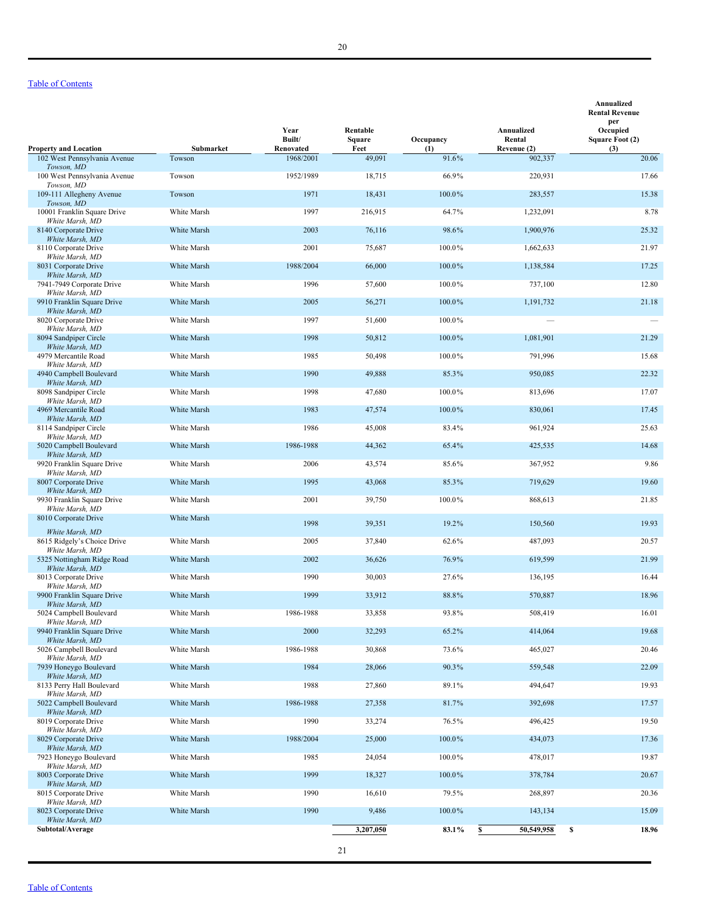[Table of Contents](#)

| Property and Location | Submarket | Year Built/ Renovated | Rentable Square Feet | Occupancy (1) | Annualized Rental Revenue (2) | Annualized Rental Revenue per Occupied Square Foot (2) (3) |
|---|---|---|---|---|---|---|
| 102 West Pennsylvania Avenue *Towson, MD* | Towson | 1968/2001 | 49,091 | 91.6% | 902,337 | 20.06 |
| 100 West Pennsylvania Avenue *Towson, MD* | Towson | 1952/1989 | 18,715 | 66.9% | 220,931 | 17.66 |
| 109-111 Allegheny Avenue *Towson, MD* | Towson | 1971 | 18,431 | 100.0% | 283,557 | 15.38 |
| 10001 Franklin Square Drive *White Marsh, MD* | White Marsh | 1997 | 216,915 | 64.7% | 1,232,091 | 8.78 |
| 8140 Corporate Drive *White Marsh, MD* | White Marsh | 2003 | 76,116 | 98.6% | 1,900,976 | 25.32 |
| 8110 Corporate Drive *White Marsh, MD* | White Marsh | 2001 | 75,687 | 100.0% | 1,662,633 | 21.97 |
| 8031 Corporate Drive *White Marsh, MD* | White Marsh | 1988/2004 | 66,000 | 100.0% | 1,138,584 | 17.25 |
| 7941-7949 Corporate Drive *White Marsh, MD* | White Marsh | 1996 | 57,600 | 100.0% | 737,100 | 12.80 |
| 9910 Franklin Square Drive *White Marsh, MD* | White Marsh | 2005 | 56,271 | 100.0% | 1,191,732 | 21.18 |
| 8020 Corporate Drive *White Marsh, MD* | White Marsh | 1997 | 51,600 | 100.0% | — | — |
| 8094 Sandpiper Circle *White Marsh, MD* | White Marsh | 1998 | 50,812 | 100.0% | 1,081,901 | 21.29 |
| 4979 Mercantile Road *White Marsh, MD* | White Marsh | 1985 | 50,498 | 100.0% | 791,996 | 15.68 |
| 4940 Campbell Boulevard *White Marsh, MD* | White Marsh | 1990 | 49,888 | 85.3% | 950,085 | 22.32 |
| 8098 Sandpiper Circle *White Marsh, MD* | White Marsh | 1998 | 47,680 | 100.0% | 813,696 | 17.07 |
| 4969 Mercantile Road *White Marsh, MD* | White Marsh | 1983 | 47,574 | 100.0% | 830,061 | 17.45 |
| 8114 Sandpiper Circle *White Marsh, MD* | White Marsh | 1986 | 45,008 | 83.4% | 961,924 | 25.63 |
| 5020 Campbell Boulevard *White Marsh, MD* | White Marsh | 1986-1988 | 44,362 | 65.4% | 425,535 | 14.68 |
| 9920 Franklin Square Drive *White Marsh, MD* | White Marsh | 2006 | 43,574 | 85.6% | 367,952 | 9.86 |
| 8007 Corporate Drive *White Marsh, MD* | White Marsh | 1995 | 43,068 | 85.3% | 719,629 | 19.60 |
| 9930 Franklin Square Drive *White Marsh, MD* | White Marsh | 2001 | 39,750 | 100.0% | 868,613 | 21.85 |
| 8010 Corporate Drive *White Marsh, MD* | White Marsh | 1998 | 39,351 | 19.2% | 150,560 | 19.93 |
| 8615 Ridgely's Choice Drive *White Marsh, MD* | White Marsh | 2005 | 37,840 | 62.6% | 487,093 | 20.57 |
| 5325 Nottingham Ridge Road *White Marsh, MD* | White Marsh | 2002 | 36,626 | 76.9% | 619,599 | 21.99 |
| 8013 Corporate Drive *White Marsh, MD* | White Marsh | 1990 | 30,003 | 27.6% | 136,195 | 16.44 |
| 9900 Franklin Square Drive *White Marsh, MD* | White Marsh | 1999 | 33,912 | 88.8% | 570,887 | 18.96 |
| 5024 Campbell Boulevard *White Marsh, MD* | White Marsh | 1986-1988 | 33,858 | 93.8% | 508,419 | 16.01 |
| 9940 Franklin Square Drive *White Marsh, MD* | White Marsh | 2000 | 32,293 | 65.2% | 414,064 | 19.68 |
| 5026 Campbell Boulevard *White Marsh, MD* | White Marsh | 1986-1988 | 30,868 | 73.6% | 465,027 | 20.46 |
| 7939 Honeygo Boulevard *White Marsh, MD* | White Marsh | 1984 | 28,066 | 90.3% | 559,548 | 22.09 |
| 8133 Perry Hall Boulevard *White Marsh, MD* | White Marsh | 1988 | 27,860 | 89.1% | 494,647 | 19.93 |
| 5022 Campbell Boulevard *White Marsh, MD* | White Marsh | 1986-1988 | 27,358 | 81.7% | 392,698 | 17.57 |
| 8019 Corporate Drive *White Marsh, MD* | White Marsh | 1990 | 33,274 | 76.5% | 496,425 | 19.50 |
| 8029 Corporate Drive *White Marsh, MD* | White Marsh | 1988/2004 | 25,000 | 100.0% | 434,073 | 17.36 |
| 7923 Honeygo Boulevard *White Marsh, MD* | White Marsh | 1985 | 24,054 | 100.0% | 478,017 | 19.87 |
| 8003 Corporate Drive *White Marsh, MD* | White Marsh | 1999 | 18,327 | 100.0% | 378,784 | 20.67 |
| 8015 Corporate Drive *White Marsh, MD* | White Marsh | 1990 | 16,610 | 79.5% | 268,897 | 20.36 |
| 8023 Corporate Drive *White Marsh, MD* | White Marsh | 1990 | 9,486 | 100.0% | 143,134 | 15.09 |
| **Subtotal/Average** | | | **3,207,050** | **83.1%** | **$ 50,549,958** | **$ 18.96** |

[Table of Contents](#)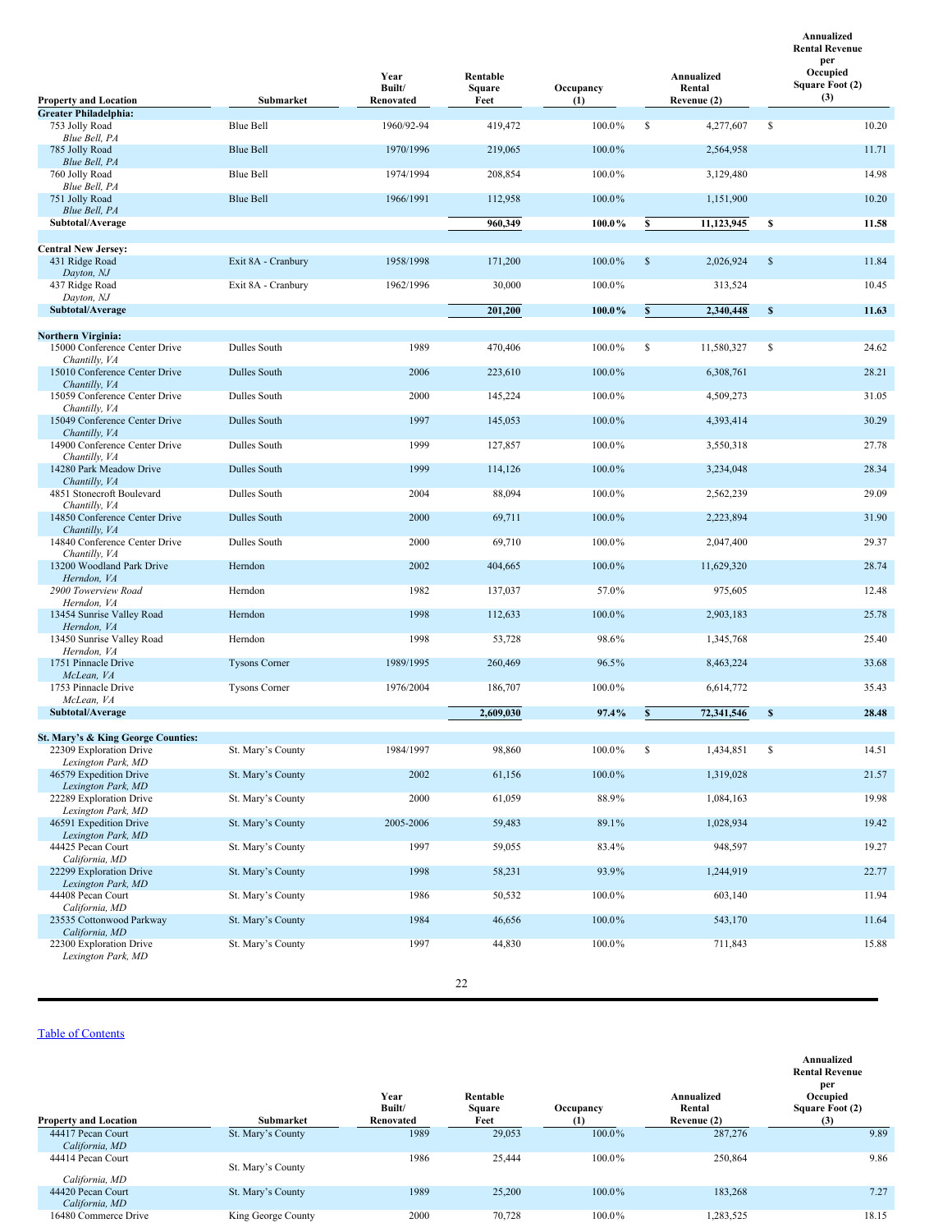| Property and Location | Submarket | Year Built/ Renovated | Rentable Square Feet | Occupancy (1) | Annualized Rental Revenue (2) | Annualized Rental Revenue per Occupied Square Foot (2) (3) |
|---|---|---|---|---|---|---|
| **Greater Philadelphia:** | | | | | | |
| 753 Jolly Road *Blue Bell, PA* | Blue Bell | 1960/92-94 | 419,472 | 100.0% | $ 4,277,607 | $ 10.20 |
| 785 Jolly Road *Blue Bell, PA* | Blue Bell | 1970/1996 | 219,065 | 100.0% | 2,564,958 | 11.71 |
| 760 Jolly Road *Blue Bell, PA* | Blue Bell | 1974/1994 | 208,854 | 100.0% | 3,129,480 | 14.98 |
| 751 Jolly Road *Blue Bell, PA* | Blue Bell | 1966/1991 | 112,958 | 100.0% | 1,151,900 | 10.20 |
| **Subtotal/Average** | | | **960,349** | **100.0%** | **$ 11,123,945** | **$ 11.58** |
| **Central New Jersey:** | | | | | | |
| 431 Ridge Road *Dayton, NJ* | Exit 8A - Cranbury | 1958/1998 | 171,200 | 100.0% | $ 2,026,924 | $ 11.84 |
| 437 Ridge Road *Dayton, NJ* | Exit 8A - Cranbury | 1962/1996 | 30,000 | 100.0% | 313,524 | 10.45 |
| **Subtotal/Average** | | | **201,200** | **100.0%** | **$ 2,340,448** | **$ 11.63** |
| **Northern Virginia:** | | | | | | |
| 15000 Conference Center Drive *Chantilly, VA* | Dulles South | 1989 | 470,406 | 100.0% | $ 11,580,327 | $ 24.62 |
| 15010 Conference Center Drive *Chantilly, VA* | Dulles South | 2006 | 223,610 | 100.0% | 6,308,761 | 28.21 |
| 15059 Conference Center Drive *Chantilly, VA* | Dulles South | 2000 | 145,224 | 100.0% | 4,509,273 | 31.05 |
| 15049 Conference Center Drive *Chantilly, VA* | Dulles South | 1997 | 145,053 | 100.0% | 4,393,414 | 30.29 |
| 14900 Conference Center Drive *Chantilly, VA* | Dulles South | 1999 | 127,857 | 100.0% | 3,550,318 | 27.78 |
| 14280 Park Meadow Drive *Chantilly, VA* | Dulles South | 1999 | 114,126 | 100.0% | 3,234,048 | 28.34 |
| 4851 Stonecroft Boulevard *Chantilly, VA* | Dulles South | 2004 | 88,094 | 100.0% | 2,562,239 | 29.09 |
| 14850 Conference Center Drive *Chantilly, VA* | Dulles South | 2000 | 69,711 | 100.0% | 2,223,894 | 31.90 |
| 14840 Conference Center Drive *Chantilly, VA* | Dulles South | 2000 | 69,710 | 100.0% | 2,047,400 | 29.37 |
| 13200 Woodland Park Drive *Herndon, VA* | Herndon | 2002 | 404,665 | 100.0% | 11,629,320 | 28.74 |
| *2900 Towerview Road* *Herndon, VA* | Herndon | 1982 | 137,037 | 57.0% | 975,605 | 12.48 |
| 13454 Sunrise Valley Road *Herndon, VA* | Herndon | 1998 | 112,633 | 100.0% | 2,903,183 | 25.78 |
| 13450 Sunrise Valley Road *Herndon, VA* | Herndon | 1998 | 53,728 | 98.6% | 1,345,768 | 25.40 |
| 1751 Pinnacle Drive *McLean, VA* | Tysons Corner | 1989/1995 | 260,469 | 96.5% | 8,463,224 | 33.68 |
| 1753 Pinnacle Drive *McLean, VA* | Tysons Corner | 1976/2004 | 186,707 | 100.0% | 6,614,772 | 35.43 |
| **Subtotal/Average** | | | **2,609,030** | **97.4%** | **$ 72,341,546** | **$ 28.48** |
| **St. Mary's & King George Counties:** | | | | | | |
| 22309 Exploration Drive *Lexington Park, MD* | St. Mary's County | 1984/1997 | 98,860 | 100.0% | $ 1,434,851 | $ 14.51 |
| 46579 Expedition Drive *Lexington Park, MD* | St. Mary's County | 2002 | 61,156 | 100.0% | 1,319,028 | 21.57 |
| 22289 Exploration Drive *Lexington Park, MD* | St. Mary's County | 2000 | 61,059 | 88.9% | 1,084,163 | 19.98 |
| 46591 Expedition Drive *Lexington Park, MD* | St. Mary's County | 2005-2006 | 59,483 | 89.1% | 1,028,934 | 19.42 |
| 44425 Pecan Court *California, MD* | St. Mary's County | 1997 | 59,055 | 83.4% | 948,597 | 19.27 |
| 22299 Exploration Drive *Lexington Park, MD* | St. Mary's County | 1998 | 58,231 | 93.9% | 1,244,919 | 22.77 |
| 44408 Pecan Court *California, MD* | St. Mary's County | 1986 | 50,532 | 100.0% | 603,140 | 11.94 |
| 23535 Cottonwood Parkway *California, MD* | St. Mary's County | 1984 | 46,656 | 100.0% | 543,170 | 11.64 |
| 22300 Exploration Drive *Lexington Park, MD* | St. Mary's County | 1997 | 44,830 | 100.0% | 711,843 | 15.88 |

Table of Contents

| Property and Location | Submarket | Year Built/ Renovated | Rentable Square Feet | Occupancy (1) | Annualized Rental Revenue (2) | Annualized Rental Revenue per Occupied Square Foot (2) (3) |
|---|---|---|---|---|---|---|
| 44417 Pecan Court *California, MD* | St. Mary's County | 1989 | 29,053 | 100.0% | 287,276 | 9.89 |
| 44414 Pecan Court *California, MD* | St. Mary's County | 1986 | 25,444 | 100.0% | 250,864 | 9.86 |
| 44420 Pecan Court *California, MD* | St. Mary's County | 1989 | 25,200 | 100.0% | 183,268 | 7.27 |
| 16480 Commerce Drive | King George County | 2000 | 70,728 | 100.0% | 1,283,525 | 18.15 |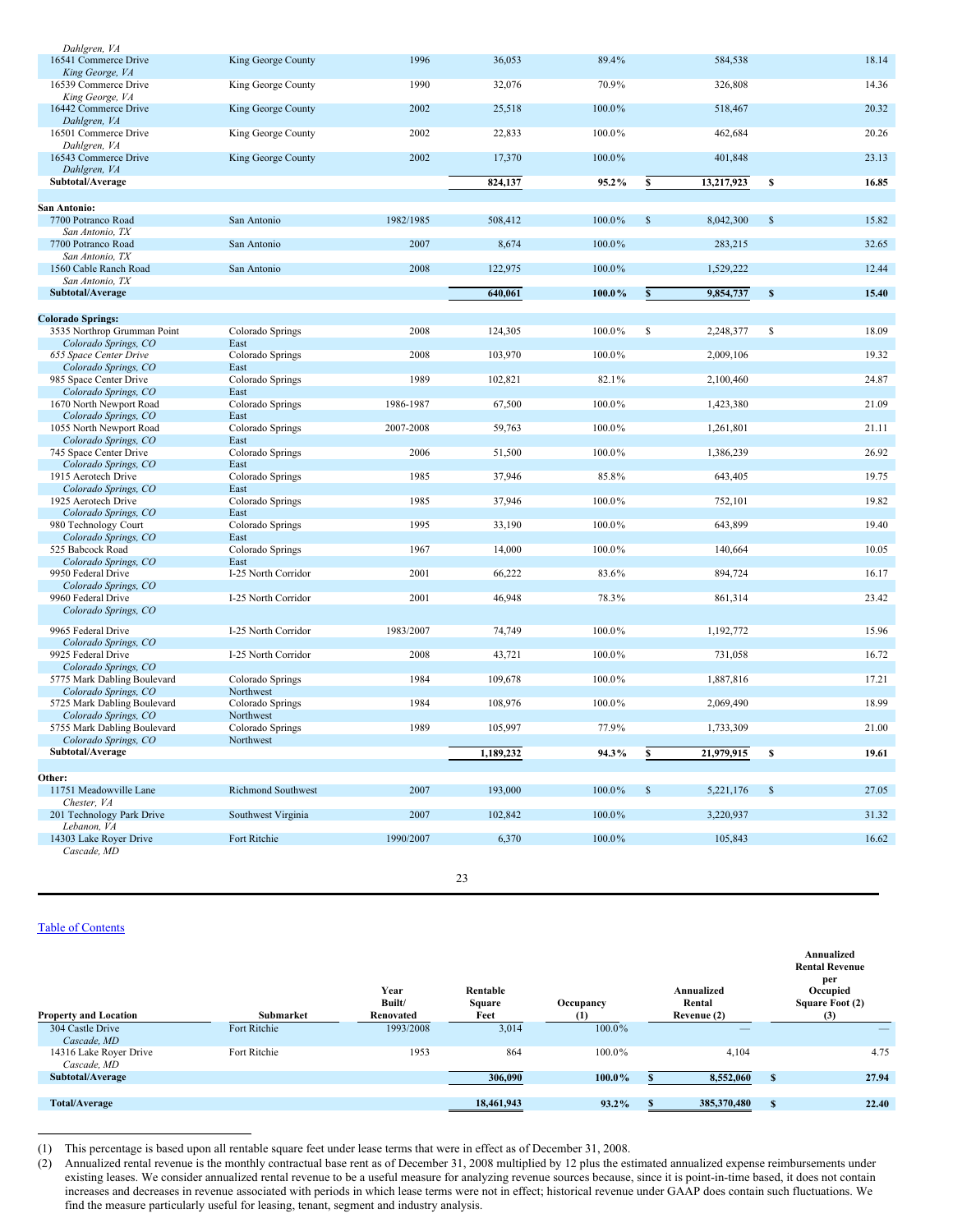| Property and Location | Submarket | Year Built/ Renovated | Rentable Square Feet | Occupancy (1) | Annualized Rental Revenue (2) | Annualized Rental Revenue per Occupied Square Foot (2) (3) |
|---|---|---|---|---|---|---|
| *Dahlgren, VA* | | | | | | |
| 16541 Commerce Drive *King George, VA* | King George County | 1996 | 36,053 | 89.4% | 584,538 | 18.14 |
| 16539 Commerce Drive *King George, VA* | King George County | 1990 | 32,076 | 70.9% | 326,808 | 14.36 |
| 16442 Commerce Drive *Dahlgren, VA* | King George County | 2002 | 25,518 | 100.0% | 518,467 | 20.32 |
| 16501 Commerce Drive *Dahlgren, VA* | King George County | 2002 | 22,833 | 100.0% | 462,684 | 20.26 |
| 16543 Commerce Drive *Dahlgren, VA* | King George County | 2002 | 17,370 | 100.0% | 401,848 | 23.13 |
| **Subtotal/Average** | | | **824,137** | **95.2%** | **$ 13,217,923** | **$ 16.85** |
| | | | | | | |
| **San Antonio:** | | | | | | |
| 7700 Potranco Road *San Antonio, TX* | San Antonio | 1982/1985 | 508,412 | 100.0% | $ 8,042,300 | $ 15.82 |
| 7700 Potranco Road *San Antonio, TX* | San Antonio | 2007 | 8,674 | 100.0% | 283,215 | 32.65 |
| 1560 Cable Ranch Road *San Antonio, TX* | San Antonio | 2008 | 122,975 | 100.0% | 1,529,222 | 12.44 |
| **Subtotal/Average** | | | **640,061** | **100.0%** | **$ 9,854,737** | **$ 15.40** |
| | | | | | | |
| **Colorado Springs:** | | | | | | |
| 3535 Northrop Grumman Point *Colorado Springs, CO* | Colorado Springs East | 2008 | 124,305 | 100.0% | $ 2,248,377 | $ 18.09 |
| 655 Space Center Drive *Colorado Springs, CO* | Colorado Springs East | 2008 | 103,970 | 100.0% | 2,009,106 | 19.32 |
| 985 Space Center Drive *Colorado Springs, CO* | Colorado Springs East | 1989 | 102,821 | 82.1% | 2,100,460 | 24.87 |
| 1670 North Newport Road *Colorado Springs, CO* | Colorado Springs East | 1986-1987 | 67,500 | 100.0% | 1,423,380 | 21.09 |
| 1055 North Newport Road *Colorado Springs, CO* | Colorado Springs East | 2007-2008 | 59,763 | 100.0% | 1,261,801 | 21.11 |
| 745 Space Center Drive *Colorado Springs, CO* | Colorado Springs East | 2006 | 51,500 | 100.0% | 1,386,239 | 26.92 |
| 1915 Aerotech Drive *Colorado Springs, CO* | Colorado Springs East | 1985 | 37,946 | 85.8% | 643,405 | 19.75 |
| 1925 Aerotech Drive *Colorado Springs, CO* | Colorado Springs East | 1985 | 37,946 | 100.0% | 752,101 | 19.82 |
| 980 Technology Court *Colorado Springs, CO* | Colorado Springs East | 1995 | 33,190 | 100.0% | 643,899 | 19.40 |
| 525 Babcock Road *Colorado Springs, CO* | Colorado Springs East | 1967 | 14,000 | 100.0% | 140,664 | 10.05 |
| 9950 Federal Drive *Colorado Springs, CO* | I-25 North Corridor | 2001 | 66,222 | 83.6% | 894,724 | 16.17 |
| 9960 Federal Drive *Colorado Springs, CO* | I-25 North Corridor | 2001 | 46,948 | 78.3% | 861,314 | 23.42 |
| 9965 Federal Drive *Colorado Springs, CO* | I-25 North Corridor | 1983/2007 | 74,749 | 100.0% | 1,192,772 | 15.96 |
| 9925 Federal Drive *Colorado Springs, CO* | I-25 North Corridor | 2008 | 43,721 | 100.0% | 731,058 | 16.72 |
| 5775 Mark Dabling Boulevard *Colorado Springs, CO* | Colorado Springs Northwest | 1984 | 109,678 | 100.0% | 1,887,816 | 17.21 |
| 5725 Mark Dabling Boulevard *Colorado Springs, CO* | Colorado Springs Northwest | 1984 | 108,976 | 100.0% | 2,069,490 | 18.99 |
| 5755 Mark Dabling Boulevard *Colorado Springs, CO* | Colorado Springs Northwest | 1989 | 105,997 | 77.9% | 1,733,309 | 21.00 |
| **Subtotal/Average** | | | **1,189,232** | **94.3%** | **$ 21,979,915** | **$ 19.61** |
| | | | | | | |
| **Other:** | | | | | | |
| 11751 Meadowville Lane *Chester, VA* | Richmond Southwest | 2007 | 193,000 | 100.0% | $ 5,221,176 | $ 27.05 |
| 201 Technology Park Drive *Lebanon, VA* | Southwest Virginia | 2007 | 102,842 | 100.0% | 3,220,937 | 31.32 |
| 14303 Lake Royer Drive *Cascade, MD* | Fort Ritchie | 1990/2007 | 6,370 | 100.0% | 105,843 | 16.62 |
| 304 Castle Drive *Cascade, MD* | Fort Ritchie | 1993/2008 | 3,014 | 100.0% | — | — |
| 14316 Lake Royer Drive *Cascade, MD* | Fort Ritchie | 1953 | 864 | 100.0% | 4,104 | 4.75 |
| **Subtotal/Average** | | | **306,090** | **100.0%** | **$ 8,552,060** | **$ 27.94** |
| | | | | | | |
| **Total/Average** | | | **18,461,943** | **93.2%** | **$ 385,370,480** | **$ 22.40** |

[Table of Contents](#)

(1) This percentage is based upon all rentable square feet under lease terms that were in effect as of December 31, 2008.

(2) Annualized rental revenue is the monthly contractual base rent as of December 31, 2008 multiplied by 12 plus the estimated annualized expense reimbursements under existing leases. We consider annualized rental revenue to be a useful measure for analyzing revenue sources because, since it is point-in-time based, it does not contain increases and decreases in revenue associated with periods in which lease terms were not in effect; historical revenue under GAAP does contain such fluctuations. We find the measure particularly useful for leasing, tenant, segment and industry analysis.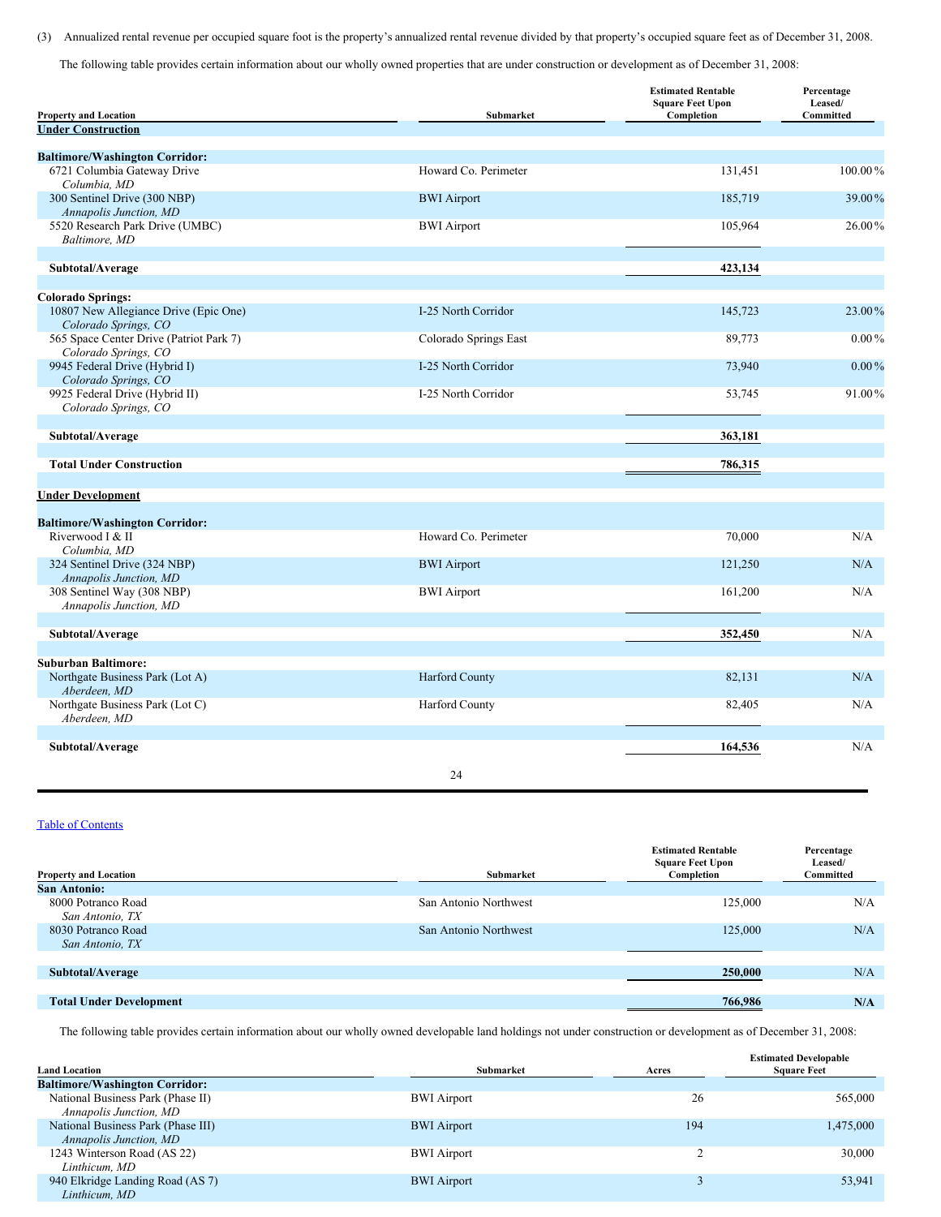(3) Annualized rental revenue per occupied square foot is the property's annualized rental revenue divided by that property's occupied square feet as of December 31, 2008.

The following table provides certain information about our wholly owned properties that are under construction or development as of December 31, 2008:

| Property and Location | Submarket | Estimated Rentable Square Feet Upon Completion | Percentage Leased/ Committed |
|---|---|---|---|
| **Under Construction** | | | |
| **Baltimore/Washington Corridor:** | | | |
| 6721 Columbia Gateway Drive *Columbia, MD* | Howard Co. Perimeter | 131,451 | 100.00% |
| 300 Sentinel Drive (300 NBP) *Annapolis Junction, MD* | BWI Airport | 185,719 | 39.00% |
| 5520 Research Park Drive (UMBC) *Baltimore, MD* | BWI Airport | 105,964 | 26.00% |
| **Subtotal/Average** | | **423,134** | |
| **Colorado Springs:** | | | |
| 10807 New Allegiance Drive (Epic One) *Colorado Springs, CO* | I-25 North Corridor | 145,723 | 23.00% |
| 565 Space Center Drive (Patriot Park 7) *Colorado Springs, CO* | Colorado Springs East | 89,773 | 0.00% |
| 9945 Federal Drive (Hybrid I) *Colorado Springs, CO* | I-25 North Corridor | 73,940 | 0.00% |
| 9925 Federal Drive (Hybrid II) *Colorado Springs, CO* | I-25 North Corridor | 53,745 | 91.00% |
| **Subtotal/Average** | | **363,181** | |
| **Total Under Construction** | | **786,315** | |
| **Under Development** | | | |
| **Baltimore/Washington Corridor:** | | | |
| Riverwood I & II *Columbia, MD* | Howard Co. Perimeter | 70,000 | N/A |
| 324 Sentinel Drive (324 NBP) *Annapolis Junction, MD* | BWI Airport | 121,250 | N/A |
| 308 Sentinel Way (308 NBP) *Annapolis Junction, MD* | BWI Airport | 161,200 | N/A |
| **Subtotal/Average** | | **352,450** | N/A |
| **Suburban Baltimore:** | | | |
| Northgate Business Park (Lot A) *Aberdeen, MD* | Harford County | 82,131 | N/A |
| Northgate Business Park (Lot C) *Aberdeen, MD* | Harford County | 82,405 | N/A |
| **Subtotal/Average** | | **164,536** | N/A |
| **San Antonio:** | | | |
| 8000 Potranco Road *San Antonio, TX* | San Antonio Northwest | 125,000 | N/A |
| 8030 Potranco Road *San Antonio, TX* | San Antonio Northwest | 125,000 | N/A |
| **Subtotal/Average** | | **250,000** | N/A |
| **Total Under Development** | | **766,986** | **N/A** |

The following table provides certain information about our wholly owned developable land holdings not under construction or development as of December 31, 2008:

| Land Location | Submarket | Acres | Estimated Developable Square Feet |
|---|---|---|---|
| **Baltimore/Washington Corridor:** | | | |
| National Business Park (Phase II) *Annapolis Junction, MD* | BWI Airport | 26 | 565,000 |
| National Business Park (Phase III) *Annapolis Junction, MD* | BWI Airport | 194 | 1,475,000 |
| 1243 Winterson Road (AS 22) *Linthicum, MD* | BWI Airport | 2 | 30,000 |
| 940 Elkridge Landing Road (AS 7) *Linthicum, MD* | BWI Airport | 3 | 53,941 |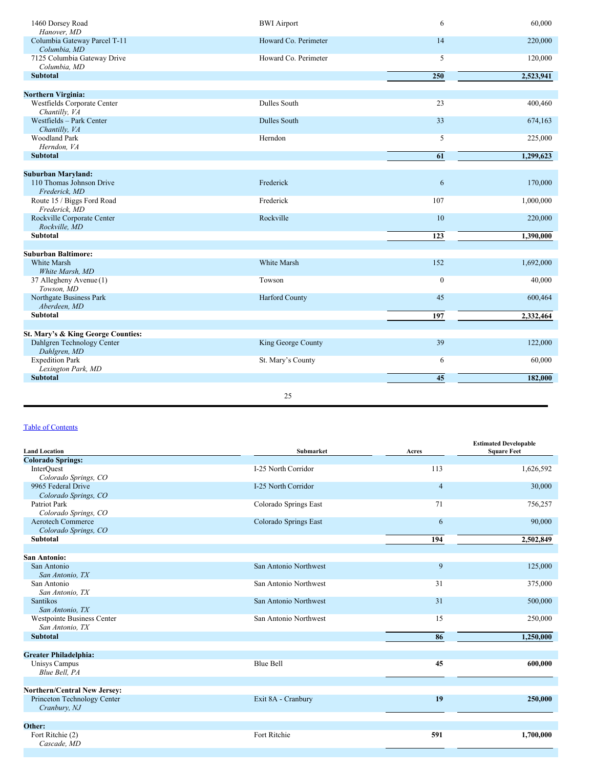| | | | |
|---|---|---|---|
| 1460 Dorsey Road *Hanover, MD* | BWI Airport | 6 | 60,000 |
| Columbia Gateway Parcel T-11 *Columbia, MD* | Howard Co. Perimeter | 14 | 220,000 |
| 7125 Columbia Gateway Drive *Columbia, MD* | Howard Co. Perimeter | 5 | 120,000 |
| **Subtotal** | | **250** | **2,523,941** |
| **Northern Virginia:** | | | |
| Westfields Corporate Center *Chantilly, VA* | Dulles South | 23 | 400,460 |
| Westfields – Park Center *Chantilly, VA* | Dulles South | 33 | 674,163 |
| Woodland Park *Herndon, VA* | Herndon | 5 | 225,000 |
| **Subtotal** | | **61** | **1,299,623** |
| **Suburban Maryland:** | | | |
| 110 Thomas Johnson Drive *Frederick, MD* | Frederick | 6 | 170,000 |
| Route 15 / Biggs Ford Road *Frederick, MD* | Frederick | 107 | 1,000,000 |
| Rockville Corporate Center *Rockville, MD* | Rockville | 10 | 220,000 |
| **Subtotal** | | **123** | **1,390,000** |
| **Suburban Baltimore:** | | | |
| White Marsh *White Marsh, MD* | White Marsh | 152 | 1,692,000 |
| 37 Allegheny Avenue (1) *Towson, MD* | Towson | 0 | 40,000 |
| Northgate Business Park *Aberdeen, MD* | Harford County | 45 | 600,464 |
| **Subtotal** | | **197** | **2,332,464** |
| **St. Mary's & King George Counties:** | | | |
| Dahlgren Technology Center *Dahlgren, MD* | King George County | 39 | 122,000 |
| Expedition Park *Lexington Park, MD* | St. Mary's County | 6 | 60,000 |
| **Subtotal** | | **45** | **182,000** |

[Table of Contents](#)

| Land Location | Submarket | Acres | Estimated Developable Square Feet |
|---|---|---|---|
| **Colorado Springs:** | | | |
| InterQuest *Colorado Springs, CO* | I-25 North Corridor | 113 | 1,626,592 |
| 9965 Federal Drive *Colorado Springs, CO* | I-25 North Corridor | 4 | 30,000 |
| Patriot Park *Colorado Springs, CO* | Colorado Springs East | 71 | 756,257 |
| Aerotech Commerce *Colorado Springs, CO* | Colorado Springs East | 6 | 90,000 |
| **Subtotal** | | **194** | **2,502,849** |
| **San Antonio:** | | | |
| San Antonio *San Antonio, TX* | San Antonio Northwest | 9 | 125,000 |
| San Antonio *San Antonio, TX* | San Antonio Northwest | 31 | 375,000 |
| Santikos *San Antonio, TX* | San Antonio Northwest | 31 | 500,000 |
| Westpointe Business Center *San Antonio, TX* | San Antonio Northwest | 15 | 250,000 |
| **Subtotal** | | **86** | **1,250,000** |
| **Greater Philadelphia:** | | | |
| Unisys Campus *Blue Bell, PA* | Blue Bell | **45** | **600,000** |
| **Northern/Central New Jersey:** | | | |
| Princeton Technology Center *Cranbury, NJ* | Exit 8A - Cranbury | **19** | **250,000** |
| **Other:** | | | |
| Fort Ritchie (2) *Cascade, MD* | Fort Ritchie | **591** | **1,700,000** |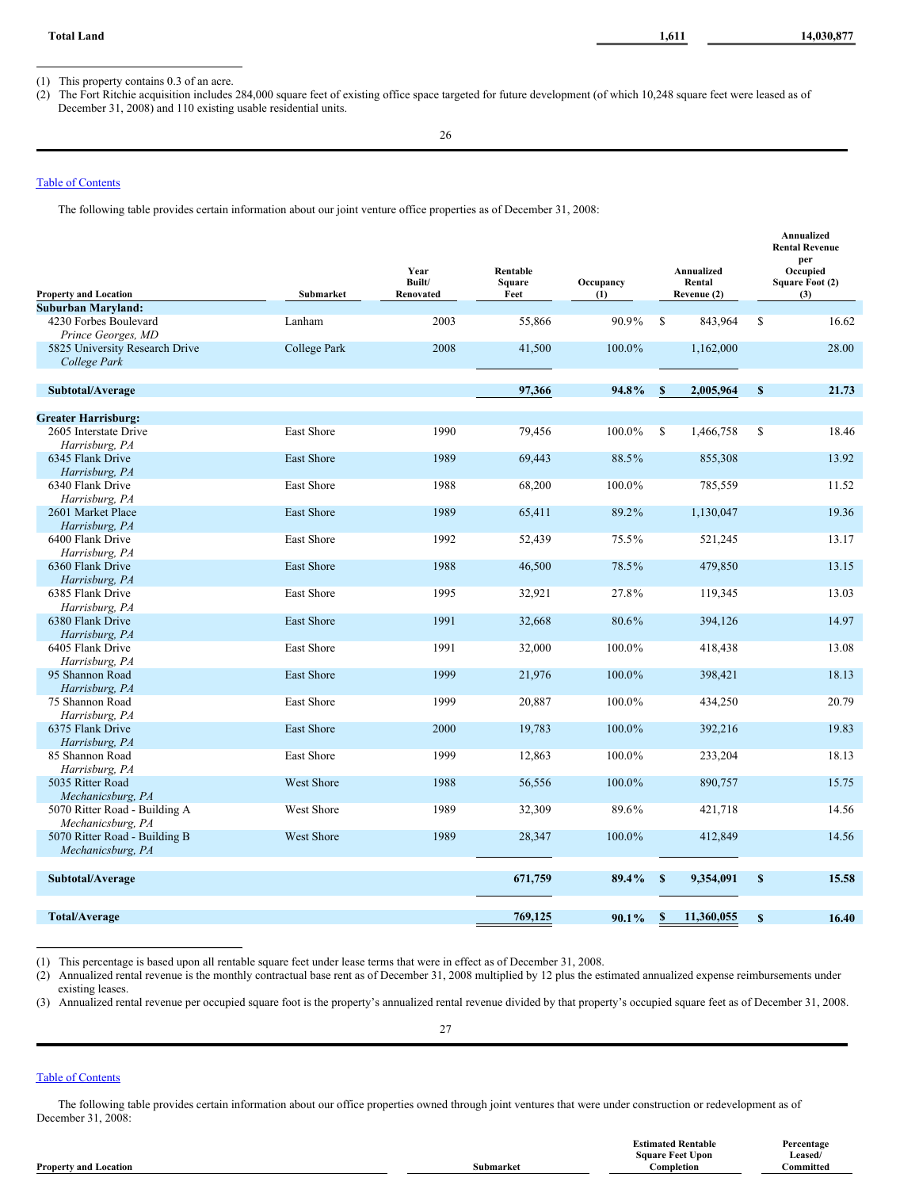| | | |
|---|---|---|
| **Total Land** | **1,611** | **14,030,877** |

(1) This property contains 0.3 of an acre.
(2) The Fort Ritchie acquisition includes 284,000 square feet of existing office space targeted for future development (of which 10,248 square feet were leased as of December 31, 2008) and 110 existing usable residential units.

Table of Contents

The following table provides certain information about our joint venture office properties as of December 31, 2008:

| Property and Location | Submarket | Year Built/ Renovated | Rentable Square Feet | Occupancy (1) | Annualized Rental Revenue (2) | Annualized Rental Revenue per Occupied Square Foot (2) (3) |
|---|---|---|---|---|---|---|
| **Suburban Maryland:** | | | | | | |
| 4230 Forbes Boulevard *Prince Georges, MD* | Lanham | 2003 | 55,866 | 90.9% | $ 843,964 | $ 16.62 |
| 5825 University Research Drive *College Park* | College Park | 2008 | 41,500 | 100.0% | 1,162,000 | 28.00 |
| **Subtotal/Average** | | | **97,366** | **94.8%** | **$ 2,005,964** | **$ 21.73** |
| **Greater Harrisburg:** | | | | | | |
| 2605 Interstate Drive *Harrisburg, PA* | East Shore | 1990 | 79,456 | 100.0% | $ 1,466,758 | $ 18.46 |
| 6345 Flank Drive *Harrisburg, PA* | East Shore | 1989 | 69,443 | 88.5% | 855,308 | 13.92 |
| 6340 Flank Drive *Harrisburg, PA* | East Shore | 1988 | 68,200 | 100.0% | 785,559 | 11.52 |
| 2601 Market Place *Harrisburg, PA* | East Shore | 1989 | 65,411 | 89.2% | 1,130,047 | 19.36 |
| 6400 Flank Drive *Harrisburg, PA* | East Shore | 1992 | 52,439 | 75.5% | 521,245 | 13.17 |
| 6360 Flank Drive *Harrisburg, PA* | East Shore | 1988 | 46,500 | 78.5% | 479,850 | 13.15 |
| 6385 Flank Drive *Harrisburg, PA* | East Shore | 1995 | 32,921 | 27.8% | 119,345 | 13.03 |
| 6380 Flank Drive *Harrisburg, PA* | East Shore | 1991 | 32,668 | 80.6% | 394,126 | 14.97 |
| 6405 Flank Drive *Harrisburg, PA* | East Shore | 1991 | 32,000 | 100.0% | 418,438 | 13.08 |
| 95 Shannon Road *Harrisburg, PA* | East Shore | 1999 | 21,976 | 100.0% | 398,421 | 18.13 |
| 75 Shannon Road *Harrisburg, PA* | East Shore | 1999 | 20,887 | 100.0% | 434,250 | 20.79 |
| 6375 Flank Drive *Harrisburg, PA* | East Shore | 2000 | 19,783 | 100.0% | 392,216 | 19.83 |
| 85 Shannon Road *Harrisburg, PA* | East Shore | 1999 | 12,863 | 100.0% | 233,204 | 18.13 |
| 5035 Ritter Road *Mechanicsburg, PA* | West Shore | 1988 | 56,556 | 100.0% | 890,757 | 15.75 |
| 5070 Ritter Road - Building A *Mechanicsburg, PA* | West Shore | 1989 | 32,309 | 89.6% | 421,718 | 14.56 |
| 5070 Ritter Road - Building B *Mechanicsburg, PA* | West Shore | 1989 | 28,347 | 100.0% | 412,849 | 14.56 |
| **Subtotal/Average** | | | **671,759** | **89.4%** | **$ 9,354,091** | **$ 15.58** |
| **Total/Average** | | | **769,125** | **90.1%** | **$ 11,360,055** | **$ 16.40** |

(1) This percentage is based upon all rentable square feet under lease terms that were in effect as of December 31, 2008.
(2) Annualized rental revenue is the monthly contractual base rent as of December 31, 2008 multiplied by 12 plus the estimated annualized expense reimbursements under existing leases.
(3) Annualized rental revenue per occupied square foot is the property's annualized rental revenue divided by that property's occupied square feet as of December 31, 2008.

Table of Contents

The following table provides certain information about our office properties owned through joint ventures that were under construction or redevelopment as of December 31, 2008:

| Property and Location | Submarket | Estimated Rentable Square Feet Upon Completion | Percentage Leased/ Committed |
|---|---|---|---|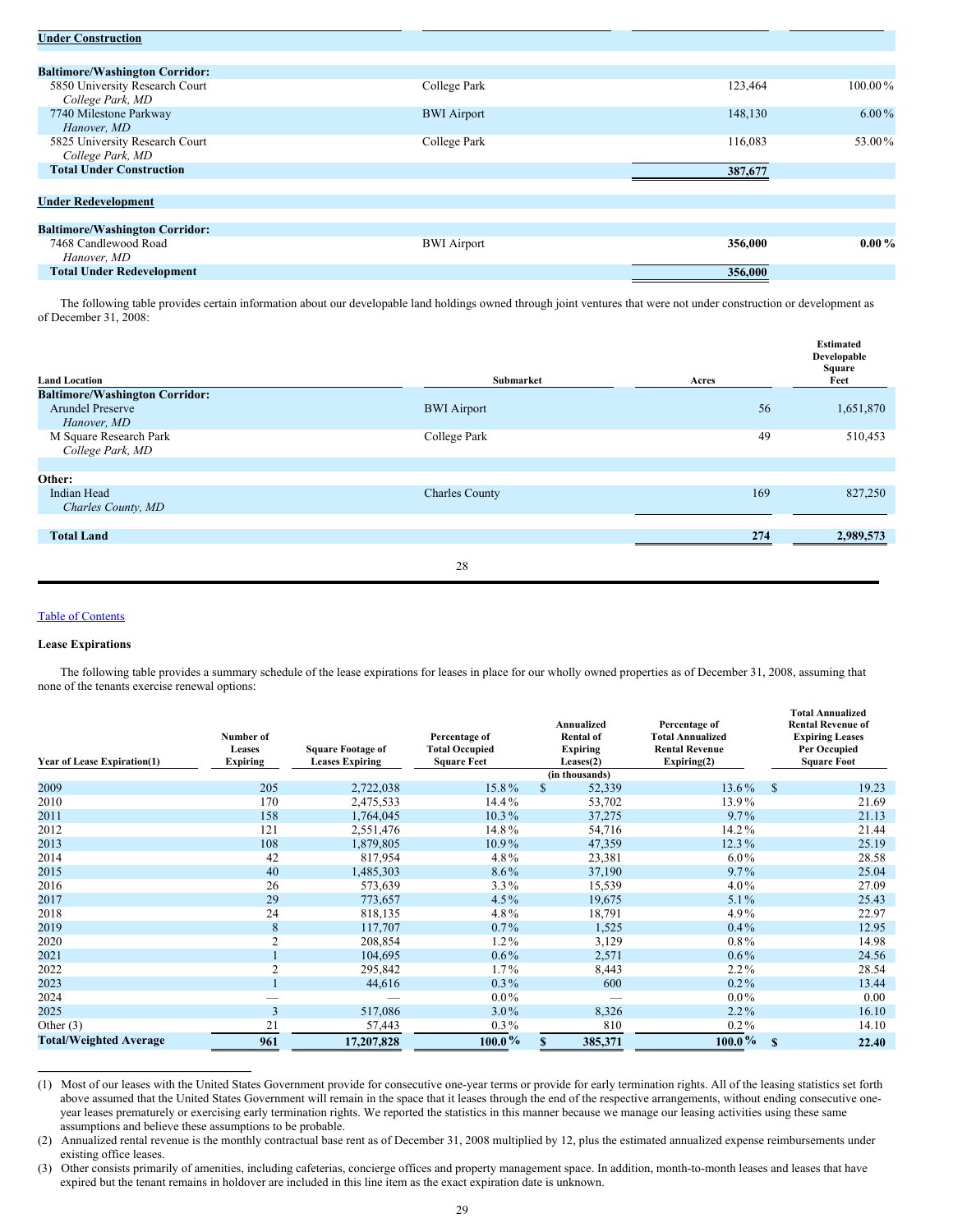| | | | |
|---|---|---|---|
| **Under Construction** | | | |
| **Baltimore/Washington Corridor:** | | | |
| 5850 University Research Court *College Park, MD* | College Park | 123,464 | 100.00% |
| 7740 Milestone Parkway *Hanover, MD* | BWI Airport | 148,130 | 6.00% |
| 5825 University Research Court *College Park, MD* | College Park | 116,083 | 53.00% |
| **Total Under Construction** | | **387,677** | |
| **Under Redevelopment** | | | |
| **Baltimore/Washington Corridor:** | | | |
| 7468 Candlewood Road *Hanover, MD* | BWI Airport | **356,000** | **0.00%** |
| **Total Under Redevelopment** | | **356,000** | |

The following table provides certain information about our developable land holdings owned through joint ventures that were not under construction or development as of December 31, 2008:

| Land Location | Submarket | Acres | Estimated Developable Square Feet |
|---|---|---|---|
| **Baltimore/Washington Corridor:** | | | |
| Arundel Preserve *Hanover, MD* | BWI Airport | 56 | 1,651,870 |
| M Square Research Park *College Park, MD* | College Park | 49 | 510,453 |
| **Other:** | | | |
| Indian Head *Charles County, MD* | Charles County | 169 | 827,250 |
| **Total Land** | | **274** | **2,989,573** |

**Lease Expirations**

The following table provides a summary schedule of the lease expirations for leases in place for our wholly owned properties as of December 31, 2008, assuming that none of the tenants exercise renewal options:

| Year of Lease Expiration(1) | Number of Leases Expiring | Square Footage of Leases Expiring | Percentage of Total Occupied Square Feet | Annualized Rental of Expiring Leases(2) (in thousands) | Percentage of Total Annualized Rental Revenue Expiring(2) | Total Annualized Rental Revenue of Expiring Leases Per Occupied Square Foot |
|---|---|---|---|---|---|---|
| 2009 | 205 | 2,722,038 | 15.8% | $ 52,339 | 13.6% | $ 19.23 |
| 2010 | 170 | 2,475,533 | 14.4% | 53,702 | 13.9% | 21.69 |
| 2011 | 158 | 1,764,045 | 10.3% | 37,275 | 9.7% | 21.13 |
| 2012 | 121 | 2,551,476 | 14.8% | 54,716 | 14.2% | 21.44 |
| 2013 | 108 | 1,879,805 | 10.9% | 47,359 | 12.3% | 25.19 |
| 2014 | 42 | 817,954 | 4.8% | 23,381 | 6.0% | 28.58 |
| 2015 | 40 | 1,485,303 | 8.6% | 37,190 | 9.7% | 25.04 |
| 2016 | 26 | 573,639 | 3.3% | 15,539 | 4.0% | 27.09 |
| 2017 | 29 | 773,657 | 4.5% | 19,675 | 5.1% | 25.43 |
| 2018 | 24 | 818,135 | 4.8% | 18,791 | 4.9% | 22.97 |
| 2019 | 8 | 117,707 | 0.7% | 1,525 | 0.4% | 12.95 |
| 2020 | 2 | 208,854 | 1.2% | 3,129 | 0.8% | 14.98 |
| 2021 | 1 | 104,695 | 0.6% | 2,571 | 0.6% | 24.56 |
| 2022 | 2 | 295,842 | 1.7% | 8,443 | 2.2% | 28.54 |
| 2023 | 1 | 44,616 | 0.3% | 600 | 0.2% | 13.44 |
| 2024 | — | — | 0.0% | — | 0.0% | 0.00 |
| 2025 | 3 | 517,086 | 3.0% | 8,326 | 2.2% | 16.10 |
| Other (3) | 21 | 57,443 | 0.3% | 810 | 0.2% | 14.10 |
| **Total/Weighted Average** | **961** | **17,207,828** | **100.0%** | **$ 385,371** | **100.0%** | **$ 22.40** |

(1) Most of our leases with the United States Government provide for consecutive one-year terms or provide for early termination rights. All of the leasing statistics set forth above assumed that the United States Government will remain in the space that it leases through the end of the respective arrangements, without ending consecutive one-year leases prematurely or exercising early termination rights. We reported the statistics in this manner because we manage our leasing activities using these same assumptions and believe these assumptions to be probable.

(2) Annualized rental revenue is the monthly contractual base rent as of December 31, 2008 multiplied by 12, plus the estimated annualized expense reimbursements under existing office leases.

(3) Other consists primarily of amenities, including cafeterias, concierge offices and property management space. In addition, month-to-month leases and leases that have expired but the tenant remains in holdover are included in this line item as the exact expiration date is unknown.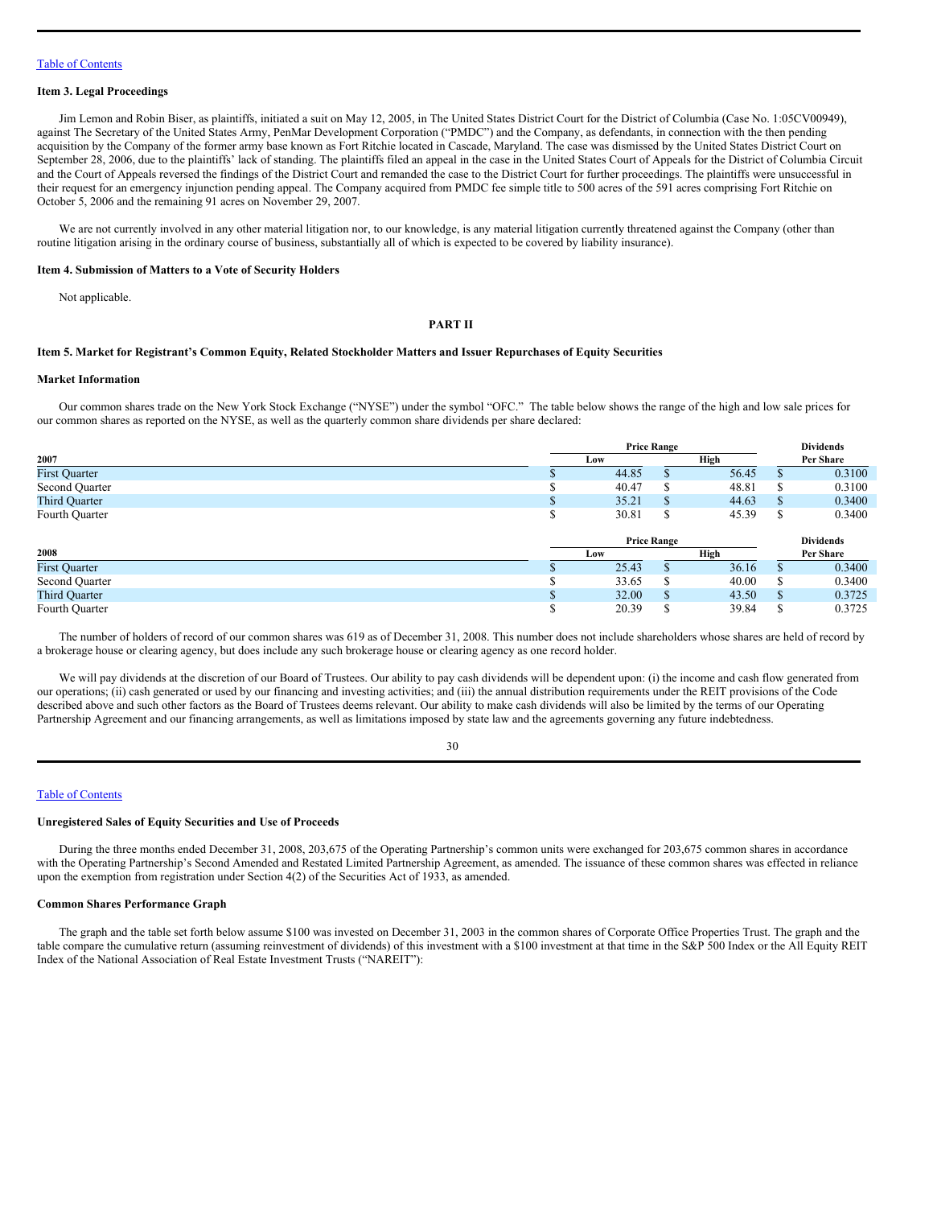[Table of Contents](#)

**Item 3. Legal Proceedings**

Jim Lemon and Robin Biser, as plaintiffs, initiated a suit on May 12, 2005, in The United States District Court for the District of Columbia (Case No. 1:05CV00949), against The Secretary of the United States Army, PenMar Development Corporation ("PMDC") and the Company, as defendants, in connection with the then pending acquisition by the Company of the former army base known as Fort Ritchie located in Cascade, Maryland. The case was dismissed by the United States District Court on September 28, 2006, due to the plaintiffs' lack of standing. The plaintiffs filed an appeal in the case in the United States Court of Appeals for the District of Columbia Circuit and the Court of Appeals reversed the findings of the District Court and remanded the case to the District Court for further proceedings. The plaintiffs were unsuccessful in their request for an emergency injunction pending appeal. The Company acquired from PMDC fee simple title to 500 acres of the 591 acres comprising Fort Ritchie on October 5, 2006 and the remaining 91 acres on November 29, 2007.

We are not currently involved in any other material litigation nor, to our knowledge, is any material litigation currently threatened against the Company (other than routine litigation arising in the ordinary course of business, substantially all of which is expected to be covered by liability insurance).

**Item 4. Submission of Matters to a Vote of Security Holders**

Not applicable.

**PART II**

**Item 5. Market for Registrant's Common Equity, Related Stockholder Matters and Issuer Repurchases of Equity Securities**

**Market Information**

Our common shares trade on the New York Stock Exchange ("NYSE") under the symbol "OFC." The table below shows the range of the high and low sale prices for our common shares as reported on the NYSE, as well as the quarterly common share dividends per share declared:

| | Price Range | | Dividends |
|---|---|---|---|
| **2007** | **Low** | **High** | **Per Share** |
| First Quarter | $ 44.85 | $ 56.45 | $ 0.3100 |
| Second Quarter | $ 40.47 | $ 48.81 | $ 0.3100 |
| Third Quarter | $ 35.21 | $ 44.63 | $ 0.3400 |
| Fourth Quarter | $ 30.81 | $ 45.39 | $ 0.3400 |

| | Price Range | | Dividends |
|---|---|---|---|
| **2008** | **Low** | **High** | **Per Share** |
| First Quarter | $ 25.43 | $ 36.16 | $ 0.3400 |
| Second Quarter | $ 33.65 | $ 40.00 | $ 0.3400 |
| Third Quarter | $ 32.00 | $ 43.50 | $ 0.3725 |
| Fourth Quarter | $ 20.39 | $ 39.84 | $ 0.3725 |

The number of holders of record of our common shares was 619 as of December 31, 2008. This number does not include shareholders whose shares are held of record by a brokerage house or clearing agency, but does include any such brokerage house or clearing agency as one record holder.

We will pay dividends at the discretion of our Board of Trustees. Our ability to pay cash dividends will be dependent upon: (i) the income and cash flow generated from our operations; (ii) cash generated or used by our financing and investing activities; and (iii) the annual distribution requirements under the REIT provisions of the Code described above and such other factors as the Board of Trustees deems relevant. Our ability to make cash dividends will also be limited by the terms of our Operating Partnership Agreement and our financing arrangements, as well as limitations imposed by state law and the agreements governing any future indebtedness.

[Table of Contents](#)

**Unregistered Sales of Equity Securities and Use of Proceeds**

During the three months ended December 31, 2008, 203,675 of the Operating Partnership's common units were exchanged for 203,675 common shares in accordance with the Operating Partnership's Second Amended and Restated Limited Partnership Agreement, as amended. The issuance of these common shares was effected in reliance upon the exemption from registration under Section 4(2) of the Securities Act of 1933, as amended.

**Common Shares Performance Graph**

The graph and the table set forth below assume $100 was invested on December 31, 2003 in the common shares of Corporate Office Properties Trust. The graph and the table compare the cumulative return (assuming reinvestment of dividends) of this investment with a $100 investment at that time in the S&P 500 Index or the All Equity REIT Index of the National Association of Real Estate Investment Trusts ("NAREIT"):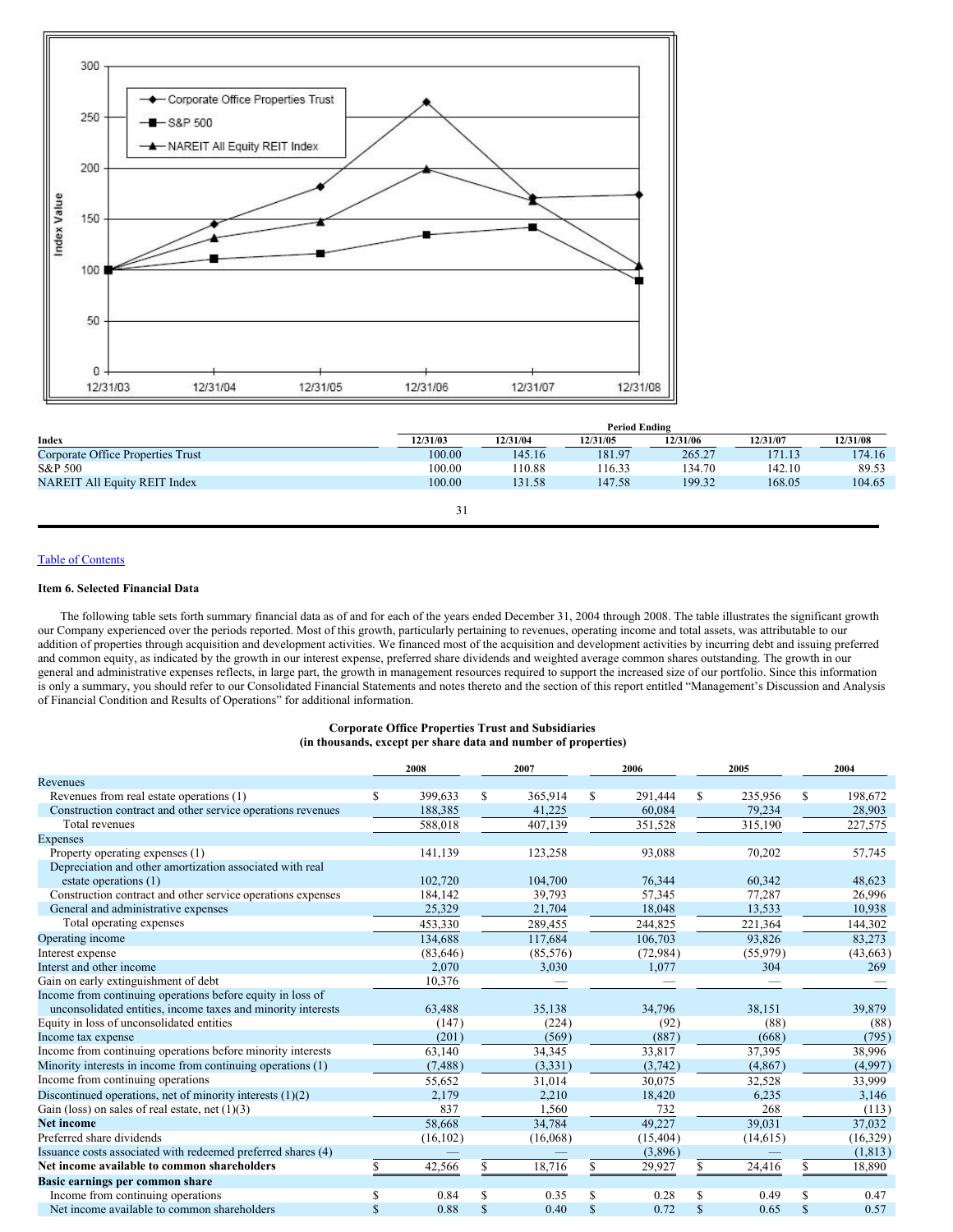300
250
200
150
100
50
0

Index Value

Corporate Office Properties Trust
S&P 500
NAREIT All Equity REIT Index

12/31/03
12/31/04
12/31/05
12/31/06
12/31/07
12/31/08

| Index | Period Ending | | | | | |
|---|---|---|---|---|---|---|
| | 12/31/03 | 12/31/04 | 12/31/05 | 12/31/06 | 12/31/07 | 12/31/08 |
| Corporate Office Properties Trust | 100.00 | 145.16 | 181.97 | 265.27 | 171.13 | 174.16 |
| S&P 500 | 100.00 | 110.88 | 116.33 | 134.70 | 142.10 | 89.53 |
| NAREIT All Equity REIT Index | 100.00 | 131.58 | 147.58 | 199.32 | 168.05 | 104.65 |

Table of Contents

### Item 6. Selected Financial Data

The following table sets forth summary financial data as of and for each of the years ended December 31, 2004 through 2008. The table illustrates the significant growth our Company experienced over the periods reported. Most of this growth, particularly pertaining to revenues, operating income and total assets, was attributable to our addition of properties through acquisition and development activities. We financed most of the acquisition and development activities by incurring debt and issuing preferred and common equity, as indicated by the growth in our interest expense, preferred share dividends and weighted average common shares outstanding. The growth in our general and administrative expenses reflects, in large part, the growth in management resources required to support the increased size of our portfolio. Since this information is only a summary, you should refer to our Consolidated Financial Statements and notes thereto and the section of this report entitled "Management's Discussion and Analysis of Financial Condition and Results of Operations" for additional information.

**Corporate Office Properties Trust and Subsidiaries**
**(in thousands, except per share data and number of properties)**

| | 2008 | 2007 | 2006 | 2005 | 2004 |
|---|---|---|---|---|---|
| Revenues | | | | | |
| Revenues from real estate operations (1) | $ 399,633 | $ 365,914 | $ 291,444 | $ 235,956 | $ 198,672 |
| Construction contract and other service operations revenues | 188,385 | 41,225 | 60,084 | 79,234 | 28,903 |
| Total revenues | 588,018 | 407,139 | 351,528 | 315,190 | 227,575 |
| Expenses | | | | | |
| Property operating expenses (1) | 141,139 | 123,258 | 93,088 | 70,202 | 57,745 |
| Depreciation and other amortization associated with real estate operations (1) | 102,720 | 104,700 | 76,344 | 60,342 | 48,623 |
| Construction contract and other service operations expenses | 184,142 | 39,793 | 57,345 | 77,287 | 26,996 |
| General and administrative expenses | 25,329 | 21,704 | 18,048 | 13,533 | 10,938 |
| Total operating expenses | 453,330 | 289,455 | 244,825 | 221,364 | 144,302 |
| Operating income | 134,688 | 117,684 | 106,703 | 93,826 | 83,273 |
| Interest expense | (83,646) | (85,576) | (72,984) | (55,979) | (43,663) |
| Interest and other income | 2,070 | 3,030 | 1,077 | 304 | 269 |
| Gain on early extinguishment of debt | 10,376 | — | — | — | — |
| Income from continuing operations before equity in loss of unconsolidated entities, income taxes and minority interests | 63,488 | 35,138 | 34,796 | 38,151 | 39,879 |
| Equity in loss of unconsolidated entities | (147) | (224) | (92) | (88) | (88) |
| Income tax expense | (201) | (569) | (887) | (668) | (795) |
| Income from continuing operations before minority interests | 63,140 | 34,345 | 33,817 | 37,395 | 38,996 |
| Minority interests in income from continuing operations (1) | (7,488) | (3,331) | (3,742) | (4,867) | (4,997) |
| Income from continuing operations | 55,652 | 31,014 | 30,075 | 32,528 | 33,999 |
| Discontinued operations, net of minority interests (1)(2) | 2,179 | 2,210 | 18,420 | 6,235 | 3,146 |
| Gain (loss) on sales of real estate, net (1)(3) | 837 | 1,560 | 732 | 268 | (113) |
| **Net income** | 58,668 | 34,784 | 49,227 | 39,031 | 37,032 |
| Preferred share dividends | (16,102) | (16,068) | (15,404) | (14,615) | (16,329) |
| Issuance costs associated with redeemed preferred shares (4) | — | — | (3,896) | — | (1,813) |
| **Net income available to common shareholders** | $ 42,566 | $ 18,716 | $ 29,927 | $ 24,416 | $ 18,890 |
| **Basic earnings per common share** | | | | | |
| Income from continuing operations | $ 0.84 | $ 0.35 | $ 0.28 | $ 0.49 | $ 0.47 |
| Net income available to common shareholders | $ 0.88 | $ 0.40 | $ 0.72 | $ 0.65 | $ 0.57 |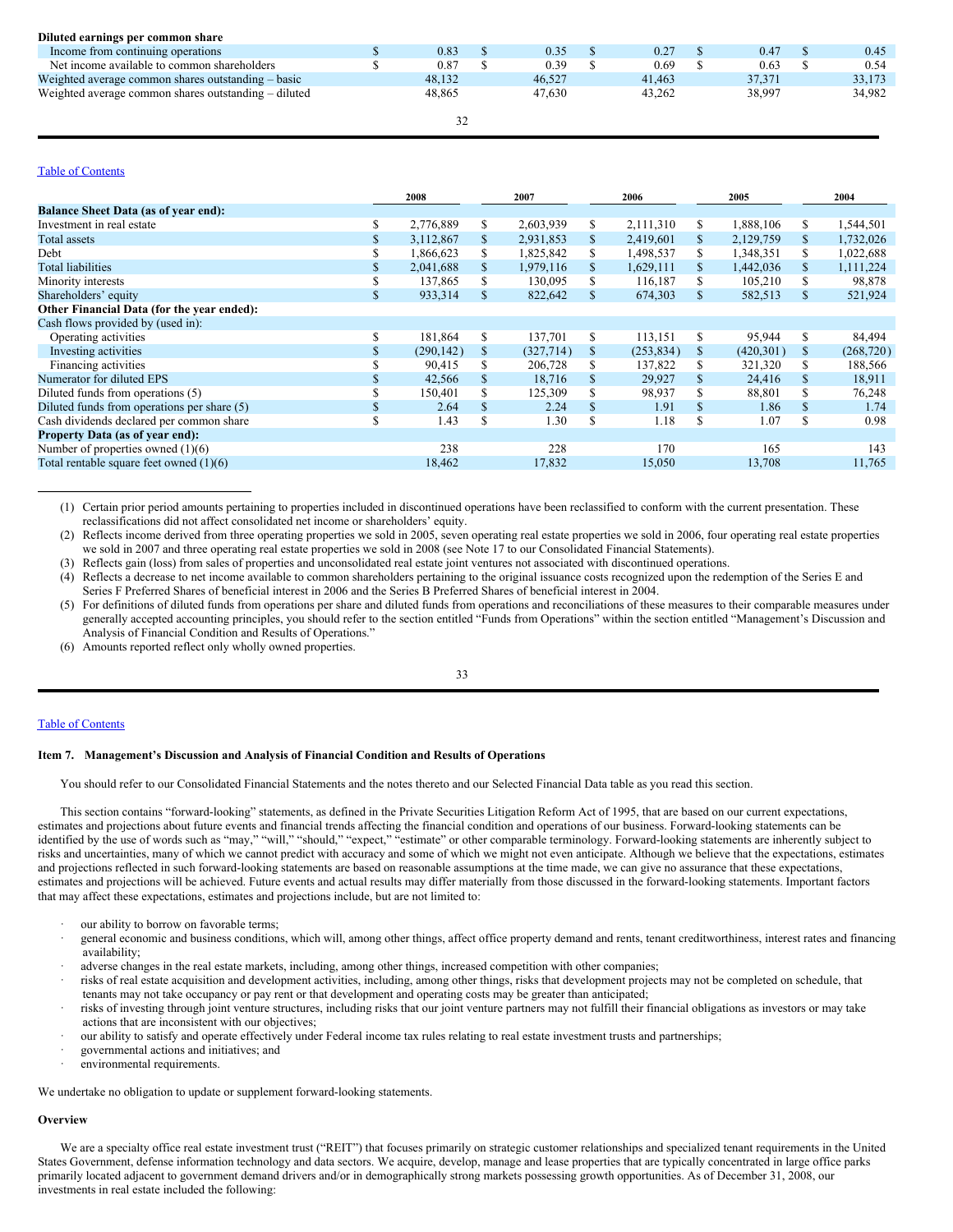| | | | | | |
|---|---|---|---|---|---|
| **Diluted earnings per common share** | | | | | |
| Income from continuing operations | $ 0.83 | $ 0.35 | $ 0.27 | $ 0.47 | $ 0.45 |
| Net income available to common shareholders | $ 0.87 | $ 0.39 | $ 0.69 | $ 0.63 | $ 0.54 |
| Weighted average common shares outstanding – basic | 48,132 | 46,527 | 41,463 | 37,371 | 33,173 |
| Weighted average common shares outstanding – diluted | 48,865 | 47,630 | 43,262 | 38,997 | 34,982 |

[Table of Contents](#)

| | 2008 | 2007 | 2006 | 2005 | 2004 |
|---|---|---|---|---|---|
| **Balance Sheet Data (as of year end):** | | | | | |
| Investment in real estate | $ 2,776,889 | $ 2,603,939 | $ 2,111,310 | $ 1,888,106 | $ 1,544,501 |
| Total assets | $ 3,112,867 | $ 2,931,853 | $ 2,419,601 | $ 2,129,759 | $ 1,732,026 |
| Debt | $ 1,866,623 | $ 1,825,842 | $ 1,498,537 | $ 1,348,351 | $ 1,022,688 |
| Total liabilities | $ 2,041,688 | $ 1,979,116 | $ 1,629,111 | $ 1,442,036 | $ 1,111,224 |
| Minority interests | $ 137,865 | $ 130,095 | $ 116,187 | $ 105,210 | $ 98,878 |
| Shareholders' equity | $ 933,314 | $ 822,642 | $ 674,303 | $ 582,513 | $ 521,924 |
| **Other Financial Data (for the year ended):** | | | | | |
| Cash flows provided by (used in): | | | | | |
| Operating activities | $ 181,864 | $ 137,701 | $ 113,151 | $ 95,944 | $ 84,494 |
| Investing activities | $ (290,142) | $ (327,714) | $ (253,834) | $ (420,301) | $ (268,720) |
| Financing activities | $ 90,415 | $ 206,728 | $ 137,822 | $ 321,320 | $ 188,566 |
| Numerator for diluted EPS | $ 42,566 | $ 18,716 | $ 29,927 | $ 24,416 | $ 18,911 |
| Diluted funds from operations (5) | $ 150,401 | $ 125,309 | $ 98,937 | $ 88,801 | $ 76,248 |
| Diluted funds from operations per share (5) | $ 2.64 | $ 2.24 | $ 1.91 | $ 1.86 | $ 1.74 |
| Cash dividends declared per common share | $ 1.43 | $ 1.30 | $ 1.18 | $ 1.07 | $ 0.98 |
| **Property Data (as of year end):** | | | | | |
| Number of properties owned (1)(6) | 238 | 228 | 170 | 165 | 143 |
| Total rentable square feet owned (1)(6) | 18,462 | 17,832 | 15,050 | 13,708 | 11,765 |

(1) Certain prior period amounts pertaining to properties included in discontinued operations have been reclassified to conform with the current presentation. These reclassifications did not affect consolidated net income or shareholders' equity.

(2) Reflects income derived from three operating properties we sold in 2005, seven operating real estate properties we sold in 2006, four operating real estate properties we sold in 2007 and three operating real estate properties we sold in 2008 (see Note 17 to our Consolidated Financial Statements).

(3) Reflects gain (loss) from sales of properties and unconsolidated real estate joint ventures not associated with discontinued operations.

(4) Reflects a decrease to net income available to common shareholders pertaining to the original issuance costs recognized upon the redemption of the Series E and Series F Preferred Shares of beneficial interest in 2006 and the Series B Preferred Shares of beneficial interest in 2004.

(5) For definitions of diluted funds from operations per share and diluted funds from operations and reconciliations of these measures to their comparable measures under generally accepted accounting principles, you should refer to the section entitled "Funds from Operations" within the section entitled "Management's Discussion and Analysis of Financial Condition and Results of Operations."

(6) Amounts reported reflect only wholly owned properties.

[Table of Contents](#)

### Item 7. Management's Discussion and Analysis of Financial Condition and Results of Operations

You should refer to our Consolidated Financial Statements and the notes thereto and our Selected Financial Data table as you read this section.

This section contains "forward-looking" statements, as defined in the Private Securities Litigation Reform Act of 1995, that are based on our current expectations, estimates and projections about future events and financial trends affecting the financial condition and operations of our business. Forward-looking statements can be identified by the use of words such as "may," "will," "should," "expect," "estimate" or other comparable terminology. Forward-looking statements are inherently subject to risks and uncertainties, many of which we cannot predict with accuracy and some of which we might not even anticipate. Although we believe that the expectations, estimates and projections reflected in such forward-looking statements are based on reasonable assumptions at the time made, we can give no assurance that these expectations, estimates and projections will be achieved. Future events and actual results may differ materially from those discussed in the forward-looking statements. Important factors that may affect these expectations, estimates and projections include, but are not limited to:

- our ability to borrow on favorable terms;
- general economic and business conditions, which will, among other things, affect office property demand and rents, tenant creditworthiness, interest rates and financing availability;
- adverse changes in the real estate markets, including, among other things, increased competition with other companies;
- risks of real estate acquisition and development activities, including, among other things, risks that development projects may not be completed on schedule, that tenants may not take occupancy or pay rent or that development and operating costs may be greater than anticipated;
- risks of investing through joint venture structures, including risks that our joint venture partners may not fulfill their financial obligations as investors or may take actions that are inconsistent with our objectives;
- our ability to satisfy and operate effectively under Federal income tax rules relating to real estate investment trusts and partnerships;
- governmental actions and initiatives; and
- environmental requirements.

We undertake no obligation to update or supplement forward-looking statements.

**Overview**

We are a specialty office real estate investment trust ("REIT") that focuses primarily on strategic customer relationships and specialized tenant requirements in the United States Government, defense information technology and data sectors. We acquire, develop, manage and lease properties that are typically concentrated in large office parks primarily located adjacent to government demand drivers and/or in demographically strong markets possessing growth opportunities. As of December 31, 2008, our investments in real estate included the following: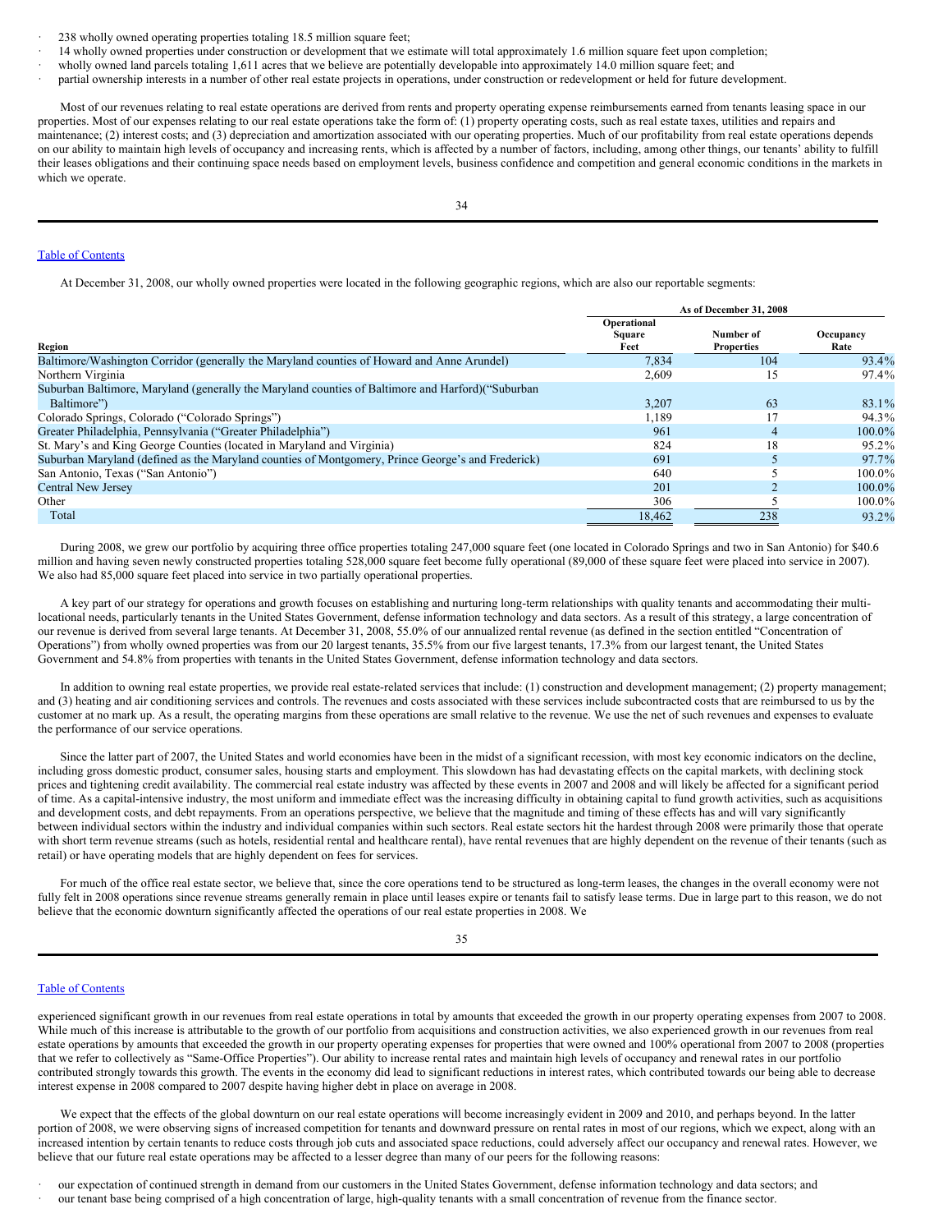- 238 wholly owned operating properties totaling 18.5 million square feet;
- 14 wholly owned properties under construction or development that we estimate will total approximately 1.6 million square feet upon completion;
- wholly owned land parcels totaling 1,611 acres that we believe are potentially developable into approximately 14.0 million square feet; and
- partial ownership interests in a number of other real estate projects in operations, under construction or redevelopment or held for future development.

Most of our revenues relating to real estate operations are derived from rents and property operating expense reimbursements earned from tenants leasing space in our properties. Most of our expenses relating to our real estate operations take the form of: (1) property operating costs, such as real estate taxes, utilities and repairs and maintenance; (2) interest costs; and (3) depreciation and amortization associated with our operating properties. Much of our profitability from real estate operations depends on our ability to maintain high levels of occupancy and increasing rents, which is affected by a number of factors, including, among other things, our tenants' ability to fulfill their leases obligations and their continuing space needs based on employment levels, business confidence and competition and general economic conditions in the markets in which we operate.

Table of Contents

At December 31, 2008, our wholly owned properties were located in the following geographic regions, which are also our reportable segments:

| Region | As of December 31, 2008 Operational Square Feet | Number of Properties | Occupancy Rate |
|---|---|---|---|
| Baltimore/Washington Corridor (generally the Maryland counties of Howard and Anne Arundel) | 7,834 | 104 | 93.4% |
| Northern Virginia | 2,609 | 15 | 97.4% |
| Suburban Baltimore, Maryland (generally the Maryland counties of Baltimore and Harford)("Suburban Baltimore") | 3,207 | 63 | 83.1% |
| Colorado Springs, Colorado ("Colorado Springs") | 1,189 | 17 | 94.3% |
| Greater Philadelphia, Pennsylvania ("Greater Philadelphia") | 961 | 4 | 100.0% |
| St. Mary's and King George Counties (located in Maryland and Virginia) | 824 | 18 | 95.2% |
| Suburban Maryland (defined as the Maryland counties of Montgomery, Prince George's and Frederick) | 691 | 5 | 97.7% |
| San Antonio, Texas ("San Antonio") | 640 | 5 | 100.0% |
| Central New Jersey | 201 | 2 | 100.0% |
| Other | 306 | 5 | 100.0% |
| Total | 18,462 | 238 | 93.2% |

During 2008, we grew our portfolio by acquiring three office properties totaling 247,000 square feet (one located in Colorado Springs and two in San Antonio) for $40.6 million and having seven newly constructed properties totaling 528,000 square feet become fully operational (89,000 of these square feet were placed into service in 2007). We also had 85,000 square feet placed into service in two partially operational properties.

A key part of our strategy for operations and growth focuses on establishing and nurturing long-term relationships with quality tenants and accommodating their multi-locational needs, particularly tenants in the United States Government, defense information technology and data sectors. As a result of this strategy, a large concentration of our revenue is derived from several large tenants. At December 31, 2008, 55.0% of our annualized rental revenue (as defined in the section entitled "Concentration of Operations") from wholly owned properties was from our 20 largest tenants, 35.5% from our five largest tenants, 17.3% from our largest tenant, the United States Government and 54.8% from properties with tenants in the United States Government, defense information technology and data sectors.

In addition to owning real estate properties, we provide real estate-related services that include: (1) construction and development management; (2) property management; and (3) heating and air conditioning services and controls. The revenues and costs associated with these services include subcontracted costs that are reimbursed to us by the customer at no mark up. As a result, the operating margins from these operations are small relative to the revenue. We use the net of such revenues and expenses to evaluate the performance of our service operations.

Since the latter part of 2007, the United States and world economies have been in the midst of a significant recession, with most key economic indicators on the decline, including gross domestic product, consumer sales, housing starts and employment. This slowdown has had devastating effects on the capital markets, with declining stock prices and tightening credit availability. The commercial real estate industry was affected by these events in 2007 and 2008 and will likely be affected for a significant period of time. As a capital-intensive industry, the most uniform and immediate effect was the increasing difficulty in obtaining capital to fund growth activities, such as acquisitions and development costs, and debt repayments. From an operations perspective, we believe that the magnitude and timing of these effects has and will vary significantly between individual sectors within the industry and individual companies within such sectors. Real estate sectors hit the hardest through 2008 were primarily those that operate with short term revenue streams (such as hotels, residential rental and healthcare rental), have rental revenues that are highly dependent on the revenue of their tenants (such as retail) or have operating models that are highly dependent on fees for services.

For much of the office real estate sector, we believe that, since the core operations tend to be structured as long-term leases, the changes in the overall economy were not fully felt in 2008 operations since revenue streams generally remain in place until leases expire or tenants fail to satisfy lease terms. Due in large part to this reason, we do not believe that the economic downturn significantly affected the operations of our real estate properties in 2008. We

Table of Contents

experienced significant growth in our revenues from real estate operations in total by amounts that exceeded the growth in our property operating expenses from 2007 to 2008. While much of this increase is attributable to the growth of our portfolio from acquisitions and construction activities, we also experienced growth in our revenues from real estate operations by amounts that exceeded the growth in our property operating expenses for properties that were owned and 100% operational from 2007 to 2008 (properties that we refer to collectively as "Same-Office Properties"). Our ability to increase rental rates and maintain high levels of occupancy and renewal rates in our portfolio contributed strongly towards this growth. The events in the economy did lead to significant reductions in interest rates, which contributed towards our being able to decrease interest expense in 2008 compared to 2007 despite having higher debt in place on average in 2008.

We expect that the effects of the global downturn on our real estate operations will become increasingly evident in 2009 and 2010, and perhaps beyond. In the latter portion of 2008, we were observing signs of increased competition for tenants and downward pressure on rental rates in most of our regions, which we expect, along with an increased intention by certain tenants to reduce costs through job cuts and associated space reductions, could adversely affect our occupancy and renewal rates. However, we believe that our future real estate operations may be affected to a lesser degree than many of our peers for the following reasons:

- our expectation of continued strength in demand from our customers in the United States Government, defense information technology and data sectors; and
- our tenant base being comprised of a high concentration of large, high-quality tenants with a small concentration of revenue from the finance sector.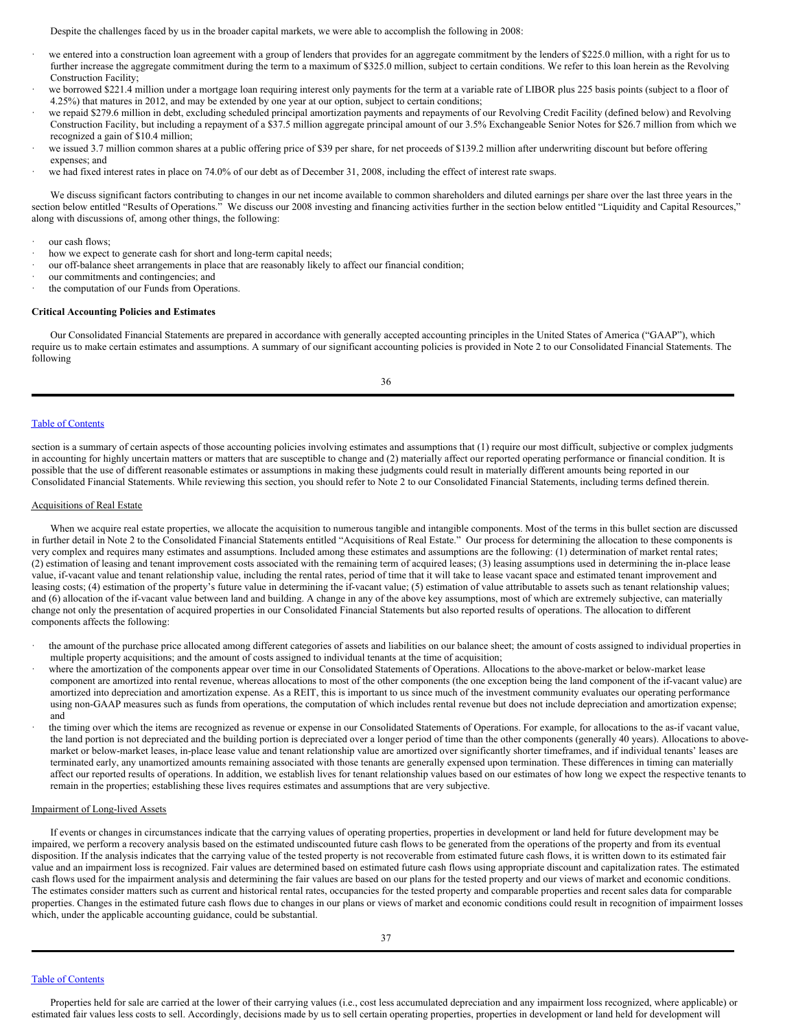Despite the challenges faced by us in the broader capital markets, we were able to accomplish the following in 2008:

- we entered into a construction loan agreement with a group of lenders that provides for an aggregate commitment by the lenders of $225.0 million, with a right for us to further increase the aggregate commitment during the term to a maximum of $325.0 million, subject to certain conditions. We refer to this loan herein as the Revolving Construction Facility;
- we borrowed $221.4 million under a mortgage loan requiring interest only payments for the term at a variable rate of LIBOR plus 225 basis points (subject to a floor of 4.25%) that matures in 2012, and may be extended by one year at our option, subject to certain conditions;
- we repaid $279.6 million in debt, excluding scheduled principal amortization payments and repayments of our Revolving Credit Facility (defined below) and Revolving Construction Facility, but including a repayment of a $37.5 million aggregate principal amount of our 3.5% Exchangeable Senior Notes for $26.7 million from which we recognized a gain of $10.4 million;
- we issued 3.7 million common shares at a public offering price of $39 per share, for net proceeds of $139.2 million after underwriting discount but before offering expenses; and
- we had fixed interest rates in place on 74.0% of our debt as of December 31, 2008, including the effect of interest rate swaps.

We discuss significant factors contributing to changes in our net income available to common shareholders and diluted earnings per share over the last three years in the section below entitled "Results of Operations." We discuss our 2008 investing and financing activities further in the section below entitled "Liquidity and Capital Resources," along with discussions of, among other things, the following:

- our cash flows;
- how we expect to generate cash for short and long-term capital needs;
- our off-balance sheet arrangements in place that are reasonably likely to affect our financial condition;
- our commitments and contingencies; and
- the computation of our Funds from Operations.

**Critical Accounting Policies and Estimates**

Our Consolidated Financial Statements are prepared in accordance with generally accepted accounting principles in the United States of America ("GAAP"), which require us to make certain estimates and assumptions. A summary of our significant accounting policies is provided in Note 2 to our Consolidated Financial Statements. The following section is a summary of certain aspects of those accounting policies involving estimates and assumptions that (1) require our most difficult, subjective or complex judgments in accounting for highly uncertain matters or matters that are susceptible to change and (2) materially affect our reported operating performance or financial condition. It is possible that the use of different reasonable estimates or assumptions in making these judgments could result in materially different amounts being reported in our Consolidated Financial Statements. While reviewing this section, you should refer to Note 2 to our Consolidated Financial Statements, including terms defined therein.

Acquisitions of Real Estate

When we acquire real estate properties, we allocate the acquisition to numerous tangible and intangible components. Most of the terms in this bullet section are discussed in further detail in Note 2 to the Consolidated Financial Statements entitled "Acquisitions of Real Estate." Our process for determining the allocation to these components is very complex and requires many estimates and assumptions. Included among these estimates and assumptions are the following: (1) determination of market rental rates; (2) estimation of leasing and tenant improvement costs associated with the remaining term of acquired leases; (3) leasing assumptions used in determining the in-place lease value, if-vacant value and tenant relationship value, including the rental rates, period of time that it will take to lease vacant space and estimated tenant improvement and leasing costs; (4) estimation of the property's future value in determining the if-vacant value; (5) estimation of value attributable to assets such as tenant relationship values; and (6) allocation of the if-vacant value between land and building. A change in any of the above key assumptions, most of which are extremely subjective, can materially change not only the presentation of acquired properties in our Consolidated Financial Statements but also reported results of operations. The allocation to different components affects the following:

- the amount of the purchase price allocated among different categories of assets and liabilities on our balance sheet; the amount of costs assigned to individual properties in multiple property acquisitions; and the amount of costs assigned to individual tenants at the time of acquisition;
- where the amortization of the components appear over time in our Consolidated Statements of Operations. Allocations to the above-market or below-market lease component are amortized into rental revenue, whereas allocations to most of the other components (the one exception being the land component of the if-vacant value) are amortized into depreciation and amortization expense. As a REIT, this is important to us since much of the investment community evaluates our operating performance using non-GAAP measures such as funds from operations, the computation of which includes rental revenue but does not include depreciation and amortization expense; and
- the timing over which the items are recognized as revenue or expense in our Consolidated Statements of Operations. For example, for allocations to the as-if vacant value, the land portion is not depreciated and the building portion is depreciated over a longer period of time than the other components (generally 40 years). Allocations to above-market or below-market leases, in-place lease value and tenant relationship value are amortized over significantly shorter timeframes, and if individual tenants' leases are terminated early, any unamortized amounts remaining associated with those tenants are generally expensed upon termination. These differences in timing can materially affect our reported results of operations. In addition, we establish lives for tenant relationship values based on our estimates of how long we expect the respective tenants to remain in the properties; establishing these lives requires estimates and assumptions that are very subjective.

Impairment of Long-lived Assets

If events or changes in circumstances indicate that the carrying values of operating properties, properties in development or land held for future development may be impaired, we perform a recovery analysis based on the estimated undiscounted future cash flows to be generated from the operations of the property and from its eventual disposition. If the analysis indicates that the carrying value of the tested property is not recoverable from estimated future cash flows, it is written down to its estimated fair value and an impairment loss is recognized. Fair values are determined based on estimated future cash flows using appropriate discount and capitalization rates. The estimated cash flows used for the impairment analysis and determining the fair values are based on our plans for the tested property and our views of market and economic conditions. The estimates consider matters such as current and historical rental rates, occupancies for the tested property and comparable properties and recent sales data for comparable properties. Changes in the estimated future cash flows due to changes in our plans or views of market and economic conditions could result in recognition of impairment losses which, under the applicable accounting guidance, could be substantial.

Properties held for sale are carried at the lower of their carrying values (i.e., cost less accumulated depreciation and any impairment loss recognized, where applicable) or estimated fair values less costs to sell. Accordingly, decisions made by us to sell certain operating properties, properties in development or land held for development will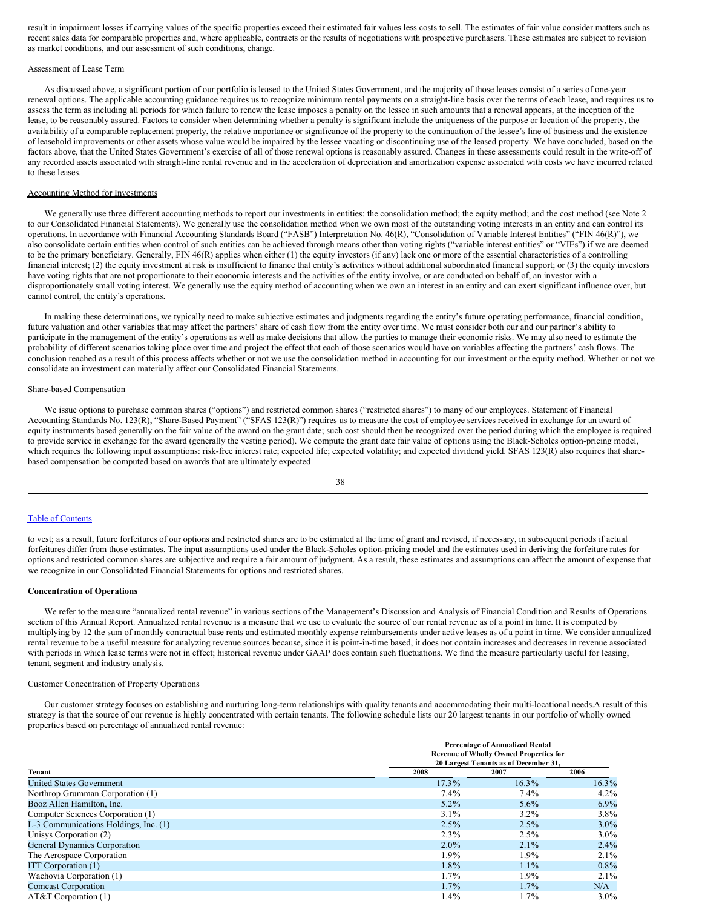result in impairment losses if carrying values of the specific properties exceed their estimated fair values less costs to sell. The estimates of fair value consider matters such as recent sales data for comparable properties and, where applicable, contracts or the results of negotiations with prospective purchasers. These estimates are subject to revision as market conditions, and our assessment of such conditions, change.

Assessment of Lease Term

As discussed above, a significant portion of our portfolio is leased to the United States Government, and the majority of those leases consist of a series of one-year renewal options. The applicable accounting guidance requires us to recognize minimum rental payments on a straight-line basis over the terms of each lease, and requires us to assess the term as including all periods for which failure to renew the lease imposes a penalty on the lessee in such amounts that a renewal appears, at the inception of the lease, to be reasonably assured. Factors to consider when determining whether a penalty is significant include the uniqueness of the purpose or location of the property, the availability of a comparable replacement property, the relative importance or significance of the property to the continuation of the lessee's line of business and the existence of leasehold improvements or other assets whose value would be impaired by the lessee vacating or discontinuing use of the leased property. We have concluded, based on the factors above, that the United States Government's exercise of all of those renewal options is reasonably assured. Changes in these assessments could result in the write-off of any recorded assets associated with straight-line rental revenue and in the acceleration of depreciation and amortization expense associated with costs we have incurred related to these leases.

Accounting Method for Investments

We generally use three different accounting methods to report our investments in entities: the consolidation method; the equity method; and the cost method (see Note 2 to our Consolidated Financial Statements). We generally use the consolidation method when we own most of the outstanding voting interests in an entity and can control its operations. In accordance with Financial Accounting Standards Board ("FASB") Interpretation No. 46(R), "Consolidation of Variable Interest Entities" ("FIN 46(R)"), we also consolidate certain entities when control of such entities can be achieved through means other than voting rights ("variable interest entities" or "VIEs") if we are deemed to be the primary beneficiary. Generally, FIN 46(R) applies when either (1) the equity investors (if any) lack one or more of the essential characteristics of a controlling financial interest; (2) the equity investment at risk is insufficient to finance that entity's activities without additional subordinated financial support; or (3) the equity investors have voting rights that are not proportionate to their economic interests and the activities of the entity involve, or are conducted on behalf of, an investor with a disproportionately small voting interest. We generally use the equity method of accounting when we own an interest in an entity and can exert significant influence over, but cannot control, the entity's operations.

In making these determinations, we typically need to make subjective estimates and judgments regarding the entity's future operating performance, financial condition, future valuation and other variables that may affect the partners' share of cash flow from the entity over time. We must consider both our and our partner's ability to participate in the management of the entity's operations as well as make decisions that allow the parties to manage their economic risks. We may also need to estimate the probability of different scenarios taking place over time and project the effect that each of those scenarios would have on variables affecting the partners' cash flows. The conclusion reached as a result of this process affects whether or not we use the consolidation method in accounting for our investment or the equity method. Whether or not we consolidate an investment can materially affect our Consolidated Financial Statements.

Share-based Compensation

We issue options to purchase common shares ("options") and restricted common shares ("restricted shares") to many of our employees. Statement of Financial Accounting Standards No. 123(R), "Share-Based Payment" ("SFAS 123(R)") requires us to measure the cost of employee services received in exchange for an award of equity instruments based generally on the fair value of the award on the grant date; such cost should then be recognized over the period during which the employee is required to provide service in exchange for the award (generally the vesting period). We compute the grant date fair value of options using the Black-Scholes option-pricing model, which requires the following input assumptions: risk-free interest rate; expected life; expected volatility; and expected dividend yield. SFAS 123(R) also requires that share-based compensation be computed based on awards that are ultimately expected to vest; as a result, future forfeitures of our options and restricted shares are to be estimated at the time of grant and revised, if necessary, in subsequent periods if actual forfeitures differ from those estimates. The input assumptions used under the Black-Scholes option-pricing model and the estimates used in deriving the forfeiture rates for options and restricted common shares are subjective and require a fair amount of judgment. As a result, these estimates and assumptions can affect the amount of expense that we recognize in our Consolidated Financial Statements for options and restricted shares.

**Concentration of Operations**

We refer to the measure "annualized rental revenue" in various sections of the Management's Discussion and Analysis of Financial Condition and Results of Operations section of this Annual Report. Annualized rental revenue is a measure that we use to evaluate the source of our rental revenue as of a point in time. It is computed by multiplying by 12 the sum of monthly contractual base rents and estimated monthly expense reimbursements under active leases as of a point in time. We consider annualized rental revenue to be a useful measure for analyzing revenue sources because, since it is point-in-time based, it does not contain increases and decreases in revenue associated with periods in which lease terms were not in effect; historical revenue under GAAP does contain such fluctuations. We find the measure particularly useful for leasing, tenant, segment and industry analysis.

Customer Concentration of Property Operations

Our customer strategy focuses on establishing and nurturing long-term relationships with quality tenants and accommodating their multi-locational needs.A result of this strategy is that the source of our revenue is highly concentrated with certain tenants. The following schedule lists our 20 largest tenants in our portfolio of wholly owned properties based on percentage of annualized rental revenue:

| | Percentage of Annualized Rental Revenue of Wholly Owned Properties for 20 Largest Tenants as of December 31, | | |
|---|---|---|---|
| **Tenant** | **2008** | **2007** | **2006** |
| United States Government | 17.3% | 16.3% | 16.3% |
| Northrop Grumman Corporation (1) | 7.4% | 7.4% | 4.2% |
| Booz Allen Hamilton, Inc. | 5.2% | 5.6% | 6.9% |
| Computer Sciences Corporation (1) | 3.1% | 3.2% | 3.8% |
| L-3 Communications Holdings, Inc. (1) | 2.5% | 2.5% | 3.0% |
| Unisys Corporation (2) | 2.3% | 2.5% | 3.0% |
| General Dynamics Corporation | 2.0% | 2.1% | 2.4% |
| The Aerospace Corporation | 1.9% | 1.9% | 2.1% |
| ITT Corporation (1) | 1.8% | 1.1% | 0.8% |
| Wachovia Corporation (1) | 1.7% | 1.9% | 2.1% |
| Comcast Corporation | 1.7% | 1.7% | N/A |
| AT&T Corporation (1) | 1.4% | 1.7% | 3.0% |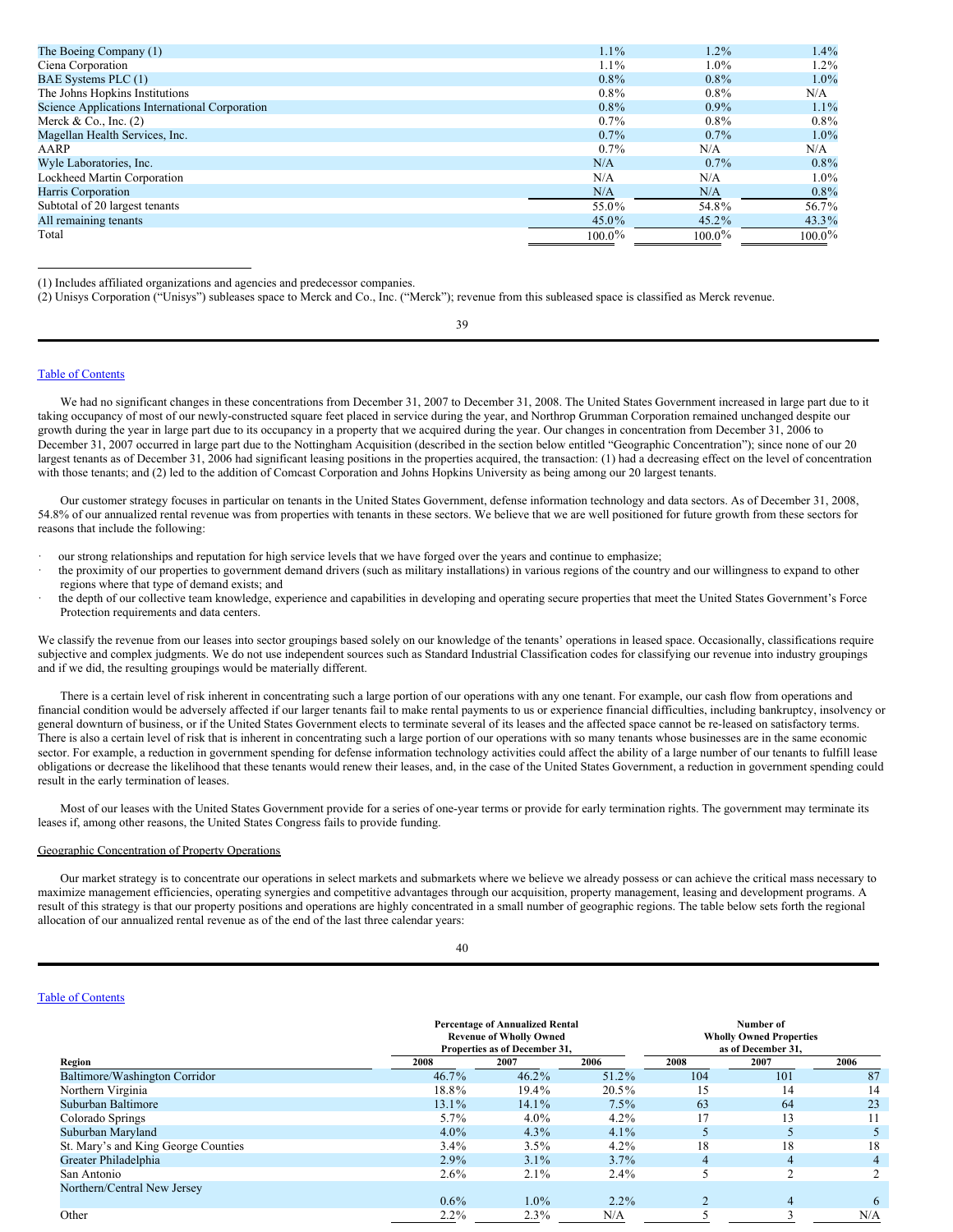| | | | |
|---|---|---|---|
| The Boeing Company (1) | 1.1% | 1.2% | 1.4% |
| Ciena Corporation | 1.1% | 1.0% | 1.2% |
| BAE Systems PLC (1) | 0.8% | 0.8% | 1.0% |
| The Johns Hopkins Institutions | 0.8% | 0.8% | N/A |
| Science Applications International Corporation | 0.8% | 0.9% | 1.1% |
| Merck & Co., Inc. (2) | 0.7% | 0.8% | 0.8% |
| Magellan Health Services, Inc. | 0.7% | 0.7% | 1.0% |
| AARP | 0.7% | N/A | N/A |
| Wyle Laboratories, Inc. | N/A | 0.7% | 0.8% |
| Lockheed Martin Corporation | N/A | N/A | 1.0% |
| Harris Corporation | N/A | N/A | 0.8% |
| Subtotal of 20 largest tenants | 55.0% | 54.8% | 56.7% |
| All remaining tenants | 45.0% | 45.2% | 43.3% |
| Total | 100.0% | 100.0% | 100.0% |

(1) Includes affiliated organizations and agencies and predecessor companies.

(2) Unisys Corporation ("Unisys") subleases space to Merck and Co., Inc. ("Merck"); revenue from this subleased space is classified as Merck revenue.

We had no significant changes in these concentrations from December 31, 2007 to December 31, 2008. The United States Government increased in large part due to it taking occupancy of most of our newly-constructed square feet placed in service during the year, and Northrop Grumman Corporation remained unchanged despite our growth during the year in large part due to its occupancy in a property that we acquired during the year. Our changes in concentration from December 31, 2006 to December 31, 2007 occurred in large part due to the Nottingham Acquisition (described in the section below entitled "Geographic Concentration"); since none of our 20 largest tenants as of December 31, 2006 had significant leasing positions in the properties acquired, the transaction: (1) had a decreasing effect on the level of concentration with those tenants; and (2) led to the addition of Comcast Corporation and Johns Hopkins University as being among our 20 largest tenants.

Our customer strategy focuses in particular on tenants in the United States Government, defense information technology and data sectors. As of December 31, 2008, 54.8% of our annualized rental revenue was from properties with tenants in these sectors. We believe that we are well positioned for future growth from these sectors for reasons that include the following:

- our strong relationships and reputation for high service levels that we have forged over the years and continue to emphasize;
- the proximity of our properties to government demand drivers (such as military installations) in various regions of the country and our willingness to expand to other regions where that type of demand exists; and
- the depth of our collective team knowledge, experience and capabilities in developing and operating secure properties that meet the United States Government's Force Protection requirements and data centers.

We classify the revenue from our leases into sector groupings based solely on our knowledge of the tenants' operations in leased space. Occasionally, classifications require subjective and complex judgments. We do not use independent sources such as Standard Industrial Classification codes for classifying our revenue into industry groupings and if we did, the resulting groupings would be materially different.

There is a certain level of risk inherent in concentrating such a large portion of our operations with any one tenant. For example, our cash flow from operations and financial condition would be adversely affected if our larger tenants fail to make rental payments to us or experience financial difficulties, including bankruptcy, insolvency or general downturn of business, or if the United States Government elects to terminate several of its leases and the affected space cannot be re-leased on satisfactory terms. There is also a certain level of risk that is inherent in concentrating such a large portion of our operations with so many tenants whose businesses are in the same economic sector. For example, a reduction in government spending for defense information technology activities could affect the ability of a large number of our tenants to fulfill lease obligations or decrease the likelihood that these tenants would renew their leases, and, in the case of the United States Government, a reduction in government spending could result in the early termination of leases.

Most of our leases with the United States Government provide for a series of one-year terms or provide for early termination rights. The government may terminate its leases if, among other reasons, the United States Congress fails to provide funding.

Geographic Concentration of Property Operations

Our market strategy is to concentrate our operations in select markets and submarkets where we believe we already possess or can achieve the critical mass necessary to maximize management efficiencies, operating synergies and competitive advantages through our acquisition, property management, leasing and development programs. A result of this strategy is that our property positions and operations are highly concentrated in a small number of geographic regions. The table below sets forth the regional allocation of our annualized rental revenue as of the end of the last three calendar years:

| | Percentage of Annualized Rental Revenue of Wholly Owned Properties as of December 31, | | | Number of Wholly Owned Properties as of December 31, | | |
|---|---|---|---|---|---|---|
| Region | 2008 | 2007 | 2006 | 2008 | 2007 | 2006 |
| Baltimore/Washington Corridor | 46.7% | 46.2% | 51.2% | 104 | 101 | 87 |
| Northern Virginia | 18.8% | 19.4% | 20.5% | 15 | 14 | 14 |
| Suburban Baltimore | 13.1% | 14.1% | 7.5% | 63 | 64 | 23 |
| Colorado Springs | 5.7% | 4.0% | 4.2% | 17 | 13 | 11 |
| Suburban Maryland | 4.0% | 4.3% | 4.1% | 5 | 5 | 5 |
| St. Mary's and King George Counties | 3.4% | 3.5% | 4.2% | 18 | 18 | 18 |
| Greater Philadelphia | 2.9% | 3.1% | 3.7% | 4 | 4 | 4 |
| San Antonio | 2.6% | 2.1% | 2.4% | 5 | 2 | 2 |
| Northern/Central New Jersey | 0.6% | 1.0% | 2.2% | 2 | 4 | 6 |
| Other | 2.2% | 2.3% | N/A | 5 | 3 | N/A |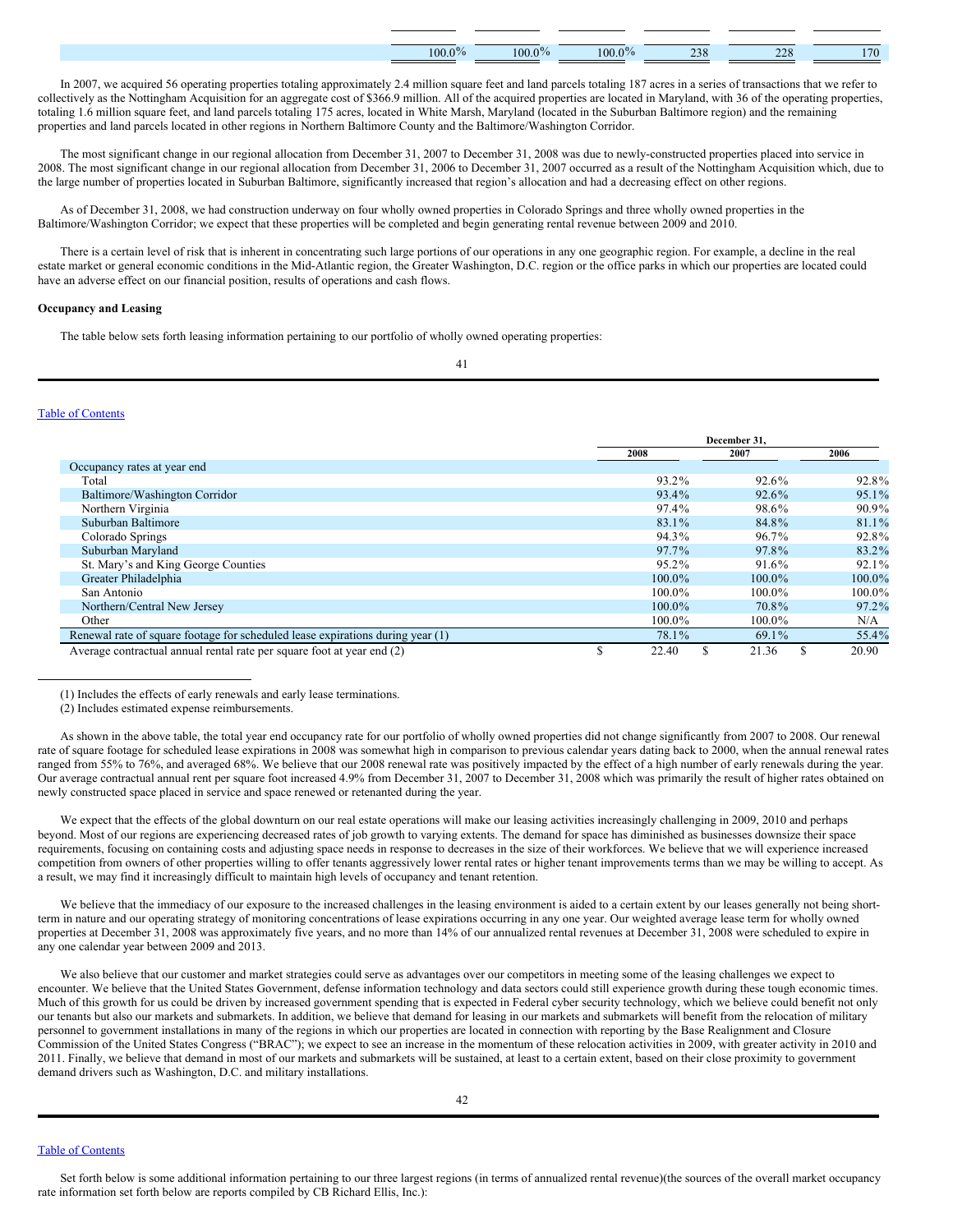| | | | | | |
|---|---|---|---|---|---|
| 100.0% | 100.0% | 100.0% | 238 | 228 | 170 |

In 2007, we acquired 56 operating properties totaling approximately 2.4 million square feet and land parcels totaling 187 acres in a series of transactions that we refer to collectively as the Nottingham Acquisition for an aggregate cost of $366.9 million. All of the acquired properties are located in Maryland, with 36 of the operating properties, totaling 1.6 million square feet, and land parcels totaling 175 acres, located in White Marsh, Maryland (located in the Suburban Baltimore region) and the remaining properties and land parcels located in other regions in Northern Baltimore County and the Baltimore/Washington Corridor.

The most significant change in our regional allocation from December 31, 2007 to December 31, 2008 was due to newly-constructed properties placed into service in 2008. The most significant change in our regional allocation from December 31, 2006 to December 31, 2007 occurred as a result of the Nottingham Acquisition which, due to the large number of properties located in Suburban Baltimore, significantly increased that region's allocation and had a decreasing effect on other regions.

As of December 31, 2008, we had construction underway on four wholly owned properties in Colorado Springs and three wholly owned properties in the Baltimore/Washington Corridor; we expect that these properties will be completed and begin generating rental revenue between 2009 and 2010.

There is a certain level of risk that is inherent in concentrating such large portions of our operations in any one geographic region. For example, a decline in the real estate market or general economic conditions in the Mid-Atlantic region, the Greater Washington, D.C. region or the office parks in which our properties are located could have an adverse effect on our financial position, results of operations and cash flows.

**Occupancy and Leasing**

The table below sets forth leasing information pertaining to our portfolio of wholly owned operating properties:

| | December 31, | | |
|---|---|---|---|
| | 2008 | 2007 | 2006 |
| Occupancy rates at year end | | | |
| Total | 93.2% | 92.6% | 92.8% |
| Baltimore/Washington Corridor | 93.4% | 92.6% | 95.1% |
| Northern Virginia | 97.4% | 98.6% | 90.9% |
| Suburban Baltimore | 83.1% | 84.8% | 81.1% |
| Colorado Springs | 94.3% | 96.7% | 92.8% |
| Suburban Maryland | 97.7% | 97.8% | 83.2% |
| St. Mary's and King George Counties | 95.2% | 91.6% | 92.1% |
| Greater Philadelphia | 100.0% | 100.0% | 100.0% |
| San Antonio | 100.0% | 100.0% | 100.0% |
| Northern/Central New Jersey | 100.0% | 70.8% | 97.2% |
| Other | 100.0% | 100.0% | N/A |
| Renewal rate of square footage for scheduled lease expirations during year (1) | 78.1% | 69.1% | 55.4% |
| Average contractual annual rental rate per square foot at year end (2) | $ 22.40 | $ 21.36 | $ 20.90 |

(1) Includes the effects of early renewals and early lease terminations.

(2) Includes estimated expense reimbursements.

As shown in the above table, the total year end occupancy rate for our portfolio of wholly owned properties did not change significantly from 2007 to 2008. Our renewal rate of square footage for scheduled lease expirations in 2008 was somewhat high in comparison to previous calendar years dating back to 2000, when the annual renewal rates ranged from 55% to 76%, and averaged 68%. We believe that our 2008 renewal rate was positively impacted by the effect of a high number of early renewals during the year. Our average contractual annual rent per square foot increased 4.9% from December 31, 2007 to December 31, 2008 which was primarily the result of higher rates obtained on newly constructed space placed in service and space renewed or retenanted during the year.

We expect that the effects of the global downturn on our real estate operations will make our leasing activities increasingly challenging in 2009, 2010 and perhaps beyond. Most of our regions are experiencing decreased rates of job growth to varying extents. The demand for space has diminished as businesses downsize their space requirements, focusing on containing costs and adjusting space needs in response to decreases in the size of their workforces. We believe that we will experience increased competition from owners of other properties willing to offer tenants aggressively lower rental rates or higher tenant improvements terms than we may be willing to accept. As a result, we may find it increasingly difficult to maintain high levels of occupancy and tenant retention.

We believe that the immediacy of our exposure to the increased challenges in the leasing environment is aided to a certain extent by our leases generally not being short-term in nature and our operating strategy of monitoring concentrations of lease expirations occurring in any one year. Our weighted average lease term for wholly owned properties at December 31, 2008 was approximately five years, and no more than 14% of our annualized rental revenues at December 31, 2008 were scheduled to expire in any one calendar year between 2009 and 2013.

We also believe that our customer and market strategies could serve as advantages over our competitors in meeting some of the leasing challenges we expect to encounter. We believe that the United States Government, defense information technology and data sectors could still experience growth during these tough economic times. Much of this growth for us could be driven by increased government spending that is expected in Federal cyber security technology, which we believe could benefit not only our tenants but also our markets and submarkets. In addition, we believe that demand for leasing in our markets and submarkets will benefit from the relocation of military personnel to government installations in many of the regions in which our properties are located in connection with reporting by the Base Realignment and Closure Commission of the United States Congress ("BRAC"); we expect to see an increase in the momentum of these relocation activities in 2009, with greater activity in 2010 and 2011. Finally, we believe that demand in most of our markets and submarkets will be sustained, at least to a certain extent, based on their close proximity to government demand drivers such as Washington, D.C. and military installations.

Set forth below is some additional information pertaining to our three largest regions (in terms of annualized rental revenue)(the sources of the overall market occupancy rate information set forth below are reports compiled by CB Richard Ellis, Inc.):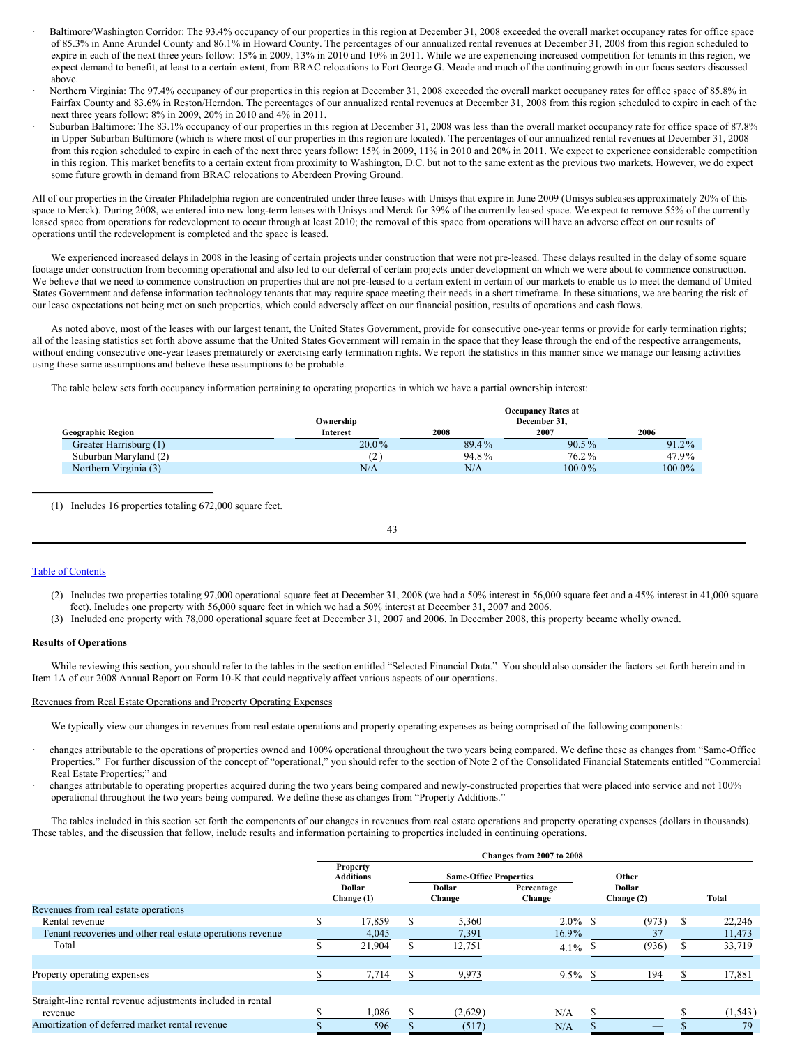- Baltimore/Washington Corridor: The 93.4% occupancy of our properties in this region at December 31, 2008 exceeded the overall market occupancy rates for office space of 85.3% in Anne Arundel County and 86.1% in Howard County. The percentages of our annualized rental revenues at December 31, 2008 from this region scheduled to expire in each of the next three years follow: 15% in 2009, 13% in 2010 and 10% in 2011. While we are experiencing increased competition for tenants in this region, we expect demand to benefit, at least to a certain extent, from BRAC relocations to Fort George G. Meade and much of the continuing growth in our focus sectors discussed above.
- Northern Virginia: The 97.4% occupancy of our properties in this region at December 31, 2008 exceeded the overall market occupancy rates for office space of 85.8% in Fairfax County and 83.6% in Reston/Herndon. The percentages of our annualized rental revenues at December 31, 2008 from this region scheduled to expire in each of the next three years follow: 8% in 2009, 20% in 2010 and 4% in 2011.
- Suburban Baltimore: The 83.1% occupancy of our properties in this region at December 31, 2008 was less than the overall market occupancy rate for office space of 87.8% in Upper Suburban Baltimore (which is where most of our properties in this region are located). The percentages of our annualized rental revenues at December 31, 2008 from this region scheduled to expire in each of the next three years follow: 15% in 2009, 11% in 2010 and 20% in 2011. We expect to experience considerable competition in this region. This market benefits to a certain extent from proximity to Washington, D.C. but not to the same extent as the previous two markets. However, we do expect some future growth in demand from BRAC relocations to Aberdeen Proving Ground.

All of our properties in the Greater Philadelphia region are concentrated under three leases with Unisys that expire in June 2009 (Unisys subleases approximately 20% of this space to Merck). During 2008, we entered into new long-term leases with Unisys and Merck for 39% of the currently leased space. We expect to remove 55% of the currently leased space from operations for redevelopment to occur through at least 2010; the removal of this space from operations will have an adverse effect on our results of operations until the redevelopment is completed and the space is leased.

We experienced increased delays in 2008 in the leasing of certain projects under construction that were not pre-leased. These delays resulted in the delay of some square footage under construction from becoming operational and also led to our deferral of certain projects under development on which we were about to commence construction. We believe that we need to commence construction on properties that are not pre-leased to a certain extent in certain of our markets to enable us to meet the demand of United States Government and defense information technology tenants that may require space meeting their needs in a short timeframe. In these situations, we are bearing the risk of our lease expectations not being met on such properties, which could adversely affect on our financial position, results of operations and cash flows.

As noted above, most of the leases with our largest tenant, the United States Government, provide for consecutive one-year terms or provide for early termination rights; all of the leasing statistics set forth above assume that the United States Government will remain in the space that they lease through the end of the respective arrangements, without ending consecutive one-year leases prematurely or exercising early termination rights. We report the statistics in this manner since we manage our leasing activities using these same assumptions and believe these assumptions to be probable.

The table below sets forth occupancy information pertaining to operating properties in which we have a partial ownership interest:

| Geographic Region | Ownership Interest | Occupancy Rates at December 31, 2008 | 2007 | 2006 |
|---|---|---|---|---|
| Greater Harrisburg (1) | 20.0% | 89.4% | 90.5% | 91.2% |
| Suburban Maryland (2) | (2) | 94.8% | 76.2% | 47.9% |
| Northern Virginia (3) | N/A | N/A | 100.0% | 100.0% |

(1) Includes 16 properties totaling 672,000 square feet.

(2) Includes two properties totaling 97,000 operational square feet at December 31, 2008 (we had a 50% interest in 56,000 square feet and a 45% interest in 41,000 square feet). Includes one property with 56,000 square feet in which we had a 50% interest at December 31, 2007 and 2006.

(3) Included one property with 78,000 operational square feet at December 31, 2007 and 2006. In December 2008, this property became wholly owned.

### Results of Operations

While reviewing this section, you should refer to the tables in the section entitled "Selected Financial Data." You should also consider the factors set forth herein and in Item 1A of our 2008 Annual Report on Form 10-K that could negatively affect various aspects of our operations.

Revenues from Real Estate Operations and Property Operating Expenses

We typically view our changes in revenues from real estate operations and property operating expenses as being comprised of the following components:

- changes attributable to the operations of properties owned and 100% operational throughout the two years being compared. We define these as changes from "Same-Office Properties." For further discussion of the concept of "operational," you should refer to the section of Note 2 of the Consolidated Financial Statements entitled "Commercial Real Estate Properties;" and
- changes attributable to operating properties acquired during the two years being compared and newly-constructed properties that were placed into service and not 100% operational throughout the two years being compared. We define these as changes from "Property Additions."

The tables included in this section set forth the components of our changes in revenues from real estate operations and property operating expenses (dollars in thousands). These tables, and the discussion that follow, include results and information pertaining to properties included in continuing operations.

| | Changes from 2007 to 2008 | | | | |
|---|---|---|---|---|---|
| | Property Additions Dollar Change (1) | Same-Office Properties Dollar Change | Same-Office Properties Percentage Change | Other Dollar Change (2) | Total |
| Revenues from real estate operations | | | | | |
| Rental revenue | $ 17,859 | $ 5,360 | 2.0% | $ (973) | $ 22,246 |
| Tenant recoveries and other real estate operations revenue | 4,045 | 7,391 | 16.9% | 37 | 11,473 |
| Total | $ 21,904 | $ 12,751 | 4.1% | $ (936) | $ 33,719 |
| Property operating expenses | $ 7,714 | $ 9,973 | 9.5% | $ 194 | $ 17,881 |
| Straight-line rental revenue adjustments included in rental revenue | $ 1,086 | $ (2,629) | N/A | $ — | $ (1,543) |
| Amortization of deferred market rental revenue | $ 596 | $ (517) | N/A | $ — | $ 79 |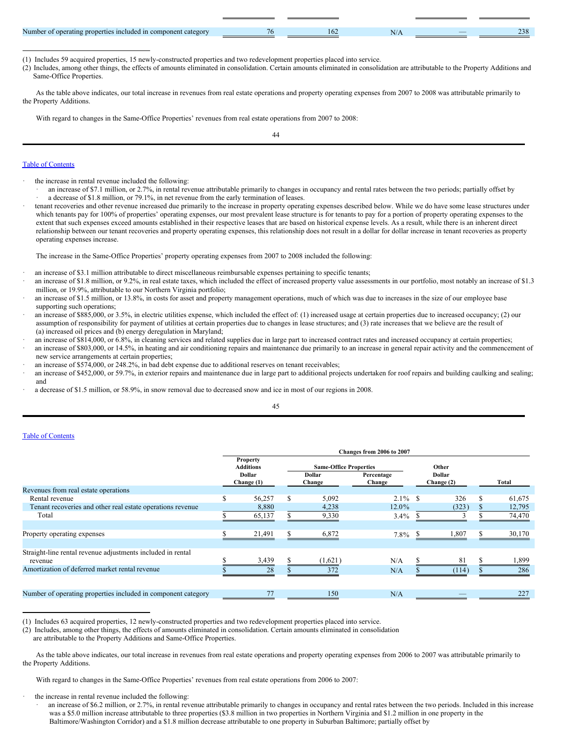| | | | | | |
|---|---|---|---|---|---|
| Number of operating properties included in component category | 76 | 162 | N/A | — | 238 |

(1) Includes 59 acquired properties, 15 newly-constructed properties and two redevelopment properties placed into service.
(2) Includes, among other things, the effects of amounts eliminated in consolidation. Certain amounts eliminated in consolidation are attributable to the Property Additions and Same-Office Properties.

As the table above indicates, our total increase in revenues from real estate operations and property operating expenses from 2007 to 2008 was attributable primarily to the Property Additions.

With regard to changes in the Same-Office Properties' revenues from real estate operations from 2007 to 2008:

- the increase in rental revenue included the following:
  - an increase of $7.1 million, or 2.7%, in rental revenue attributable primarily to changes in occupancy and rental rates between the two periods; partially offset by
  - a decrease of $1.8 million, or 79.1%, in net revenue from the early termination of leases.
- tenant recoveries and other revenue increased due primarily to the increase in property operating expenses described below. While we do have some lease structures under which tenants pay for 100% of properties' operating expenses, our most prevalent lease structure is for tenants to pay for a portion of property operating expenses to the extent that such expenses exceed amounts established in their respective leases that are based on historical expense levels. As a result, while there is an inherent direct relationship between our tenant recoveries and property operating expenses, this relationship does not result in a dollar for dollar increase in tenant recoveries as property operating expenses increase.

The increase in the Same-Office Properties' property operating expenses from 2007 to 2008 included the following:

- an increase of $3.1 million attributable to direct miscellaneous reimbursable expenses pertaining to specific tenants;
- an increase of $1.8 million, or 9.2%, in real estate taxes, which included the effect of increased property value assessments in our portfolio, most notably an increase of $1.3 million, or 19.9%, attributable to our Northern Virginia portfolio;
- an increase of $1.5 million, or 13.8%, in costs for asset and property management operations, much of which was due to increases in the size of our employee base supporting such operations;
- an increase of $885,000, or 3.5%, in electric utilities expense, which included the effect of: (1) increased usage at certain properties due to increased occupancy; (2) our assumption of responsibility for payment of utilities at certain properties due to changes in lease structures; and (3) rate increases that we believe are the result of (a) increased oil prices and (b) energy deregulation in Maryland;
- an increase of $814,000, or 6.8%, in cleaning services and related supplies due in large part to increased contract rates and increased occupancy at certain properties;
- an increase of $803,000, or 14.5%, in heating and air conditioning repairs and maintenance due primarily to an increase in general repair activity and the commencement of new service arrangements at certain properties;
- an increase of $574,000, or 248.2%, in bad debt expense due to additional reserves on tenant receivables;
- an increase of $452,000, or 59.7%, in exterior repairs and maintenance due in large part to additional projects undertaken for roof repairs and building caulking and sealing; and
- a decrease of $1.5 million, or 58.9%, in snow removal due to decreased snow and ice in most of our regions in 2008.

| | Changes from 2006 to 2007 | | | | |
|---|---|---|---|---|---|
| | Property Additions | Same-Office Properties | | Other | |
| | Dollar Change (1) | Dollar Change | Percentage Change | Dollar Change (2) | Total |
| Revenues from real estate operations | | | | | |
| Rental revenue | $ 56,257 | $ 5,092 | 2.1% | $ 326 | $ 61,675 |
| Tenant recoveries and other real estate operations revenue | 8,880 | 4,238 | 12.0% | (323) | $ 12,795 |
| Total | $ 65,137 | $ 9,330 | 3.4% | $ 3 | $ 74,470 |
| Property operating expenses | $ 21,491 | $ 6,872 | 7.8% | $ 1,807 | $ 30,170 |
| Straight-line rental revenue adjustments included in rental revenue | $ 3,439 | $ (1,621) | N/A | $ 81 | $ 1,899 |
| Amortization of deferred market rental revenue | $ 28 | $ 372 | N/A | $ (114) | $ 286 |
| Number of operating properties included in component category | 77 | 150 | N/A | — | 227 |

(1) Includes 63 acquired properties, 12 newly-constructed properties and two redevelopment properties placed into service.
(2) Includes, among other things, the effects of amounts eliminated in consolidation. Certain amounts eliminated in consolidation are attributable to the Property Additions and Same-Office Properties.

As the table above indicates, our total increase in revenues from real estate operations and property operating expenses from 2006 to 2007 was attributable primarily to the Property Additions.

With regard to changes in the Same-Office Properties' revenues from real estate operations from 2006 to 2007:

- the increase in rental revenue included the following:
  - an increase of $6.2 million, or 2.7%, in rental revenue attributable primarily to changes in occupancy and rental rates between the two periods. Included in this increase was a $5.0 million increase attributable to three properties ($3.8 million in two properties in Northern Virginia and $1.2 million in one property in the Baltimore/Washington Corridor) and a $1.8 million decrease attributable to one property in Suburban Baltimore; partially offset by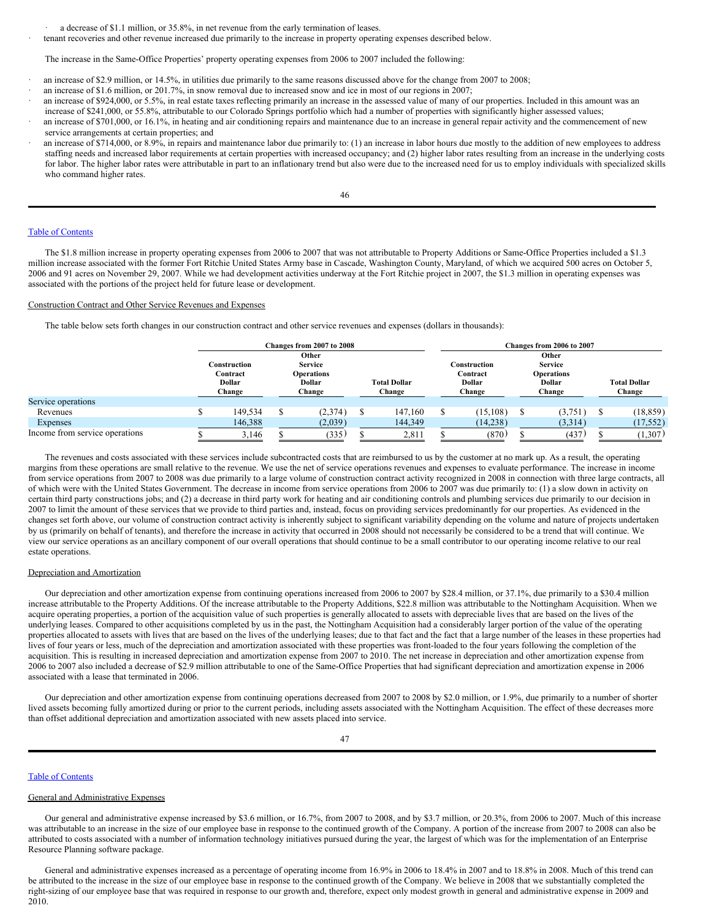- a decrease of $1.1 million, or 35.8%, in net revenue from the early termination of leases.
- tenant recoveries and other revenue increased due primarily to the increase in property operating expenses described below.

The increase in the Same-Office Properties' property operating expenses from 2006 to 2007 included the following:

- an increase of $2.9 million, or 14.5%, in utilities due primarily to the same reasons discussed above for the change from 2007 to 2008;
- an increase of $1.6 million, or 201.7%, in snow removal due to increased snow and ice in most of our regions in 2007;
- an increase of $924,000, or 5.5%, in real estate taxes reflecting primarily an increase in the assessed value of many of our properties. Included in this amount was an increase of $241,000, or 55.8%, attributable to our Colorado Springs portfolio which had a number of properties with significantly higher assessed values;
- an increase of $701,000, or 16.1%, in heating and air conditioning repairs and maintenance due to an increase in general repair activity and the commencement of new service arrangements at certain properties; and
- an increase of $714,000, or 8.9%, in repairs and maintenance labor due primarily to: (1) an increase in labor hours due mostly to the addition of new employees to address staffing needs and increased labor requirements at certain properties with increased occupancy; and (2) higher labor rates resulting from an increase in the underlying costs for labor. The higher labor rates were attributable in part to an inflationary trend but also were due to the increased need for us to employ individuals with specialized skills who command higher rates.

The $1.8 million increase in property operating expenses from 2006 to 2007 that was not attributable to Property Additions or Same-Office Properties included a $1.3 million increase associated with the former Fort Ritchie United States Army base in Cascade, Washington County, Maryland, of which we acquired 500 acres on October 5, 2006 and 91 acres on November 29, 2007. While we had development activities underway at the Fort Ritchie project in 2007, the $1.3 million in operating expenses was associated with the portions of the project held for future lease or development.

## Construction Contract and Other Service Revenues and Expenses

The table below sets forth changes in our construction contract and other service revenues and expenses (dollars in thousands):

| | Changes from 2007 to 2008 | | | Changes from 2006 to 2007 | | |
|---|---|---|---|---|---|---|
| | Construction Contract Dollar Change | Other Service Operations Dollar Change | Total Dollar Change | Construction Contract Dollar Change | Other Service Operations Dollar Change | Total Dollar Change |
| Service operations | | | | | | |
| Revenues | $ 149,534 | $ (2,374) | $ 147,160 | $ (15,108) | $ (3,751) | $ (18,859) |
| Expenses | 146,388 | (2,039) | 144,349 | (14,238) | (3,314) | (17,552) |
| Income from service operations | $ 3,146 | $ (335) | $ 2,811 | $ (870) | $ (437) | $ (1,307) |

The revenues and costs associated with these services include subcontracted costs that are reimbursed to us by the customer at no mark up. As a result, the operating margins from these operations are small relative to the revenue. We use the net of service operations revenues and expenses to evaluate performance. The increase in income from service operations from 2007 to 2008 was due primarily to a large volume of construction contract activity recognized in 2008 in connection with three large contracts, all of which were with the United States Government. The decrease in income from service operations from 2006 to 2007 was due primarily to: (1) a slow down in activity on certain third party constructions jobs; and (2) a decrease in third party work for heating and air conditioning controls and plumbing services due primarily to our decision in 2007 to limit the amount of these services that we provide to third parties and, instead, focus on providing services predominantly for our properties. As evidenced in the changes set forth above, our volume of construction contract activity is inherently subject to significant variability depending on the volume and nature of projects undertaken by us (primarily on behalf of tenants), and therefore the increase in activity that occurred in 2008 should not necessarily be considered to be a trend that will continue. We view our service operations as an ancillary component of our overall operations that should continue to be a small contributor to our operating income relative to our real estate operations.

## Depreciation and Amortization

Our depreciation and other amortization expense from continuing operations increased from 2006 to 2007 by $28.4 million, or 37.1%, due primarily to a $30.4 million increase attributable to the Property Additions. Of the increase attributable to the Property Additions, $22.8 million was attributable to the Nottingham Acquisition. When we acquire operating properties, a portion of the acquisition value of such properties is generally allocated to assets with depreciable lives that are based on the lives of the underlying leases. Compared to other acquisitions completed by us in the past, the Nottingham Acquisition had a considerably larger portion of the value of the operating properties allocated to assets with lives that are based on the lives of the underlying leases; due to that fact and the fact that a large number of the leases in these properties had lives of four years or less, much of the depreciation and amortization associated with these properties was front-loaded to the four years following the completion of the acquisition. This is resulting in increased depreciation and amortization expense from 2007 to 2010. The net increase in depreciation and other amortization expense from 2006 to 2007 also included a decrease of $2.9 million attributable to one of the Same-Office Properties that had significant depreciation and amortization expense in 2006 associated with a lease that terminated in 2006.

Our depreciation and other amortization expense from continuing operations decreased from 2007 to 2008 by $2.0 million, or 1.9%, due primarily to a number of shorter lived assets becoming fully amortized during or prior to the current periods, including assets associated with the Nottingham Acquisition. The effect of these decreases more than offset additional depreciation and amortization associated with new assets placed into service.

## General and Administrative Expenses

Our general and administrative expense increased by $3.6 million, or 16.7%, from 2007 to 2008, and by $3.7 million, or 20.3%, from 2006 to 2007. Much of this increase was attributable to an increase in the size of our employee base in response to the continued growth of the Company. A portion of the increase from 2007 to 2008 can also be attributed to costs associated with a number of information technology initiatives pursued during the year, the largest of which was for the implementation of an Enterprise Resource Planning software package.

General and administrative expenses increased as a percentage of operating income from 16.9% in 2006 to 18.4% in 2007 and to 18.8% in 2008. Much of this trend can be attributed to the increase in the size of our employee base in response to the continued growth of the Company. We believe in 2008 that we substantially completed the right-sizing of our employee base that was required in response to our growth and, therefore, expect only modest growth in general and administrative expense in 2009 and 2010.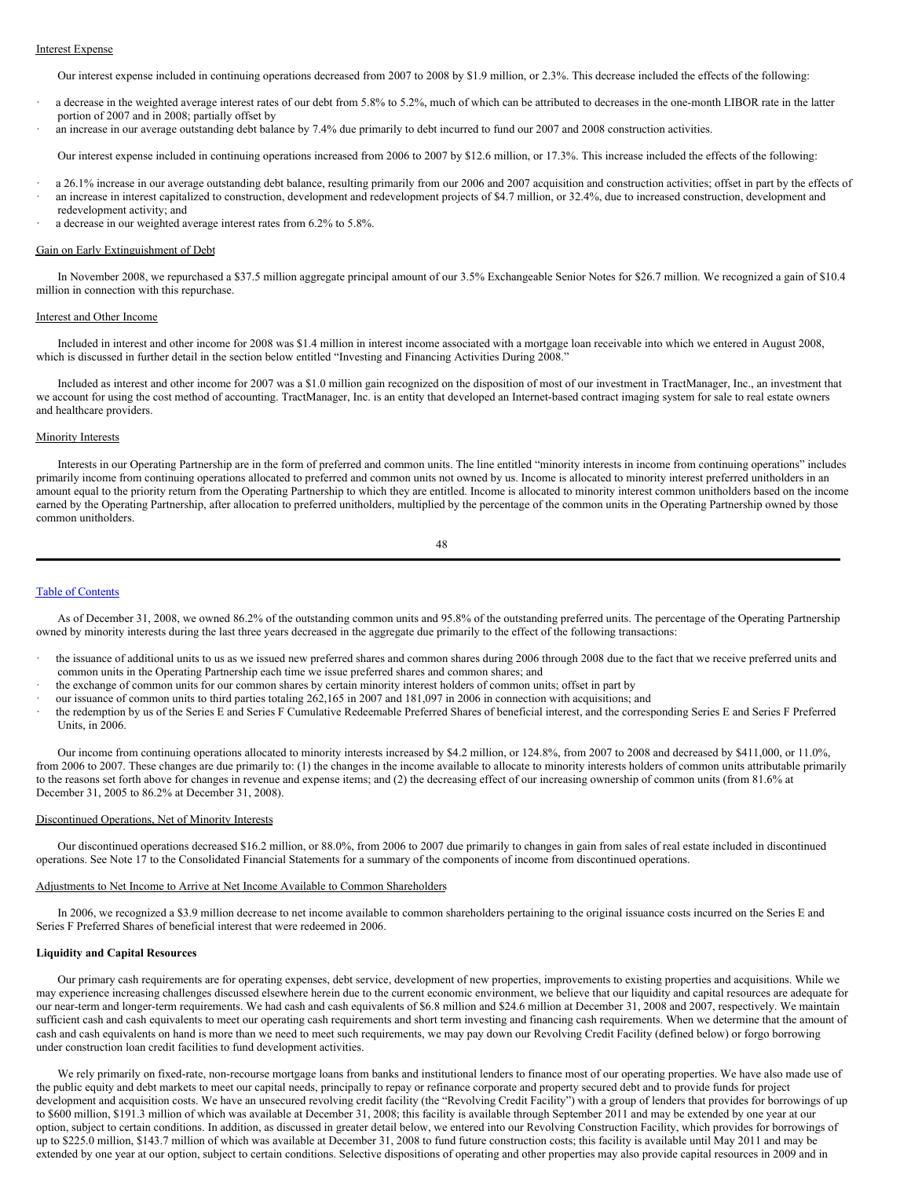Interest Expense

Our interest expense included in continuing operations decreased from 2007 to 2008 by $1.9 million, or 2.3%. This decrease included the effects of the following:

- a decrease in the weighted average interest rates of our debt from 5.8% to 5.2%, much of which can be attributed to decreases in the one-month LIBOR rate in the latter portion of 2007 and in 2008; partially offset by
- an increase in our average outstanding debt balance by 7.4% due primarily to debt incurred to fund our 2007 and 2008 construction activities.

Our interest expense included in continuing operations increased from 2006 to 2007 by $12.6 million, or 17.3%. This increase included the effects of the following:

- a 26.1% increase in our average outstanding debt balance, resulting primarily from our 2006 and 2007 acquisition and construction activities; offset in part by the effects of
- an increase in interest capitalized to construction, development and redevelopment projects of $4.7 million, or 32.4%, due to increased construction, development and redevelopment activity; and
- a decrease in our weighted average interest rates from 6.2% to 5.8%.

Gain on Early Extinguishment of Debt

In November 2008, we repurchased a $37.5 million aggregate principal amount of our 3.5% Exchangeable Senior Notes for $26.7 million. We recognized a gain of $10.4 million in connection with this repurchase.

Interest and Other Income

Included in interest and other income for 2008 was $1.4 million in interest income associated with a mortgage loan receivable into which we entered in August 2008, which is discussed in further detail in the section below entitled "Investing and Financing Activities During 2008."

Included as interest and other income for 2007 was a $1.0 million gain recognized on the disposition of most of our investment in TractManager, Inc., an investment that we account for using the cost method of accounting. TractManager, Inc. is an entity that developed an Internet-based contract imaging system for sale to real estate owners and healthcare providers.

Minority Interests

Interests in our Operating Partnership are in the form of preferred and common units. The line entitled "minority interests in income from continuing operations" includes primarily income from continuing operations allocated to preferred and common units not owned by us. Income is allocated to minority interest preferred unitholders in an amount equal to the priority return from the Operating Partnership to which they are entitled. Income is allocated to minority interest common unitholders based on the income earned by the Operating Partnership, after allocation to preferred unitholders, multiplied by the percentage of the common units in the Operating Partnership owned by those common unitholders.

As of December 31, 2008, we owned 86.2% of the outstanding common units and 95.8% of the outstanding preferred units. The percentage of the Operating Partnership owned by minority interests during the last three years decreased in the aggregate due primarily to the effect of the following transactions:

- the issuance of additional units to us as we issued new preferred shares and common shares during 2006 through 2008 due to the fact that we receive preferred units and common units in the Operating Partnership each time we issue preferred shares and common shares; and
- the exchange of common units for our common shares by certain minority interest holders of common units; offset in part by
- our issuance of common units to third parties totaling 262,165 in 2007 and 181,097 in 2006 in connection with acquisitions; and
- the redemption by us of the Series E and Series F Cumulative Redeemable Preferred Shares of beneficial interest, and the corresponding Series E and Series F Preferred Units, in 2006.

Our income from continuing operations allocated to minority interests increased by $4.2 million, or 124.8%, from 2007 to 2008 and decreased by $411,000, or 11.0%, from 2006 to 2007. These changes are due primarily to: (1) the changes in the income available to allocate to minority interests holders of common units attributable primarily to the reasons set forth above for changes in revenue and expense items; and (2) the decreasing effect of our increasing ownership of common units (from 81.6% at December 31, 2005 to 86.2% at December 31, 2008).

Discontinued Operations, Net of Minority Interests

Our discontinued operations decreased $16.2 million, or 88.0%, from 2006 to 2007 due primarily to changes in gain from sales of real estate included in discontinued operations. See Note 17 to the Consolidated Financial Statements for a summary of the components of income from discontinued operations.

Adjustments to Net Income to Arrive at Net Income Available to Common Shareholders

In 2006, we recognized a $3.9 million decrease to net income available to common shareholders pertaining to the original issuance costs incurred on the Series E and Series F Preferred Shares of beneficial interest that were redeemed in 2006.

**Liquidity and Capital Resources**

Our primary cash requirements are for operating expenses, debt service, development of new properties, improvements to existing properties and acquisitions. While we may experience increasing challenges discussed elsewhere herein due to the current economic environment, we believe that our liquidity and capital resources are adequate for our near-term and longer-term requirements. We had cash and cash equivalents of $6.8 million and $24.6 million at December 31, 2008 and 2007, respectively. We maintain sufficient cash and cash equivalents to meet our operating cash requirements and short term investing and financing cash requirements. When we determine that the amount of cash and cash equivalents on hand is more than we need to meet such requirements, we may pay down our Revolving Credit Facility (defined below) or forgo borrowing under construction loan credit facilities to fund development activities.

We rely primarily on fixed-rate, non-recourse mortgage loans from banks and institutional lenders to finance most of our operating properties. We have also made use of the public equity and debt markets to meet our capital needs, principally to repay or refinance corporate and property secured debt and to provide funds for project development and acquisition costs. We have an unsecured revolving credit facility (the "Revolving Credit Facility") with a group of lenders that provides for borrowings of up to $600 million, $191.3 million of which was available at December 31, 2008; this facility is available through September 2011 and may be extended by one year at our option, subject to certain conditions. In addition, as discussed in greater detail below, we entered into our Revolving Construction Facility, which provides for borrowings of up to $225.0 million, $143.7 million of which was available at December 31, 2008 to fund future construction costs; this facility is available until May 2011 and may be extended by one year at our option, subject to certain conditions. Selective dispositions of operating and other properties may also provide capital resources in 2009 and in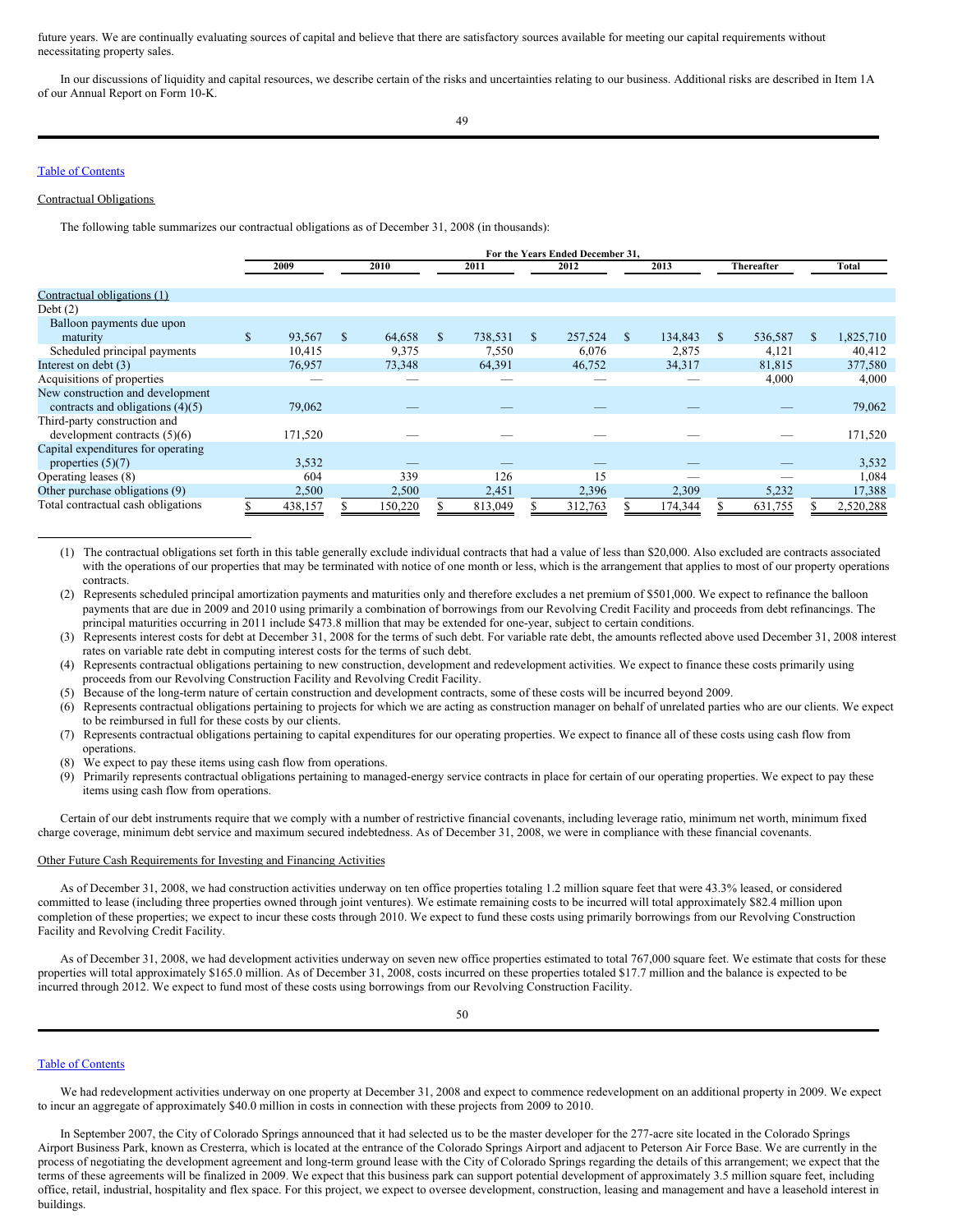future years. We are continually evaluating sources of capital and believe that there are satisfactory sources available for meeting our capital requirements without necessitating property sales.

In our discussions of liquidity and capital resources, we describe certain of the risks and uncertainties relating to our business. Additional risks are described in Item 1A of our Annual Report on Form 10-K.

Table of Contents

Contractual Obligations

The following table summarizes our contractual obligations as of December 31, 2008 (in thousands):

| | For the Years Ended December 31, | | | | | | |
|---|---|---|---|---|---|---|---|
| | 2009 | 2010 | 2011 | 2012 | 2013 | Thereafter | Total |
| Contractual obligations (1) | | | | | | | |
| Debt (2) | | | | | | | |
| Balloon payments due upon maturity | $ 93,567 | $ 64,658 | $ 738,531 | $ 257,524 | $ 134,843 | $ 536,587 | $ 1,825,710 |
| Scheduled principal payments | 10,415 | 9,375 | 7,550 | 6,076 | 2,875 | 4,121 | 40,412 |
| Interest on debt (3) | 76,957 | 73,348 | 64,391 | 46,752 | 34,317 | 81,815 | 377,580 |
| Acquisitions of properties | — | — | — | — | — | 4,000 | 4,000 |
| New construction and development contracts and obligations (4)(5) | 79,062 | — | — | — | — | — | 79,062 |
| Third-party construction and development contracts (5)(6) | 171,520 | — | — | — | — | — | 171,520 |
| Capital expenditures for operating properties (5)(7) | 3,532 | — | — | — | — | — | 3,532 |
| Operating leases (8) | 604 | 339 | 126 | 15 | — | — | 1,084 |
| Other purchase obligations (9) | 2,500 | 2,500 | 2,451 | 2,396 | 2,309 | 5,232 | 17,388 |
| Total contractual cash obligations | $ 438,157 | $ 150,220 | $ 813,049 | $ 312,763 | $ 174,344 | $ 631,755 | $ 2,520,288 |

(1) The contractual obligations set forth in this table generally exclude individual contracts that had a value of less than $20,000. Also excluded are contracts associated with the operations of our properties that may be terminated with notice of one month or less, which is the arrangement that applies to most of our property operations contracts.

(2) Represents scheduled principal amortization payments and maturities only and therefore excludes a net premium of $501,000. We expect to refinance the balloon payments that are due in 2009 and 2010 using primarily a combination of borrowings from our Revolving Credit Facility and proceeds from debt refinancings. The principal maturities occurring in 2011 include $473.8 million that may be extended for one-year, subject to certain conditions.

(3) Represents interest costs for debt at December 31, 2008 for the terms of such debt. For variable rate debt, the amounts reflected above used December 31, 2008 interest rates on variable rate debt in computing interest costs for the terms of such debt.

(4) Represents contractual obligations pertaining to new construction, development and redevelopment activities. We expect to finance these costs primarily using proceeds from our Revolving Construction Facility and Revolving Credit Facility.

(5) Because of the long-term nature of certain construction and development contracts, some of these costs will be incurred beyond 2009.

(6) Represents contractual obligations pertaining to projects for which we are acting as construction manager on behalf of unrelated parties who are our clients. We expect to be reimbursed in full for these costs by our clients.

(7) Represents contractual obligations pertaining to capital expenditures for our operating properties. We expect to finance all of these costs using cash flow from operations.

(8) We expect to pay these items using cash flow from operations.

(9) Primarily represents contractual obligations pertaining to managed-energy service contracts in place for certain of our operating properties. We expect to pay these items using cash flow from operations.

Certain of our debt instruments require that we comply with a number of restrictive financial covenants, including leverage ratio, minimum net worth, minimum fixed charge coverage, minimum debt service and maximum secured indebtedness. As of December 31, 2008, we were in compliance with these financial covenants.

Other Future Cash Requirements for Investing and Financing Activities

As of December 31, 2008, we had construction activities underway on ten office properties totaling 1.2 million square feet that were 43.3% leased, or considered committed to lease (including three properties owned through joint ventures). We estimate remaining costs to be incurred will total approximately $82.4 million upon completion of these properties; we expect to incur these costs through 2010. We expect to fund these costs using primarily borrowings from our Revolving Construction Facility and Revolving Credit Facility.

As of December 31, 2008, we had development activities underway on seven new office properties estimated to total 767,000 square feet. We estimate that costs for these properties will total approximately $165.0 million. As of December 31, 2008, costs incurred on these properties totaled $17.7 million and the balance is expected to be incurred through 2012. We expect to fund most of these costs using borrowings from our Revolving Construction Facility.

Table of Contents

We had redevelopment activities underway on one property at December 31, 2008 and expect to commence redevelopment on an additional property in 2009. We expect to incur an aggregate of approximately $40.0 million in costs in connection with these projects from 2009 to 2010.

In September 2007, the City of Colorado Springs announced that it had selected us to be the master developer for the 277-acre site located in the Colorado Springs Airport Business Park, known as Cresterra, which is located at the entrance of the Colorado Springs Airport and adjacent to Peterson Air Force Base. We are currently in the process of negotiating the development agreement and long-term ground lease with the City of Colorado Springs regarding the details of this arrangement; we expect that the terms of these agreements will be finalized in 2009. We expect that this business park can support potential development of approximately 3.5 million square feet, including office, retail, industrial, hospitality and flex space. For this project, we expect to oversee development, construction, leasing and management and have a leasehold interest in buildings.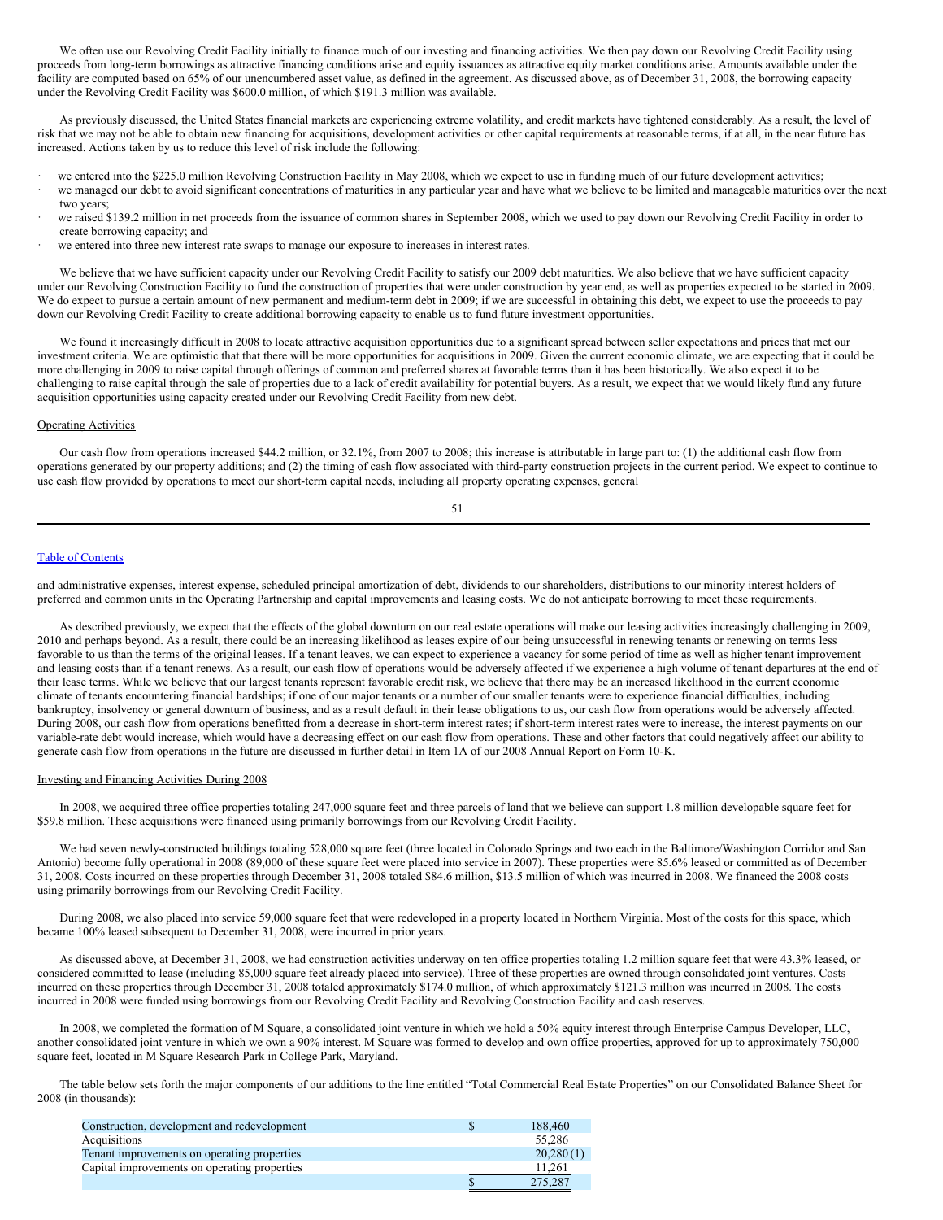We often use our Revolving Credit Facility initially to finance much of our investing and financing activities. We then pay down our Revolving Credit Facility using proceeds from long-term borrowings as attractive financing conditions arise and equity issuances as attractive equity market conditions arise. Amounts available under the facility are computed based on 65% of our unencumbered asset value, as defined in the agreement. As discussed above, as of December 31, 2008, the borrowing capacity under the Revolving Credit Facility was $600.0 million, of which $191.3 million was available.

As previously discussed, the United States financial markets are experiencing extreme volatility, and credit markets have tightened considerably. As a result, the level of risk that we may not be able to obtain new financing for acquisitions, development activities or other capital requirements at reasonable terms, if at all, in the near future has increased. Actions taken by us to reduce this level of risk include the following:

- we entered into the $225.0 million Revolving Construction Facility in May 2008, which we expect to use in funding much of our future development activities;
- we managed our debt to avoid significant concentrations of maturities in any particular year and have what we believe to be limited and manageable maturities over the next two years;
- we raised $139.2 million in net proceeds from the issuance of common shares in September 2008, which we used to pay down our Revolving Credit Facility in order to create borrowing capacity; and
- we entered into three new interest rate swaps to manage our exposure to increases in interest rates.

We believe that we have sufficient capacity under our Revolving Credit Facility to satisfy our 2009 debt maturities. We also believe that we have sufficient capacity under our Revolving Construction Facility to fund the construction of properties that were under construction by year end, as well as properties expected to be started in 2009. We do expect to pursue a certain amount of new permanent and medium-term debt in 2009; if we are successful in obtaining this debt, we expect to use the proceeds to pay down our Revolving Credit Facility to create additional borrowing capacity to enable us to fund future investment opportunities.

We found it increasingly difficult in 2008 to locate attractive acquisition opportunities due to a significant spread between seller expectations and prices that met our investment criteria. We are optimistic that that there will be more opportunities for acquisitions in 2009. Given the current economic climate, we are expecting that it could be more challenging in 2009 to raise capital through offerings of common and preferred shares at favorable terms than it has been historically. We also expect it to be challenging to raise capital through the sale of properties due to a lack of credit availability for potential buyers. As a result, we expect that we would likely fund any future acquisition opportunities using capacity created under our Revolving Credit Facility from new debt.

Operating Activities

Our cash flow from operations increased $44.2 million, or 32.1%, from 2007 to 2008; this increase is attributable in large part to: (1) the additional cash flow from operations generated by our property additions; and (2) the timing of cash flow associated with third-party construction projects in the current period. We expect to continue to use cash flow provided by operations to meet our short-term capital needs, including all property operating expenses, general and administrative expenses, interest expense, scheduled principal amortization of debt, dividends to our shareholders, distributions to our minority interest holders of preferred and common units in the Operating Partnership and capital improvements and leasing costs. We do not anticipate borrowing to meet these requirements.

As described previously, we expect that the effects of the global downturn on our real estate operations will make our leasing activities increasingly challenging in 2009, 2010 and perhaps beyond. As a result, there could be an increasing likelihood as leases expire of our being unsuccessful in renewing tenants or renewing on terms less favorable to us than the terms of the original leases. If a tenant leaves, we can expect to experience a vacancy for some period of time as well as higher tenant improvement and leasing costs than if a tenant renews. As a result, our cash flow of operations would be adversely affected if we experience a high volume of tenant departures at the end of their lease terms. While we believe that our largest tenants represent favorable credit risk, we believe that there may be an increased likelihood in the current economic climate of tenants encountering financial hardships; if one of our major tenants or a number of our smaller tenants were to experience financial difficulties, including bankruptcy, insolvency or general downturn of business, and as a result default in their lease obligations to us, our cash flow from operations would be adversely affected. During 2008, our cash flow from operations benefitted from a decrease in short-term interest rates; if short-term interest rates were to increase, the interest payments on our variable-rate debt would increase, which would have a decreasing effect on our cash flow from operations. These and other factors that could negatively affect our ability to generate cash flow from operations in the future are discussed in further detail in Item 1A of our 2008 Annual Report on Form 10-K.

Investing and Financing Activities During 2008

In 2008, we acquired three office properties totaling 247,000 square feet and three parcels of land that we believe can support 1.8 million developable square feet for $59.8 million. These acquisitions were financed using primarily borrowings from our Revolving Credit Facility.

We had seven newly-constructed buildings totaling 528,000 square feet (three located in Colorado Springs and two each in the Baltimore/Washington Corridor and San Antonio) become fully operational in 2008 (89,000 of these square feet were placed into service in 2007). These properties were 85.6% leased or committed as of December 31, 2008. Costs incurred on these properties through December 31, 2008 totaled $84.6 million, $13.5 million of which was incurred in 2008. We financed the 2008 costs using primarily borrowings from our Revolving Credit Facility.

During 2008, we also placed into service 59,000 square feet that were redeveloped in a property located in Northern Virginia. Most of the costs for this space, which became 100% leased subsequent to December 31, 2008, were incurred in prior years.

As discussed above, at December 31, 2008, we had construction activities underway on ten office properties totaling 1.2 million square feet that were 43.3% leased, or considered committed to lease (including 85,000 square feet already placed into service). Three of these properties are owned through consolidated joint ventures. Costs incurred on these properties through December 31, 2008 totaled approximately $174.0 million, of which approximately $121.3 million was incurred in 2008. The costs incurred in 2008 were funded using borrowings from our Revolving Credit Facility and Revolving Construction Facility and cash reserves.

In 2008, we completed the formation of M Square, a consolidated joint venture in which we hold a 50% equity interest through Enterprise Campus Developer, LLC, another consolidated joint venture in which we own a 90% interest. M Square was formed to develop and own office properties, approved for up to approximately 750,000 square feet, located in M Square Research Park in College Park, Maryland.

The table below sets forth the major components of our additions to the line entitled "Total Commercial Real Estate Properties" on our Consolidated Balance Sheet for 2008 (in thousands):

| | |
|---|---|
| Construction, development and redevelopment | $ 188,460 |
| Acquisitions | 55,286 |
| Tenant improvements on operating properties | 20,280 (1) |
| Capital improvements on operating properties | 11,261 |
| | $ 275,287 |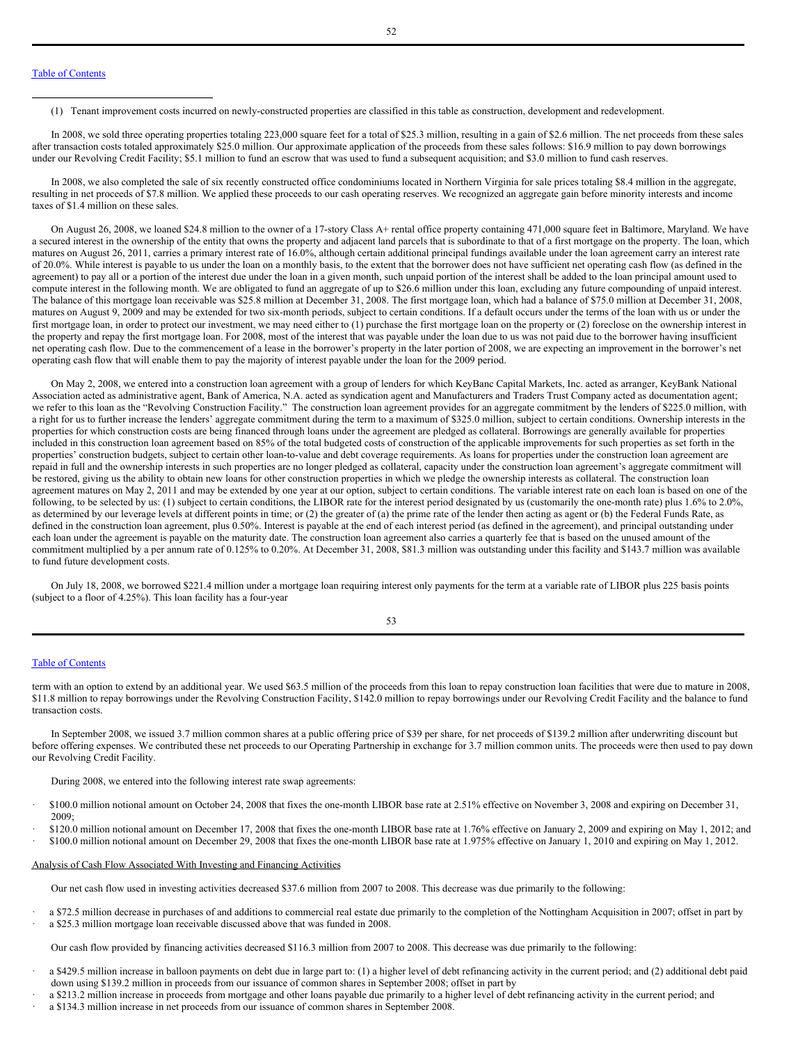(1) Tenant improvement costs incurred on newly-constructed properties are classified in this table as construction, development and redevelopment.

In 2008, we sold three operating properties totaling 223,000 square feet for a total of $25.3 million, resulting in a gain of $2.6 million. The net proceeds from these sales after transaction costs totaled approximately $25.0 million. Our approximate application of the proceeds from these sales follows: $16.9 million to pay down borrowings under our Revolving Credit Facility; $5.1 million to fund an escrow that was used to fund a subsequent acquisition; and $3.0 million to fund cash reserves.

In 2008, we also completed the sale of six recently constructed office condominiums located in Northern Virginia for sale prices totaling $8.4 million in the aggregate, resulting in net proceeds of $7.8 million. We applied these proceeds to our cash operating reserves. We recognized an aggregate gain before minority interests and income taxes of $1.4 million on these sales.

On August 26, 2008, we loaned $24.8 million to the owner of a 17-story Class A+ rental office property containing 471,000 square feet in Baltimore, Maryland. We have a secured interest in the ownership of the entity that owns the property and adjacent land parcels that is subordinate to that of a first mortgage on the property. The loan, which matures on August 26, 2011, carries a primary interest rate of 16.0%, although certain additional principal fundings available under the loan agreement carry an interest rate of 20.0%. While interest is payable to us under the loan on a monthly basis, to the extent that the borrower does not have sufficient net operating cash flow (as defined in the agreement) to pay all or a portion of the interest due under the loan in a given month, such unpaid portion of the interest shall be added to the loan principal amount used to compute interest in the following month. We are obligated to fund an aggregate of up to $26.6 million under this loan, excluding any future compounding of unpaid interest. The balance of this mortgage loan receivable was $25.8 million at December 31, 2008. The first mortgage loan, which had a balance of $75.0 million at December 31, 2008, matures on August 9, 2009 and may be extended for two six-month periods, subject to certain conditions. If a default occurs under the terms of the loan with us or under the first mortgage loan, in order to protect our investment, we may need either to (1) purchase the first mortgage loan on the property or (2) foreclose on the ownership interest in the property and repay the first mortgage loan. For 2008, most of the interest that was payable under the loan due to us was not paid due to the borrower having insufficient net operating cash flow. Due to the commencement of a lease in the borrower's property in the later portion of 2008, we are expecting an improvement in the borrower's net operating cash flow that will enable them to pay the majority of interest payable under the loan for the 2009 period.

On May 2, 2008, we entered into a construction loan agreement with a group of lenders for which KeyBanc Capital Markets, Inc. acted as arranger, KeyBank National Association acted as administrative agent, Bank of America, N.A. acted as syndication agent and Manufacturers and Traders Trust Company acted as documentation agent; we refer to this loan as the "Revolving Construction Facility." The construction loan agreement provides for an aggregate commitment by the lenders of $225.0 million, with a right for us to further increase the lenders' aggregate commitment during the term to a maximum of $325.0 million, subject to certain conditions. Ownership interests in the properties for which construction costs are being financed through loans under the agreement are pledged as collateral. Borrowings are generally available for properties included in this construction loan agreement based on 85% of the total budgeted costs of construction of the applicable improvements for such properties as set forth in the properties' construction budgets, subject to certain other loan-to-value and debt coverage requirements. As loans for properties under the construction loan agreement are repaid in full and the ownership interests in such properties are no longer pledged as collateral, capacity under the construction loan agreement's aggregate commitment will be restored, giving us the ability to obtain new loans for other construction properties in which we pledge the ownership interests as collateral. The construction loan agreement matures on May 2, 2011 and may be extended by one year at our option, subject to certain conditions. The variable interest rate on each loan is based on one of the following, to be selected by us: (1) subject to certain conditions, the LIBOR rate for the interest period designated by us (customarily the one-month rate) plus 1.6% to 2.0%, as determined by our leverage levels at different points in time; or (2) the greater of (a) the prime rate of the lender then acting as agent or (b) the Federal Funds Rate, as defined in the construction loan agreement, plus 0.50%. Interest is payable at the end of each interest period (as defined in the agreement), and principal outstanding under each loan under the agreement is payable on the maturity date. The construction loan agreement also carries a quarterly fee that is based on the unused amount of the commitment multiplied by a per annum rate of 0.125% to 0.20%. At December 31, 2008, $81.3 million was outstanding under this facility and $143.7 million was available to fund future development costs.

On July 18, 2008, we borrowed $221.4 million under a mortgage loan requiring interest only payments for the term at a variable rate of LIBOR plus 225 basis points (subject to a floor of 4.25%). This loan facility has a four-year term with an option to extend by an additional year. We used $63.5 million of the proceeds from this loan to repay construction loan facilities that were due to mature in 2008, $11.8 million to repay borrowings under the Revolving Construction Facility, $142.0 million to repay borrowings under our Revolving Credit Facility and the balance to fund transaction costs.

In September 2008, we issued 3.7 million common shares at a public offering price of $39 per share, for net proceeds of $139.2 million after underwriting discount but before offering expenses. We contributed these net proceeds to our Operating Partnership in exchange for 3.7 million common units. The proceeds were then used to pay down our Revolving Credit Facility.

During 2008, we entered into the following interest rate swap agreements:

- $100.0 million notional amount on October 24, 2008 that fixes the one-month LIBOR base rate at 2.51% effective on November 3, 2008 and expiring on December 31, 2009;
- $120.0 million notional amount on December 17, 2008 that fixes the one-month LIBOR base rate at 1.76% effective on January 2, 2009 and expiring on May 1, 2012; and
- $100.0 million notional amount on December 29, 2008 that fixes the one-month LIBOR base rate at 1.975% effective on January 1, 2010 and expiring on May 1, 2012.

Analysis of Cash Flow Associated With Investing and Financing Activities

Our net cash flow used in investing activities decreased $37.6 million from 2007 to 2008. This decrease was due primarily to the following:

- a $72.5 million decrease in purchases of and additions to commercial real estate due primarily to the completion of the Nottingham Acquisition in 2007; offset in part by
- a $25.3 million mortgage loan receivable discussed above that was funded in 2008.

Our cash flow provided by financing activities decreased $116.3 million from 2007 to 2008. This decrease was due primarily to the following:

- a $429.5 million increase in balloon payments on debt due in large part to: (1) a higher level of debt refinancing activity in the current period; and (2) additional debt paid down using $139.2 million in proceeds from our issuance of common shares in September 2008; offset in part by
- a $213.2 million increase in proceeds from mortgage and other loans payable due primarily to a higher level of debt refinancing activity in the current period; and
- a $134.3 million increase in net proceeds from our issuance of common shares in September 2008.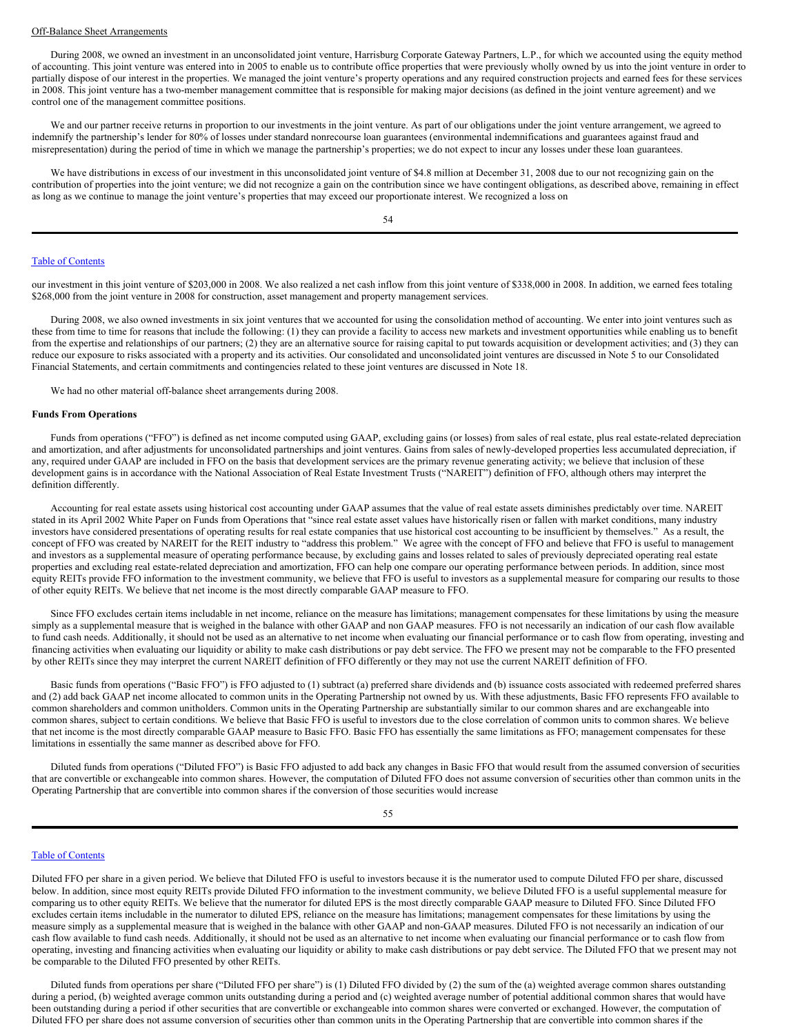Off-Balance Sheet Arrangements

During 2008, we owned an investment in an unconsolidated joint venture, Harrisburg Corporate Gateway Partners, L.P., for which we accounted using the equity method of accounting. This joint venture was entered into in 2005 to enable us to contribute office properties that were previously wholly owned by us into the joint venture in order to partially dispose of our interest in the properties. We managed the joint venture's property operations and any required construction projects and earned fees for these services in 2008. This joint venture has a two-member management committee that is responsible for making major decisions (as defined in the joint venture agreement) and we control one of the management committee positions.

We and our partner receive returns in proportion to our investments in the joint venture. As part of our obligations under the joint venture arrangement, we agreed to indemnify the partnership's lender for 80% of losses under standard nonrecourse loan guarantees (environmental indemnifications and guarantees against fraud and misrepresentation) during the period of time in which we manage the partnership's properties; we do not expect to incur any losses under these loan guarantees.

We have distributions in excess of our investment in this unconsolidated joint venture of $4.8 million at December 31, 2008 due to our not recognizing gain on the contribution of properties into the joint venture; we did not recognize a gain on the contribution since we have contingent obligations, as described above, remaining in effect as long as we continue to manage the joint venture's properties that may exceed our proportionate interest. We recognized a loss on our investment in this joint venture of $203,000 in 2008. We also realized a net cash inflow from this joint venture of $338,000 in 2008. In addition, we earned fees totaling $268,000 from the joint venture in 2008 for construction, asset management and property management services.

During 2008, we also owned investments in six joint ventures that we accounted for using the consolidation method of accounting. We enter into joint ventures such as these from time to time for reasons that include the following: (1) they can provide a facility to access new markets and investment opportunities while enabling us to benefit from the expertise and relationships of our partners; (2) they are an alternative source for raising capital to put towards acquisition or development activities; and (3) they can reduce our exposure to risks associated with a property and its activities. Our consolidated and unconsolidated joint ventures are discussed in Note 5 to our Consolidated Financial Statements, and certain commitments and contingencies related to these joint ventures are discussed in Note 18.

We had no other material off-balance sheet arrangements during 2008.

**Funds From Operations**

Funds from operations ("FFO") is defined as net income computed using GAAP, excluding gains (or losses) from sales of real estate, plus real estate-related depreciation and amortization, and after adjustments for unconsolidated partnerships and joint ventures. Gains from sales of newly-developed properties less accumulated depreciation, if any, required under GAAP are included in FFO on the basis that development services are the primary revenue generating activity; we believe that inclusion of these development gains is in accordance with the National Association of Real Estate Investment Trusts ("NAREIT") definition of FFO, although others may interpret the definition differently.

Accounting for real estate assets using historical cost accounting under GAAP assumes that the value of real estate assets diminishes predictably over time. NAREIT stated in its April 2002 White Paper on Funds from Operations that "since real estate asset values have historically risen or fallen with market conditions, many industry investors have considered presentations of operating results for real estate companies that use historical cost accounting to be insufficient by themselves." As a result, the concept of FFO was created by NAREIT for the REIT industry to "address this problem." We agree with the concept of FFO and believe that FFO is useful to management and investors as a supplemental measure of operating performance because, by excluding gains and losses related to sales of previously depreciated operating real estate properties and excluding real estate-related depreciation and amortization, FFO can help one compare our operating performance between periods. In addition, since most equity REITs provide FFO information to the investment community, we believe that FFO is useful to investors as a supplemental measure for comparing our results to those of other equity REITs. We believe that net income is the most directly comparable GAAP measure to FFO.

Since FFO excludes certain items includable in net income, reliance on the measure has limitations; management compensates for these limitations by using the measure simply as a supplemental measure that is weighed in the balance with other GAAP and non GAAP measures. FFO is not necessarily an indication of our cash flow available to fund cash needs. Additionally, it should not be used as an alternative to net income when evaluating our financial performance or to cash flow from operating, investing and financing activities when evaluating our liquidity or ability to make cash distributions or pay debt service. The FFO we present may not be comparable to the FFO presented by other REITs since they may interpret the current NAREIT definition of FFO differently or they may not use the current NAREIT definition of FFO.

Basic funds from operations ("Basic FFO") is FFO adjusted to (1) subtract (a) preferred share dividends and (b) issuance costs associated with redeemed preferred shares and (2) add back GAAP net income allocated to common units in the Operating Partnership not owned by us. With these adjustments, Basic FFO represents FFO available to common shareholders and common unitholders. Common units in the Operating Partnership are substantially similar to our common shares and are exchangeable into common shares, subject to certain conditions. We believe that Basic FFO is useful to investors due to the close correlation of common units to common shares. We believe that net income is the most directly comparable GAAP measure to Basic FFO. Basic FFO has essentially the same limitations as FFO; management compensates for these limitations in essentially the same manner as described above for FFO.

Diluted funds from operations ("Diluted FFO") is Basic FFO adjusted to add back any changes in Basic FFO that would result from the assumed conversion of securities that are convertible or exchangeable into common shares. However, the computation of Diluted FFO does not assume conversion of securities other than common units in the Operating Partnership that are convertible into common shares if the conversion of those securities would increase Diluted FFO per share in a given period. We believe that Diluted FFO is useful to investors because it is the numerator used to compute Diluted FFO per share, discussed below. In addition, since most equity REITs provide Diluted FFO information to the investment community, we believe Diluted FFO is a useful supplemental measure for comparing us to other equity REITs. We believe that the numerator for diluted EPS is the most directly comparable GAAP measure to Diluted FFO. Since Diluted FFO excludes certain items includable in the numerator to diluted EPS, reliance on the measure has limitations; management compensates for these limitations by using the measure simply as a supplemental measure that is weighed in the balance with other GAAP and non-GAAP measures. Diluted FFO is not necessarily an indication of our cash flow available to fund cash needs. Additionally, it should not be used as an alternative to net income when evaluating our financial performance or to cash flow from operating, investing and financing activities when evaluating our liquidity or ability to make cash distributions or pay debt service. The Diluted FFO that we present may not be comparable to the Diluted FFO presented by other REITs.

Diluted funds from operations per share ("Diluted FFO per share") is (1) Diluted FFO divided by (2) the sum of the (a) weighted average common shares outstanding during a period, (b) weighted average common units outstanding during a period and (c) weighted average number of potential additional common shares that would have been outstanding during a period if other securities that are convertible or exchangeable into common shares were converted or exchanged. However, the computation of Diluted FFO per share does not assume conversion of securities other than common units in the Operating Partnership that are convertible into common shares if the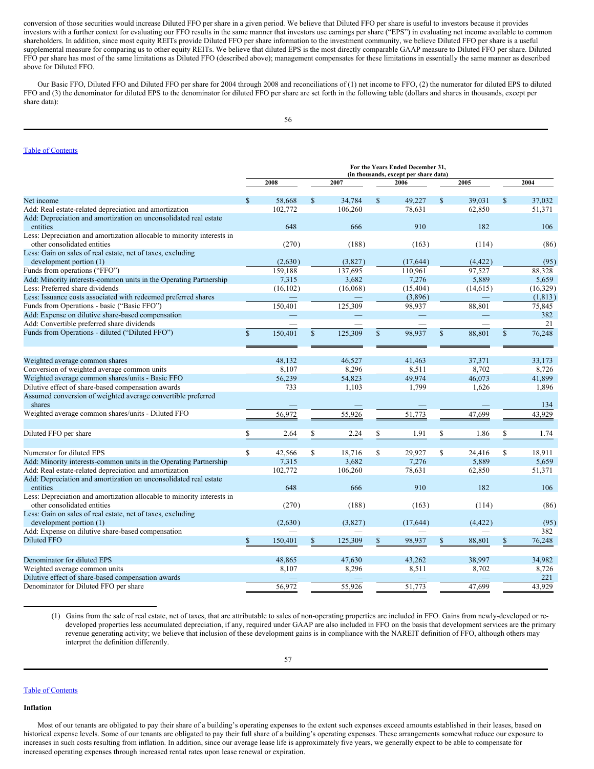conversion of those securities would increase Diluted FFO per share in a given period. We believe that Diluted FFO per share is useful to investors because it provides investors with a further context for evaluating our FFO results in the same manner that investors use earnings per share ("EPS") in evaluating net income available to common shareholders. In addition, since most equity REITs provide Diluted FFO per share information to the investment community, we believe Diluted FFO per share is a useful supplemental measure for comparing us to other equity REITs. We believe that diluted EPS is the most directly comparable GAAP measure to Diluted FFO per share. Diluted FFO per share has most of the same limitations as Diluted FFO (described above); management compensates for these limitations in essentially the same manner as described above for Diluted FFO.

Our Basic FFO, Diluted FFO and Diluted FFO per share for 2004 through 2008 and reconciliations of (1) net income to FFO, (2) the numerator for diluted EPS to diluted FFO and (3) the denominator for diluted EPS to the denominator for diluted FFO per share are set forth in the following table (dollars and shares in thousands, except per share data):

| | For the Years Ended December 31, (in thousands, except per share data) | | | | |
|---|---|---|---|---|---|
| | 2008 | 2007 | 2006 | 2005 | 2004 |
| Net income | $ 58,668 | $ 34,784 | $ 49,227 | $ 39,031 | $ 37,032 |
| Add: Real estate-related depreciation and amortization | 102,772 | 106,260 | 78,631 | 62,850 | 51,371 |
| Add: Depreciation and amortization on unconsolidated real estate entities | 648 | 666 | 910 | 182 | 106 |
| Less: Depreciation and amortization allocable to minority interests in other consolidated entities | (270) | (188) | (163) | (114) | (86) |
| Less: Gain on sales of real estate, net of taxes, excluding development portion (1) | (2,630) | (3,827) | (17,644) | (4,422) | (95) |
| Funds from operations ("FFO") | 159,188 | 137,695 | 110,961 | 97,527 | 88,328 |
| Add: Minority interests-common units in the Operating Partnership | 7,315 | 3,682 | 7,276 | 5,889 | 5,659 |
| Less: Preferred share dividends | (16,102) | (16,068) | (15,404) | (14,615) | (16,329) |
| Less: Issuance costs associated with redeemed preferred shares | — | — | (3,896) | — | (1,813) |
| Funds from Operations - basic ("Basic FFO") | 150,401 | 125,309 | 98,937 | 88,801 | 75,845 |
| Add: Expense on dilutive share-based compensation | — | — | — | — | 382 |
| Add: Convertible preferred share dividends | — | — | — | — | 21 |
| Funds from Operations - diluted ("Diluted FFO") | $ 150,401 | $ 125,309 | $ 98,937 | $ 88,801 | $ 76,248 |
| | | | | | |
| Weighted average common shares | 48,132 | 46,527 | 41,463 | 37,371 | 33,173 |
| Conversion of weighted average common units | 8,107 | 8,296 | 8,511 | 8,702 | 8,726 |
| Weighted average common shares/units - Basic FFO | 56,239 | 54,823 | 49,974 | 46,073 | 41,899 |
| Dilutive effect of share-based compensation awards | 733 | 1,103 | 1,799 | 1,626 | 1,896 |
| Assumed conversion of weighted average convertible preferred shares | — | — | — | — | 134 |
| Weighted average common shares/units - Diluted FFO | 56,972 | 55,926 | 51,773 | 47,699 | 43,929 |
| | | | | | |
| Diluted FFO per share | $ 2.64 | $ 2.24 | $ 1.91 | $ 1.86 | $ 1.74 |
| | | | | | |
| Numerator for diluted EPS | $ 42,566 | $ 18,716 | $ 29,927 | $ 24,416 | $ 18,911 |
| Add: Minority interests-common units in the Operating Partnership | 7,315 | 3,682 | 7,276 | 5,889 | 5,659 |
| Add: Real estate-related depreciation and amortization | 102,772 | 106,260 | 78,631 | 62,850 | 51,371 |
| Add: Depreciation and amortization on unconsolidated real estate entities | 648 | 666 | 910 | 182 | 106 |
| Less: Depreciation and amortization allocable to minority interests in other consolidated entities | (270) | (188) | (163) | (114) | (86) |
| Less: Gain on sales of real estate, net of taxes, excluding development portion (1) | (2,630) | (3,827) | (17,644) | (4,422) | (95) |
| Add: Expense on dilutive share-based compensation | — | — | — | — | 382 |
| Diluted FFO | $ 150,401 | $ 125,309 | $ 98,937 | $ 88,801 | $ 76,248 |
| | | | | | |
| Denominator for diluted EPS | 48,865 | 47,630 | 43,262 | 38,997 | 34,982 |
| Weighted average common units | 8,107 | 8,296 | 8,511 | 8,702 | 8,726 |
| Dilutive effect of share-based compensation awards | — | — | — | — | 221 |
| Denominator for Diluted FFO per share | 56,972 | 55,926 | 51,773 | 47,699 | 43,929 |

(1) Gains from the sale of real estate, net of taxes, that are attributable to sales of non-operating properties are included in FFO. Gains from newly-developed or re-developed properties less accumulated depreciation, if any, required under GAAP are also included in FFO on the basis that development services are the primary revenue generating activity; we believe that inclusion of these development gains is in compliance with the NAREIT definition of FFO, although others may interpret the definition differently.

**Inflation**

Most of our tenants are obligated to pay their share of a building's operating expenses to the extent such expenses exceed amounts established in their leases, based on historical expense levels. Some of our tenants are obligated to pay their full share of a building's operating expenses. These arrangements somewhat reduce our exposure to increases in such costs resulting from inflation. In addition, since our average lease life is approximately five years, we generally expect to be able to compensate for increased operating expenses through increased rental rates upon lease renewal or expiration.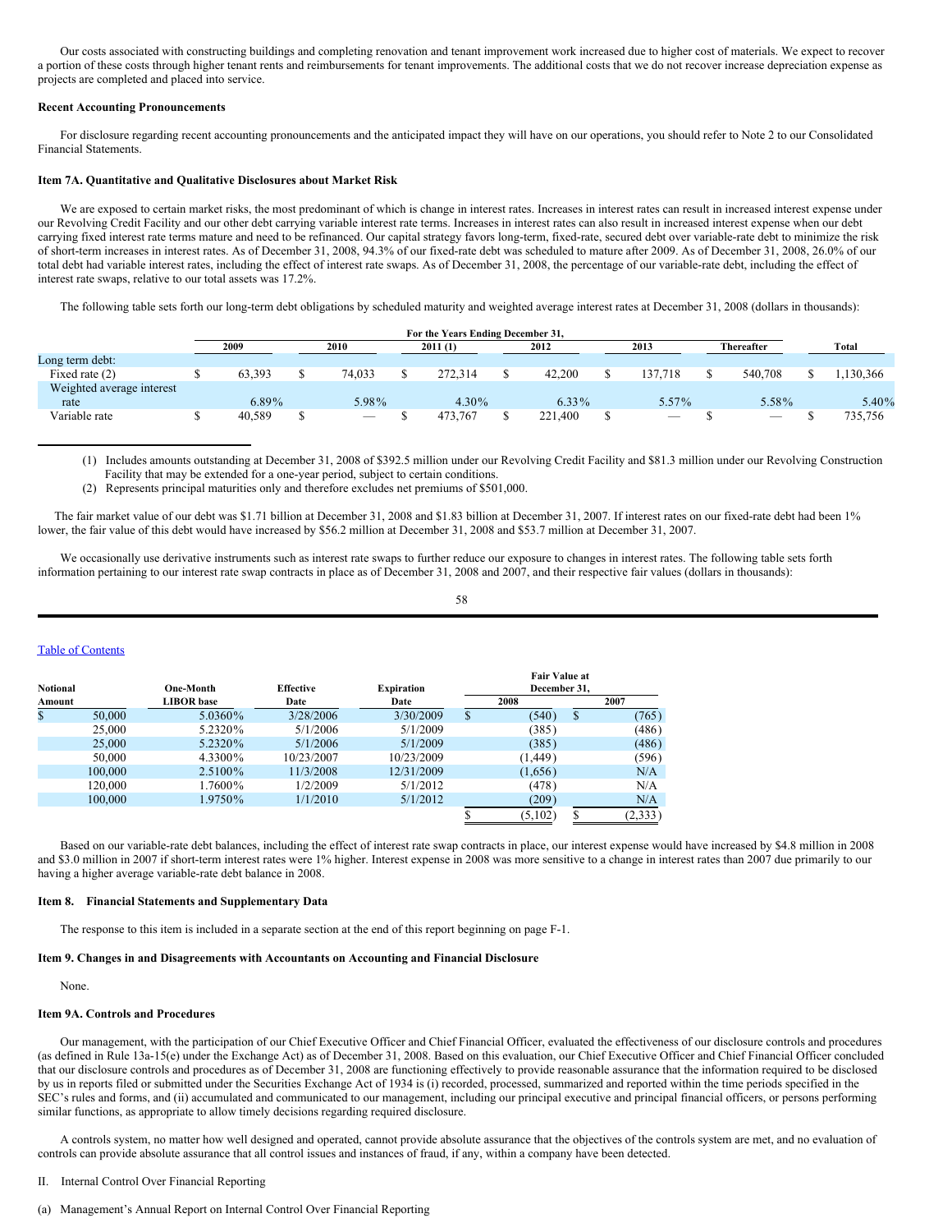Our costs associated with constructing buildings and completing renovation and tenant improvement work increased due to higher cost of materials. We expect to recover a portion of these costs through higher tenant rents and reimbursements for tenant improvements. The additional costs that we do not recover increase depreciation expense as projects are completed and placed into service.

**Recent Accounting Pronouncements**

For disclosure regarding recent accounting pronouncements and the anticipated impact they will have on our operations, you should refer to Note 2 to our Consolidated Financial Statements.

**Item 7A. Quantitative and Qualitative Disclosures about Market Risk**

We are exposed to certain market risks, the most predominant of which is change in interest rates. Increases in interest rates can result in increased interest expense under our Revolving Credit Facility and our other debt carrying variable interest rate terms. Increases in interest rates can also result in increased interest expense when our debt carrying fixed interest rate terms mature and need to be refinanced. Our capital strategy favors long-term, fixed-rate, secured debt over variable-rate debt to minimize the risk of short-term increases in interest rates. As of December 31, 2008, 94.3% of our fixed-rate debt was scheduled to mature after 2009. As of December 31, 2008, 26.0% of our total debt had variable interest rates, including the effect of interest rate swaps. As of December 31, 2008, the percentage of our variable-rate debt, including the effect of interest rate swaps, relative to our total assets was 17.2%.

The following table sets forth our long-term debt obligations by scheduled maturity and weighted average interest rates at December 31, 2008 (dollars in thousands):

| | For the Years Ending December 31, | | | | | | |
|---|---|---|---|---|---|---|---|
| | 2009 | 2010 | 2011 (1) | 2012 | 2013 | Thereafter | Total |
| Long term debt: | | | | | | | |
| Fixed rate (2) | $ 63,393 | $ 74,033 | $ 272,314 | $ 42,200 | $ 137,718 | $ 540,708 | $ 1,130,366 |
| Weighted average interest rate | 6.89% | 5.98% | 4.30% | 6.33% | 5.57% | 5.58% | 5.40% |
| Variable rate | $ 40,589 | $ — | $ 473,767 | $ 221,400 | $ — | $ — | $ 735,756 |

(1) Includes amounts outstanding at December 31, 2008 of $392.5 million under our Revolving Credit Facility and $81.3 million under our Revolving Construction Facility that may be extended for a one-year period, subject to certain conditions.

(2) Represents principal maturities only and therefore excludes net premiums of $501,000.

The fair market value of our debt was $1.71 billion at December 31, 2008 and $1.83 billion at December 31, 2007. If interest rates on our fixed-rate debt had been 1% lower, the fair value of this debt would have increased by $56.2 million at December 31, 2008 and $53.7 million at December 31, 2007.

We occasionally use derivative instruments such as interest rate swaps to further reduce our exposure to changes in interest rates. The following table sets forth information pertaining to our interest rate swap contracts in place as of December 31, 2008 and 2007, and their respective fair values (dollars in thousands):

| Notional Amount | One-Month LIBOR base | Effective Date | Expiration Date | Fair Value at December 31, 2008 | Fair Value at December 31, 2007 |
|---|---|---|---|---|---|
| $ 50,000 | 5.0360% | 3/28/2006 | 3/30/2009 | $ (540) | $ (765) |
| 25,000 | 5.2320% | 5/1/2006 | 5/1/2009 | (385) | (486) |
| 25,000 | 5.2320% | 5/1/2006 | 5/1/2009 | (385) | (486) |
| 50,000 | 4.3300% | 10/23/2007 | 10/23/2009 | (1,449) | (596) |
| 100,000 | 2.5100% | 11/3/2008 | 12/31/2009 | (1,656) | N/A |
| 120,000 | 1.7600% | 1/2/2009 | 5/1/2012 | (478) | N/A |
| 100,000 | 1.9750% | 1/1/2010 | 5/1/2012 | (209) | N/A |
| | | | | $ (5,102) | $ (2,333) |

Based on our variable-rate debt balances, including the effect of interest rate swap contracts in place, our interest expense would have increased by $4.8 million in 2008 and $3.0 million in 2007 if short-term interest rates were 1% higher. Interest expense in 2008 was more sensitive to a change in interest rates than 2007 due primarily to our having a higher average variable-rate debt balance in 2008.

**Item 8. Financial Statements and Supplementary Data**

The response to this item is included in a separate section at the end of this report beginning on page F-1.

**Item 9. Changes in and Disagreements with Accountants on Accounting and Financial Disclosure**

None.

**Item 9A. Controls and Procedures**

Our management, with the participation of our Chief Executive Officer and Chief Financial Officer, evaluated the effectiveness of our disclosure controls and procedures (as defined in Rule 13a-15(e) under the Exchange Act) as of December 31, 2008. Based on this evaluation, our Chief Executive Officer and Chief Financial Officer concluded that our disclosure controls and procedures as of December 31, 2008 are functioning effectively to provide reasonable assurance that the information required to be disclosed by us in reports filed or submitted under the Securities Exchange Act of 1934 is (i) recorded, processed, summarized and reported within the time periods specified in the SEC's rules and forms, and (ii) accumulated and communicated to our management, including our principal executive and principal financial officers, or persons performing similar functions, as appropriate to allow timely decisions regarding required disclosure.

A controls system, no matter how well designed and operated, cannot provide absolute assurance that the objectives of the controls system are met, and no evaluation of controls can provide absolute assurance that all control issues and instances of fraud, if any, within a company have been detected.

II. Internal Control Over Financial Reporting

(a) Management's Annual Report on Internal Control Over Financial Reporting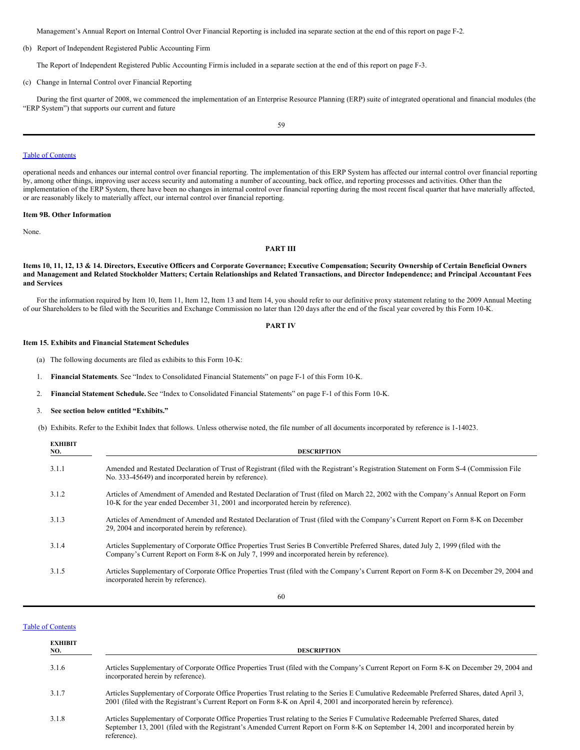Management's Annual Report on Internal Control Over Financial Reporting is included ina separate section at the end of this report on page F-2.

(b) Report of Independent Registered Public Accounting Firm

The Report of Independent Registered Public Accounting Firmis included in a separate section at the end of this report on page F-3.

(c) Change in Internal Control over Financial Reporting

During the first quarter of 2008, we commenced the implementation of an Enterprise Resource Planning (ERP) suite of integrated operational and financial modules (the "ERP System") that supports our current and future operational needs and enhances our internal control over financial reporting. The implementation of this ERP System has affected our internal control over financial reporting by, among other things, improving user access security and automating a number of accounting, back office, and reporting processes and activities. Other than the implementation of the ERP System, there have been no changes in internal control over financial reporting during the most recent fiscal quarter that have materially affected, or are reasonably likely to materially affect, our internal control over financial reporting.

**Item 9B. Other Information**

None.

## PART III

**Items 10, 11, 12, 13 & 14. Directors, Executive Officers and Corporate Governance; Executive Compensation; Security Ownership of Certain Beneficial Owners and Management and Related Stockholder Matters; Certain Relationships and Related Transactions, and Director Independence; and Principal Accountant Fees and Services**

For the information required by Item 10, Item 11, Item 12, Item 13 and Item 14, you should refer to our definitive proxy statement relating to the 2009 Annual Meeting of our Shareholders to be filed with the Securities and Exchange Commission no later than 120 days after the end of the fiscal year covered by this Form 10-K.

## PART IV

**Item 15. Exhibits and Financial Statement Schedules**

(a) The following documents are filed as exhibits to this Form 10-K:

1. **Financial Statements**. See "Index to Consolidated Financial Statements" on page F-1 of this Form 10-K.

2. **Financial Statement Schedule.** See "Index to Consolidated Financial Statements" on page F-1 of this Form 10-K.

3. **See section below entitled "Exhibits."**

(b) Exhibits. Refer to the Exhibit Index that follows. Unless otherwise noted, the file number of all documents incorporated by reference is 1-14023.

| EXHIBIT NO. | DESCRIPTION |
|---|---|
| 3.1.1 | Amended and Restated Declaration of Trust of Registrant (filed with the Registrant's Registration Statement on Form S-4 (Commission File No. 333-45649) and incorporated herein by reference). |
| 3.1.2 | Articles of Amendment of Amended and Restated Declaration of Trust (filed on March 22, 2002 with the Company's Annual Report on Form 10-K for the year ended December 31, 2001 and incorporated herein by reference). |
| 3.1.3 | Articles of Amendment of Amended and Restated Declaration of Trust (filed with the Company's Current Report on Form 8-K on December 29, 2004 and incorporated herein by reference). |
| 3.1.4 | Articles Supplementary of Corporate Office Properties Trust Series B Convertible Preferred Shares, dated July 2, 1999 (filed with the Company's Current Report on Form 8-K on July 7, 1999 and incorporated herein by reference). |
| 3.1.5 | Articles Supplementary of Corporate Office Properties Trust (filed with the Company's Current Report on Form 8-K on December 29, 2004 and incorporated herein by reference). |
| 3.1.6 | Articles Supplementary of Corporate Office Properties Trust (filed with the Company's Current Report on Form 8-K on December 29, 2004 and incorporated herein by reference). |
| 3.1.7 | Articles Supplementary of Corporate Office Properties Trust relating to the Series E Cumulative Redeemable Preferred Shares, dated April 3, 2001 (filed with the Registrant's Current Report on Form 8-K on April 4, 2001 and incorporated herein by reference). |
| 3.1.8 | Articles Supplementary of Corporate Office Properties Trust relating to the Series F Cumulative Redeemable Preferred Shares, dated September 13, 2001 (filed with the Registrant's Amended Current Report on Form 8-K on September 14, 2001 and incorporated herein by reference). |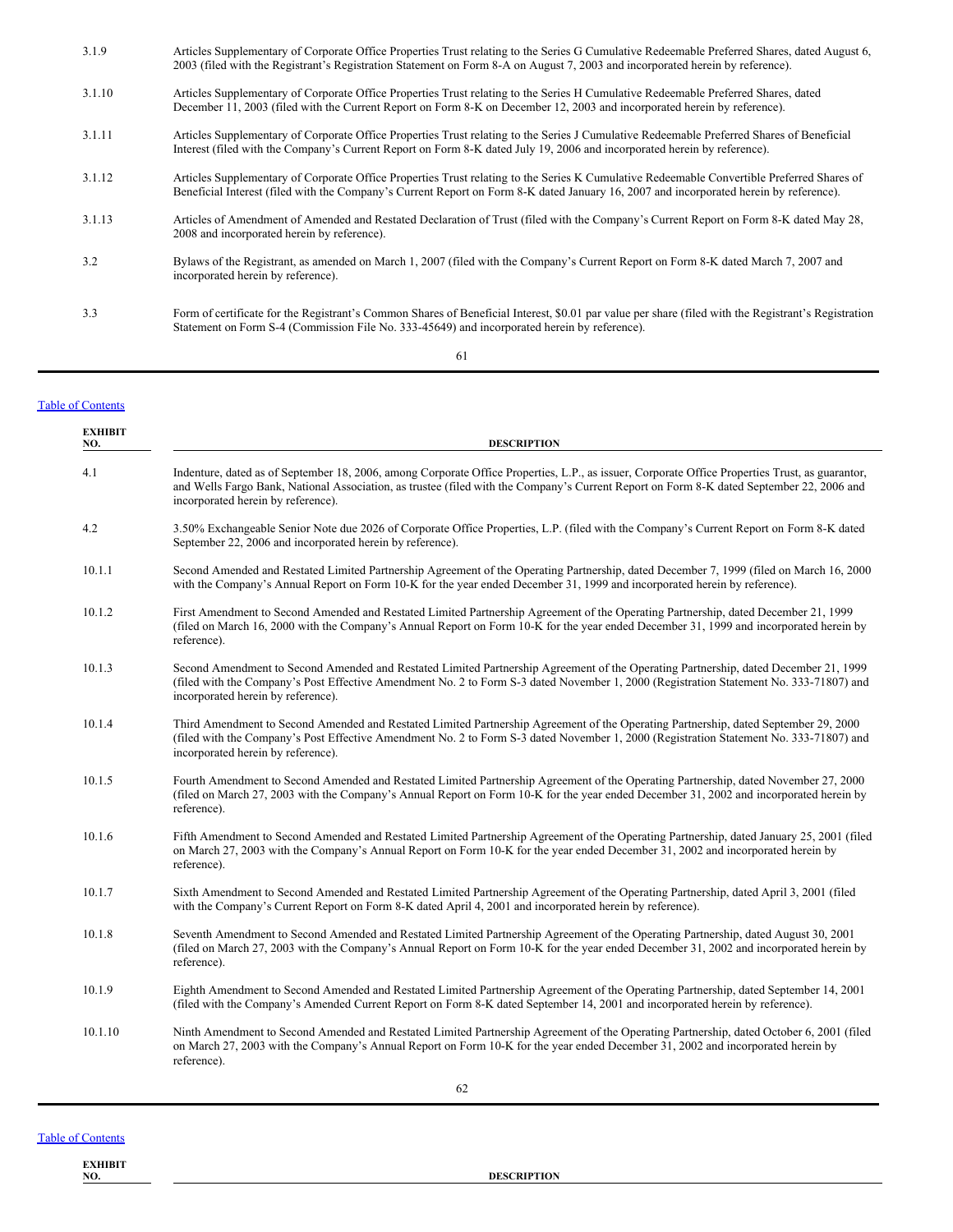| | |
|---|---|
| 3.1.9 | Articles Supplementary of Corporate Office Properties Trust relating to the Series G Cumulative Redeemable Preferred Shares, dated August 6, 2003 (filed with the Registrant's Registration Statement on Form 8-A on August 7, 2003 and incorporated herein by reference). |
| 3.1.10 | Articles Supplementary of Corporate Office Properties Trust relating to the Series H Cumulative Redeemable Preferred Shares, dated December 11, 2003 (filed with the Current Report on Form 8-K on December 12, 2003 and incorporated herein by reference). |
| 3.1.11 | Articles Supplementary of Corporate Office Properties Trust relating to the Series J Cumulative Redeemable Preferred Shares of Beneficial Interest (filed with the Company's Current Report on Form 8-K dated July 19, 2006 and incorporated herein by reference). |
| 3.1.12 | Articles Supplementary of Corporate Office Properties Trust relating to the Series K Cumulative Redeemable Convertible Preferred Shares of Beneficial Interest (filed with the Company's Current Report on Form 8-K dated January 16, 2007 and incorporated herein by reference). |
| 3.1.13 | Articles of Amendment of Amended and Restated Declaration of Trust (filed with the Company's Current Report on Form 8-K dated May 28, 2008 and incorporated herein by reference). |
| 3.2 | Bylaws of the Registrant, as amended on March 1, 2007 (filed with the Company's Current Report on Form 8-K dated March 7, 2007 and incorporated herein by reference). |
| 3.3 | Form of certificate for the Registrant's Common Shares of Beneficial Interest, $0.01 par value per share (filed with the Registrant's Registration Statement on Form S-4 (Commission File No. 333-45649) and incorporated herein by reference). |

[Table of Contents](#)

| EXHIBIT NO. | DESCRIPTION |
|---|---|
| 4.1 | Indenture, dated as of September 18, 2006, among Corporate Office Properties, L.P., as issuer, Corporate Office Properties Trust, as guarantor, and Wells Fargo Bank, National Association, as trustee (filed with the Company's Current Report on Form 8-K dated September 22, 2006 and incorporated herein by reference). |
| 4.2 | 3.50% Exchangeable Senior Note due 2026 of Corporate Office Properties, L.P. (filed with the Company's Current Report on Form 8-K dated September 22, 2006 and incorporated herein by reference). |
| 10.1.1 | Second Amended and Restated Limited Partnership Agreement of the Operating Partnership, dated December 7, 1999 (filed on March 16, 2000 with the Company's Annual Report on Form 10-K for the year ended December 31, 1999 and incorporated herein by reference). |
| 10.1.2 | First Amendment to Second Amended and Restated Limited Partnership Agreement of the Operating Partnership, dated December 21, 1999 (filed on March 16, 2000 with the Company's Annual Report on Form 10-K for the year ended December 31, 1999 and incorporated herein by reference). |
| 10.1.3 | Second Amendment to Second Amended and Restated Limited Partnership Agreement of the Operating Partnership, dated December 21, 1999 (filed with the Company's Post Effective Amendment No. 2 to Form S-3 dated November 1, 2000 (Registration Statement No. 333-71807) and incorporated herein by reference). |
| 10.1.4 | Third Amendment to Second Amended and Restated Limited Partnership Agreement of the Operating Partnership, dated September 29, 2000 (filed with the Company's Post Effective Amendment No. 2 to Form S-3 dated November 1, 2000 (Registration Statement No. 333-71807) and incorporated herein by reference). |
| 10.1.5 | Fourth Amendment to Second Amended and Restated Limited Partnership Agreement of the Operating Partnership, dated November 27, 2000 (filed on March 27, 2003 with the Company's Annual Report on Form 10-K for the year ended December 31, 2002 and incorporated herein by reference). |
| 10.1.6 | Fifth Amendment to Second Amended and Restated Limited Partnership Agreement of the Operating Partnership, dated January 25, 2001 (filed on March 27, 2003 with the Company's Annual Report on Form 10-K for the year ended December 31, 2002 and incorporated herein by reference). |
| 10.1.7 | Sixth Amendment to Second Amended and Restated Limited Partnership Agreement of the Operating Partnership, dated April 3, 2001 (filed with the Company's Current Report on Form 8-K dated April 4, 2001 and incorporated herein by reference). |
| 10.1.8 | Seventh Amendment to Second Amended and Restated Limited Partnership Agreement of the Operating Partnership, dated August 30, 2001 (filed on March 27, 2003 with the Company's Annual Report on Form 10-K for the year ended December 31, 2002 and incorporated herein by reference). |
| 10.1.9 | Eighth Amendment to Second Amended and Restated Limited Partnership Agreement of the Operating Partnership, dated September 14, 2001 (filed with the Company's Amended Current Report on Form 8-K dated September 14, 2001 and incorporated herein by reference). |
| 10.1.10 | Ninth Amendment to Second Amended and Restated Limited Partnership Agreement of the Operating Partnership, dated October 6, 2001 (filed on March 27, 2003 with the Company's Annual Report on Form 10-K for the year ended December 31, 2002 and incorporated herein by reference). |

[Table of Contents](#)

| EXHIBIT NO. | DESCRIPTION |
|---|---|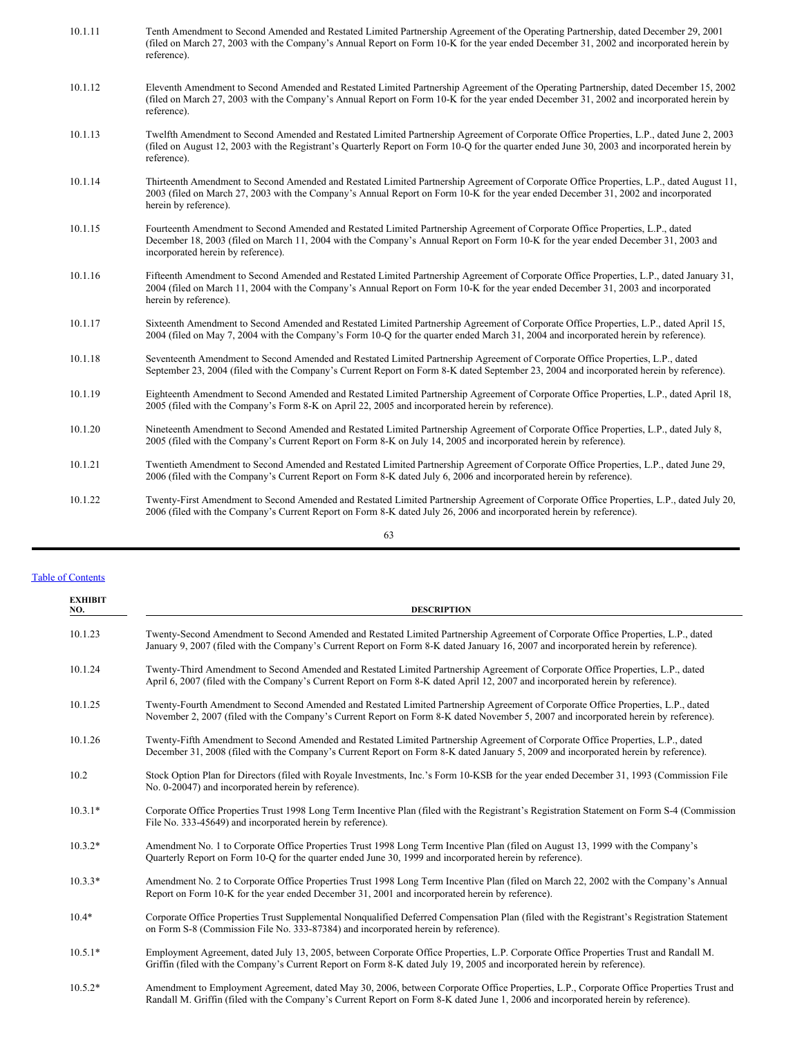| | |
|---|---|
| 10.1.11 | Tenth Amendment to Second Amended and Restated Limited Partnership Agreement of the Operating Partnership, dated December 29, 2001 (filed on March 27, 2003 with the Company's Annual Report on Form 10-K for the year ended December 31, 2002 and incorporated herein by reference). |
| 10.1.12 | Eleventh Amendment to Second Amended and Restated Limited Partnership Agreement of the Operating Partnership, dated December 15, 2002 (filed on March 27, 2003 with the Company's Annual Report on Form 10-K for the year ended December 31, 2002 and incorporated herein by reference). |
| 10.1.13 | Twelfth Amendment to Second Amended and Restated Limited Partnership Agreement of Corporate Office Properties, L.P., dated June 2, 2003 (filed on August 12, 2003 with the Registrant's Quarterly Report on Form 10-Q for the quarter ended June 30, 2003 and incorporated herein by reference). |
| 10.1.14 | Thirteenth Amendment to Second Amended and Restated Limited Partnership Agreement of Corporate Office Properties, L.P., dated August 11, 2003 (filed on March 27, 2003 with the Company's Annual Report on Form 10-K for the year ended December 31, 2002 and incorporated herein by reference). |
| 10.1.15 | Fourteenth Amendment to Second Amended and Restated Limited Partnership Agreement of Corporate Office Properties, L.P., dated December 18, 2003 (filed on March 11, 2004 with the Company's Annual Report on Form 10-K for the year ended December 31, 2003 and incorporated herein by reference). |
| 10.1.16 | Fifteenth Amendment to Second Amended and Restated Limited Partnership Agreement of Corporate Office Properties, L.P., dated January 31, 2004 (filed on March 11, 2004 with the Company's Annual Report on Form 10-K for the year ended December 31, 2003 and incorporated herein by reference). |
| 10.1.17 | Sixteenth Amendment to Second Amended and Restated Limited Partnership Agreement of Corporate Office Properties, L.P., dated April 15, 2004 (filed on May 7, 2004 with the Company's Form 10-Q for the quarter ended March 31, 2004 and incorporated herein by reference). |
| 10.1.18 | Seventeenth Amendment to Second Amended and Restated Limited Partnership Agreement of Corporate Office Properties, L.P., dated September 23, 2004 (filed with the Company's Current Report on Form 8-K dated September 23, 2004 and incorporated herein by reference). |
| 10.1.19 | Eighteenth Amendment to Second Amended and Restated Limited Partnership Agreement of Corporate Office Properties, L.P., dated April 18, 2005 (filed with the Company's Form 8-K on April 22, 2005 and incorporated herein by reference). |
| 10.1.20 | Nineteenth Amendment to Second Amended and Restated Limited Partnership Agreement of Corporate Office Properties, L.P., dated July 8, 2005 (filed with the Company's Current Report on Form 8-K on July 14, 2005 and incorporated herein by reference). |
| 10.1.21 | Twentieth Amendment to Second Amended and Restated Limited Partnership Agreement of Corporate Office Properties, L.P., dated June 29, 2006 (filed with the Company's Current Report on Form 8-K dated July 6, 2006 and incorporated herein by reference). |
| 10.1.22 | Twenty-First Amendment to Second Amended and Restated Limited Partnership Agreement of Corporate Office Properties, L.P., dated July 20, 2006 (filed with the Company's Current Report on Form 8-K dated July 26, 2006 and incorporated herein by reference). |

Table of Contents

| EXHIBIT NO. | DESCRIPTION |
|---|---|
| 10.1.23 | Twenty-Second Amendment to Second Amended and Restated Limited Partnership Agreement of Corporate Office Properties, L.P., dated January 9, 2007 (filed with the Company's Current Report on Form 8-K dated January 16, 2007 and incorporated herein by reference). |
| 10.1.24 | Twenty-Third Amendment to Second Amended and Restated Limited Partnership Agreement of Corporate Office Properties, L.P., dated April 6, 2007 (filed with the Company's Current Report on Form 8-K dated April 12, 2007 and incorporated herein by reference). |
| 10.1.25 | Twenty-Fourth Amendment to Second Amended and Restated Limited Partnership Agreement of Corporate Office Properties, L.P., dated November 2, 2007 (filed with the Company's Current Report on Form 8-K dated November 5, 2007 and incorporated herein by reference). |
| 10.1.26 | Twenty-Fifth Amendment to Second Amended and Restated Limited Partnership Agreement of Corporate Office Properties, L.P., dated December 31, 2008 (filed with the Company's Current Report on Form 8-K dated January 5, 2009 and incorporated herein by reference). |
| 10.2 | Stock Option Plan for Directors (filed with Royale Investments, Inc.'s Form 10-KSB for the year ended December 31, 1993 (Commission File No. 0-20047) and incorporated herein by reference). |
| 10.3.1* | Corporate Office Properties Trust 1998 Long Term Incentive Plan (filed with the Registrant's Registration Statement on Form S-4 (Commission File No. 333-45649) and incorporated herein by reference). |
| 10.3.2* | Amendment No. 1 to Corporate Office Properties Trust 1998 Long Term Incentive Plan (filed on August 13, 1999 with the Company's Quarterly Report on Form 10-Q for the quarter ended June 30, 1999 and incorporated herein by reference). |
| 10.3.3* | Amendment No. 2 to Corporate Office Properties Trust 1998 Long Term Incentive Plan (filed on March 22, 2002 with the Company's Annual Report on Form 10-K for the year ended December 31, 2001 and incorporated herein by reference). |
| 10.4* | Corporate Office Properties Trust Supplemental Nonqualified Deferred Compensation Plan (filed with the Registrant's Registration Statement on Form S-8 (Commission File No. 333-87384) and incorporated herein by reference). |
| 10.5.1* | Employment Agreement, dated July 13, 2005, between Corporate Office Properties, L.P. Corporate Office Properties Trust and Randall M. Griffin (filed with the Company's Current Report on Form 8-K dated July 19, 2005 and incorporated herein by reference). |
| 10.5.2* | Amendment to Employment Agreement, dated May 30, 2006, between Corporate Office Properties, L.P., Corporate Office Properties Trust and Randall M. Griffin (filed with the Company's Current Report on Form 8-K dated June 1, 2006 and incorporated herein by reference). |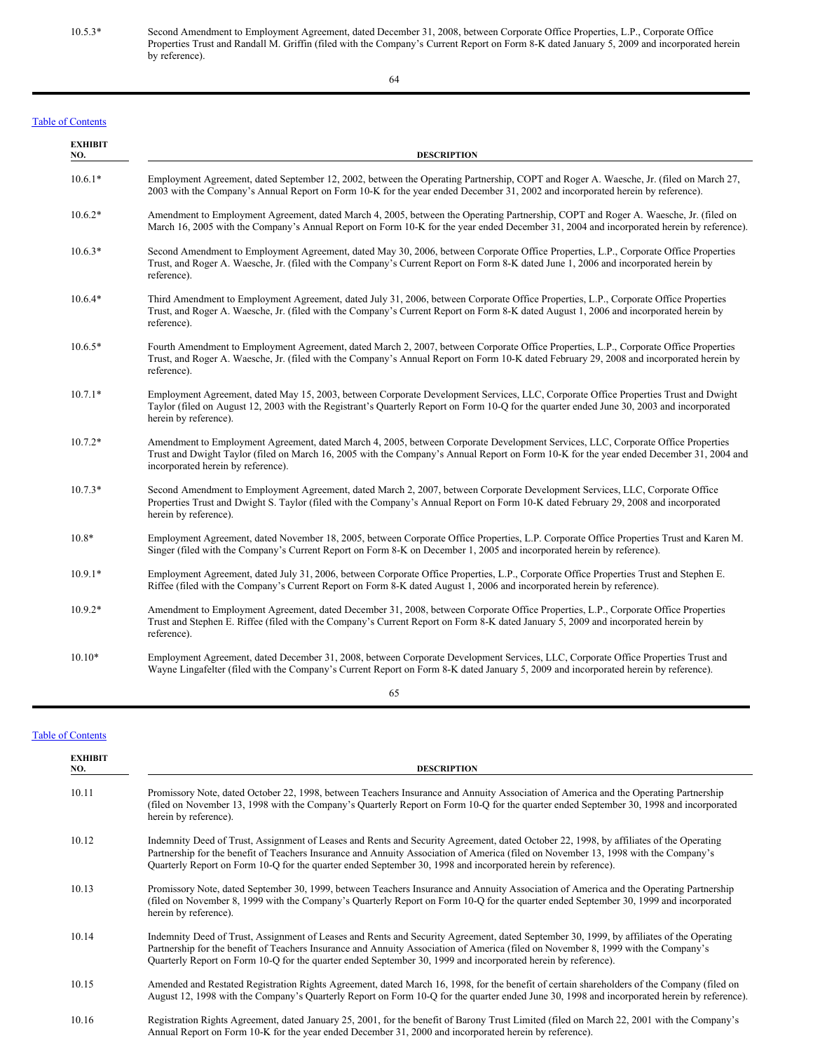| EXHIBIT NO. | DESCRIPTION |
|---|---|
| 10.5.3* | Second Amendment to Employment Agreement, dated December 31, 2008, between Corporate Office Properties, L.P., Corporate Office Properties Trust and Randall M. Griffin (filed with the Company's Current Report on Form 8-K dated January 5, 2009 and incorporated herein by reference). |

[Table of Contents](#)

| EXHIBIT NO. | DESCRIPTION |
|---|---|
| 10.6.1* | Employment Agreement, dated September 12, 2002, between the Operating Partnership, COPT and Roger A. Waesche, Jr. (filed on March 27, 2003 with the Company's Annual Report on Form 10-K for the year ended December 31, 2002 and incorporated herein by reference). |
| 10.6.2* | Amendment to Employment Agreement, dated March 4, 2005, between the Operating Partnership, COPT and Roger A. Waesche, Jr. (filed on March 16, 2005 with the Company's Annual Report on Form 10-K for the year ended December 31, 2004 and incorporated herein by reference). |
| 10.6.3* | Second Amendment to Employment Agreement, dated May 30, 2006, between Corporate Office Properties, L.P., Corporate Office Properties Trust, and Roger A. Waesche, Jr. (filed with the Company's Current Report on Form 8-K dated June 1, 2006 and incorporated herein by reference). |
| 10.6.4* | Third Amendment to Employment Agreement, dated July 31, 2006, between Corporate Office Properties, L.P., Corporate Office Properties Trust, and Roger A. Waesche, Jr. (filed with the Company's Current Report on Form 8-K dated August 1, 2006 and incorporated herein by reference). |
| 10.6.5* | Fourth Amendment to Employment Agreement, dated March 2, 2007, between Corporate Office Properties, L.P., Corporate Office Properties Trust, and Roger A. Waesche, Jr. (filed with the Company's Annual Report on Form 10-K dated February 29, 2008 and incorporated herein by reference). |
| 10.7.1* | Employment Agreement, dated May 15, 2003, between Corporate Development Services, LLC, Corporate Office Properties Trust and Dwight Taylor (filed on August 12, 2003 with the Registrant's Quarterly Report on Form 10-Q for the quarter ended June 30, 2003 and incorporated herein by reference). |
| 10.7.2* | Amendment to Employment Agreement, dated March 4, 2005, between Corporate Development Services, LLC, Corporate Office Properties Trust and Dwight Taylor (filed on March 16, 2005 with the Company's Annual Report on Form 10-K for the year ended December 31, 2004 and incorporated herein by reference). |
| 10.7.3* | Second Amendment to Employment Agreement, dated March 2, 2007, between Corporate Development Services, LLC, Corporate Office Properties Trust and Dwight S. Taylor (filed with the Company's Annual Report on Form 10-K dated February 29, 2008 and incorporated herein by reference). |
| 10.8* | Employment Agreement, dated November 18, 2005, between Corporate Office Properties, L.P. Corporate Office Properties Trust and Karen M. Singer (filed with the Company's Current Report on Form 8-K on December 1, 2005 and incorporated herein by reference). |
| 10.9.1* | Employment Agreement, dated July 31, 2006, between Corporate Office Properties, L.P., Corporate Office Properties Trust and Stephen E. Riffee (filed with the Company's Current Report on Form 8-K dated August 1, 2006 and incorporated herein by reference). |
| 10.9.2* | Amendment to Employment Agreement, dated December 31, 2008, between Corporate Office Properties, L.P., Corporate Office Properties Trust and Stephen E. Riffee (filed with the Company's Current Report on Form 8-K dated January 5, 2009 and incorporated herein by reference). |
| 10.10* | Employment Agreement, dated December 31, 2008, between Corporate Development Services, LLC, Corporate Office Properties Trust and Wayne Lingafelter (filed with the Company's Current Report on Form 8-K dated January 5, 2009 and incorporated herein by reference). |

[Table of Contents](#)

| EXHIBIT NO. | DESCRIPTION |
|---|---|
| 10.11 | Promissory Note, dated October 22, 1998, between Teachers Insurance and Annuity Association of America and the Operating Partnership (filed on November 13, 1998 with the Company's Quarterly Report on Form 10-Q for the quarter ended September 30, 1998 and incorporated herein by reference). |
| 10.12 | Indemnity Deed of Trust, Assignment of Leases and Rents and Security Agreement, dated October 22, 1998, by affiliates of the Operating Partnership for the benefit of Teachers Insurance and Annuity Association of America (filed on November 13, 1998 with the Company's Quarterly Report on Form 10-Q for the quarter ended September 30, 1998 and incorporated herein by reference). |
| 10.13 | Promissory Note, dated September 30, 1999, between Teachers Insurance and Annuity Association of America and the Operating Partnership (filed on November 8, 1999 with the Company's Quarterly Report on Form 10-Q for the quarter ended September 30, 1999 and incorporated herein by reference). |
| 10.14 | Indemnity Deed of Trust, Assignment of Leases and Rents and Security Agreement, dated September 30, 1999, by affiliates of the Operating Partnership for the benefit of Teachers Insurance and Annuity Association of America (filed on November 8, 1999 with the Company's Quarterly Report on Form 10-Q for the quarter ended September 30, 1999 and incorporated herein by reference). |
| 10.15 | Amended and Restated Registration Rights Agreement, dated March 16, 1998, for the benefit of certain shareholders of the Company (filed on August 12, 1998 with the Company's Quarterly Report on Form 10-Q for the quarter ended June 30, 1998 and incorporated herein by reference). |
| 10.16 | Registration Rights Agreement, dated January 25, 2001, for the benefit of Barony Trust Limited (filed on March 22, 2001 with the Company's Annual Report on Form 10-K for the year ended December 31, 2000 and incorporated herein by reference). |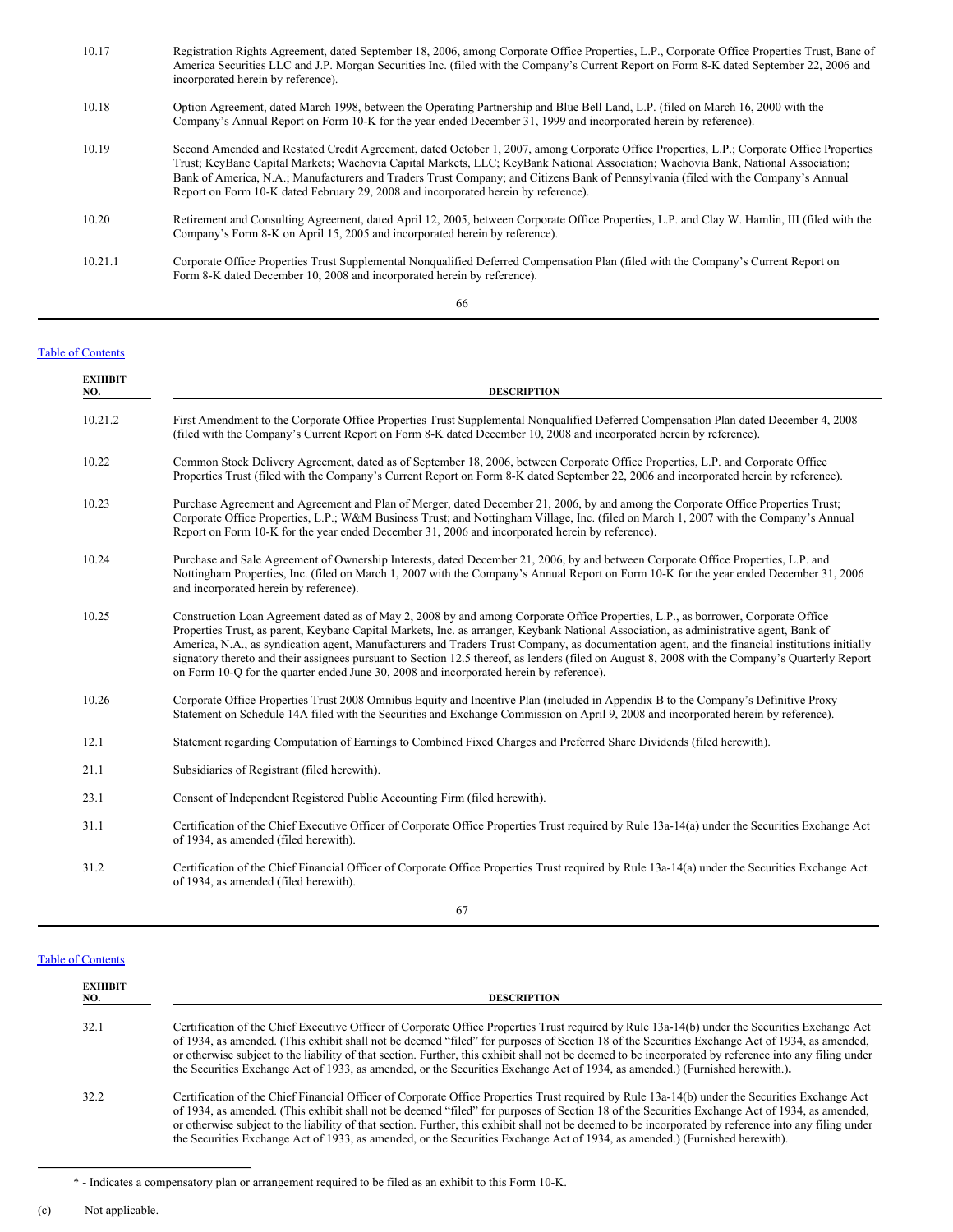| | |
|---|---|
| 10.17 | Registration Rights Agreement, dated September 18, 2006, among Corporate Office Properties, L.P., Corporate Office Properties Trust, Banc of America Securities LLC and J.P. Morgan Securities Inc. (filed with the Company's Current Report on Form 8-K dated September 22, 2006 and incorporated herein by reference). |
| 10.18 | Option Agreement, dated March 1998, between the Operating Partnership and Blue Bell Land, L.P. (filed on March 16, 2000 with the Company's Annual Report on Form 10-K for the year ended December 31, 1999 and incorporated herein by reference). |
| 10.19 | Second Amended and Restated Credit Agreement, dated October 1, 2007, among Corporate Office Properties, L.P.; Corporate Office Properties Trust; KeyBanc Capital Markets; Wachovia Capital Markets, LLC; KeyBank National Association; Wachovia Bank, National Association; Bank of America, N.A.; Manufacturers and Traders Trust Company; and Citizens Bank of Pennsylvania (filed with the Company's Annual Report on Form 10-K dated February 29, 2008 and incorporated herein by reference). |
| 10.20 | Retirement and Consulting Agreement, dated April 12, 2005, between Corporate Office Properties, L.P. and Clay W. Hamlin, III (filed with the Company's Form 8-K on April 15, 2005 and incorporated herein by reference). |
| 10.21.1 | Corporate Office Properties Trust Supplemental Nonqualified Deferred Compensation Plan (filed with the Company's Current Report on Form 8-K dated December 10, 2008 and incorporated herein by reference). |

[Table of Contents](#)

| EXHIBIT NO. | DESCRIPTION |
|---|---|
| 10.21.2 | First Amendment to the Corporate Office Properties Trust Supplemental Nonqualified Deferred Compensation Plan dated December 4, 2008 (filed with the Company's Current Report on Form 8-K dated December 10, 2008 and incorporated herein by reference). |
| 10.22 | Common Stock Delivery Agreement, dated as of September 18, 2006, between Corporate Office Properties, L.P. and Corporate Office Properties Trust (filed with the Company's Current Report on Form 8-K dated September 22, 2006 and incorporated herein by reference). |
| 10.23 | Purchase Agreement and Agreement and Plan of Merger, dated December 21, 2006, by and among the Corporate Office Properties Trust; Corporate Office Properties, L.P.; W&M Business Trust; and Nottingham Village, Inc. (filed on March 1, 2007 with the Company's Annual Report on Form 10-K for the year ended December 31, 2006 and incorporated herein by reference). |
| 10.24 | Purchase and Sale Agreement of Ownership Interests, dated December 21, 2006, by and between Corporate Office Properties, L.P. and Nottingham Properties, Inc. (filed on March 1, 2007 with the Company's Annual Report on Form 10-K for the year ended December 31, 2006 and incorporated herein by reference). |
| 10.25 | Construction Loan Agreement dated as of May 2, 2008 by and among Corporate Office Properties, L.P., as borrower, Corporate Office Properties Trust, as parent, Keybanc Capital Markets, Inc. as arranger, Keybank National Association, as administrative agent, Bank of America, N.A., as syndication agent, Manufacturers and Traders Trust Company, as documentation agent, and the financial institutions initially signatory thereto and their assignees pursuant to Section 12.5 thereof, as lenders (filed on August 8, 2008 with the Company's Quarterly Report on Form 10-Q for the quarter ended June 30, 2008 and incorporated herein by reference). |
| 10.26 | Corporate Office Properties Trust 2008 Omnibus Equity and Incentive Plan (included in Appendix B to the Company's Definitive Proxy Statement on Schedule 14A filed with the Securities and Exchange Commission on April 9, 2008 and incorporated herein by reference). |
| 12.1 | Statement regarding Computation of Earnings to Combined Fixed Charges and Preferred Share Dividends (filed herewith). |
| 21.1 | Subsidiaries of Registrant (filed herewith). |
| 23.1 | Consent of Independent Registered Public Accounting Firm (filed herewith). |
| 31.1 | Certification of the Chief Executive Officer of Corporate Office Properties Trust required by Rule 13a-14(a) under the Securities Exchange Act of 1934, as amended (filed herewith). |
| 31.2 | Certification of the Chief Financial Officer of Corporate Office Properties Trust required by Rule 13a-14(a) under the Securities Exchange Act of 1934, as amended (filed herewith). |

[Table of Contents](#)

| EXHIBIT NO. | DESCRIPTION |
|---|---|
| 32.1 | Certification of the Chief Executive Officer of Corporate Office Properties Trust required by Rule 13a-14(b) under the Securities Exchange Act of 1934, as amended. (This exhibit shall not be deemed "filed" for purposes of Section 18 of the Securities Exchange Act of 1934, as amended, or otherwise subject to the liability of that section. Further, this exhibit shall not be deemed to be incorporated by reference into any filing under the Securities Exchange Act of 1933, as amended, or the Securities Exchange Act of 1934, as amended.) (Furnished herewith.)**.** |
| 32.2 | Certification of the Chief Financial Officer of Corporate Office Properties Trust required by Rule 13a-14(b) under the Securities Exchange Act of 1934, as amended. (This exhibit shall not be deemed "filed" for purposes of Section 18 of the Securities Exchange Act of 1934, as amended, or otherwise subject to the liability of that section. Further, this exhibit shall not be deemed to be incorporated by reference into any filing under the Securities Exchange Act of 1933, as amended, or the Securities Exchange Act of 1934, as amended.) (Furnished herewith). |

\* - Indicates a compensatory plan or arrangement required to be filed as an exhibit to this Form 10-K.

(c) Not applicable.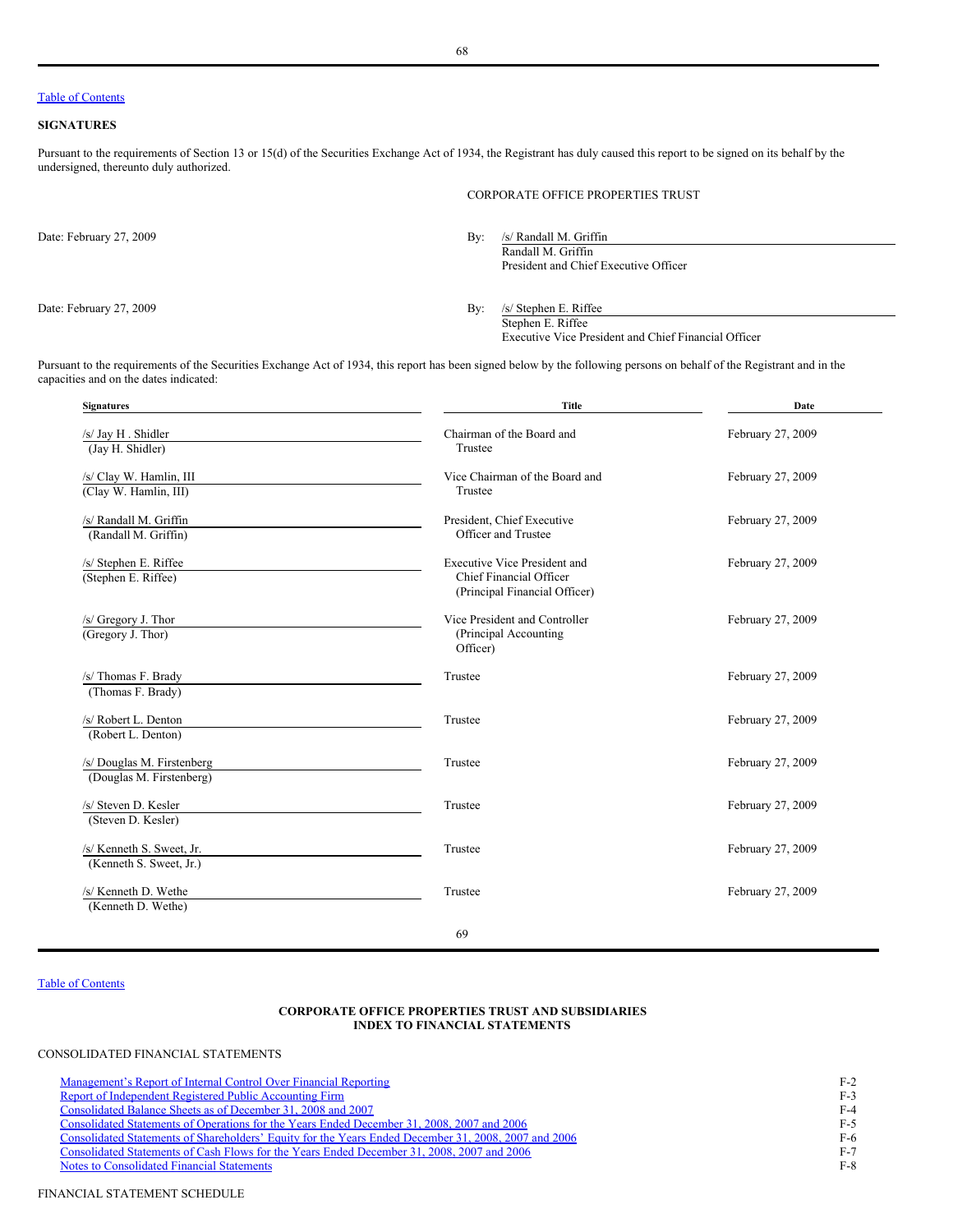[Table of Contents](#)

## SIGNATURES

Pursuant to the requirements of Section 13 or 15(d) of the Securities Exchange Act of 1934, the Registrant has duly caused this report to be signed on its behalf by the undersigned, thereunto duly authorized.

CORPORATE OFFICE PROPERTIES TRUST

Date: February 27, 2009

By: /s/ Randall M. Griffin
Randall M. Griffin
President and Chief Executive Officer

Date: February 27, 2009

By: /s/ Stephen E. Riffee
Stephen E. Riffee
Executive Vice President and Chief Financial Officer

Pursuant to the requirements of the Securities Exchange Act of 1934, this report has been signed below by the following persons on behalf of the Registrant and in the capacities and on the dates indicated:

| Signatures | Title | Date |
|---|---|---|
| /s/ Jay H . Shidler<br>(Jay H. Shidler) | Chairman of the Board and Trustee | February 27, 2009 |
| /s/ Clay W. Hamlin, III<br>(Clay W. Hamlin, III) | Vice Chairman of the Board and Trustee | February 27, 2009 |
| /s/ Randall M. Griffin<br>(Randall M. Griffin) | President, Chief Executive Officer and Trustee | February 27, 2009 |
| /s/ Stephen E. Riffee<br>(Stephen E. Riffee) | Executive Vice President and Chief Financial Officer (Principal Financial Officer) | February 27, 2009 |
| /s/ Gregory J. Thor<br>(Gregory J. Thor) | Vice President and Controller (Principal Accounting Officer) | February 27, 2009 |
| /s/ Thomas F. Brady<br>(Thomas F. Brady) | Trustee | February 27, 2009 |
| /s/ Robert L. Denton<br>(Robert L. Denton) | Trustee | February 27, 2009 |
| /s/ Douglas M. Firstenberg<br>(Douglas M. Firstenberg) | Trustee | February 27, 2009 |
| /s/ Steven D. Kesler<br>(Steven D. Kesler) | Trustee | February 27, 2009 |
| /s/ Kenneth S. Sweet, Jr.<br>(Kenneth S. Sweet, Jr.) | Trustee | February 27, 2009 |
| /s/ Kenneth D. Wethe<br>(Kenneth D. Wethe) | Trustee | February 27, 2009 |

[Table of Contents](#)

## CORPORATE OFFICE PROPERTIES TRUST AND SUBSIDIARIES
## INDEX TO FINANCIAL STATEMENTS

CONSOLIDATED FINANCIAL STATEMENTS

| | |
|---|---|
| Management's Report of Internal Control Over Financial Reporting | F-2 |
| Report of Independent Registered Public Accounting Firm | F-3 |
| Consolidated Balance Sheets as of December 31, 2008 and 2007 | F-4 |
| Consolidated Statements of Operations for the Years Ended December 31, 2008, 2007 and 2006 | F-5 |
| Consolidated Statements of Shareholders' Equity for the Years Ended December 31, 2008, 2007 and 2006 | F-6 |
| Consolidated Statements of Cash Flows for the Years Ended December 31, 2008, 2007 and 2006 | F-7 |
| Notes to Consolidated Financial Statements | F-8 |

FINANCIAL STATEMENT SCHEDULE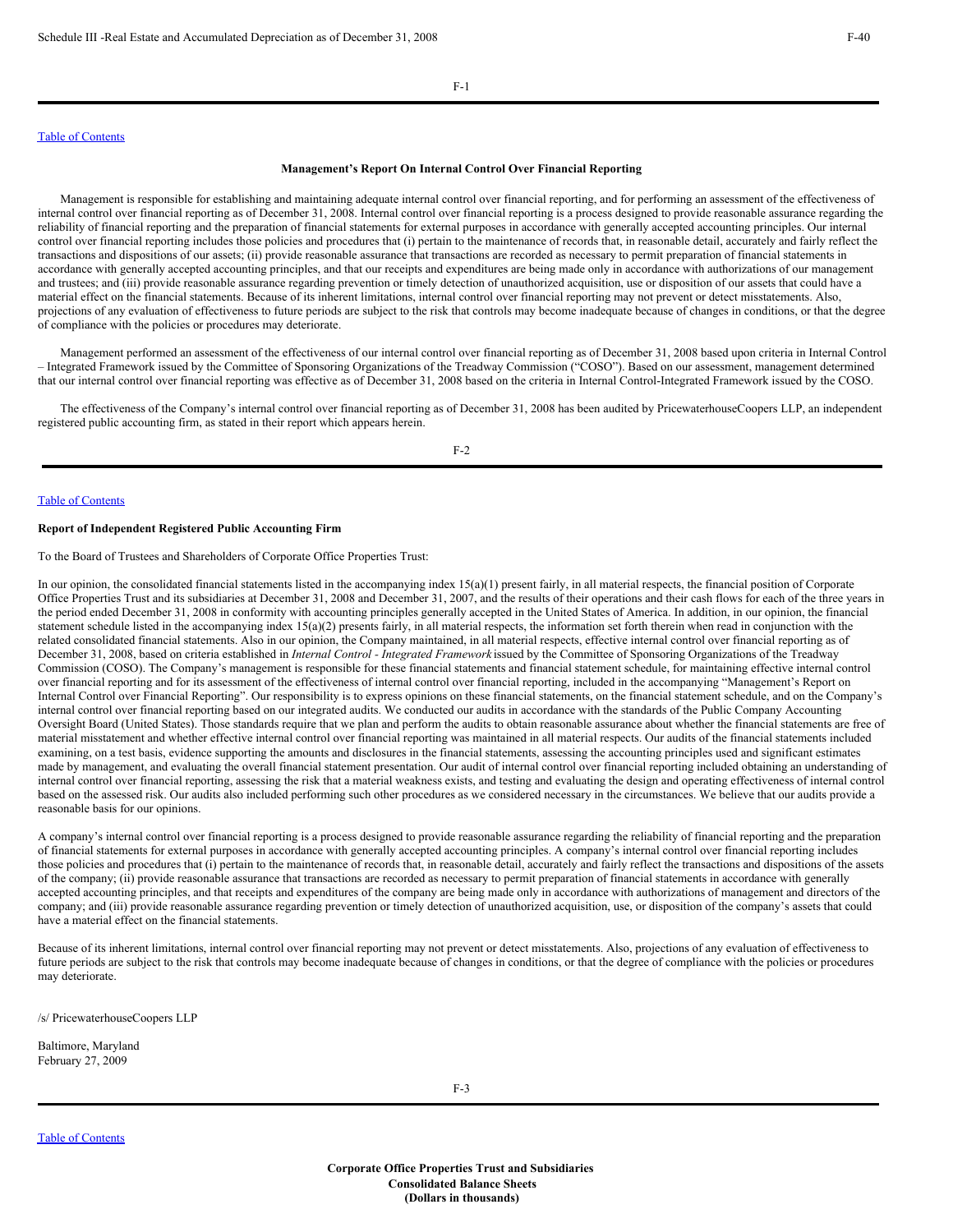Schedule III -Real Estate and Accumulated Depreciation as of December 31, 2008 F-40

Table of Contents

## Management's Report On Internal Control Over Financial Reporting

Management is responsible for establishing and maintaining adequate internal control over financial reporting, and for performing an assessment of the effectiveness of internal control over financial reporting as of December 31, 2008. Internal control over financial reporting is a process designed to provide reasonable assurance regarding the reliability of financial reporting and the preparation of financial statements for external purposes in accordance with generally accepted accounting principles. Our internal control over financial reporting includes those policies and procedures that (i) pertain to the maintenance of records that, in reasonable detail, accurately and fairly reflect the transactions and dispositions of our assets; (ii) provide reasonable assurance that transactions are recorded as necessary to permit preparation of financial statements in accordance with generally accepted accounting principles, and that our receipts and expenditures are being made only in accordance with authorizations of our management and trustees; and (iii) provide reasonable assurance regarding prevention or timely detection of unauthorized acquisition, use or disposition of our assets that could have a material effect on the financial statements. Because of its inherent limitations, internal control over financial reporting may not prevent or detect misstatements. Also, projections of any evaluation of effectiveness to future periods are subject to the risk that controls may become inadequate because of changes in conditions, or that the degree of compliance with the policies or procedures may deteriorate.

Management performed an assessment of the effectiveness of our internal control over financial reporting as of December 31, 2008 based upon criteria in Internal Control – Integrated Framework issued by the Committee of Sponsoring Organizations of the Treadway Commission ("COSO"). Based on our assessment, management determined that our internal control over financial reporting was effective as of December 31, 2008 based on the criteria in Internal Control-Integrated Framework issued by the COSO.

The effectiveness of the Company's internal control over financial reporting as of December 31, 2008 has been audited by PricewaterhouseCoopers LLP, an independent registered public accounting firm, as stated in their report which appears herein.

Table of Contents

## Report of Independent Registered Public Accounting Firm

To the Board of Trustees and Shareholders of Corporate Office Properties Trust:

In our opinion, the consolidated financial statements listed in the accompanying index 15(a)(1) present fairly, in all material respects, the financial position of Corporate Office Properties Trust and its subsidiaries at December 31, 2008 and December 31, 2007, and the results of their operations and their cash flows for each of the three years in the period ended December 31, 2008 in conformity with accounting principles generally accepted in the United States of America. In addition, in our opinion, the financial statement schedule listed in the accompanying index 15(a)(2) presents fairly, in all material respects, the information set forth therein when read in conjunction with the related consolidated financial statements. Also in our opinion, the Company maintained, in all material respects, effective internal control over financial reporting as of December 31, 2008, based on criteria established in *Internal Control - Integrated Framework* issued by the Committee of Sponsoring Organizations of the Treadway Commission (COSO). The Company's management is responsible for these financial statements and financial statement schedule, for maintaining effective internal control over financial reporting and for its assessment of the effectiveness of internal control over financial reporting, included in the accompanying "Management's Report on Internal Control over Financial Reporting". Our responsibility is to express opinions on these financial statements, on the financial statement schedule, and on the Company's internal control over financial reporting based on our integrated audits. We conducted our audits in accordance with the standards of the Public Company Accounting Oversight Board (United States). Those standards require that we plan and perform the audits to obtain reasonable assurance about whether the financial statements are free of material misstatement and whether effective internal control over financial reporting was maintained in all material respects. Our audits of the financial statements included examining, on a test basis, evidence supporting the amounts and disclosures in the financial statements, assessing the accounting principles used and significant estimates made by management, and evaluating the overall financial statement presentation. Our audit of internal control over financial reporting included obtaining an understanding of internal control over financial reporting, assessing the risk that a material weakness exists, and testing and evaluating the design and operating effectiveness of internal control based on the assessed risk. Our audits also included performing such other procedures as we considered necessary in the circumstances. We believe that our audits provide a reasonable basis for our opinions.

A company's internal control over financial reporting is a process designed to provide reasonable assurance regarding the reliability of financial reporting and the preparation of financial statements for external purposes in accordance with generally accepted accounting principles. A company's internal control over financial reporting includes those policies and procedures that (i) pertain to the maintenance of records that, in reasonable detail, accurately and fairly reflect the transactions and dispositions of the assets of the company; (ii) provide reasonable assurance that transactions are recorded as necessary to permit preparation of financial statements in accordance with generally accepted accounting principles, and that receipts and expenditures of the company are being made only in accordance with authorizations of management and directors of the company; and (iii) provide reasonable assurance regarding prevention or timely detection of unauthorized acquisition, use, or disposition of the company's assets that could have a material effect on the financial statements.

Because of its inherent limitations, internal control over financial reporting may not prevent or detect misstatements. Also, projections of any evaluation of effectiveness to future periods are subject to the risk that controls may become inadequate because of changes in conditions, or that the degree of compliance with the policies or procedures may deteriorate.

/s/ PricewaterhouseCoopers LLP

Baltimore, Maryland
February 27, 2009

Table of Contents

**Corporate Office Properties Trust and Subsidiaries**
**Consolidated Balance Sheets**
**(Dollars in thousands)**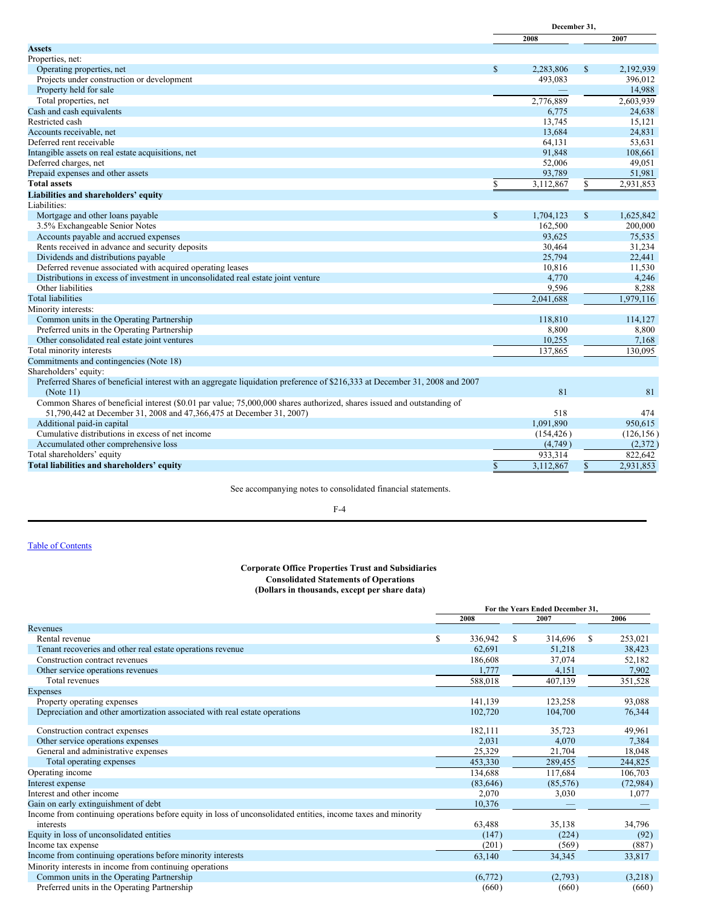| | December 31, | |
|---|---|---|
| | 2008 | 2007 |
| **Assets** | | |
| Properties, net: | | |
| Operating properties, net | $ 2,283,806 | $ 2,192,939 |
| Projects under construction or development | 493,083 | 396,012 |
| Property held for sale | — | 14,988 |
| Total properties, net | 2,776,889 | 2,603,939 |
| Cash and cash equivalents | 6,775 | 24,638 |
| Restricted cash | 13,745 | 15,121 |
| Accounts receivable, net | 13,684 | 24,831 |
| Deferred rent receivable | 64,131 | 53,631 |
| Intangible assets on real estate acquisitions, net | 91,848 | 108,661 |
| Deferred charges, net | 52,006 | 49,051 |
| Prepaid expenses and other assets | 93,789 | 51,981 |
| **Total assets** | $ 3,112,867 | $ 2,931,853 |
| **Liabilities and shareholders' equity** | | |
| Liabilities: | | |
| Mortgage and other loans payable | $ 1,704,123 | $ 1,625,842 |
| 3.5% Exchangeable Senior Notes | 162,500 | 200,000 |
| Accounts payable and accrued expenses | 93,625 | 75,535 |
| Rents received in advance and security deposits | 30,464 | 31,234 |
| Dividends and distributions payable | 25,794 | 22,441 |
| Deferred revenue associated with acquired operating leases | 10,816 | 11,530 |
| Distributions in excess of investment in unconsolidated real estate joint venture | 4,770 | 4,246 |
| Other liabilities | 9,596 | 8,288 |
| Total liabilities | 2,041,688 | 1,979,116 |
| Minority interests: | | |
| Common units in the Operating Partnership | 118,810 | 114,127 |
| Preferred units in the Operating Partnership | 8,800 | 8,800 |
| Other consolidated real estate joint ventures | 10,255 | 7,168 |
| Total minority interests | 137,865 | 130,095 |
| Commitments and contingencies (Note 18) | | |
| Shareholders' equity: | | |
| Preferred Shares of beneficial interest with an aggregate liquidation preference of $216,333 at December 31, 2008 and 2007 (Note 11) | 81 | 81 |
| Common Shares of beneficial interest ($0.01 par value; 75,000,000 shares authorized, shares issued and outstanding of 51,790,442 at December 31, 2008 and 47,366,475 at December 31, 2007) | 518 | 474 |
| Additional paid-in capital | 1,091,890 | 950,615 |
| Cumulative distributions in excess of net income | (154,426) | (126,156) |
| Accumulated other comprehensive loss | (4,749) | (2,372) |
| Total shareholders' equity | 933,314 | 822,642 |
| **Total liabilities and shareholders' equity** | $ 3,112,867 | $ 2,931,853 |

See accompanying notes to consolidated financial statements.

Table of Contents

**Corporate Office Properties Trust and Subsidiaries**
**Consolidated Statements of Operations**
**(Dollars in thousands, except per share data)**

| | For the Years Ended December 31, | | |
|---|---|---|---|
| | 2008 | 2007 | 2006 |
| Revenues | | | |
| Rental revenue | $ 336,942 | $ 314,696 | $ 253,021 |
| Tenant recoveries and other real estate operations revenue | 62,691 | 51,218 | 38,423 |
| Construction contract revenues | 186,608 | 37,074 | 52,182 |
| Other service operations revenues | 1,777 | 4,151 | 7,902 |
| Total revenues | 588,018 | 407,139 | 351,528 |
| Expenses | | | |
| Property operating expenses | 141,139 | 123,258 | 93,088 |
| Depreciation and other amortization associated with real estate operations | 102,720 | 104,700 | 76,344 |
| Construction contract expenses | 182,111 | 35,723 | 49,961 |
| Other service operations expenses | 2,031 | 4,070 | 7,384 |
| General and administrative expenses | 25,329 | 21,704 | 18,048 |
| Total operating expenses | 453,330 | 289,455 | 244,825 |
| Operating income | 134,688 | 117,684 | 106,703 |
| Interest expense | (83,646) | (85,576) | (72,984) |
| Interest and other income | 2,070 | 3,030 | 1,077 |
| Gain on early extinguishment of debt | 10,376 | — | — |
| Income from continuing operations before equity in loss of unconsolidated entities, income taxes and minority interests | 63,488 | 35,138 | 34,796 |
| Equity in loss of unconsolidated entities | (147) | (224) | (92) |
| Income tax expense | (201) | (569) | (887) |
| Income from continuing operations before minority interests | 63,140 | 34,345 | 33,817 |
| Minority interests in income from continuing operations | | | |
| Common units in the Operating Partnership | (6,772) | (2,793) | (3,218) |
| Preferred units in the Operating Partnership | (660) | (660) | (660) |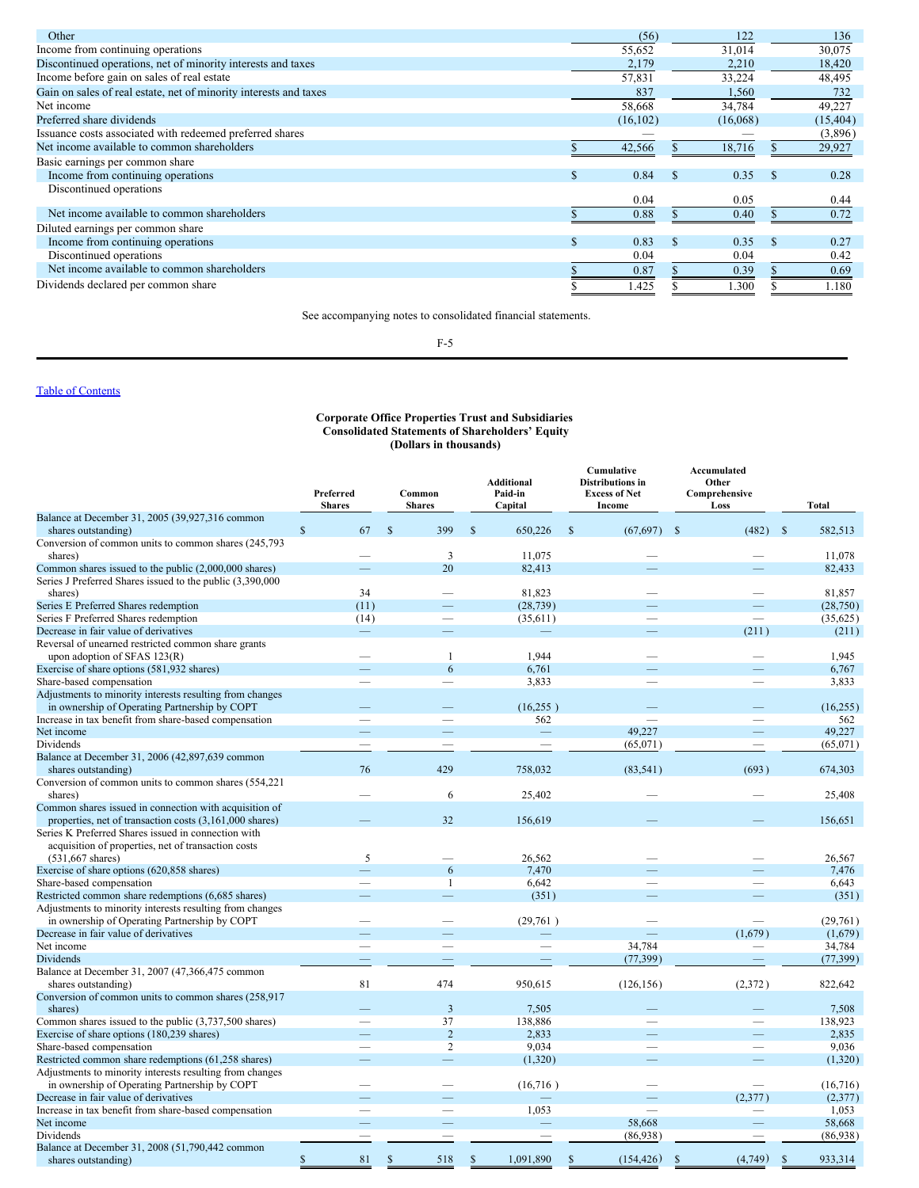| | | | |
|---|---|---|---|
| Other | (56) | 122 | 136 |
| Income from continuing operations | 55,652 | 31,014 | 30,075 |
| Discontinued operations, net of minority interests and taxes | 2,179 | 2,210 | 18,420 |
| Income before gain on sales of real estate | 57,831 | 33,224 | 48,495 |
| Gain on sales of real estate, net of minority interests and taxes | 837 | 1,560 | 732 |
| Net income | 58,668 | 34,784 | 49,227 |
| Preferred share dividends | (16,102) | (16,068) | (15,404) |
| Issuance costs associated with redeemed preferred shares | — | — | (3,896) |
| Net income available to common shareholders | $ 42,566 | $ 18,716 | $ 29,927 |
| Basic earnings per common share | | | |
| Income from continuing operations | $ 0.84 | $ 0.35 | $ 0.28 |
| Discontinued operations | 0.04 | 0.05 | 0.44 |
| Net income available to common shareholders | $ 0.88 | $ 0.40 | $ 0.72 |
| Diluted earnings per common share | | | |
| Income from continuing operations | $ 0.83 | $ 0.35 | $ 0.27 |
| Discontinued operations | 0.04 | 0.04 | 0.42 |
| Net income available to common shareholders | $ 0.87 | $ 0.39 | $ 0.69 |
| Dividends declared per common share | $ 1.425 | $ 1.300 | $ 1.180 |

See accompanying notes to consolidated financial statements.

Table of Contents

**Corporate Office Properties Trust and Subsidiaries**
**Consolidated Statements of Shareholders' Equity**
**(Dollars in thousands)**

| | Preferred Shares | Common Shares | Additional Paid-in Capital | Cumulative Distributions in Excess of Net Income | Accumulated Other Comprehensive Loss | Total |
|---|---|---|---|---|---|---|
| Balance at December 31, 2005 (39,927,316 common shares outstanding) | $ 67 | $ 399 | $ 650,226 | $ (67,697) | $ (482) | $ 582,513 |
| Conversion of common units to common shares (245,793 shares) | — | 3 | 11,075 | — | — | 11,078 |
| Common shares issued to the public (2,000,000 shares) | — | 20 | 82,413 | — | — | 82,433 |
| Series J Preferred Shares issued to the public (3,390,000 shares) | 34 | — | 81,823 | — | — | 81,857 |
| Series E Preferred Shares redemption | (11) | — | (28,739) | — | — | (28,750) |
| Series F Preferred Shares redemption | (14) | — | (35,611) | — | — | (35,625) |
| Decrease in fair value of derivatives | — | — | — | — | (211) | (211) |
| Reversal of unearned restricted common share grants upon adoption of SFAS 123(R) | — | 1 | 1,944 | — | — | 1,945 |
| Exercise of share options (581,932 shares) | — | 6 | 6,761 | — | — | 6,767 |
| Share-based compensation | — | — | 3,833 | — | — | 3,833 |
| Adjustments to minority interests resulting from changes in ownership of Operating Partnership by COPT | — | — | (16,255) | — | — | (16,255) |
| Increase in tax benefit from share-based compensation | — | — | 562 | — | — | 562 |
| Net income | — | — | — | 49,227 | — | 49,227 |
| Dividends | — | — | — | (65,071) | — | (65,071) |
| Balance at December 31, 2006 (42,897,639 common shares outstanding) | 76 | 429 | 758,032 | (83,541) | (693) | 674,303 |
| Conversion of common units to common shares (554,221 shares) | — | 6 | 25,402 | — | — | 25,408 |
| Common shares issued in connection with acquisition of properties, net of transaction costs (3,161,000 shares) | — | 32 | 156,619 | — | — | 156,651 |
| Series K Preferred Shares issued in connection with acquisition of properties, net of transaction costs (531,667 shares) | 5 | — | 26,562 | — | — | 26,567 |
| Exercise of share options (620,858 shares) | — | 6 | 7,470 | — | — | 7,476 |
| Share-based compensation | — | 1 | 6,642 | — | — | 6,643 |
| Restricted common share redemptions (6,685 shares) | — | — | (351) | — | — | (351) |
| Adjustments to minority interests resulting from changes in ownership of Operating Partnership by COPT | — | — | (29,761) | — | — | (29,761) |
| Decrease in fair value of derivatives | — | — | — | — | (1,679) | (1,679) |
| Net income | — | — | — | 34,784 | — | 34,784 |
| Dividends | — | — | — | (77,399) | — | (77,399) |
| Balance at December 31, 2007 (47,366,475 common shares outstanding) | 81 | 474 | 950,615 | (126,156) | (2,372) | 822,642 |
| Conversion of common units to common shares (258,917 shares) | — | 3 | 7,505 | — | — | 7,508 |
| Common shares issued to the public (3,737,500 shares) | — | 37 | 138,886 | — | — | 138,923 |
| Exercise of share options (180,239 shares) | — | 2 | 2,833 | — | — | 2,835 |
| Share-based compensation | — | 2 | 9,034 | — | — | 9,036 |
| Restricted common share redemptions (61,258 shares) | — | — | (1,320) | — | — | (1,320) |
| Adjustments to minority interests resulting from changes in ownership of Operating Partnership by COPT | — | — | (16,716) | — | — | (16,716) |
| Decrease in fair value of derivatives | — | — | — | — | (2,377) | (2,377) |
| Increase in tax benefit from share-based compensation | — | — | 1,053 | — | — | 1,053 |
| Net income | — | — | — | 58,668 | — | 58,668 |
| Dividends | — | — | — | (86,938) | — | (86,938) |
| Balance at December 31, 2008 (51,790,442 common shares outstanding) | $ 81 | $ 518 | $ 1,091,890 | $ (154,426) | $ (4,749) | $ 933,314 |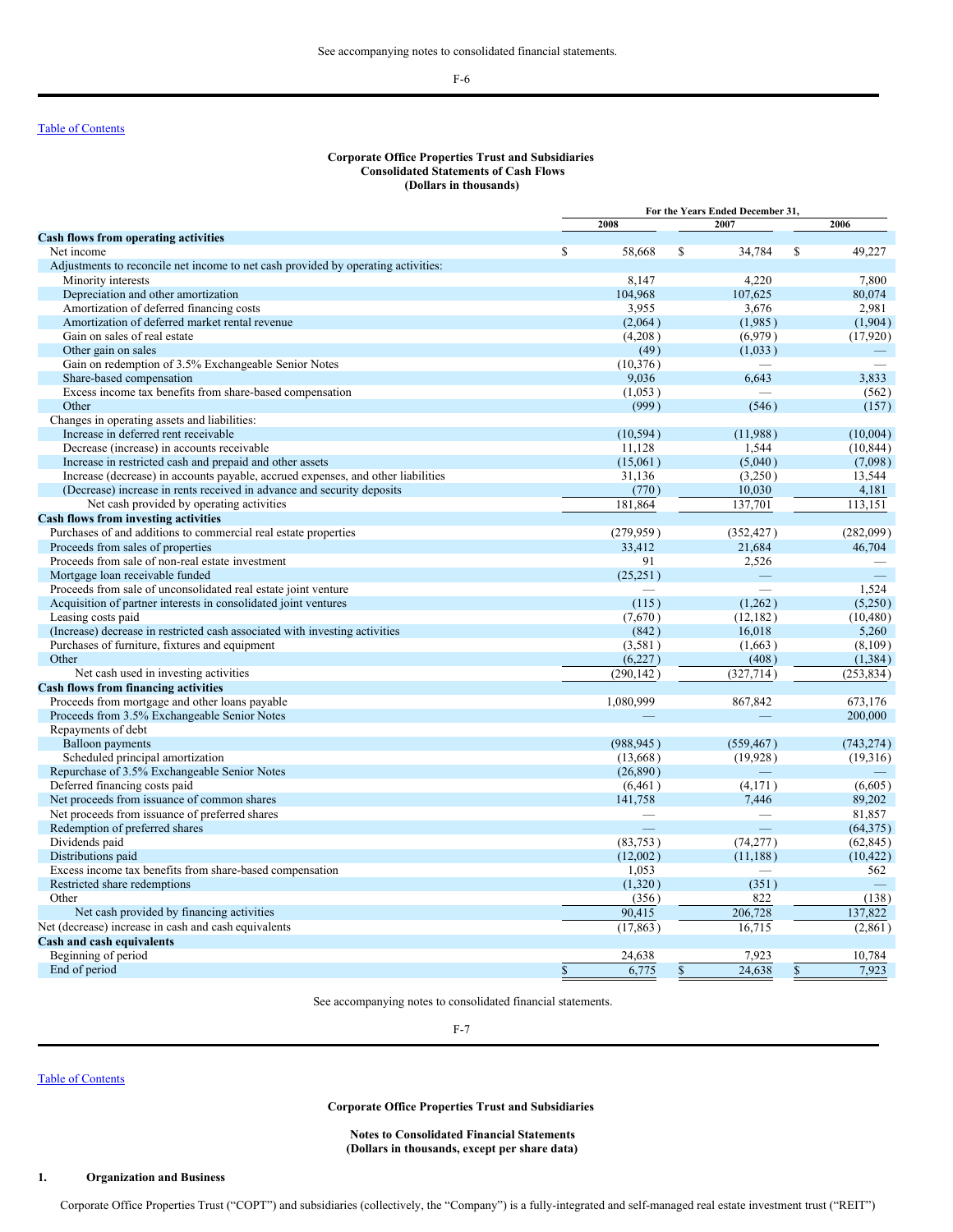See accompanying notes to consolidated financial statements.

Table of Contents

**Corporate Office Properties Trust and Subsidiaries**
**Consolidated Statements of Cash Flows**
**(Dollars in thousands)**

| | For the Years Ended December 31, | | |
|---|---|---|---|
| | 2008 | 2007 | 2006 |
| **Cash flows from operating activities** | | | |
| Net income | $ 58,668 | $ 34,784 | $ 49,227 |
| Adjustments to reconcile net income to net cash provided by operating activities: | | | |
| Minority interests | 8,147 | 4,220 | 7,800 |
| Depreciation and other amortization | 104,968 | 107,625 | 80,074 |
| Amortization of deferred financing costs | 3,955 | 3,676 | 2,981 |
| Amortization of deferred market rental revenue | (2,064) | (1,985) | (1,904) |
| Gain on sales of real estate | (4,208) | (6,979) | (17,920) |
| Other gain on sales | (49) | (1,033) | — |
| Gain on redemption of 3.5% Exchangeable Senior Notes | (10,376) | — | — |
| Share-based compensation | 9,036 | 6,643 | 3,833 |
| Excess income tax benefits from share-based compensation | (1,053) | — | (562) |
| Other | (999) | (546) | (157) |
| Changes in operating assets and liabilities: | | | |
| Increase in deferred rent receivable | (10,594) | (11,988) | (10,004) |
| Decrease (increase) in accounts receivable | 11,128 | 1,544 | (10,844) |
| Increase in restricted cash and prepaid and other assets | (15,061) | (5,040) | (7,098) |
| Increase (decrease) in accounts payable, accrued expenses, and other liabilities | 31,136 | (3,250) | 13,544 |
| (Decrease) increase in rents received in advance and security deposits | (770) | 10,030 | 4,181 |
| Net cash provided by operating activities | 181,864 | 137,701 | 113,151 |
| **Cash flows from investing activities** | | | |
| Purchases of and additions to commercial real estate properties | (279,959) | (352,427) | (282,099) |
| Proceeds from sales of properties | 33,412 | 21,684 | 46,704 |
| Proceeds from sale of non-real estate investment | 91 | 2,526 | — |
| Mortgage loan receivable funded | (25,251) | — | — |
| Proceeds from sale of unconsolidated real estate joint venture | — | — | 1,524 |
| Acquisition of partner interests in consolidated joint ventures | (115) | (1,262) | (5,250) |
| Leasing costs paid | (7,670) | (12,182) | (10,480) |
| (Increase) decrease in restricted cash associated with investing activities | (842) | 16,018 | 5,260 |
| Purchases of furniture, fixtures and equipment | (3,581) | (1,663) | (8,109) |
| Other | (6,227) | (408) | (1,384) |
| Net cash used in investing activities | (290,142) | (327,714) | (253,834) |
| **Cash flows from financing activities** | | | |
| Proceeds from mortgage and other loans payable | 1,080,999 | 867,842 | 673,176 |
| Proceeds from 3.5% Exchangeable Senior Notes | — | — | 200,000 |
| Repayments of debt | | | |
| Balloon payments | (988,945) | (559,467) | (743,274) |
| Scheduled principal amortization | (13,668) | (19,928) | (19,316) |
| Repurchase of 3.5% Exchangeable Senior Notes | (26,890) | — | — |
| Deferred financing costs paid | (6,461) | (4,171) | (6,605) |
| Net proceeds from issuance of common shares | 141,758 | 7,446 | 89,202 |
| Net proceeds from issuance of preferred shares | — | — | 81,857 |
| Redemption of preferred shares | — | — | (64,375) |
| Dividends paid | (83,753) | (74,277) | (62,845) |
| Distributions paid | (12,002) | (11,188) | (10,422) |
| Excess income tax benefits from share-based compensation | 1,053 | — | 562 |
| Restricted share redemptions | (1,320) | (351) | — |
| Other | (356) | 822 | (138) |
| Net cash provided by financing activities | 90,415 | 206,728 | 137,822 |
| Net (decrease) increase in cash and cash equivalents | (17,863) | 16,715 | (2,861) |
| **Cash and cash equivalents** | | | |
| Beginning of period | 24,638 | 7,923 | 10,784 |
| End of period | $ 6,775 | $ 24,638 | $ 7,923 |

See accompanying notes to consolidated financial statements.

Table of Contents

**Corporate Office Properties Trust and Subsidiaries**

**Notes to Consolidated Financial Statements**
**(Dollars in thousands, except per share data)**

## 1. Organization and Business

Corporate Office Properties Trust ("COPT") and subsidiaries (collectively, the "Company") is a fully-integrated and self-managed real estate investment trust ("REIT")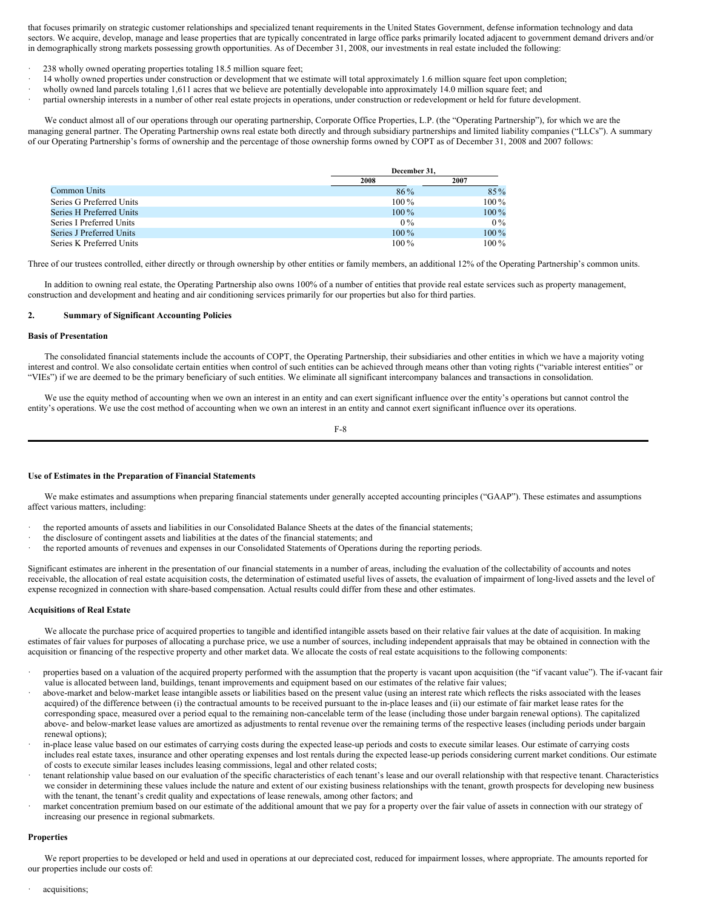that focuses primarily on strategic customer relationships and specialized tenant requirements in the United States Government, defense information technology and data sectors. We acquire, develop, manage and lease properties that are typically concentrated in large office parks primarily located adjacent to government demand drivers and/or in demographically strong markets possessing growth opportunities. As of December 31, 2008, our investments in real estate included the following:

- 238 wholly owned operating properties totaling 18.5 million square feet;
- 14 wholly owned properties under construction or development that we estimate will total approximately 1.6 million square feet upon completion;
- wholly owned land parcels totaling 1,611 acres that we believe are potentially developable into approximately 14.0 million square feet; and
- partial ownership interests in a number of other real estate projects in operations, under construction or redevelopment or held for future development.

We conduct almost all of our operations through our operating partnership, Corporate Office Properties, L.P. (the "Operating Partnership"), for which we are the managing general partner. The Operating Partnership owns real estate both directly and through subsidiary partnerships and limited liability companies ("LLCs"). A summary of our Operating Partnership's forms of ownership and the percentage of those ownership forms owned by COPT as of December 31, 2008 and 2007 follows:

| | December 31, | |
|---|---|---|
| | 2008 | 2007 |
| Common Units | 86% | 85% |
| Series G Preferred Units | 100% | 100% |
| Series H Preferred Units | 100% | 100% |
| Series I Preferred Units | 0% | 0% |
| Series J Preferred Units | 100% | 100% |
| Series K Preferred Units | 100% | 100% |

Three of our trustees controlled, either directly or through ownership by other entities or family members, an additional 12% of the Operating Partnership's common units.

In addition to owning real estate, the Operating Partnership also owns 100% of a number of entities that provide real estate services such as property management, construction and development and heating and air conditioning services primarily for our properties but also for third parties.

## 2. Summary of Significant Accounting Policies

### Basis of Presentation

The consolidated financial statements include the accounts of COPT, the Operating Partnership, their subsidiaries and other entities in which we have a majority voting interest and control. We also consolidate certain entities when control of such entities can be achieved through means other than voting rights ("variable interest entities" or "VIEs") if we are deemed to be the primary beneficiary of such entities. We eliminate all significant intercompany balances and transactions in consolidation.

We use the equity method of accounting when we own an interest in an entity and can exert significant influence over the entity's operations but cannot control the entity's operations. We use the cost method of accounting when we own an interest in an entity and cannot exert significant influence over its operations.

### Use of Estimates in the Preparation of Financial Statements

We make estimates and assumptions when preparing financial statements under generally accepted accounting principles ("GAAP"). These estimates and assumptions affect various matters, including:

- the reported amounts of assets and liabilities in our Consolidated Balance Sheets at the dates of the financial statements;
- the disclosure of contingent assets and liabilities at the dates of the financial statements; and
- the reported amounts of revenues and expenses in our Consolidated Statements of Operations during the reporting periods.

Significant estimates are inherent in the presentation of our financial statements in a number of areas, including the evaluation of the collectability of accounts and notes receivable, the allocation of real estate acquisition costs, the determination of estimated useful lives of assets, the evaluation of impairment of long-lived assets and the level of expense recognized in connection with share-based compensation. Actual results could differ from these and other estimates.

### Acquisitions of Real Estate

We allocate the purchase price of acquired properties to tangible and identified intangible assets based on their relative fair values at the date of acquisition. In making estimates of fair values for purposes of allocating a purchase price, we use a number of sources, including independent appraisals that may be obtained in connection with the acquisition or financing of the respective property and other market data. We allocate the costs of real estate acquisitions to the following components:

- properties based on a valuation of the acquired property performed with the assumption that the property is vacant upon acquisition (the "if vacant value"). The if-vacant fair value is allocated between land, buildings, tenant improvements and equipment based on our estimates of the relative fair values;
- above-market and below-market lease intangible assets or liabilities based on the present value (using an interest rate which reflects the risks associated with the leases acquired) of the difference between (i) the contractual amounts to be received pursuant to the in-place leases and (ii) our estimate of fair market lease rates for the corresponding space, measured over a period equal to the remaining non-cancelable term of the lease (including those under bargain renewal options). The capitalized above- and below-market lease values are amortized as adjustments to rental revenue over the remaining terms of the respective leases (including periods under bargain renewal options);
- in-place lease value based on our estimates of carrying costs during the expected lease-up periods and costs to execute similar leases. Our estimate of carrying costs includes real estate taxes, insurance and other operating expenses and lost rentals during the expected lease-up periods considering current market conditions. Our estimate of costs to execute similar leases includes leasing commissions, legal and other related costs;
- tenant relationship value based on our evaluation of the specific characteristics of each tenant's lease and our overall relationship with that respective tenant. Characteristics we consider in determining these values include the nature and extent of our existing business relationships with the tenant, growth prospects for developing new business with the tenant, the tenant's credit quality and expectations of lease renewals, among other factors; and
- market concentration premium based on our estimate of the additional amount that we pay for a property over the fair value of assets in connection with our strategy of increasing our presence in regional submarkets.

### Properties

We report properties to be developed or held and used in operations at our depreciated cost, reduced for impairment losses, where appropriate. The amounts reported for our properties include our costs of:

- acquisitions;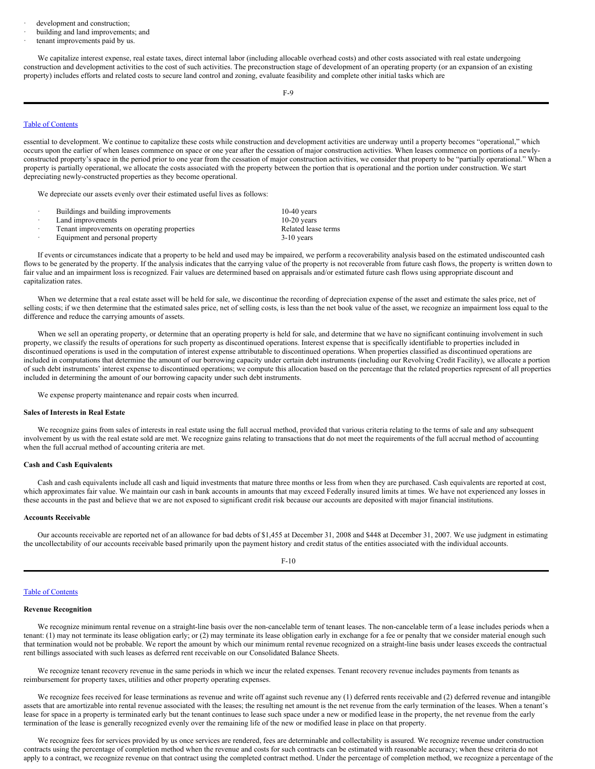- development and construction;
- building and land improvements; and
- tenant improvements paid by us.

We capitalize interest expense, real estate taxes, direct internal labor (including allocable overhead costs) and other costs associated with real estate undergoing construction and development activities to the cost of such activities. The preconstruction stage of development of an operating property (or an expansion of an existing property) includes efforts and related costs to secure land control and zoning, evaluate feasibility and complete other initial tasks which are essential to development. We continue to capitalize these costs while construction and development activities are underway until a property becomes "operational," which occurs upon the earlier of when leases commence on space or one year after the cessation of major construction activities. When leases commence on portions of a newly-constructed property's space in the period prior to one year from the cessation of major construction activities, we consider that property to be "partially operational." When a property is partially operational, we allocate the costs associated with the property between the portion that is operational and the portion under construction. We start depreciating newly-constructed properties as they become operational.

We depreciate our assets evenly over their estimated useful lives as follows:

| | |
|---|---|
| Buildings and building improvements | 10-40 years |
| Land improvements | 10-20 years |
| Tenant improvements on operating properties | Related lease terms |
| Equipment and personal property | 3-10 years |

If events or circumstances indicate that a property to be held and used may be impaired, we perform a recoverability analysis based on the estimated undiscounted cash flows to be generated by the property. If the analysis indicates that the carrying value of the property is not recoverable from future cash flows, the property is written down to fair value and an impairment loss is recognized. Fair values are determined based on appraisals and/or estimated future cash flows using appropriate discount and capitalization rates.

When we determine that a real estate asset will be held for sale, we discontinue the recording of depreciation expense of the asset and estimate the sales price, net of selling costs; if we then determine that the estimated sales price, net of selling costs, is less than the net book value of the asset, we recognize an impairment loss equal to the difference and reduce the carrying amounts of assets.

When we sell an operating property, or determine that an operating property is held for sale, and determine that we have no significant continuing involvement in such property, we classify the results of operations for such property as discontinued operations. Interest expense that is specifically identifiable to properties included in discontinued operations is used in the computation of interest expense attributable to discontinued operations. When properties classified as discontinued operations are included in computations that determine the amount of our borrowing capacity under certain debt instruments (including our Revolving Credit Facility), we allocate a portion of such debt instruments' interest expense to discontinued operations; we compute this allocation based on the percentage that the related properties represent of all properties included in determining the amount of our borrowing capacity under such debt instruments.

We expense property maintenance and repair costs when incurred.

**Sales of Interests in Real Estate**

We recognize gains from sales of interests in real estate using the full accrual method, provided that various criteria relating to the terms of sale and any subsequent involvement by us with the real estate sold are met. We recognize gains relating to transactions that do not meet the requirements of the full accrual method of accounting when the full accrual method of accounting criteria are met.

**Cash and Cash Equivalents**

Cash and cash equivalents include all cash and liquid investments that mature three months or less from when they are purchased. Cash equivalents are reported at cost, which approximates fair value. We maintain our cash in bank accounts in amounts that may exceed Federally insured limits at times. We have not experienced any losses in these accounts in the past and believe that we are not exposed to significant credit risk because our accounts are deposited with major financial institutions.

**Accounts Receivable**

Our accounts receivable are reported net of an allowance for bad debts of $1,455 at December 31, 2008 and $448 at December 31, 2007. We use judgment in estimating the uncollectability of our accounts receivable based primarily upon the payment history and credit status of the entities associated with the individual accounts.

**Revenue Recognition**

We recognize minimum rental revenue on a straight-line basis over the non-cancelable term of tenant leases. The non-cancelable term of a lease includes periods when a tenant: (1) may not terminate its lease obligation early; or (2) may terminate its lease obligation early in exchange for a fee or penalty that we consider material enough such that termination would not be probable. We report the amount by which our minimum rental revenue recognized on a straight-line basis under leases exceeds the contractual rent billings associated with such leases as deferred rent receivable on our Consolidated Balance Sheets.

We recognize tenant recovery revenue in the same periods in which we incur the related expenses. Tenant recovery revenue includes payments from tenants as reimbursement for property taxes, utilities and other property operating expenses.

We recognize fees received for lease terminations as revenue and write off against such revenue any (1) deferred rents receivable and (2) deferred revenue and intangible assets that are amortizable into rental revenue associated with the leases; the resulting net amount is the net revenue from the early termination of the leases. When a tenant's lease for space in a property is terminated early but the tenant continues to lease such space under a new or modified lease in the property, the net revenue from the early termination of the lease is generally recognized evenly over the remaining life of the new or modified lease in place on that property.

We recognize fees for services provided by us once services are rendered, fees are determinable and collectability is assured. We recognize revenue under construction contracts using the percentage of completion method when the revenue and costs for such contracts can be estimated with reasonable accuracy; when these criteria do not apply to a contract, we recognize revenue on that contract using the completed contract method. Under the percentage of completion method, we recognize a percentage of the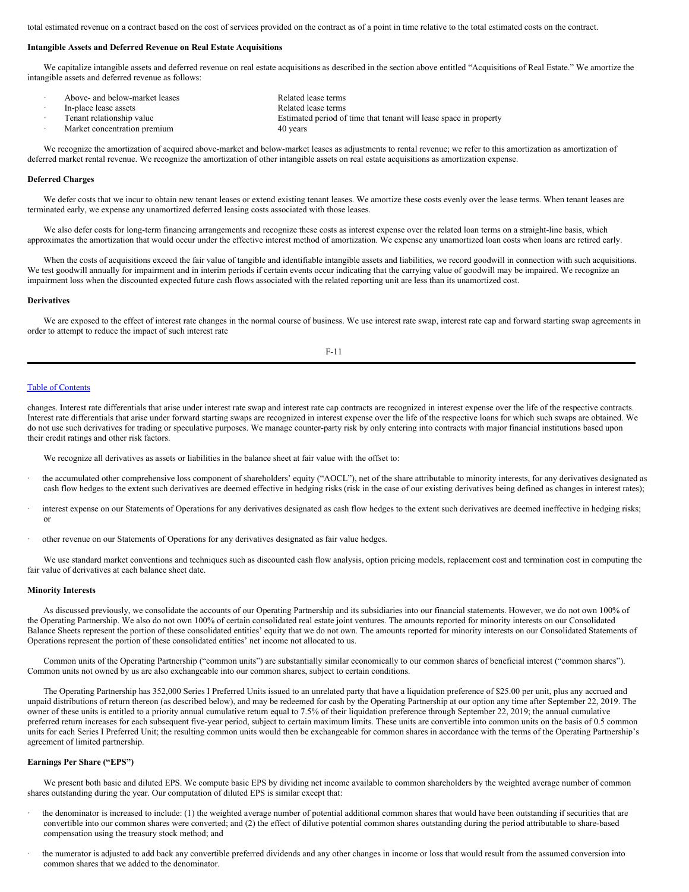total estimated revenue on a contract based on the cost of services provided on the contract as of a point in time relative to the total estimated costs on the contract.

**Intangible Assets and Deferred Revenue on Real Estate Acquisitions**

We capitalize intangible assets and deferred revenue on real estate acquisitions as described in the section above entitled "Acquisitions of Real Estate." We amortize the intangible assets and deferred revenue as follows:

| | |
|---|---|
| · Above- and below-market leases | Related lease terms |
| · In-place lease assets | Related lease terms |
| · Tenant relationship value | Estimated period of time that tenant will lease space in property |
| · Market concentration premium | 40 years |

We recognize the amortization of acquired above-market and below-market leases as adjustments to rental revenue; we refer to this amortization as amortization of deferred market rental revenue. We recognize the amortization of other intangible assets on real estate acquisitions as amortization expense.

**Deferred Charges**

We defer costs that we incur to obtain new tenant leases or extend existing tenant leases. We amortize these costs evenly over the lease terms. When tenant leases are terminated early, we expense any unamortized deferred leasing costs associated with those leases.

We also defer costs for long-term financing arrangements and recognize these costs as interest expense over the related loan terms on a straight-line basis, which approximates the amortization that would occur under the effective interest method of amortization. We expense any unamortized loan costs when loans are retired early.

When the costs of acquisitions exceed the fair value of tangible and identifiable intangible assets and liabilities, we record goodwill in connection with such acquisitions. We test goodwill annually for impairment and in interim periods if certain events occur indicating that the carrying value of goodwill may be impaired. We recognize an impairment loss when the discounted expected future cash flows associated with the related reporting unit are less than its unamortized cost.

**Derivatives**

We are exposed to the effect of interest rate changes in the normal course of business. We use interest rate swap, interest rate cap and forward starting swap agreements in order to attempt to reduce the impact of such interest rate changes. Interest rate differentials that arise under interest rate swap and interest rate cap contracts are recognized in interest expense over the life of the respective contracts. Interest rate differentials that arise under forward starting swaps are recognized in interest expense over the life of the respective loans for which such swaps are obtained. We do not use such derivatives for trading or speculative purposes. We manage counter-party risk by only entering into contracts with major financial institutions based upon their credit ratings and other risk factors.

We recognize all derivatives as assets or liabilities in the balance sheet at fair value with the offset to:

- the accumulated other comprehensive loss component of shareholders' equity ("AOCL"), net of the share attributable to minority interests, for any derivatives designated as cash flow hedges to the extent such derivatives are deemed effective in hedging risks (risk in the case of our existing derivatives being defined as changes in interest rates);
- interest expense on our Statements of Operations for any derivatives designated as cash flow hedges to the extent such derivatives are deemed ineffective in hedging risks; or
- other revenue on our Statements of Operations for any derivatives designated as fair value hedges.

We use standard market conventions and techniques such as discounted cash flow analysis, option pricing models, replacement cost and termination cost in computing the fair value of derivatives at each balance sheet date.

**Minority Interests**

As discussed previously, we consolidate the accounts of our Operating Partnership and its subsidiaries into our financial statements. However, we do not own 100% of the Operating Partnership. We also do not own 100% of certain consolidated real estate joint ventures. The amounts reported for minority interests on our Consolidated Balance Sheets represent the portion of these consolidated entities' equity that we do not own. The amounts reported for minority interests on our Consolidated Statements of Operations represent the portion of these consolidated entities' net income not allocated to us.

Common units of the Operating Partnership ("common units") are substantially similar economically to our common shares of beneficial interest ("common shares"). Common units not owned by us are also exchangeable into our common shares, subject to certain conditions.

The Operating Partnership has 352,000 Series I Preferred Units issued to an unrelated party that have a liquidation preference of $25.00 per unit, plus any accrued and unpaid distributions of return thereon (as described below), and may be redeemed for cash by the Operating Partnership at our option any time after September 22, 2019. The owner of these units is entitled to a priority annual cumulative return equal to 7.5% of their liquidation preference through September 22, 2019; the annual cumulative preferred return increases for each subsequent five-year period, subject to certain maximum limits. These units are convertible into common units on the basis of 0.5 common units for each Series I Preferred Unit; the resulting common units would then be exchangeable for common shares in accordance with the terms of the Operating Partnership's agreement of limited partnership.

**Earnings Per Share ("EPS")**

We present both basic and diluted EPS. We compute basic EPS by dividing net income available to common shareholders by the weighted average number of common shares outstanding during the year. Our computation of diluted EPS is similar except that:

- the denominator is increased to include: (1) the weighted average number of potential additional common shares that would have been outstanding if securities that are convertible into our common shares were converted; and (2) the effect of dilutive potential common shares outstanding during the period attributable to share-based compensation using the treasury stock method; and
- the numerator is adjusted to add back any convertible preferred dividends and any other changes in income or loss that would result from the assumed conversion into common shares that we added to the denominator.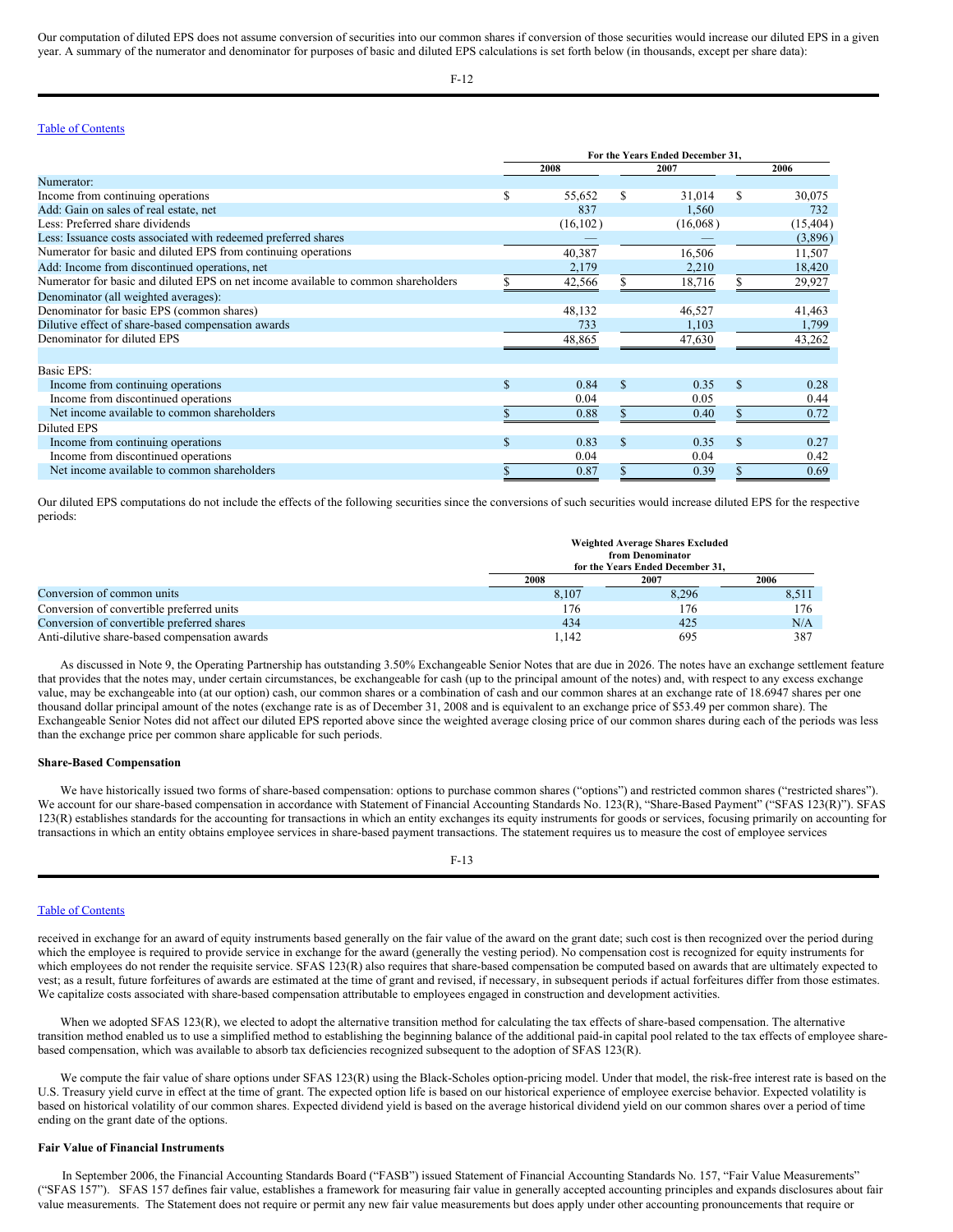Our computation of diluted EPS does not assume conversion of securities into our common shares if conversion of those securities would increase our diluted EPS in a given year. A summary of the numerator and denominator for purposes of basic and diluted EPS calculations is set forth below (in thousands, except per share data):

Table of Contents

| | For the Years Ended December 31, | | |
|---|---|---|---|
| | 2008 | 2007 | 2006 |
| Numerator: | | | |
| Income from continuing operations | $ 55,652 | $ 31,014 | $ 30,075 |
| Add: Gain on sales of real estate, net | 837 | 1,560 | 732 |
| Less: Preferred share dividends | (16,102) | (16,068) | (15,404) |
| Less: Issuance costs associated with redeemed preferred shares | — | — | (3,896) |
| Numerator for basic and diluted EPS from continuing operations | 40,387 | 16,506 | 11,507 |
| Add: Income from discontinued operations, net | 2,179 | 2,210 | 18,420 |
| Numerator for basic and diluted EPS on net income available to common shareholders | $ 42,566 | $ 18,716 | $ 29,927 |
| Denominator (all weighted averages): | | | |
| Denominator for basic EPS (common shares) | 48,132 | 46,527 | 41,463 |
| Dilutive effect of share-based compensation awards | 733 | 1,103 | 1,799 |
| Denominator for diluted EPS | 48,865 | 47,630 | 43,262 |
| | | | |
| Basic EPS: | | | |
| Income from continuing operations | $ 0.84 | $ 0.35 | $ 0.28 |
| Income from discontinued operations | 0.04 | 0.05 | 0.44 |
| Net income available to common shareholders | $ 0.88 | $ 0.40 | $ 0.72 |
| Diluted EPS | | | |
| Income from continuing operations | $ 0.83 | $ 0.35 | $ 0.27 |
| Income from discontinued operations | 0.04 | 0.04 | 0.42 |
| Net income available to common shareholders | $ 0.87 | $ 0.39 | $ 0.69 |

Our diluted EPS computations do not include the effects of the following securities since the conversions of such securities would increase diluted EPS for the respective periods:

| | Weighted Average Shares Excluded from Denominator for the Years Ended December 31, | | |
|---|---|---|---|
| | 2008 | 2007 | 2006 |
| Conversion of common units | 8,107 | 8,296 | 8,511 |
| Conversion of convertible preferred units | 176 | 176 | 176 |
| Conversion of convertible preferred shares | 434 | 425 | N/A |
| Anti-dilutive share-based compensation awards | 1,142 | 695 | 387 |

As discussed in Note 9, the Operating Partnership has outstanding 3.50% Exchangeable Senior Notes that are due in 2026. The notes have an exchange settlement feature that provides that the notes may, under certain circumstances, be exchangeable for cash (up to the principal amount of the notes) and, with respect to any excess exchange value, may be exchangeable into (at our option) cash, our common shares or a combination of cash and our common shares at an exchange rate of 18.6947 shares per one thousand dollar principal amount of the notes (exchange rate is as of December 31, 2008 and is equivalent to an exchange price of $53.49 per common share). The Exchangeable Senior Notes did not affect our diluted EPS reported above since the weighted average closing price of our common shares during each of the periods was less than the exchange price per common share applicable for such periods.

**Share-Based Compensation**

We have historically issued two forms of share-based compensation: options to purchase common shares ("options") and restricted common shares ("restricted shares"). We account for our share-based compensation in accordance with Statement of Financial Accounting Standards No. 123(R), "Share-Based Payment" ("SFAS 123(R)"). SFAS 123(R) establishes standards for the accounting for transactions in which an entity exchanges its equity instruments for goods or services, focusing primarily on accounting for transactions in which an entity obtains employee services in share-based payment transactions. The statement requires us to measure the cost of employee services

Table of Contents

received in exchange for an award of equity instruments based generally on the fair value of the award on the grant date; such cost is then recognized over the period during which the employee is required to provide service in exchange for the award (generally the vesting period). No compensation cost is recognized for equity instruments for which employees do not render the requisite service. SFAS 123(R) also requires that share-based compensation be computed based on awards that are ultimately expected to vest; as a result, future forfeitures of awards are estimated at the time of grant and revised, if necessary, in subsequent periods if actual forfeitures differ from those estimates. We capitalize costs associated with share-based compensation attributable to employees engaged in construction and development activities.

When we adopted SFAS 123(R), we elected to adopt the alternative transition method for calculating the tax effects of share-based compensation. The alternative transition method enabled us to use a simplified method to establishing the beginning balance of the additional paid-in capital pool related to the tax effects of employee share-based compensation, which was available to absorb tax deficiencies recognized subsequent to the adoption of SFAS 123(R).

We compute the fair value of share options under SFAS 123(R) using the Black-Scholes option-pricing model. Under that model, the risk-free interest rate is based on the U.S. Treasury yield curve in effect at the time of grant. The expected option life is based on our historical experience of employee exercise behavior. Expected volatility is based on historical volatility of our common shares. Expected dividend yield is based on the average historical dividend yield on our common shares over a period of time ending on the grant date of the options.

**Fair Value of Financial Instruments**

In September 2006, the Financial Accounting Standards Board ("FASB") issued Statement of Financial Accounting Standards No. 157, "Fair Value Measurements" ("SFAS 157"). SFAS 157 defines fair value, establishes a framework for measuring fair value in generally accepted accounting principles and expands disclosures about fair value measurements. The Statement does not require or permit any new fair value measurements but does apply under other accounting pronouncements that require or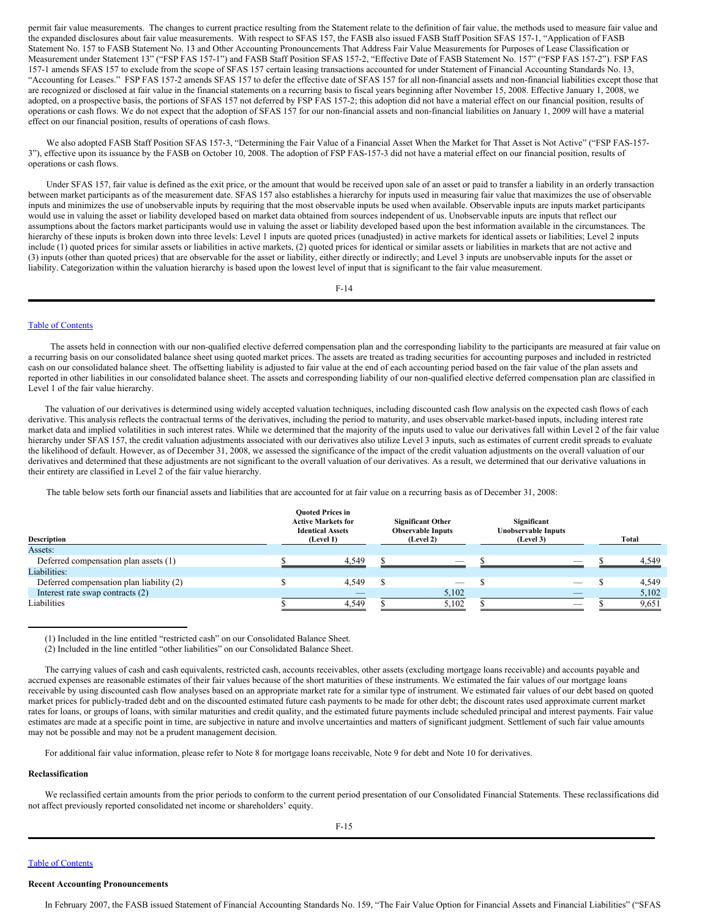permit fair value measurements. The changes to current practice resulting from the Statement relate to the definition of fair value, the methods used to measure fair value and the expanded disclosures about fair value measurements. With respect to SFAS 157, the FASB also issued FASB Staff Position SFAS 157-1, "Application of FASB Statement No. 157 to FASB Statement No. 13 and Other Accounting Pronouncements That Address Fair Value Measurements for Purposes of Lease Classification or Measurement under Statement 13" ("FSP FAS 157-1") and FASB Staff Position SFAS 157-2, "Effective Date of FASB Statement No. 157" ("FSP FAS 157-2"). FSP FAS 157-1 amends SFAS 157 to exclude from the scope of SFAS 157 certain leasing transactions accounted for under Statement of Financial Accounting Standards No. 13, "Accounting for Leases." FSP FAS 157-2 amends SFAS 157 to defer the effective date of SFAS 157 for all non-financial assets and non-financial liabilities except those that are recognized or disclosed at fair value in the financial statements on a recurring basis to fiscal years beginning after November 15, 2008. Effective January 1, 2008, we adopted, on a prospective basis, the portions of SFAS 157 not deferred by FSP FAS 157-2; this adoption did not have a material effect on our financial position, results of operations or cash flows. We do not expect that the adoption of SFAS 157 for our non-financial assets and non-financial liabilities on January 1, 2009 will have a material effect on our financial position, results of operations of cash flows.

We also adopted FASB Staff Position SFAS 157-3, "Determining the Fair Value of a Financial Asset When the Market for That Asset is Not Active" ("FSP FAS-157-3"), effective upon its issuance by the FASB on October 10, 2008. The adoption of FSP FAS-157-3 did not have a material effect on our financial position, results of operations or cash flows.

Under SFAS 157, fair value is defined as the exit price, or the amount that would be received upon sale of an asset or paid to transfer a liability in an orderly transaction between market participants as of the measurement date. SFAS 157 also establishes a hierarchy for inputs used in measuring fair value that maximizes the use of observable inputs and minimizes the use of unobservable inputs by requiring that the most observable inputs be used when available. Observable inputs are inputs market participants would use in valuing the asset or liability developed based on market data obtained from sources independent of us. Unobservable inputs are inputs that reflect our assumptions about the factors market participants would use in valuing the asset or liability developed based upon the best information available in the circumstances. The hierarchy of these inputs is broken down into three levels: Level 1 inputs are quoted prices (unadjusted) in active markets for identical assets or liabilities; Level 2 inputs include (1) quoted prices for similar assets or liabilities in active markets, (2) quoted prices for identical or similar assets or liabilities in markets that are not active and (3) inputs (other than quoted prices) that are observable for the asset or liability, either directly or indirectly; and Level 3 inputs are unobservable inputs for the asset or liability. Categorization within the valuation hierarchy is based upon the lowest level of input that is significant to the fair value measurement.

The assets held in connection with our non-qualified elective deferred compensation plan and the corresponding liability to the participants are measured at fair value on a recurring basis on our consolidated balance sheet using quoted market prices. The assets are treated as trading securities for accounting purposes and included in restricted cash on our consolidated balance sheet. The offsetting liability is adjusted to fair value at the end of each accounting period based on the fair value of the plan assets and reported in other liabilities in our consolidated balance sheet. The assets and corresponding liability of our non-qualified elective deferred compensation plan are classified in Level 1 of the fair value hierarchy.

The valuation of our derivatives is determined using widely accepted valuation techniques, including discounted cash flow analysis on the expected cash flows of each derivative. This analysis reflects the contractual terms of the derivatives, including the period to maturity, and uses observable market-based inputs, including interest rate market data and implied volatilities in such interest rates. While we determined that the majority of the inputs used to value our derivatives fall within Level 2 of the fair value hierarchy under SFAS 157, the credit valuation adjustments associated with our derivatives also utilize Level 3 inputs, such as estimates of current credit spreads to evaluate the likelihood of default. However, as of December 31, 2008, we assessed the significance of the impact of the credit valuation adjustments on the overall valuation of our derivatives and determined that these adjustments are not significant to the overall valuation of our derivatives. As a result, we determined that our derivative valuations in their entirety are classified in Level 2 of the fair value hierarchy.

The table below sets forth our financial assets and liabilities that are accounted for at fair value on a recurring basis as of December 31, 2008:

| Description | Quoted Prices in Active Markets for Identical Assets (Level 1) | Significant Other Observable Inputs (Level 2) | Significant Unobservable Inputs (Level 3) | Total |
|---|---|---|---|---|
| Assets: | | | | |
| Deferred compensation plan assets (1) | $ 4,549 | $ — | $ — | $ 4,549 |
| Liabilities: | | | | |
| Deferred compensation plan liability (2) | $ 4,549 | $ — | $ — | $ 4,549 |
| Interest rate swap contracts (2) | — | 5,102 | — | 5,102 |
| Liabilities | $ 4,549 | $ 5,102 | $ — | $ 9,651 |

(1) Included in the line entitled "restricted cash" on our Consolidated Balance Sheet.

(2) Included in the line entitled "other liabilities" on our Consolidated Balance Sheet.

The carrying values of cash and cash equivalents, restricted cash, accounts receivables, other assets (excluding mortgage loans receivable) and accounts payable and accrued expenses are reasonable estimates of their fair values because of the short maturities of these instruments. We estimated the fair values of our mortgage loans receivable by using discounted cash flow analyses based on an appropriate market rate for a similar type of instrument. We estimated fair values of our debt based on quoted market prices for publicly-traded debt and on the discounted estimated future cash payments to be made for other debt; the discount rates used approximate current market rates for loans, or groups of loans, with similar maturities and credit quality, and the estimated future payments include scheduled principal and interest payments. Fair value estimates are made at a specific point in time, are subjective in nature and involve uncertainties and matters of significant judgment. Settlement of such fair value amounts may not be possible and may not be a prudent management decision.

For additional fair value information, please refer to Note 8 for mortgage loans receivable, Note 9 for debt and Note 10 for derivatives.

**Reclassification**

We reclassified certain amounts from the prior periods to conform to the current period presentation of our Consolidated Financial Statements. These reclassifications did not affect previously reported consolidated net income or shareholders' equity.

**Recent Accounting Pronouncements**

In February 2007, the FASB issued Statement of Financial Accounting Standards No. 159, "The Fair Value Option for Financial Assets and Financial Liabilities" ("SFAS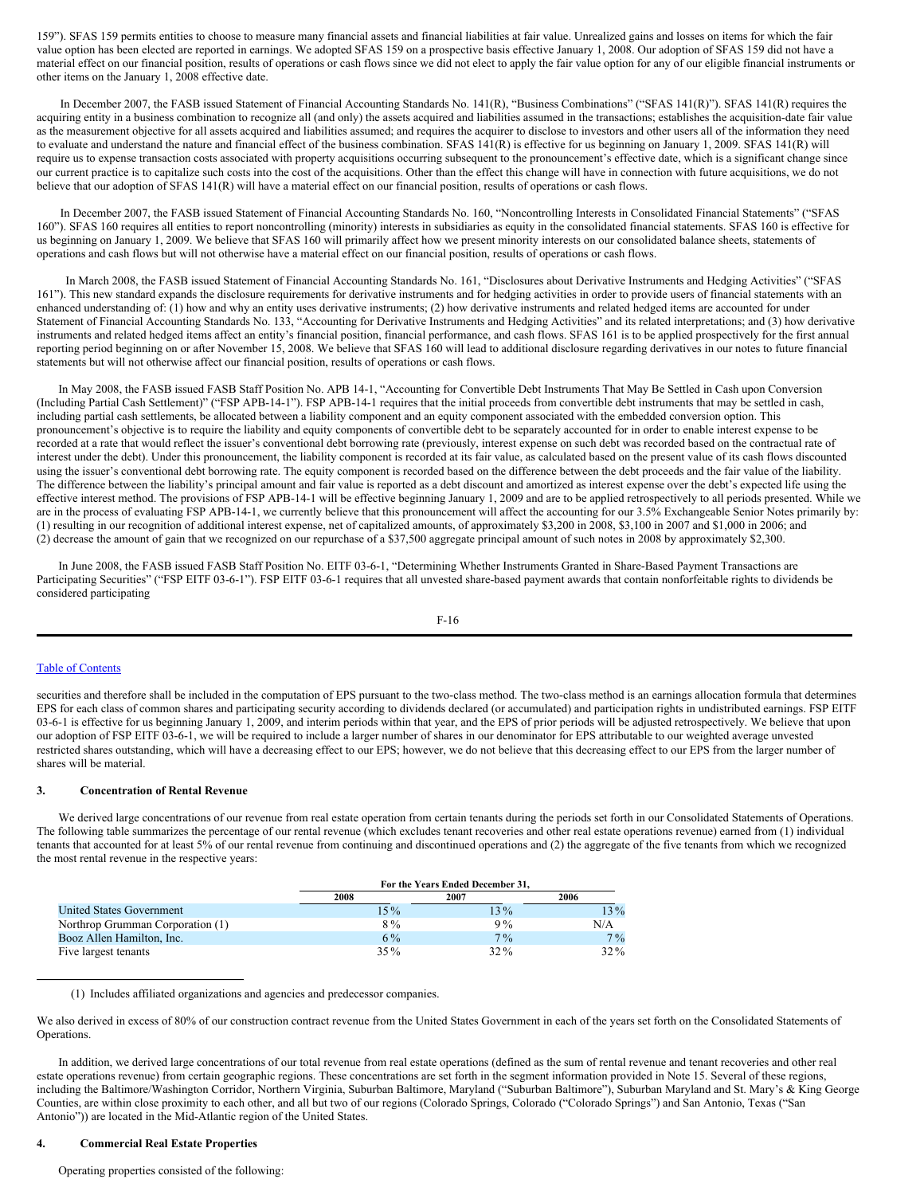159"). SFAS 159 permits entities to choose to measure many financial assets and financial liabilities at fair value. Unrealized gains and losses on items for which the fair value option has been elected are reported in earnings. We adopted SFAS 159 on a prospective basis effective January 1, 2008. Our adoption of SFAS 159 did not have a material effect on our financial position, results of operations or cash flows since we did not elect to apply the fair value option for any of our eligible financial instruments or other items on the January 1, 2008 effective date.

In December 2007, the FASB issued Statement of Financial Accounting Standards No. 141(R), "Business Combinations" ("SFAS 141(R)"). SFAS 141(R) requires the acquiring entity in a business combination to recognize all (and only) the assets acquired and liabilities assumed in the transactions; establishes the acquisition-date fair value as the measurement objective for all assets acquired and liabilities assumed; and requires the acquirer to disclose to investors and other users all of the information they need to evaluate and understand the nature and financial effect of the business combination. SFAS 141(R) is effective for us beginning on January 1, 2009. SFAS 141(R) will require us to expense transaction costs associated with property acquisitions occurring subsequent to the pronouncement's effective date, which is a significant change since our current practice is to capitalize such costs into the cost of the acquisitions. Other than the effect this change will have in connection with future acquisitions, we do not believe that our adoption of SFAS 141(R) will have a material effect on our financial position, results of operations or cash flows.

In December 2007, the FASB issued Statement of Financial Accounting Standards No. 160, "Noncontrolling Interests in Consolidated Financial Statements" ("SFAS 160"). SFAS 160 requires all entities to report noncontrolling (minority) interests in subsidiaries as equity in the consolidated financial statements. SFAS 160 is effective for us beginning on January 1, 2009. We believe that SFAS 160 will primarily affect how we present minority interests on our consolidated balance sheets, statements of operations and cash flows but will not otherwise have a material effect on our financial position, results of operations or cash flows.

In March 2008, the FASB issued Statement of Financial Accounting Standards No. 161, "Disclosures about Derivative Instruments and Hedging Activities" ("SFAS 161"). This new standard expands the disclosure requirements for derivative instruments and for hedging activities in order to provide users of financial statements with an enhanced understanding of: (1) how and why an entity uses derivative instruments; (2) how derivative instruments and related hedged items are accounted for under Statement of Financial Accounting Standards No. 133, "Accounting for Derivative Instruments and Hedging Activities" and its related interpretations; and (3) how derivative instruments and related hedged items affect an entity's financial position, financial performance, and cash flows. SFAS 161 is to be applied prospectively for the first annual reporting period beginning on or after November 15, 2008. We believe that SFAS 160 will lead to additional disclosure regarding derivatives in our notes to future financial statements but will not otherwise affect our financial position, results of operations or cash flows.

In May 2008, the FASB issued FASB Staff Position No. APB 14-1, "Accounting for Convertible Debt Instruments That May Be Settled in Cash upon Conversion (Including Partial Cash Settlement)" ("FSP APB-14-1"). FSP APB-14-1 requires that the initial proceeds from convertible debt instruments that may be settled in cash, including partial cash settlements, be allocated between a liability component and an equity component associated with the embedded conversion option. This pronouncement's objective is to require the liability and equity components of convertible debt to be separately accounted for in order to enable interest expense to be recorded at a rate that would reflect the issuer's conventional debt borrowing rate (previously, interest expense on such debt was recorded based on the contractual rate of interest under the debt). Under this pronouncement, the liability component is recorded at its fair value, as calculated based on the present value of its cash flows discounted using the issuer's conventional debt borrowing rate. The equity component is recorded based on the difference between the debt proceeds and the fair value of the liability. The difference between the liability's principal amount and fair value is reported as a debt discount and amortized as interest expense over the debt's expected life using the effective interest method. The provisions of FSP APB-14-1 will be effective beginning January 1, 2009 and are to be applied retrospectively to all periods presented. While we are in the process of evaluating FSP APB-14-1, we currently believe that this pronouncement will affect the accounting for our 3.5% Exchangeable Senior Notes primarily by: (1) resulting in our recognition of additional interest expense, net of capitalized amounts, of approximately $3,200 in 2008, $3,100 in 2007 and $1,000 in 2006; and (2) decrease the amount of gain that we recognized on our repurchase of a $37,500 aggregate principal amount of such notes in 2008 by approximately $2,300.

In June 2008, the FASB issued FASB Staff Position No. EITF 03-6-1, "Determining Whether Instruments Granted in Share-Based Payment Transactions are Participating Securities" ("FSP EITF 03-6-1"). FSP EITF 03-6-1 requires that all unvested share-based payment awards that contain nonforfeitable rights to dividends be considered participating securities and therefore shall be included in the computation of EPS pursuant to the two-class method. The two-class method is an earnings allocation formula that determines EPS for each class of common shares and participating security according to dividends declared (or accumulated) and participation rights in undistributed earnings. FSP EITF 03-6-1 is effective for us beginning January 1, 2009, and interim periods within that year, and the EPS of prior periods will be adjusted retrospectively. We believe that upon our adoption of FSP EITF 03-6-1, we will be required to include a larger number of shares in our denominator for EPS attributable to our weighted average unvested restricted shares outstanding, which will have a decreasing effect to our EPS; however, we do not believe that this decreasing effect to our EPS from the larger number of shares will be material.

## 3. Concentration of Rental Revenue

We derived large concentrations of our revenue from real estate operation from certain tenants during the periods set forth in our Consolidated Statements of Operations. The following table summarizes the percentage of our rental revenue (which excludes tenant recoveries and other real estate operations revenue) earned from (1) individual tenants that accounted for at least 5% of our rental revenue from continuing and discontinued operations and (2) the aggregate of the five tenants from which we recognized the most rental revenue in the respective years:

| | For the Years Ended December 31, | | |
|---|---|---|---|
| | 2008 | 2007 | 2006 |
| United States Government | 15% | 13% | 13% |
| Northrop Grumman Corporation (1) | 8% | 9% | N/A |
| Booz Allen Hamilton, Inc. | 6% | 7% | 7% |
| Five largest tenants | 35% | 32% | 32% |

(1) Includes affiliated organizations and agencies and predecessor companies.

We also derived in excess of 80% of our construction contract revenue from the United States Government in each of the years set forth on the Consolidated Statements of Operations.

In addition, we derived large concentrations of our total revenue from real estate operations (defined as the sum of rental revenue and tenant recoveries and other real estate operations revenue) from certain geographic regions. These concentrations are set forth in the segment information provided in Note 15. Several of these regions, including the Baltimore/Washington Corridor, Northern Virginia, Suburban Baltimore, Maryland ("Suburban Baltimore"), Suburban Maryland and St. Mary's & King George Counties, are within close proximity to each other, and all but two of our regions (Colorado Springs, Colorado ("Colorado Springs") and San Antonio, Texas ("San Antonio")) are located in the Mid-Atlantic region of the United States.

## 4. Commercial Real Estate Properties

Operating properties consisted of the following: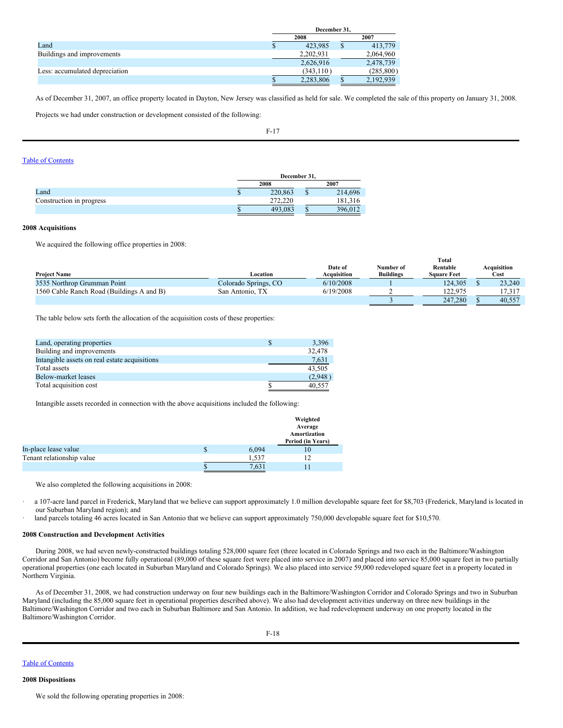| | December 31, | |
|---|---|---|
| | 2008 | 2007 |
| Land | $ 423,985 | $ 413,779 |
| Buildings and improvements | 2,202,931 | 2,064,960 |
| | 2,626,916 | 2,478,739 |
| Less: accumulated depreciation | (343,110) | (285,800) |
| | $ 2,283,806 | $ 2,192,939 |

As of December 31, 2007, an office property located in Dayton, New Jersey was classified as held for sale. We completed the sale of this property on January 31, 2008.

Projects we had under construction or development consisted of the following:

| | December 31, | |
|---|---|---|
| | 2008 | 2007 |
| Land | $ 220,863 | $ 214,696 |
| Construction in progress | 272,220 | 181,316 |
| | $ 493,083 | $ 396,012 |

**2008 Acquisitions**

We acquired the following office properties in 2008:

| Project Name | Location | Date of Acquisition | Number of Buildings | Total Rentable Square Feet | Acquisition Cost |
|---|---|---|---|---|---|
| 3535 Northrop Grumman Point | Colorado Springs, CO | 6/10/2008 | 1 | 124,305 | $ 23,240 |
| 1560 Cable Ranch Road (Buildings A and B) | San Antonio, TX | 6/19/2008 | 2 | 122,975 | 17,317 |
| | | | 3 | 247,280 | $ 40,557 |

The table below sets forth the allocation of the acquisition costs of these properties:

| | |
|---|---|
| Land, operating properties | $ 3,396 |
| Building and improvements | 32,478 |
| Intangible assets on real estate acquisitions | 7,631 |
| Total assets | 43,505 |
| Below-market leases | (2,948) |
| Total acquisition cost | $ 40,557 |

Intangible assets recorded in connection with the above acquisitions included the following:

| | | Weighted Average Amortization Period (in Years) |
|---|---|---|
| In-place lease value | $ 6,094 | 10 |
| Tenant relationship value | 1,537 | 12 |
| | $ 7,631 | 11 |

We also completed the following acquisitions in 2008:

- a 107-acre land parcel in Frederick, Maryland that we believe can support approximately 1.0 million developable square feet for $8,703 (Frederick, Maryland is located in our Suburban Maryland region); and
- land parcels totaling 46 acres located in San Antonio that we believe can support approximately 750,000 developable square feet for $10,570.

**2008 Construction and Development Activities**

During 2008, we had seven newly-constructed buildings totaling 528,000 square feet (three located in Colorado Springs and two each in the Baltimore/Washington Corridor and San Antonio) become fully operational (89,000 of these square feet were placed into service in 2007) and placed into service 85,000 square feet in two partially operational properties (one each located in Suburban Maryland and Colorado Springs). We also placed into service 59,000 redeveloped square feet in a property located in Northern Virginia.

As of December 31, 2008, we had construction underway on four new buildings each in the Baltimore/Washington Corridor and Colorado Springs and two in Suburban Maryland (including the 85,000 square feet in operational properties described above). We also had development activities underway on three new buildings in the Baltimore/Washington Corridor and two each in Suburban Baltimore and San Antonio. In addition, we had redevelopment underway on one property located in the Baltimore/Washington Corridor.

**2008 Dispositions**

We sold the following operating properties in 2008: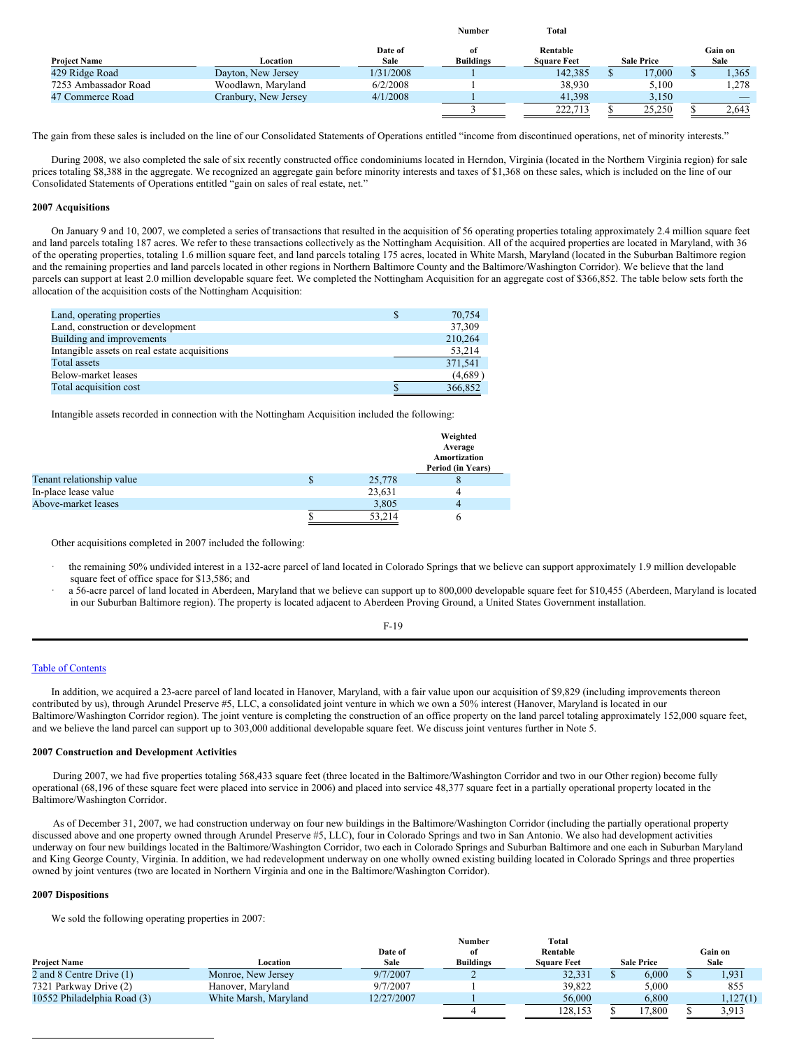| Project Name | Location | Date of Sale | Number of Buildings | Total Rentable Square Feet | Sale Price | Gain on Sale |
|---|---|---|---|---|---|---|
| 429 Ridge Road | Dayton, New Jersey | 1/31/2008 | 1 | 142,385 | $ 17,000 | $ 1,365 |
| 7253 Ambassador Road | Woodlawn, Maryland | 6/2/2008 | 1 | 38,930 | 5,100 | 1,278 |
| 47 Commerce Road | Cranbury, New Jersey | 4/1/2008 | 1 | 41,398 | 3,150 | — |
| | | | 3 | 222,713 | $ 25,250 | $ 2,643 |

The gain from these sales is included on the line of our Consolidated Statements of Operations entitled "income from discontinued operations, net of minority interests."

During 2008, we also completed the sale of six recently constructed office condominiums located in Herndon, Virginia (located in the Northern Virginia region) for sale prices totaling $8,388 in the aggregate. We recognized an aggregate gain before minority interests and taxes of $1,368 on these sales, which is included on the line of our Consolidated Statements of Operations entitled "gain on sales of real estate, net."

**2007 Acquisitions**

On January 9 and 10, 2007, we completed a series of transactions that resulted in the acquisition of 56 operating properties totaling approximately 2.4 million square feet and land parcels totaling 187 acres. We refer to these transactions collectively as the Nottingham Acquisition. All of the acquired properties are located in Maryland, with 36 of the operating properties, totaling 1.6 million square feet, and land parcels totaling 175 acres, located in White Marsh, Maryland (located in the Suburban Baltimore region and the remaining properties and land parcels located in other regions in Northern Baltimore County and the Baltimore/Washington Corridor). We believe that the land parcels can support at least 2.0 million developable square feet. We completed the Nottingham Acquisition for an aggregate cost of $366,852. The table below sets forth the allocation of the acquisition costs of the Nottingham Acquisition:

| | |
|---|---|
| Land, operating properties | $ 70,754 |
| Land, construction or development | 37,309 |
| Building and improvements | 210,264 |
| Intangible assets on real estate acquisitions | 53,214 |
| Total assets | 371,541 |
| Below-market leases | (4,689) |
| Total acquisition cost | $ 366,852 |

Intangible assets recorded in connection with the Nottingham Acquisition included the following:

| | | Weighted Average Amortization Period (in Years) |
|---|---|---|
| Tenant relationship value | $ 25,778 | 8 |
| In-place lease value | 23,631 | 4 |
| Above-market leases | 3,805 | 4 |
| | $ 53,214 | 6 |

Other acquisitions completed in 2007 included the following:

- the remaining 50% undivided interest in a 132-acre parcel of land located in Colorado Springs that we believe can support approximately 1.9 million developable square feet of office space for $13,586; and
- a 56-acre parcel of land located in Aberdeen, Maryland that we believe can support up to 800,000 developable square feet for $10,455 (Aberdeen, Maryland is located in our Suburban Baltimore region). The property is located adjacent to Aberdeen Proving Ground, a United States Government installation.

In addition, we acquired a 23-acre parcel of land located in Hanover, Maryland, with a fair value upon our acquisition of $9,829 (including improvements thereon contributed by us), through Arundel Preserve #5, LLC, a consolidated joint venture in which we own a 50% interest (Hanover, Maryland is located in our Baltimore/Washington Corridor region). The joint venture is completing the construction of an office property on the land parcel totaling approximately 152,000 square feet, and we believe the land parcel can support up to 303,000 additional developable square feet. We discuss joint ventures further in Note 5.

**2007 Construction and Development Activities**

During 2007, we had five properties totaling 568,433 square feet (three located in the Baltimore/Washington Corridor and two in our Other region) become fully operational (68,196 of these square feet were placed into service in 2006) and placed into service 48,377 square feet in a partially operational property located in the Baltimore/Washington Corridor.

As of December 31, 2007, we had construction underway on four new buildings in the Baltimore/Washington Corridor (including the partially operational property discussed above and one property owned through Arundel Preserve #5, LLC), four in Colorado Springs and two in San Antonio. We also had development activities underway on four new buildings located in the Baltimore/Washington Corridor, two each in Colorado Springs and Suburban Baltimore and one each in Suburban Maryland and King George County, Virginia. In addition, we had redevelopment underway on one wholly owned existing building located in Colorado Springs and three properties owned by joint ventures (two are located in Northern Virginia and one in the Baltimore/Washington Corridor).

**2007 Dispositions**

We sold the following operating properties in 2007:

| Project Name | Location | Date of Sale | Number of Buildings | Total Rentable Square Feet | Sale Price | Gain on Sale |
|---|---|---|---|---|---|---|
| 2 and 8 Centre Drive (1) | Monroe, New Jersey | 9/7/2007 | 2 | 32,331 | $ 6,000 | $ 1,931 |
| 7321 Parkway Drive (2) | Hanover, Maryland | 9/7/2007 | 1 | 39,822 | 5,000 | 855 |
| 10552 Philadelphia Road (3) | White Marsh, Maryland | 12/27/2007 | 1 | 56,000 | 6,800 | 1,127(1) |
| | | | 4 | 128,153 | $ 17,800 | $ 3,913 |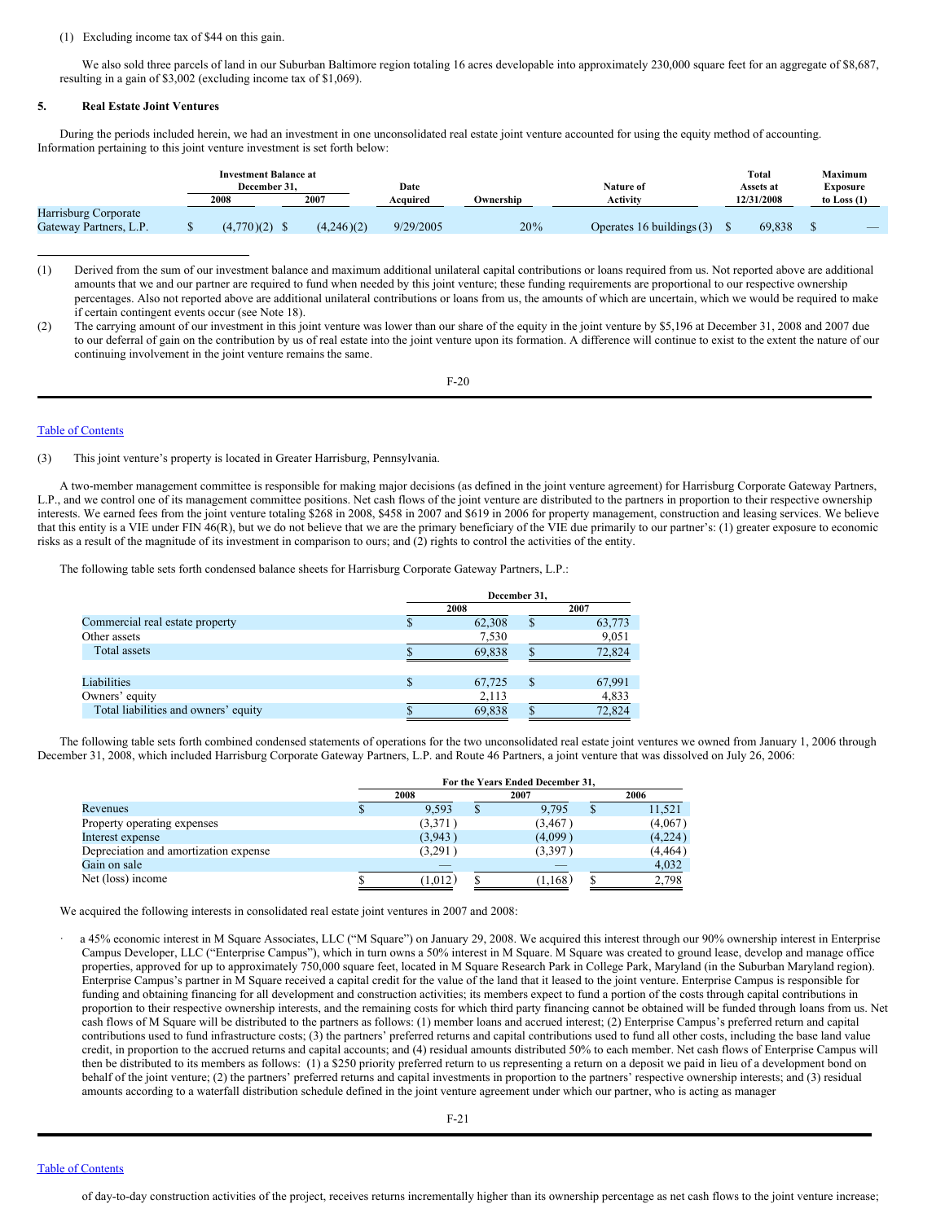(1) Excluding income tax of $44 on this gain.

We also sold three parcels of land in our Suburban Baltimore region totaling 16 acres developable into approximately 230,000 square feet for an aggregate of $8,687, resulting in a gain of $3,002 (excluding income tax of $1,069).

## 5. Real Estate Joint Ventures

During the periods included herein, we had an investment in one unconsolidated real estate joint venture accounted for using the equity method of accounting. Information pertaining to this joint venture investment is set forth below:

| | Investment Balance at December 31, | | Date | | Nature of | Total Assets at | Maximum Exposure |
|---|---|---|---|---|---|---|---|
| | 2008 | 2007 | Acquired | Ownership | Activity | 12/31/2008 | to Loss (1) |
| Harrisburg Corporate Gateway Partners, L.P. | $ (4,770)(2) | $ (4,246)(2) | 9/29/2005 | 20% | Operates 16 buildings (3) | $ 69,838 | $ — |

(1) Derived from the sum of our investment balance and maximum additional unilateral capital contributions or loans required from us. Not reported above are additional amounts that we and our partner are required to fund when needed by this joint venture; these funding requirements are proportional to our respective ownership percentages. Also not reported above are additional unilateral contributions or loans from us, the amounts of which are uncertain, which we would be required to make if certain contingent events occur (see Note 18).

(2) The carrying amount of our investment in this joint venture was lower than our share of the equity in the joint venture by $5,196 at December 31, 2008 and 2007 due to our deferral of gain on the contribution by us of real estate into the joint venture upon its formation. A difference will continue to exist to the extent the nature of our continuing involvement in the joint venture remains the same.

(3) This joint venture's property is located in Greater Harrisburg, Pennsylvania.

A two-member management committee is responsible for making major decisions (as defined in the joint venture agreement) for Harrisburg Corporate Gateway Partners, L.P., and we control one of its management committee positions. Net cash flows of the joint venture are distributed to the partners in proportion to their respective ownership interests. We earned fees from the joint venture totaling $268 in 2008, $458 in 2007 and $619 in 2006 for property management, construction and leasing services. We believe that this entity is a VIE under FIN 46(R), but we do not believe that we are the primary beneficiary of the VIE due primarily to our partner's: (1) greater exposure to economic risks as a result of the magnitude of its investment in comparison to ours; and (2) rights to control the activities of the entity.

The following table sets forth condensed balance sheets for Harrisburg Corporate Gateway Partners, L.P.:

| | December 31, | |
|---|---|---|
| | 2008 | 2007 |
| Commercial real estate property | $ 62,308 | $ 63,773 |
| Other assets | 7,530 | 9,051 |
| Total assets | $ 69,838 | $ 72,824 |
| | | |
| Liabilities | $ 67,725 | $ 67,991 |
| Owners' equity | 2,113 | 4,833 |
| Total liabilities and owners' equity | $ 69,838 | $ 72,824 |

The following table sets forth combined condensed statements of operations for the two unconsolidated real estate joint ventures we owned from January 1, 2006 through December 31, 2008, which included Harrisburg Corporate Gateway Partners, L.P. and Route 46 Partners, a joint venture that was dissolved on July 26, 2006:

| | For the Years Ended December 31, | | |
|---|---|---|---|
| | 2008 | 2007 | 2006 |
| Revenues | $ 9,593 | $ 9,795 | $ 11,521 |
| Property operating expenses | (3,371) | (3,467) | (4,067) |
| Interest expense | (3,943) | (4,099) | (4,224) |
| Depreciation and amortization expense | (3,291) | (3,397) | (4,464) |
| Gain on sale | — | — | 4,032 |
| Net (loss) income | $ (1,012) | $ (1,168) | $ 2,798 |

We acquired the following interests in consolidated real estate joint ventures in 2007 and 2008:

- a 45% economic interest in M Square Associates, LLC ("M Square") on January 29, 2008. We acquired this interest through our 90% ownership interest in Enterprise Campus Developer, LLC ("Enterprise Campus"), which in turn owns a 50% interest in M Square. M Square was created to ground lease, develop and manage office properties, approved for up to approximately 750,000 square feet, located in M Square Research Park in College Park, Maryland (in the Suburban Maryland region). Enterprise Campus's partner in M Square received a capital credit for the value of the land that it leased to the joint venture. Enterprise Campus is responsible for funding and obtaining financing for all development and construction activities; its members expect to fund a portion of the costs through capital contributions in proportion to their respective ownership interests, and the remaining costs for which third party financing cannot be obtained will be funded through loans from us. Net cash flows of M Square will be distributed to the partners as follows: (1) member loans and accrued interest; (2) Enterprise Campus's preferred return and capital contributions used to fund infrastructure costs; (3) the partners' preferred returns and capital contributions used to fund all other costs, including the base land value credit, in proportion to the accrued returns and capital accounts; and (4) residual amounts distributed 50% to each member. Net cash flows of Enterprise Campus will then be distributed to its members as follows: (1) a $250 priority preferred return to us representing a return on a deposit we paid in lieu of a development bond on behalf of the joint venture; (2) the partners' preferred returns and capital investments in proportion to the partners' respective ownership interests; and (3) residual amounts according to a waterfall distribution schedule defined in the joint venture agreement under which our partner, who is acting as manager of day-to-day construction activities of the project, receives returns incrementally higher than its ownership percentage as net cash flows to the joint venture increase;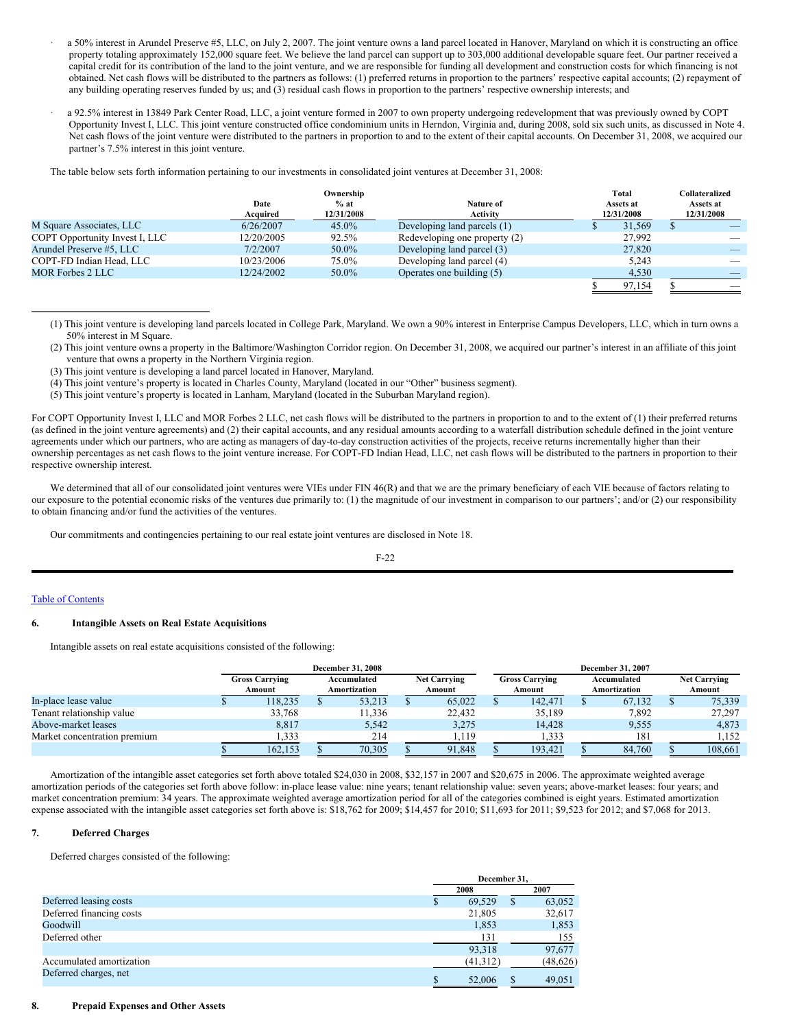- a 50% interest in Arundel Preserve #5, LLC, on July 2, 2007. The joint venture owns a land parcel located in Hanover, Maryland on which it is constructing an office property totaling approximately 152,000 square feet. We believe the land parcel can support up to 303,000 additional developable square feet. Our partner received a capital credit for its contribution of the land to the joint venture, and we are responsible for funding all development and construction costs for which financing is not obtained. Net cash flows will be distributed to the partners as follows: (1) preferred returns in proportion to the partners' respective capital accounts; (2) repayment of any building operating reserves funded by us; and (3) residual cash flows in proportion to the partners' respective ownership interests; and

- a 92.5% interest in 13849 Park Center Road, LLC, a joint venture formed in 2007 to own property undergoing redevelopment that was previously owned by COPT Opportunity Invest I, LLC. This joint venture constructed office condominium units in Herndon, Virginia and, during 2008, sold six such units, as discussed in Note 4. Net cash flows of the joint venture were distributed to the partners in proportion to and to the extent of their capital accounts. On December 31, 2008, we acquired our partner's 7.5% interest in this joint venture.

The table below sets forth information pertaining to our investments in consolidated joint ventures at December 31, 2008:

| | Date Acquired | Ownership % at 12/31/2008 | Nature of Activity | Total Assets at 12/31/2008 | Collateralized Assets at 12/31/2008 |
|---|---|---|---|---|---|
| M Square Associates, LLC | 6/26/2007 | 45.0% | Developing land parcels (1) | $ 31,569 | $ — |
| COPT Opportunity Invest I, LLC | 12/20/2005 | 92.5% | Redeveloping one property (2) | 27,992 | — |
| Arundel Preserve #5, LLC | 7/2/2007 | 50.0% | Developing land parcel (3) | 27,820 | — |
| COPT-FD Indian Head, LLC | 10/23/2006 | 75.0% | Developing land parcel (4) | 5,243 | — |
| MOR Forbes 2 LLC | 12/24/2002 | 50.0% | Operates one building (5) | 4,530 | — |
| | | | | $ 97,154 | $ — |

(1) This joint venture is developing land parcels located in College Park, Maryland. We own a 90% interest in Enterprise Campus Developers, LLC, which in turn owns a 50% interest in M Square.

(2) This joint venture owns a property in the Baltimore/Washington Corridor region. On December 31, 2008, we acquired our partner's interest in an affiliate of this joint venture that owns a property in the Northern Virginia region.

(3) This joint venture is developing a land parcel located in Hanover, Maryland.

(4) This joint venture's property is located in Charles County, Maryland (located in our "Other" business segment).

(5) This joint venture's property is located in Lanham, Maryland (located in the Suburban Maryland region).

For COPT Opportunity Invest I, LLC and MOR Forbes 2 LLC, net cash flows will be distributed to the partners in proportion to and to the extent of (1) their preferred returns (as defined in the joint venture agreements) and (2) their capital accounts, and any residual amounts according to a waterfall distribution schedule defined in the joint venture agreements under which our partners, who are acting as managers of day-to-day construction activities of the projects, receive returns incrementally higher than their ownership percentages as net cash flows to the joint venture increase. For COPT-FD Indian Head, LLC, net cash flows will be distributed to the partners in proportion to their respective ownership interest.

We determined that all of our consolidated joint ventures were VIEs under FIN 46(R) and that we are the primary beneficiary of each VIE because of factors relating to our exposure to the potential economic risks of the ventures due primarily to: (1) the magnitude of our investment in comparison to our partners'; and/or (2) our responsibility to obtain financing and/or fund the activities of the ventures.

Our commitments and contingencies pertaining to our real estate joint ventures are disclosed in Note 18.

Table of Contents

### 6. Intangible Assets on Real Estate Acquisitions

Intangible assets on real estate acquisitions consisted of the following:

| | December 31, 2008 | | | December 31, 2007 | | |
|---|---|---|---|---|---|---|
| | Gross Carrying Amount | Accumulated Amortization | Net Carrying Amount | Gross Carrying Amount | Accumulated Amortization | Net Carrying Amount |
| In-place lease value | $ 118,235 | $ 53,213 | $ 65,022 | $ 142,471 | $ 67,132 | $ 75,339 |
| Tenant relationship value | 33,768 | 11,336 | 22,432 | 35,189 | 7,892 | 27,297 |
| Above-market leases | 8,817 | 5,542 | 3,275 | 14,428 | 9,555 | 4,873 |
| Market concentration premium | 1,333 | 214 | 1,119 | 1,333 | 181 | 1,152 |
| | $ 162,153 | $ 70,305 | $ 91,848 | $ 193,421 | $ 84,760 | $ 108,661 |

Amortization of the intangible asset categories set forth above totaled $24,030 in 2008, $32,157 in 2007 and $20,675 in 2006. The approximate weighted average amortization periods of the categories set forth above follow: in-place lease value: nine years; tenant relationship value: seven years; above-market leases: four years; and market concentration premium: 34 years. The approximate weighted average amortization period for all of the categories combined is eight years. Estimated amortization expense associated with the intangible asset categories set forth above is: $18,762 for 2009; $14,457 for 2010; $11,693 for 2011; $9,523 for 2012; and $7,068 for 2013.

### 7. Deferred Charges

Deferred charges consisted of the following:

| | December 31, | |
|---|---|---|
| | 2008 | 2007 |
| Deferred leasing costs | $ 69,529 | $ 63,052 |
| Deferred financing costs | 21,805 | 32,617 |
| Goodwill | 1,853 | 1,853 |
| Deferred other | 131 | 155 |
| | 93,318 | 97,677 |
| Accumulated amortization | (41,312) | (48,626) |
| Deferred charges, net | $ 52,006 | $ 49,051 |

### 8. Prepaid Expenses and Other Assets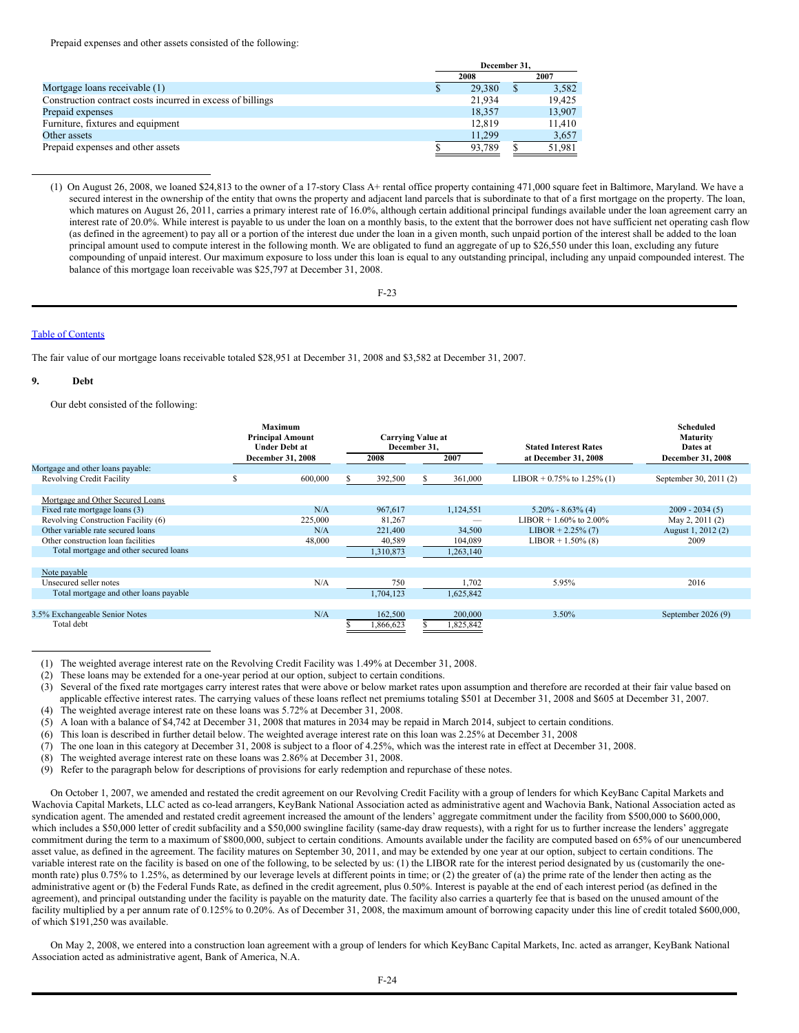Prepaid expenses and other assets consisted of the following:

| | December 31, | |
|---|---|---|
| | 2008 | 2007 |
| Mortgage loans receivable (1) | $ 29,380 | $ 3,582 |
| Construction contract costs incurred in excess of billings | 21,934 | 19,425 |
| Prepaid expenses | 18,357 | 13,907 |
| Furniture, fixtures and equipment | 12,819 | 11,410 |
| Other assets | 11,299 | 3,657 |
| Prepaid expenses and other assets | $ 93,789 | $ 51,981 |

(1) On August 26, 2008, we loaned $24,813 to the owner of a 17-story Class A+ rental office property containing 471,000 square feet in Baltimore, Maryland. We have a secured interest in the ownership of the entity that owns the property and adjacent land parcels that is subordinate to that of a first mortgage on the property. The loan, which matures on August 26, 2011, carries a primary interest rate of 16.0%, although certain additional principal fundings available under the loan agreement carry an interest rate of 20.0%. While interest is payable to us under the loan on a monthly basis, to the extent that the borrower does not have sufficient net operating cash flow (as defined in the agreement) to pay all or a portion of the interest due under the loan in a given month, such unpaid portion of the interest shall be added to the loan principal amount used to compute interest in the following month. We are obligated to fund an aggregate of up to $26,550 under this loan, excluding any future compounding of unpaid interest. Our maximum exposure to loss under this loan is equal to any outstanding principal, including any unpaid compounded interest. The balance of this mortgage loan receivable was $25,797 at December 31, 2008.

Table of Contents

The fair value of our mortgage loans receivable totaled $28,951 at December 31, 2008 and $3,582 at December 31, 2007.

## 9. Debt

Our debt consisted of the following:

| | Maximum Principal Amount Under Debt at December 31, 2008 | Carrying Value at December 31, | | Stated Interest Rates at December 31, 2008 | Scheduled Maturity Dates at December 31, 2008 |
|---|---|---|---|---|---|
| | | 2008 | 2007 | | |
| Mortgage and other loans payable: | | | | | |
| Revolving Credit Facility | $ 600,000 | $ 392,500 | $ 361,000 | LIBOR + 0.75% to 1.25% (1) | September 30, 2011 (2) |
| | | | | | |
| Mortgage and Other Secured Loans | | | | | |
| Fixed rate mortgage loans (3) | N/A | 967,617 | 1,124,551 | 5.20% - 8.63% (4) | 2009 - 2034 (5) |
| Revolving Construction Facility (6) | 225,000 | 81,267 | — | LIBOR + 1.60% to 2.00% | May 2, 2011 (2) |
| Other variable rate secured loans | N/A | 221,400 | 34,500 | LIBOR + 2.25% (7) | August 1, 2012 (2) |
| Other construction loan facilities | 48,000 | 40,589 | 104,089 | LIBOR + 1.50% (8) | 2009 |
| Total mortgage and other secured loans | | 1,310,873 | 1,263,140 | | |
| | | | | | |
| Note payable | | | | | |
| Unsecured seller notes | N/A | 750 | 1,702 | 5.95% | 2016 |
| Total mortgage and other loans payable | | 1,704,123 | 1,625,842 | | |
| | | | | | |
| 3.5% Exchangeable Senior Notes | N/A | 162,500 | 200,000 | 3.50% | September 2026 (9) |
| Total debt | | $ 1,866,623 | $ 1,825,842 | | |

(1) The weighted average interest rate on the Revolving Credit Facility was 1.49% at December 31, 2008.
(2) These loans may be extended for a one-year period at our option, subject to certain conditions.
(3) Several of the fixed rate mortgages carry interest rates that were above or below market rates upon assumption and therefore are recorded at their fair value based on applicable effective interest rates. The carrying values of these loans reflect net premiums totaling $501 at December 31, 2008 and $605 at December 31, 2007.
(4) The weighted average interest rate on these loans was 5.72% at December 31, 2008.
(5) A loan with a balance of $4,742 at December 31, 2008 that matures in 2034 may be repaid in March 2014, subject to certain conditions.
(6) This loan is described in further detail below. The weighted average interest rate on this loan was 2.25% at December 31, 2008
(7) The one loan in this category at December 31, 2008 is subject to a floor of 4.25%, which was the interest rate in effect at December 31, 2008.
(8) The weighted average interest rate on these loans was 2.86% at December 31, 2008.
(9) Refer to the paragraph below for descriptions of provisions for early redemption and repurchase of these notes.

On October 1, 2007, we amended and restated the credit agreement on our Revolving Credit Facility with a group of lenders for which KeyBanc Capital Markets and Wachovia Capital Markets, LLC acted as co-lead arrangers, KeyBank National Association acted as administrative agent and Wachovia Bank, National Association acted as syndication agent. The amended and restated credit agreement increased the amount of the lenders' aggregate commitment under the facility from $500,000 to $600,000, which includes a $50,000 letter of credit subfacility and a $50,000 swingline facility (same-day draw requests), with a right for us to further increase the lenders' aggregate commitment during the term to a maximum of $800,000, subject to certain conditions. Amounts available under the facility are computed based on 65% of our unencumbered asset value, as defined in the agreement. The facility matures on September 30, 2011, and may be extended by one year at our option, subject to certain conditions. The variable interest rate on the facility is based on one of the following, to be selected by us: (1) the LIBOR rate for the interest period designated by us (customarily the one-month rate) plus 0.75% to 1.25%, as determined by our leverage levels at different points in time; or (2) the greater of (a) the prime rate of the lender then acting as the administrative agent or (b) the Federal Funds Rate, as defined in the credit agreement, plus 0.50%. Interest is payable at the end of each interest period (as defined in the agreement), and principal outstanding under the facility is payable on the maturity date. The facility also carries a quarterly fee that is based on the unused amount of the facility multiplied by a per annum rate of 0.125% to 0.20%. As of December 31, 2008, the maximum amount of borrowing capacity under this line of credit totaled $600,000, of which $191,250 was available.

On May 2, 2008, we entered into a construction loan agreement with a group of lenders for which KeyBanc Capital Markets, Inc. acted as arranger, KeyBank National Association acted as administrative agent, Bank of America, N.A.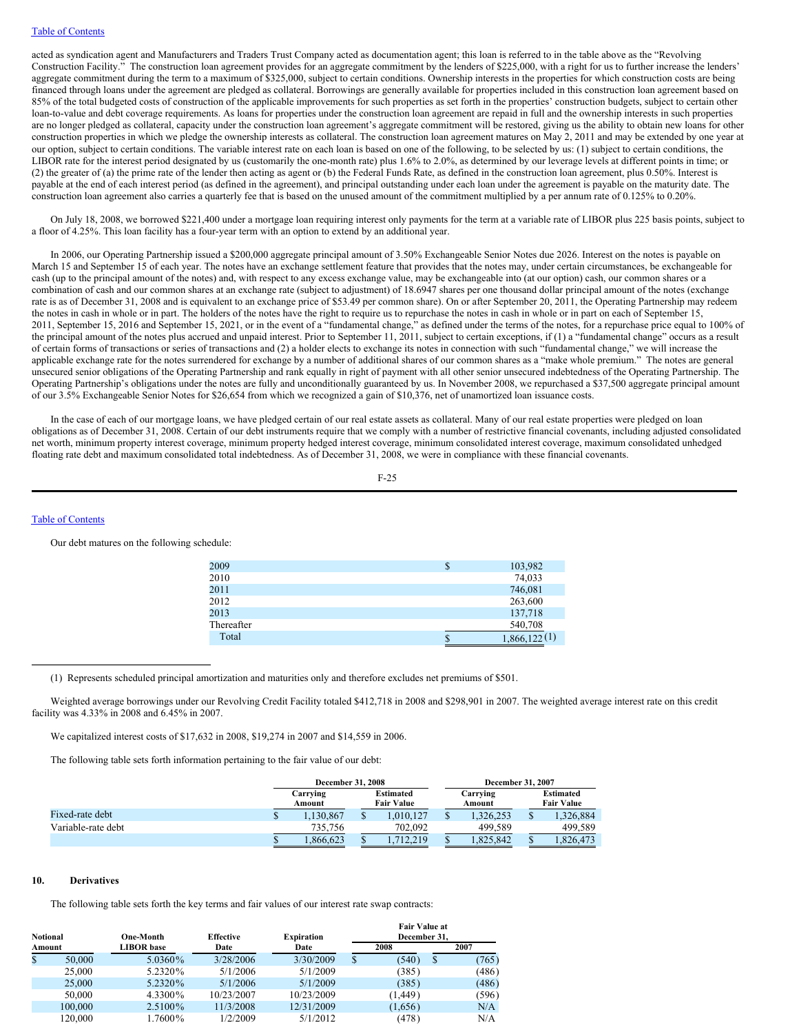acted as syndication agent and Manufacturers and Traders Trust Company acted as documentation agent; this loan is referred to in the table above as the "Revolving Construction Facility." The construction loan agreement provides for an aggregate commitment by the lenders of $225,000, with a right for us to further increase the lenders' aggregate commitment during the term to a maximum of $325,000, subject to certain conditions. Ownership interests in the properties for which construction costs are being financed through loans under the agreement are pledged as collateral. Borrowings are generally available for properties included in this construction loan agreement based on 85% of the total budgeted costs of construction of the applicable improvements for such properties as set forth in the properties' construction budgets, subject to certain other loan-to-value and debt coverage requirements. As loans for properties under the construction loan agreement are repaid in full and the ownership interests in such properties are no longer pledged as collateral, capacity under the construction loan agreement's aggregate commitment will be restored, giving us the ability to obtain new loans for other construction properties in which we pledge the ownership interests as collateral. The construction loan agreement matures on May 2, 2011 and may be extended by one year at our option, subject to certain conditions. The variable interest rate on each loan is based on one of the following, to be selected by us: (1) subject to certain conditions, the LIBOR rate for the interest period designated by us (customarily the one-month rate) plus 1.6% to 2.0%, as determined by our leverage levels at different points in time; or (2) the greater of (a) the prime rate of the lender then acting as agent or (b) the Federal Funds Rate, as defined in the construction loan agreement, plus 0.50%. Interest is payable at the end of each interest period (as defined in the agreement), and principal outstanding under each loan under the agreement is payable on the maturity date. The construction loan agreement also carries a quarterly fee that is based on the unused amount of the commitment multiplied by a per annum rate of 0.125% to 0.20%.

On July 18, 2008, we borrowed $221,400 under a mortgage loan requiring interest only payments for the term at a variable rate of LIBOR plus 225 basis points, subject to a floor of 4.25%. This loan facility has a four-year term with an option to extend by an additional year.

In 2006, our Operating Partnership issued a $200,000 aggregate principal amount of 3.50% Exchangeable Senior Notes due 2026. Interest on the notes is payable on March 15 and September 15 of each year. The notes have an exchange settlement feature that provides that the notes may, under certain circumstances, be exchangeable for cash (up to the principal amount of the notes) and, with respect to any excess exchange value, may be exchangeable into (at our option) cash, our common shares or a combination of cash and our common shares at an exchange rate (subject to adjustment) of 18.6947 shares per one thousand dollar principal amount of the notes (exchange rate is as of December 31, 2008 and is equivalent to an exchange price of $53.49 per common share). On or after September 20, 2011, the Operating Partnership may redeem the notes in cash in whole or in part. The holders of the notes have the right to require us to repurchase the notes in cash in whole or in part on each of September 15, 2011, September 15, 2016 and September 15, 2021, or in the event of a "fundamental change," as defined under the terms of the notes, for a repurchase price equal to 100% of the principal amount of the notes plus accrued and unpaid interest. Prior to September 11, 2011, subject to certain exceptions, if (1) a "fundamental change" occurs as a result of certain forms of transactions or series of transactions and (2) a holder elects to exchange its notes in connection with such "fundamental change," we will increase the applicable exchange rate for the notes surrendered for exchange by a number of additional shares of our common shares as a "make whole premium." The notes are general unsecured senior obligations of the Operating Partnership and rank equally in right of payment with all other senior unsecured indebtedness of the Operating Partnership. The Operating Partnership's obligations under the notes are fully and unconditionally guaranteed by us. In November 2008, we repurchased a $37,500 aggregate principal amount of our 3.5% Exchangeable Senior Notes for $26,654 from which we recognized a gain of $10,376, net of unamortized loan issuance costs.

In the case of each of our mortgage loans, we have pledged certain of our real estate assets as collateral. Many of our real estate properties were pledged on loan obligations as of December 31, 2008. Certain of our debt instruments require that we comply with a number of restrictive financial covenants, including adjusted consolidated net worth, minimum property interest coverage, minimum property hedged interest coverage, minimum consolidated interest coverage, maximum consolidated unhedged floating rate debt and maximum consolidated total indebtedness. As of December 31, 2008, we were in compliance with these financial covenants.

Our debt matures on the following schedule:

| | | |
|---|---|---|
| 2009 | $ | 103,982 |
| 2010 | | 74,033 |
| 2011 | | 746,081 |
| 2012 | | 263,600 |
| 2013 | | 137,718 |
| Thereafter | | 540,708 |
| Total | $ | 1,866,122 (1) |

(1) Represents scheduled principal amortization and maturities only and therefore excludes net premiums of $501.

Weighted average borrowings under our Revolving Credit Facility totaled $412,718 in 2008 and $298,901 in 2007. The weighted average interest rate on this credit facility was 4.33% in 2008 and 6.45% in 2007.

We capitalized interest costs of $17,632 in 2008, $19,274 in 2007 and $14,559 in 2006.

The following table sets forth information pertaining to the fair value of our debt:

| | December 31, 2008 | | December 31, 2007 | |
|---|---|---|---|---|
| | Carrying Amount | Estimated Fair Value | Carrying Amount | Estimated Fair Value |
| Fixed-rate debt | $ 1,130,867 | $ 1,010,127 | $ 1,326,253 | $ 1,326,884 |
| Variable-rate debt | 735,756 | 702,092 | 499,589 | 499,589 |
| | $ 1,866,623 | $ 1,712,219 | $ 1,825,842 | $ 1,826,473 |

## 10. Derivatives

The following table sets forth the key terms and fair values of our interest rate swap contracts:

| Notional Amount | One-Month LIBOR base | Effective Date | Expiration Date | Fair Value at December 31, 2008 | Fair Value at December 31, 2007 |
|---|---|---|---|---|---|
| $ 50,000 | 5.0360% | 3/28/2006 | 3/30/2009 | $ (540) | $ (765) |
| 25,000 | 5.2320% | 5/1/2006 | 5/1/2009 | (385) | (486) |
| 25,000 | 5.2320% | 5/1/2006 | 5/1/2009 | (385) | (486) |
| 50,000 | 4.3300% | 10/23/2007 | 10/23/2009 | (1,449) | (596) |
| 100,000 | 2.5100% | 11/3/2008 | 12/31/2009 | (1,656) | N/A |
| 120,000 | 1.7600% | 1/2/2009 | 5/1/2012 | (478) | N/A |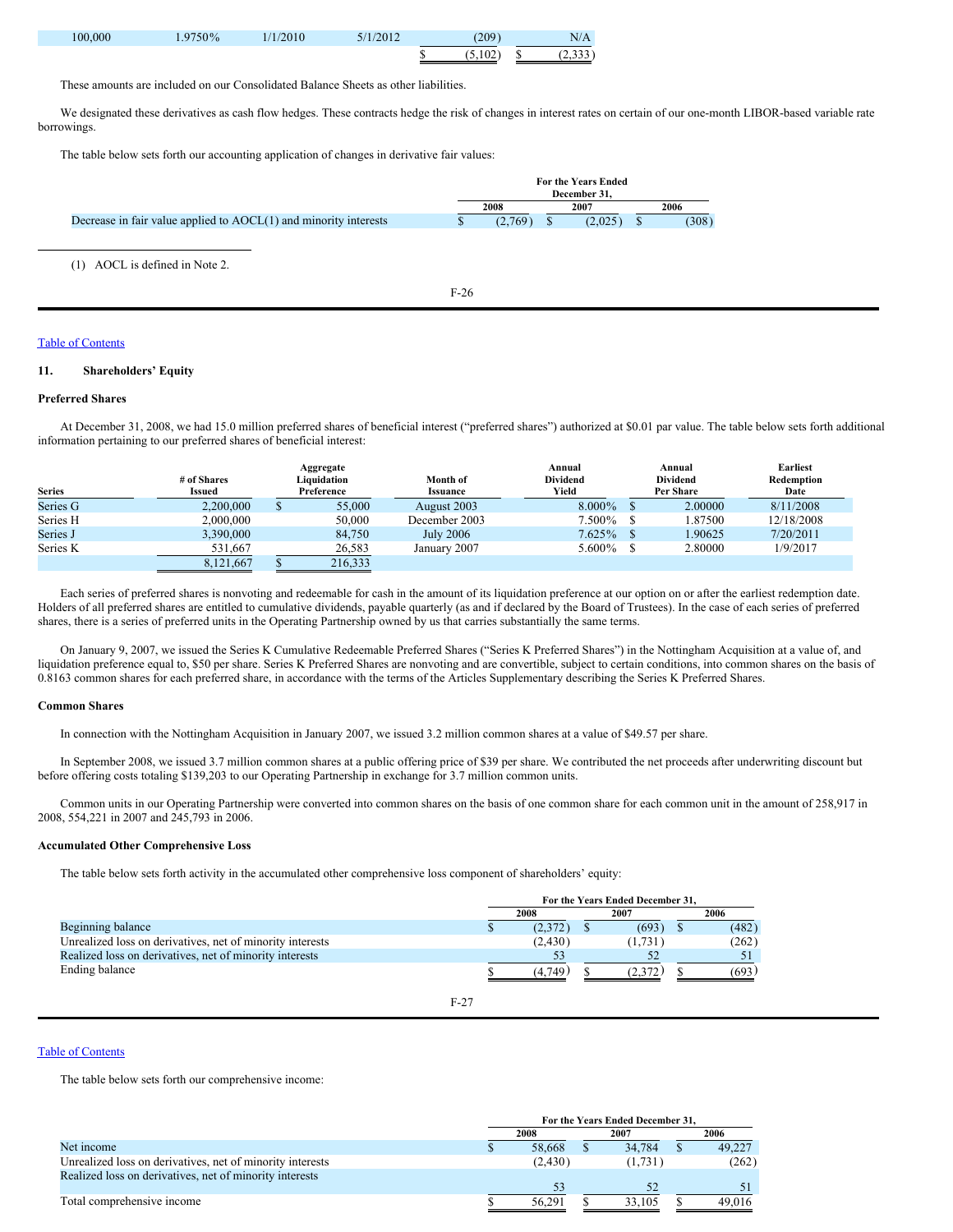| | | | | | |
|---|---|---|---|---|---|
| 100,000 | 1.9750% | 1/1/2010 | 5/1/2012 | (209) | N/A |
| | | | | $ (5,102) | $ (2,333) |

These amounts are included on our Consolidated Balance Sheets as other liabilities.

We designated these derivatives as cash flow hedges. These contracts hedge the risk of changes in interest rates on certain of our one-month LIBOR-based variable rate borrowings.

The table below sets forth our accounting application of changes in derivative fair values:

| | For the Years Ended December 31, | | |
|---|---|---|---|
| | 2008 | 2007 | 2006 |
| Decrease in fair value applied to AOCL(1) and minority interests | $ (2,769) | $ (2,025) | $ (308) |

(1) AOCL is defined in Note 2.

## 11. Shareholders' Equity

### Preferred Shares

At December 31, 2008, we had 15.0 million preferred shares of beneficial interest ("preferred shares") authorized at $0.01 par value. The table below sets forth additional information pertaining to our preferred shares of beneficial interest:

| Series | # of Shares Issued | Aggregate Liquidation Preference | Month of Issuance | Annual Dividend Yield | Annual Dividend Per Share | Earliest Redemption Date |
|---|---|---|---|---|---|---|
| Series G | 2,200,000 | $ 55,000 | August 2003 | 8.000% | $ 2.00000 | 8/11/2008 |
| Series H | 2,000,000 | 50,000 | December 2003 | 7.500% | $ 1.87500 | 12/18/2008 |
| Series J | 3,390,000 | 84,750 | July 2006 | 7.625% | $ 1.90625 | 7/20/2011 |
| Series K | 531,667 | 26,583 | January 2007 | 5.600% | $ 2.80000 | 1/9/2017 |
| | 8,121,667 | $ 216,333 | | | | |

Each series of preferred shares is nonvoting and redeemable for cash in the amount of its liquidation preference at our option on or after the earliest redemption date. Holders of all preferred shares are entitled to cumulative dividends, payable quarterly (as and if declared by the Board of Trustees). In the case of each series of preferred shares, there is a series of preferred units in the Operating Partnership owned by us that carries substantially the same terms.

On January 9, 2007, we issued the Series K Cumulative Redeemable Preferred Shares ("Series K Preferred Shares") in the Nottingham Acquisition at a value of, and liquidation preference equal to, $50 per share. Series K Preferred Shares are nonvoting and are convertible, subject to certain conditions, into common shares on the basis of 0.8163 common shares for each preferred share, in accordance with the terms of the Articles Supplementary describing the Series K Preferred Shares.

### Common Shares

In connection with the Nottingham Acquisition in January 2007, we issued 3.2 million common shares at a value of $49.57 per share.

In September 2008, we issued 3.7 million common shares at a public offering price of $39 per share. We contributed the net proceeds after underwriting discount but before offering costs totaling $139,203 to our Operating Partnership in exchange for 3.7 million common units.

Common units in our Operating Partnership were converted into common shares on the basis of one common share for each common unit in the amount of 258,917 in 2008, 554,221 in 2007 and 245,793 in 2006.

### Accumulated Other Comprehensive Loss

The table below sets forth activity in the accumulated other comprehensive loss component of shareholders' equity:

| | For the Years Ended December 31, | | |
|---|---|---|---|
| | 2008 | 2007 | 2006 |
| Beginning balance | $ (2,372) | $ (693) | $ (482) |
| Unrealized loss on derivatives, net of minority interests | (2,430) | (1,731) | (262) |
| Realized loss on derivatives, net of minority interests | 53 | 52 | 51 |
| Ending balance | $ (4,749) | $ (2,372) | $ (693) |

The table below sets forth our comprehensive income:

| | For the Years Ended December 31, | | |
|---|---|---|---|
| | 2008 | 2007 | 2006 |
| Net income | $ 58,668 | $ 34,784 | $ 49,227 |
| Unrealized loss on derivatives, net of minority interests | (2,430) | (1,731) | (262) |
| Realized loss on derivatives, net of minority interests | 53 | 52 | 51 |
| Total comprehensive income | $ 56,291 | $ 33,105 | $ 49,016 |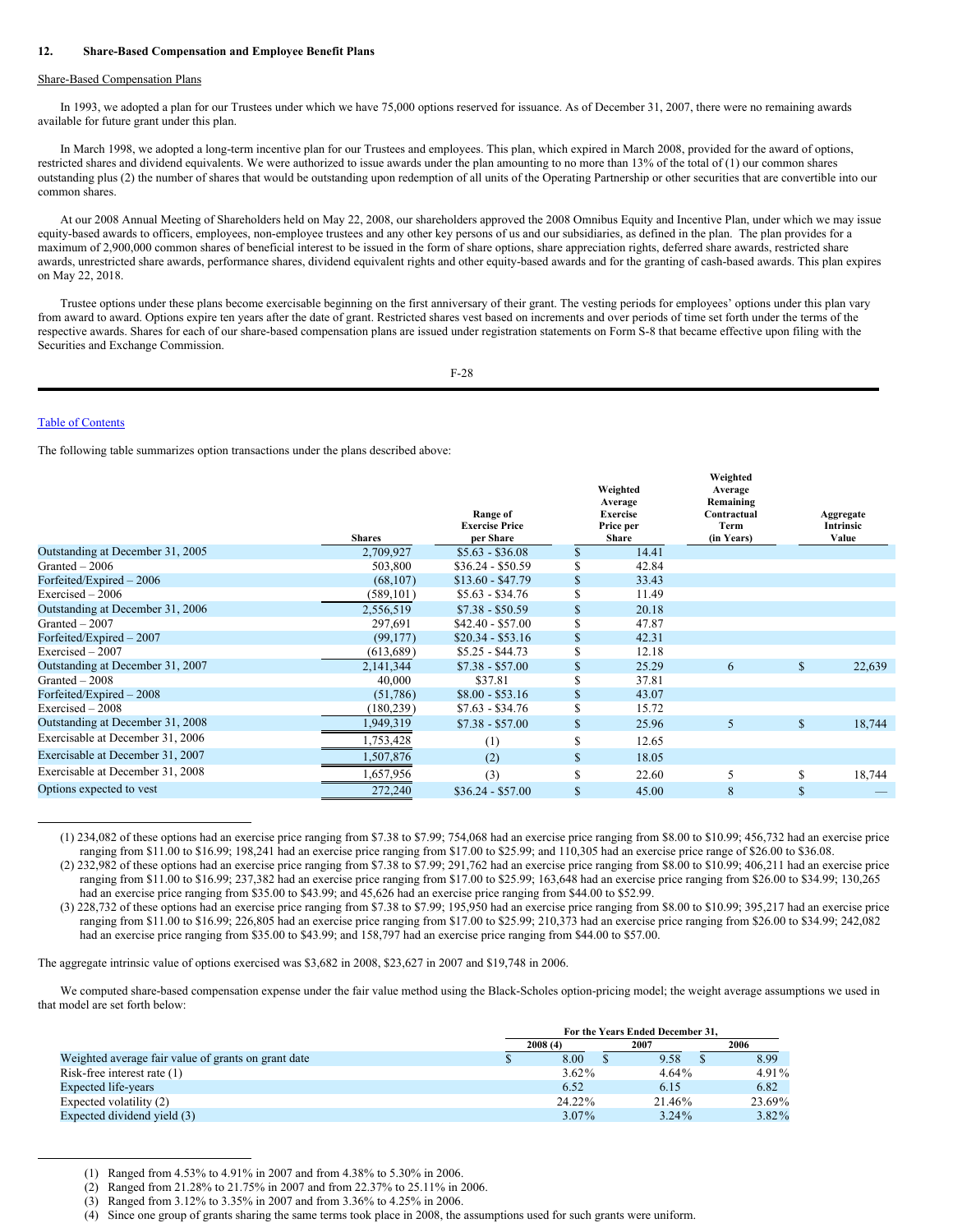## 12. Share-Based Compensation and Employee Benefit Plans

### Share-Based Compensation Plans

In 1993, we adopted a plan for our Trustees under which we have 75,000 options reserved for issuance. As of December 31, 2007, there were no remaining awards available for future grant under this plan.

In March 1998, we adopted a long-term incentive plan for our Trustees and employees. This plan, which expired in March 2008, provided for the award of options, restricted shares and dividend equivalents. We were authorized to issue awards under the plan amounting to no more than 13% of the total of (1) our common shares outstanding plus (2) the number of shares that would be outstanding upon redemption of all units of the Operating Partnership or other securities that are convertible into our common shares.

At our 2008 Annual Meeting of Shareholders held on May 22, 2008, our shareholders approved the 2008 Omnibus Equity and Incentive Plan, under which we may issue equity-based awards to officers, employees, non-employee trustees and any other key persons of us and our subsidiaries, as defined in the plan. The plan provides for a maximum of 2,900,000 common shares of beneficial interest to be issued in the form of share options, share appreciation rights, deferred share awards, restricted share awards, unrestricted share awards, performance shares, dividend equivalent rights and other equity-based awards and for the granting of cash-based awards. This plan expires on May 22, 2018.

Trustee options under these plans become exercisable beginning on the first anniversary of their grant. The vesting periods for employees' options under this plan vary from award to award. Options expire ten years after the date of grant. Restricted shares vest based on increments and over periods of time set forth under the terms of the respective awards. Shares for each of our share-based compensation plans are issued under registration statements on Form S-8 that became effective upon filing with the Securities and Exchange Commission.

The following table summarizes option transactions under the plans described above:

| | Shares | Range of Exercise Price per Share | Weighted Average Exercise Price per Share | Weighted Average Remaining Contractual Term (in Years) | Aggregate Intrinsic Value |
|---|---|---|---|---|---|
| Outstanding at December 31, 2005 | 2,709,927 | $5.63 - $36.08 | $ 14.41 | | |
| Granted – 2006 | 503,800 | $36.24 - $50.59 | $ 42.84 | | |
| Forfeited/Expired – 2006 | (68,107) | $13.60 - $47.79 | $ 33.43 | | |
| Exercised – 2006 | (589,101) | $5.63 - $34.76 | $ 11.49 | | |
| Outstanding at December 31, 2006 | 2,556,519 | $7.38 - $50.59 | $ 20.18 | | |
| Granted – 2007 | 297,691 | $42.40 - $57.00 | $ 47.87 | | |
| Forfeited/Expired – 2007 | (99,177) | $20.34 - $53.16 | $ 42.31 | | |
| Exercised – 2007 | (613,689) | $5.25 - $44.73 | $ 12.18 | | |
| Outstanding at December 31, 2007 | 2,141,344 | $7.38 - $57.00 | $ 25.29 | 6 | $ 22,639 |
| Granted – 2008 | 40,000 | $37.81 | $ 37.81 | | |
| Forfeited/Expired – 2008 | (51,786) | $8.00 - $53.16 | $ 43.07 | | |
| Exercised – 2008 | (180,239) | $7.63 - $34.76 | $ 15.72 | | |
| Outstanding at December 31, 2008 | 1,949,319 | $7.38 - $57.00 | $ 25.96 | 5 | $ 18,744 |
| Exercisable at December 31, 2006 | 1,753,428 | (1) | $ 12.65 | | |
| Exercisable at December 31, 2007 | 1,507,876 | (2) | $ 18.05 | | |
| Exercisable at December 31, 2008 | 1,657,956 | (3) | $ 22.60 | 5 | $ 18,744 |
| Options expected to vest | 272,240 | $36.24 - $57.00 | $ 45.00 | 8 | $ — |

(1) 234,082 of these options had an exercise price ranging from $7.38 to $7.99; 754,068 had an exercise price ranging from $8.00 to $10.99; 456,732 had an exercise price ranging from $11.00 to $16.99; 198,241 had an exercise price ranging from $17.00 to $25.99; and 110,305 had an exercise price range of $26.00 to $36.08.

(2) 232,982 of these options had an exercise price ranging from $7.38 to $7.99; 291,762 had an exercise price ranging from $8.00 to $10.99; 406,211 had an exercise price ranging from $11.00 to $16.99; 237,382 had an exercise price ranging from $17.00 to $25.99; 163,648 had an exercise price ranging from $26.00 to $34.99; 130,265 had an exercise price ranging from $35.00 to $43.99; and 45,626 had an exercise price ranging from $44.00 to $52.99.

(3) 228,732 of these options had an exercise price ranging from $7.38 to $7.99; 195,950 had an exercise price ranging from $8.00 to $10.99; 395,217 had an exercise price ranging from $11.00 to $16.99; 226,805 had an exercise price ranging from $17.00 to $25.99; 210,373 had an exercise price ranging from $26.00 to $34.99; 242,082 had an exercise price ranging from $35.00 to $43.99; and 158,797 had an exercise price ranging from $44.00 to $57.00.

The aggregate intrinsic value of options exercised was $3,682 in 2008, $23,627 in 2007 and $19,748 in 2006.

We computed share-based compensation expense under the fair value method using the Black-Scholes option-pricing model; the weight average assumptions we used in that model are set forth below:

| | For the Years Ended December 31, | | |
|---|---|---|---|
| | 2008 (4) | 2007 | 2006 |
| Weighted average fair value of grants on grant date | $ 8.00 | $ 9.58 | $ 8.99 |
| Risk-free interest rate (1) | 3.62% | 4.64% | 4.91% |
| Expected life-years | 6.52 | 6.15 | 6.82 |
| Expected volatility (2) | 24.22% | 21.46% | 23.69% |
| Expected dividend yield (3) | 3.07% | 3.24% | 3.82% |

(1) Ranged from 4.53% to 4.91% in 2007 and from 4.38% to 5.30% in 2006.

(2) Ranged from 21.28% to 21.75% in 2007 and from 22.37% to 25.11% in 2006.

(3) Ranged from 3.12% to 3.35% in 2007 and from 3.36% to 4.25% in 2006.

(4) Since one group of grants sharing the same terms took place in 2008, the assumptions used for such grants were uniform.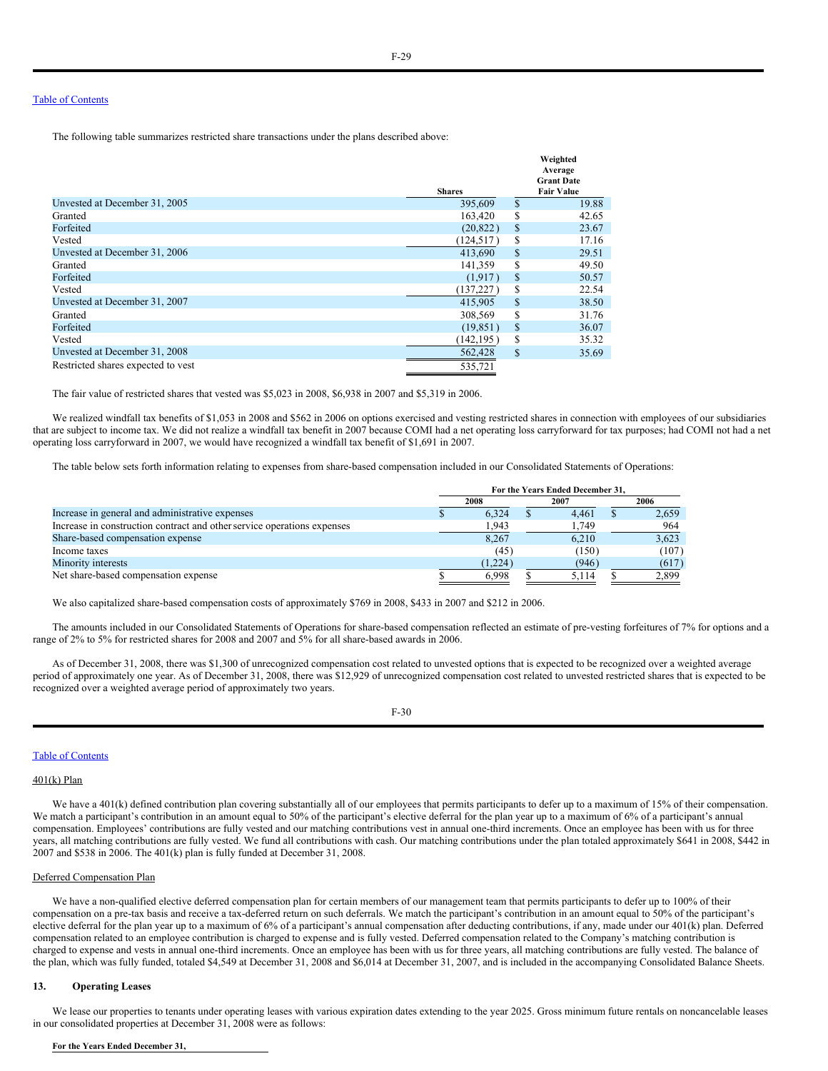The following table summarizes restricted share transactions under the plans described above:

| | Shares | Weighted Average Grant Date Fair Value |
|---|---|---|
| Unvested at December 31, 2005 | 395,609 | $ 19.88 |
| Granted | 163,420 | $ 42.65 |
| Forfeited | (20,822) | $ 23.67 |
| Vested | (124,517) | $ 17.16 |
| Unvested at December 31, 2006 | 413,690 | $ 29.51 |
| Granted | 141,359 | $ 49.50 |
| Forfeited | (1,917) | $ 50.57 |
| Vested | (137,227) | $ 22.54 |
| Unvested at December 31, 2007 | 415,905 | $ 38.50 |
| Granted | 308,569 | $ 31.76 |
| Forfeited | (19,851) | $ 36.07 |
| Vested | (142,195) | $ 35.32 |
| Unvested at December 31, 2008 | 562,428 | $ 35.69 |
| Restricted shares expected to vest | 535,721 | |

The fair value of restricted shares that vested was $5,023 in 2008, $6,938 in 2007 and $5,319 in 2006.

We realized windfall tax benefits of $1,053 in 2008 and $562 in 2006 on options exercised and vesting restricted shares in connection with employees of our subsidiaries that are subject to income tax. We did not realize a windfall tax benefit in 2007 because COMI had a net operating loss carryforward for tax purposes; had COMI not had a net operating loss carryforward in 2007, we would have recognized a windfall tax benefit of $1,691 in 2007.

The table below sets forth information relating to expenses from share-based compensation included in our Consolidated Statements of Operations:

| | For the Years Ended December 31, | | |
|---|---|---|---|
| | 2008 | 2007 | 2006 |
| Increase in general and administrative expenses | $ 6,324 | $ 4,461 | $ 2,659 |
| Increase in construction contract and other service operations expenses | 1,943 | 1,749 | 964 |
| Share-based compensation expense | 8,267 | 6,210 | 3,623 |
| Income taxes | (45) | (150) | (107) |
| Minority interests | (1,224) | (946) | (617) |
| Net share-based compensation expense | $ 6,998 | $ 5,114 | $ 2,899 |

We also capitalized share-based compensation costs of approximately $769 in 2008, $433 in 2007 and $212 in 2006.

The amounts included in our Consolidated Statements of Operations for share-based compensation reflected an estimate of pre-vesting forfeitures of 7% for options and a range of 2% to 5% for restricted shares for 2008 and 2007 and 5% for all share-based awards in 2006.

As of December 31, 2008, there was $1,300 of unrecognized compensation cost related to unvested options that is expected to be recognized over a weighted average period of approximately one year. As of December 31, 2008, there was $12,929 of unrecognized compensation cost related to unvested restricted shares that is expected to be recognized over a weighted average period of approximately two years.

401(k) Plan

We have a 401(k) defined contribution plan covering substantially all of our employees that permits participants to defer up to a maximum of 15% of their compensation. We match a participant's contribution in an amount equal to 50% of the participant's elective deferral for the plan year up to a maximum of 6% of a participant's annual compensation. Employees' contributions are fully vested and our matching contributions vest in annual one-third increments. Once an employee has been with us for three years, all matching contributions are fully vested. We fund all contributions with cash. Our matching contributions under the plan totaled approximately $641 in 2008, $442 in 2007 and $538 in 2006. The 401(k) plan is fully funded at December 31, 2008.

Deferred Compensation Plan

We have a non-qualified elective deferred compensation plan for certain members of our management team that permits participants to defer up to 100% of their compensation on a pre-tax basis and receive a tax-deferred return on such deferrals. We match the participant's contribution in an amount equal to 50% of the participant's elective deferral for the plan year up to a maximum of 6% of a participant's annual compensation after deducting contributions, if any, made under our 401(k) plan. Deferred compensation related to an employee contribution is charged to expense and is fully vested. Deferred compensation related to the Company's matching contribution is charged to expense and vests in annual one-third increments. Once an employee has been with us for three years, all matching contributions are fully vested. The balance of the plan, which was fully funded, totaled $4,549 at December 31, 2008 and $6,014 at December 31, 2007, and is included in the accompanying Consolidated Balance Sheets.

## 13. Operating Leases

We lease our properties to tenants under operating leases with various expiration dates extending to the year 2025. Gross minimum future rentals on noncancelable leases in our consolidated properties at December 31, 2008 were as follows:

**For the Years Ended December 31,**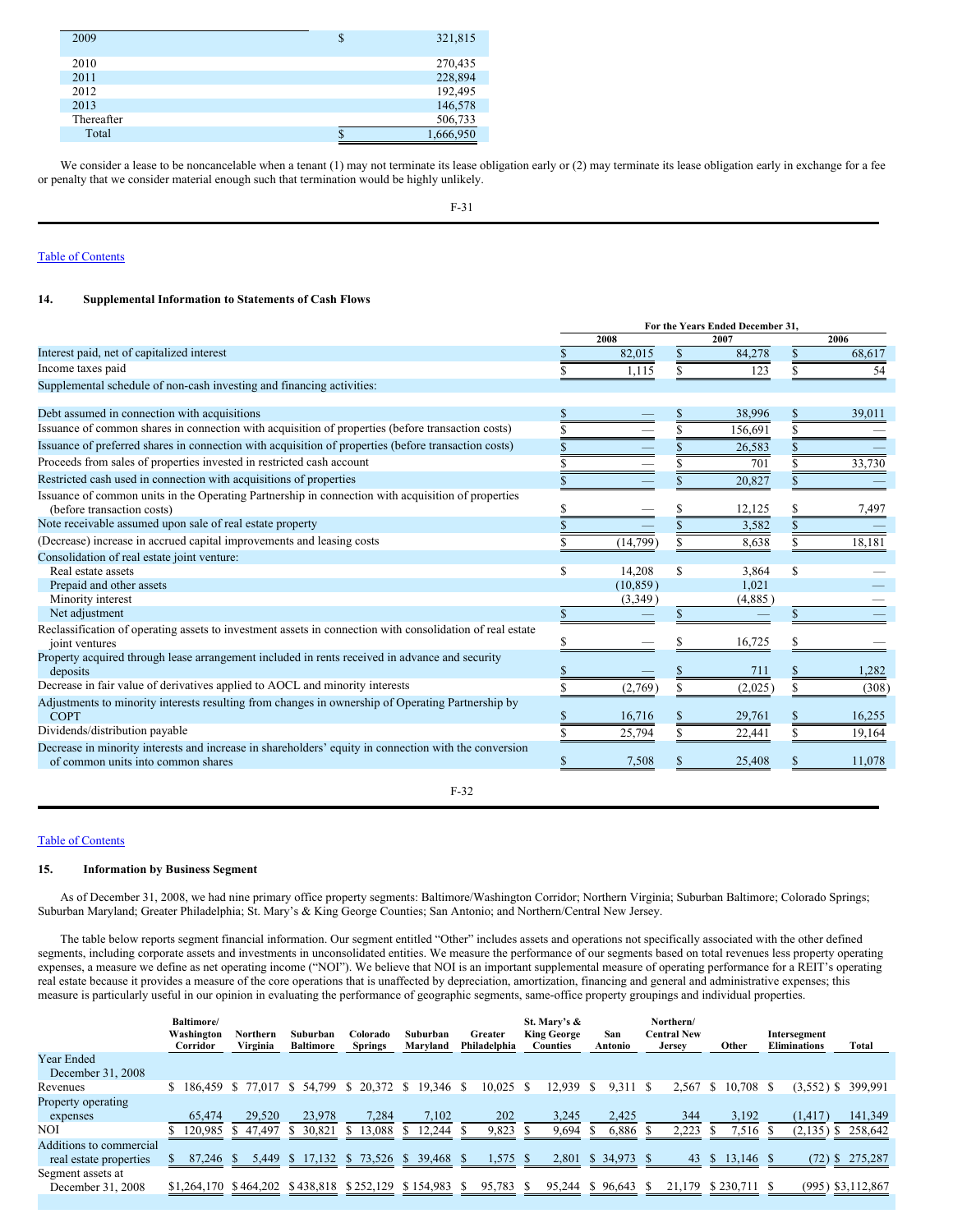| | |
|---|---|
| 2009 | $ 321,815 |
| 2010 | 270,435 |
| 2011 | 228,894 |
| 2012 | 192,495 |
| 2013 | 146,578 |
| Thereafter | 506,733 |
| Total | $ 1,666,950 |

We consider a lease to be noncancelable when a tenant (1) may not terminate its lease obligation early or (2) may terminate its lease obligation early in exchange for a fee or penalty that we consider material enough such that termination would be highly unlikely.

Table of Contents

## 14. Supplemental Information to Statements of Cash Flows

| | For the Years Ended December 31, | | |
|---|---|---|---|
| | 2008 | 2007 | 2006 |
| Interest paid, net of capitalized interest | $ 82,015 | $ 84,278 | $ 68,617 |
| Income taxes paid | $ 1,115 | $ 123 | $ 54 |
| Supplemental schedule of non-cash investing and financing activities: | | | |
| Debt assumed in connection with acquisitions | $ — | $ 38,996 | $ 39,011 |
| Issuance of common shares in connection with acquisition of properties (before transaction costs) | $ — | $ 156,691 | $ — |
| Issuance of preferred shares in connection with acquisition of properties (before transaction costs) | $ — | $ 26,583 | $ — |
| Proceeds from sales of properties invested in restricted cash account | $ — | $ 701 | $ 33,730 |
| Restricted cash used in connection with acquisitions of properties | $ — | $ 20,827 | $ — |
| Issuance of common units in the Operating Partnership in connection with acquisition of properties (before transaction costs) | $ — | $ 12,125 | $ 7,497 |
| Note receivable assumed upon sale of real estate property | $ — | $ 3,582 | $ — |
| (Decrease) increase in accrued capital improvements and leasing costs | $ (14,799) | $ 8,638 | $ 18,181 |
| Consolidation of real estate joint venture: | | | |
| Real estate assets | $ 14,208 | $ 3,864 | $ — |
| Prepaid and other assets | (10,859) | 1,021 | — |
| Minority interest | (3,349) | (4,885) | — |
| Net adjustment | $ — | $ — | $ — |
| Reclassification of operating assets to investment assets in connection with consolidation of real estate joint ventures | $ — | $ 16,725 | $ — |
| Property acquired through lease arrangement included in rents received in advance and security deposits | $ — | $ 711 | $ 1,282 |
| Decrease in fair value of derivatives applied to AOCL and minority interests | $ (2,769) | $ (2,025) | $ (308) |
| Adjustments to minority interests resulting from changes in ownership of Operating Partnership by COPT | $ 16,716 | $ 29,761 | $ 16,255 |
| Dividends/distribution payable | $ 25,794 | $ 22,441 | $ 19,164 |
| Decrease in minority interests and increase in shareholders' equity in connection with the conversion of common units into common shares | $ 7,508 | $ 25,408 | $ 11,078 |

Table of Contents

## 15. Information by Business Segment

As of December 31, 2008, we had nine primary office property segments: Baltimore/Washington Corridor; Northern Virginia; Suburban Baltimore; Colorado Springs; Suburban Maryland; Greater Philadelphia; St. Mary's & King George Counties; San Antonio; and Northern/Central New Jersey.

The table below reports segment financial information. Our segment entitled "Other" includes assets and operations not specifically associated with the other defined segments, including corporate assets and investments in unconsolidated entities. We measure the performance of our segments based on total revenues less property operating expenses, a measure we define as net operating income ("NOI"). We believe that NOI is an important supplemental measure of operating performance for a REIT's operating real estate because it provides a measure of the core operations that is unaffected by depreciation, amortization, financing and general and administrative expenses; this measure is particularly useful in our opinion in evaluating the performance of geographic segments, same-office property groupings and individual properties.

| | Baltimore/ Washington Corridor | Northern Virginia | Suburban Baltimore | Colorado Springs | Suburban Maryland | Greater Philadelphia | St. Mary's & King George Counties | San Antonio | Northern/ Central New Jersey | Other | Intersegment Eliminations | Total |
|---|---|---|---|---|---|---|---|---|---|---|---|---|
| Year Ended December 31, 2008 | | | | | | | | | | | | |
| Revenues | $ 186,459 | $ 77,017 | $ 54,799 | $ 20,372 | $ 19,346 | $ 10,025 | $ 12,939 | $ 9,311 | $ 2,567 | $ 10,708 | $ (3,552) | $ 399,991 |
| Property operating expenses | 65,474 | 29,520 | 23,978 | 7,284 | 7,102 | 202 | 3,245 | 2,425 | 344 | 3,192 | (1,417) | 141,349 |
| NOI | $ 120,985 | $ 47,497 | $ 30,821 | $ 13,088 | $ 12,244 | $ 9,823 | $ 9,694 | $ 6,886 | $ 2,223 | $ 7,516 | $ (2,135) | $ 258,642 |
| Additions to commercial real estate properties | $ 87,246 | $ 5,449 | $ 17,132 | $ 73,526 | $ 39,468 | $ 1,575 | $ 2,801 | $ 34,973 | $ 43 | $ 13,146 | $ (72) | $ 275,287 |
| Segment assets at December 31, 2008 | $1,264,170 | $464,202 | $438,818 | $252,129 | $154,983 | $ 95,783 | $ 95,244 | $ 96,643 | $ 21,179 | $230,711 | $ (995) | $3,112,867 |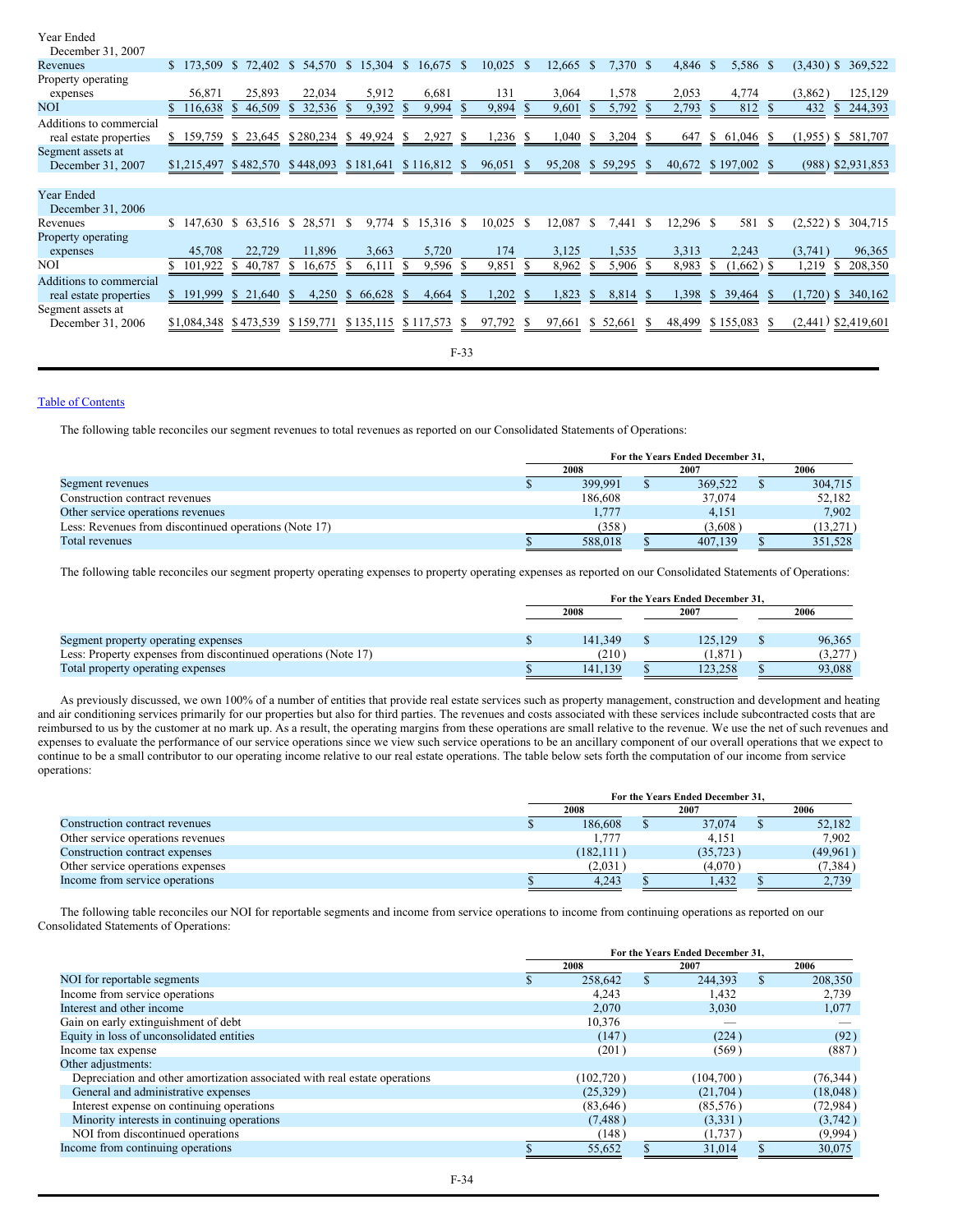| | | | | | | | | | | | | |
|---|---|---|---|---|---|---|---|---|---|---|---|---|
| Year Ended December 31, 2007 | | | | | | | | | | | | |
| Revenues | $ 173,509 | $ 72,402 | $ 54,570 | $ 15,304 | $ 16,675 | $ 10,025 | $ 12,665 | $ 7,370 | $ 4,846 | $ 5,586 | $ (3,430) | $ 369,522 |
| Property operating expenses | 56,871 | 25,893 | 22,034 | 5,912 | 6,681 | 131 | 3,064 | 1,578 | 2,053 | 4,774 | (3,862) | 125,129 |
| NOI | $ 116,638 | $ 46,509 | $ 32,536 | $ 9,392 | $ 9,994 | $ 9,894 | $ 9,601 | $ 5,792 | $ 2,793 | $ 812 | $ 432 | $ 244,393 |
| Additions to commercial real estate properties | $ 159,759 | $ 23,645 | $ 280,234 | $ 49,924 | $ 2,927 | $ 1,236 | $ 1,040 | $ 3,204 | $ 647 | $ 61,046 | $ (1,955) | $ 581,707 |
| Segment assets at December 31, 2007 | $1,215,497 | $482,570 | $448,093 | $181,641 | $116,812 | $ 96,051 | $ 95,208 | $ 59,295 | $ 40,672 | $197,002 | $ (988) | $2,931,853 |
| Year Ended December 31, 2006 | | | | | | | | | | | | |
| Revenues | $ 147,630 | $ 63,516 | $ 28,571 | $ 9,774 | $ 15,316 | $ 10,025 | $ 12,087 | $ 7,441 | $ 12,296 | $ 581 | $ (2,522) | $ 304,715 |
| Property operating expenses | 45,708 | 22,729 | 11,896 | 3,663 | 5,720 | 174 | 3,125 | 1,535 | 3,313 | 2,243 | (3,741) | 96,365 |
| NOI | $ 101,922 | $ 40,787 | $ 16,675 | $ 6,111 | $ 9,596 | $ 9,851 | $ 8,962 | $ 5,906 | $ 8,983 | $ (1,662) | $ 1,219 | $ 208,350 |
| Additions to commercial real estate properties | $ 191,999 | $ 21,640 | $ 4,250 | $ 66,628 | $ 4,664 | $ 1,202 | $ 1,823 | $ 8,814 | $ 1,398 | $ 39,464 | $ (1,720) | $ 340,162 |
| Segment assets at December 31, 2006 | $1,084,348 | $473,539 | $159,771 | $135,115 | $117,573 | $ 97,792 | $ 97,661 | $ 52,661 | $ 48,499 | $155,083 | $ (2,441) | $2,419,601 |

[Table of Contents](#)

The following table reconciles our segment revenues to total revenues as reported on our Consolidated Statements of Operations:

| | For the Years Ended December 31, | | |
|---|---|---|---|
| | 2008 | 2007 | 2006 |
| Segment revenues | $ 399,991 | $ 369,522 | $ 304,715 |
| Construction contract revenues | 186,608 | 37,074 | 52,182 |
| Other service operations revenues | 1,777 | 4,151 | 7,902 |
| Less: Revenues from discontinued operations (Note 17) | (358) | (3,608) | (13,271) |
| Total revenues | $ 588,018 | $ 407,139 | $ 351,528 |

The following table reconciles our segment property operating expenses to property operating expenses as reported on our Consolidated Statements of Operations:

| | For the Years Ended December 31, | | |
|---|---|---|---|
| | 2008 | 2007 | 2006 |
| Segment property operating expenses | $ 141,349 | $ 125,129 | $ 96,365 |
| Less: Property expenses from discontinued operations (Note 17) | (210) | (1,871) | (3,277) |
| Total property operating expenses | $ 141,139 | $ 123,258 | $ 93,088 |

As previously discussed, we own 100% of a number of entities that provide real estate services such as property management, construction and development and heating and air conditioning services primarily for our properties but also for third parties. The revenues and costs associated with these services include subcontracted costs that are reimbursed to us by the customer at no mark up. As a result, the operating margins from these operations are small relative to the revenue. We use the net of such revenues and expenses to evaluate the performance of our service operations since we view such service operations to be an ancillary component of our overall operations that we expect to continue to be a small contributor to our operating income relative to our real estate operations. The table below sets forth the computation of our income from service operations:

| | For the Years Ended December 31, | | |
|---|---|---|---|
| | 2008 | 2007 | 2006 |
| Construction contract revenues | $ 186,608 | $ 37,074 | $ 52,182 |
| Other service operations revenues | 1,777 | 4,151 | 7,902 |
| Construction contract expenses | (182,111) | (35,723) | (49,961) |
| Other service operations expenses | (2,031) | (4,070) | (7,384) |
| Income from service operations | $ 4,243 | $ 1,432 | $ 2,739 |

The following table reconciles our NOI for reportable segments and income from service operations to income from continuing operations as reported on our Consolidated Statements of Operations:

| | For the Years Ended December 31, | | |
|---|---|---|---|
| | 2008 | 2007 | 2006 |
| NOI for reportable segments | $ 258,642 | $ 244,393 | $ 208,350 |
| Income from service operations | 4,243 | 1,432 | 2,739 |
| Interest and other income | 2,070 | 3,030 | 1,077 |
| Gain on early extinguishment of debt | 10,376 | — | — |
| Equity in loss of unconsolidated entities | (147) | (224) | (92) |
| Income tax expense | (201) | (569) | (887) |
| Other adjustments: | | | |
| Depreciation and other amortization associated with real estate operations | (102,720) | (104,700) | (76,344) |
| General and administrative expenses | (25,329) | (21,704) | (18,048) |
| Interest expense on continuing operations | (83,646) | (85,576) | (72,984) |
| Minority interests in continuing operations | (7,488) | (3,331) | (3,742) |
| NOI from discontinued operations | (148) | (1,737) | (9,994) |
| Income from continuing operations | $ 55,652 | $ 31,014 | $ 30,075 |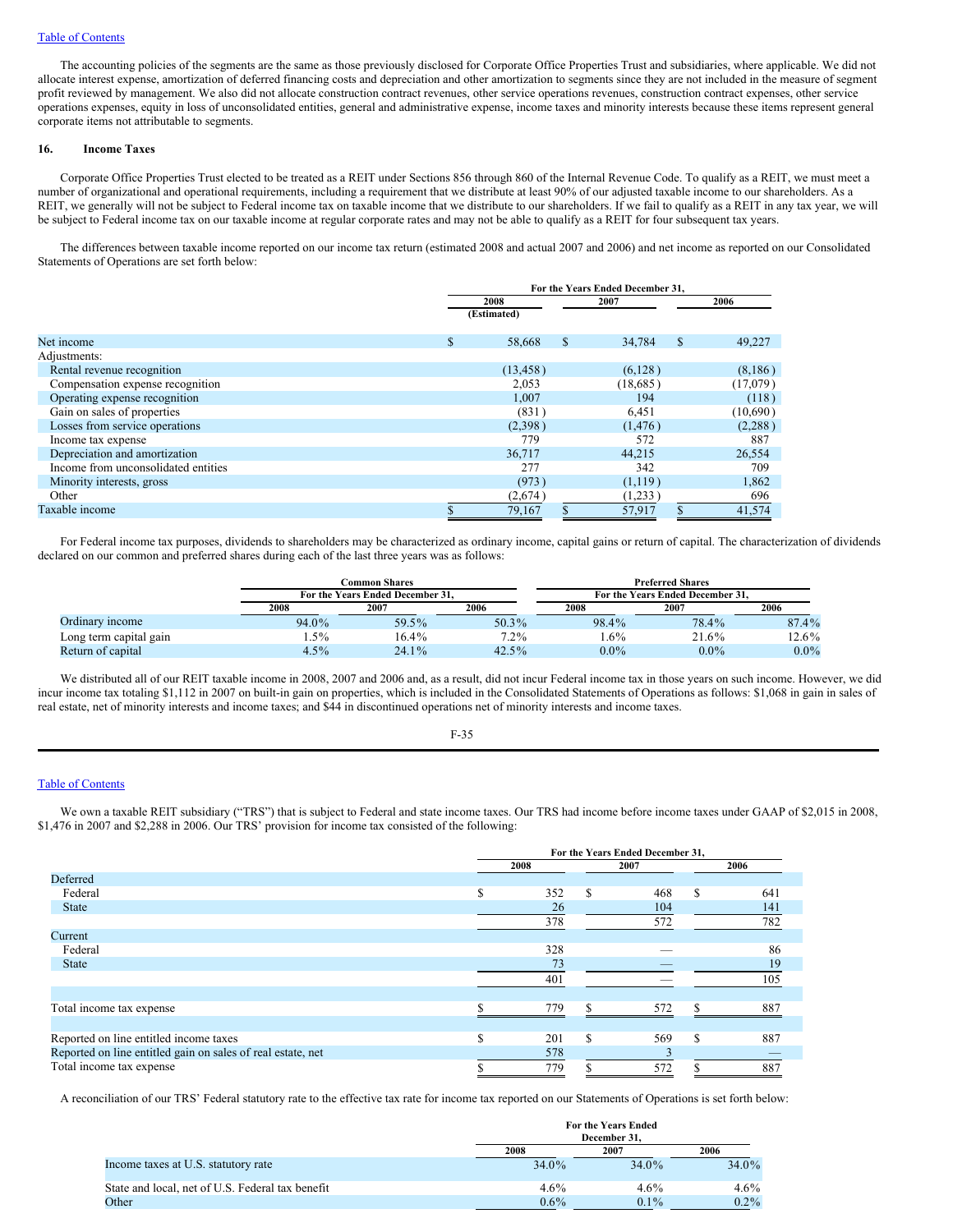The accounting policies of the segments are the same as those previously disclosed for Corporate Office Properties Trust and subsidiaries, where applicable. We did not allocate interest expense, amortization of deferred financing costs and depreciation and other amortization to segments since they are not included in the measure of segment profit reviewed by management. We also did not allocate construction contract revenues, other service operations revenues, construction contract expenses, other service operations expenses, equity in loss of unconsolidated entities, general and administrative expense, income taxes and minority interests because these items represent general corporate items not attributable to segments.

## 16. Income Taxes

Corporate Office Properties Trust elected to be treated as a REIT under Sections 856 through 860 of the Internal Revenue Code. To qualify as a REIT, we must meet a number of organizational and operational requirements, including a requirement that we distribute at least 90% of our adjusted taxable income to our shareholders. As a REIT, we generally will not be subject to Federal income tax on taxable income that we distribute to our shareholders. If we fail to qualify as a REIT in any tax year, we will be subject to Federal income tax on our taxable income at regular corporate rates and may not be able to qualify as a REIT for four subsequent tax years.

The differences between taxable income reported on our income tax return (estimated 2008 and actual 2007 and 2006) and net income as reported on our Consolidated Statements of Operations are set forth below:

| | For the Years Ended December 31, | | |
|---|---|---|---|
| | 2008 (Estimated) | 2007 | 2006 |
| Net income | $ 58,668 | $ 34,784 | $ 49,227 |
| Adjustments: | | | |
| Rental revenue recognition | (13,458) | (6,128) | (8,186) |
| Compensation expense recognition | 2,053 | (18,685) | (17,079) |
| Operating expense recognition | 1,007 | 194 | (118) |
| Gain on sales of properties | (831) | 6,451 | (10,690) |
| Losses from service operations | (2,398) | (1,476) | (2,288) |
| Income tax expense | 779 | 572 | 887 |
| Depreciation and amortization | 36,717 | 44,215 | 26,554 |
| Income from unconsolidated entities | 277 | 342 | 709 |
| Minority interests, gross | (973) | (1,119) | 1,862 |
| Other | (2,674) | (1,233) | 696 |
| Taxable income | $ 79,167 | $ 57,917 | $ 41,574 |

For Federal income tax purposes, dividends to shareholders may be characterized as ordinary income, capital gains or return of capital. The characterization of dividends declared on our common and preferred shares during each of the last three years was as follows:

| | Common Shares | | | Preferred Shares | | |
|---|---|---|---|---|---|---|
| | For the Years Ended December 31, | | | For the Years Ended December 31, | | |
| | 2008 | 2007 | 2006 | 2008 | 2007 | 2006 |
| Ordinary income | 94.0% | 59.5% | 50.3% | 98.4% | 78.4% | 87.4% |
| Long term capital gain | 1.5% | 16.4% | 7.2% | 1.6% | 21.6% | 12.6% |
| Return of capital | 4.5% | 24.1% | 42.5% | 0.0% | 0.0% | 0.0% |

We distributed all of our REIT taxable income in 2008, 2007 and 2006 and, as a result, did not incur Federal income tax in those years on such income. However, we did incur income tax totaling $1,112 in 2007 on built-in gain on properties, which is included in the Consolidated Statements of Operations as follows: $1,068 in gain in sales of real estate, net of minority interests and income taxes; and $44 in discontinued operations net of minority interests and income taxes.

We own a taxable REIT subsidiary ("TRS") that is subject to Federal and state income taxes. Our TRS had income before income taxes under GAAP of $2,015 in 2008, $1,476 in 2007 and $2,288 in 2006. Our TRS' provision for income tax consisted of the following:

| | For the Years Ended December 31, | | |
|---|---|---|---|
| | 2008 | 2007 | 2006 |
| Deferred | | | |
| Federal | $ 352 | $ 468 | $ 641 |
| State | 26 | 104 | 141 |
| | 378 | 572 | 782 |
| Current | | | |
| Federal | 328 | — | 86 |
| State | 73 | — | 19 |
| | 401 | — | 105 |
| Total income tax expense | $ 779 | $ 572 | $ 887 |
| Reported on line entitled income taxes | $ 201 | $ 569 | $ 887 |
| Reported on line entitled gain on sales of real estate, net | 578 | 3 | — |
| Total income tax expense | $ 779 | $ 572 | $ 887 |

A reconciliation of our TRS' Federal statutory rate to the effective tax rate for income tax reported on our Statements of Operations is set forth below:

| | For the Years Ended December 31, | | |
|---|---|---|---|
| | 2008 | 2007 | 2006 |
| Income taxes at U.S. statutory rate | 34.0% | 34.0% | 34.0% |
| State and local, net of U.S. Federal tax benefit | 4.6% | 4.6% | 4.6% |
| Other | 0.6% | 0.1% | 0.2% |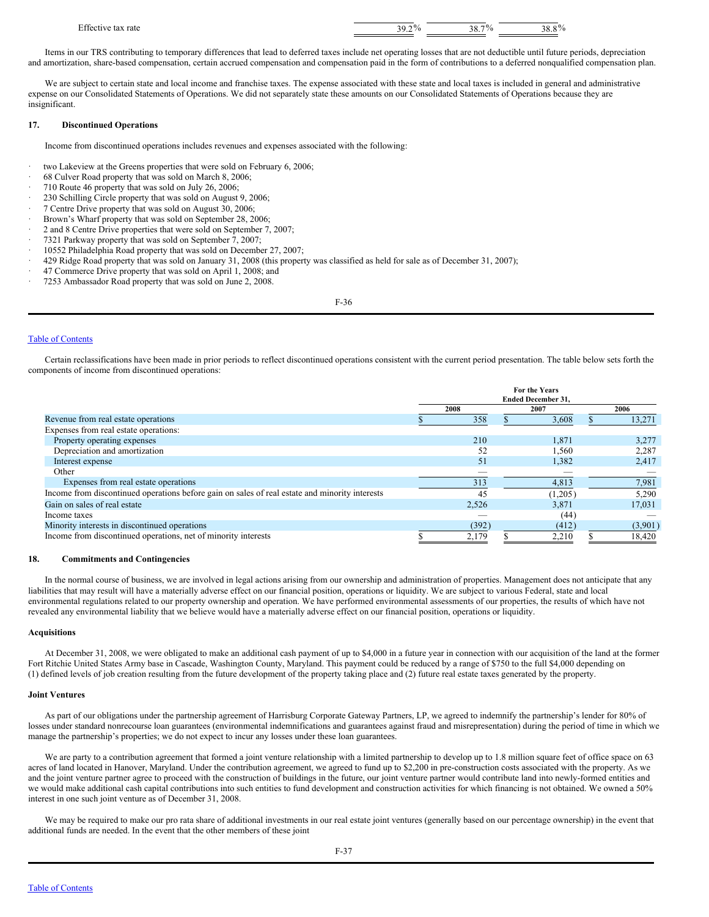| Effective tax rate | 39.2% | 38.7% | 38.8% |
|---|---|---|---|

Items in our TRS contributing to temporary differences that lead to deferred taxes include net operating losses that are not deductible until future periods, depreciation and amortization, share-based compensation, certain accrued compensation and compensation paid in the form of contributions to a deferred nonqualified compensation plan.

We are subject to certain state and local income and franchise taxes. The expense associated with these state and local taxes is included in general and administrative expense on our Consolidated Statements of Operations. We did not separately state these amounts on our Consolidated Statements of Operations because they are insignificant.

## 17. Discontinued Operations

Income from discontinued operations includes revenues and expenses associated with the following:

- two Lakeview at the Greens properties that were sold on February 6, 2006;
- 68 Culver Road property that was sold on March 8, 2006;
- 710 Route 46 property that was sold on July 26, 2006;
- 230 Schilling Circle property that was sold on August 9, 2006;
- 7 Centre Drive property that was sold on August 30, 2006;
- Brown's Wharf property that was sold on September 28, 2006;
- 2 and 8 Centre Drive properties that were sold on September 7, 2007;
- 7321 Parkway property that was sold on September 7, 2007;
- 10552 Philadelphia Road property that was sold on December 27, 2007;
- 429 Ridge Road property that was sold on January 31, 2008 (this property was classified as held for sale as of December 31, 2007);
- 47 Commerce Drive property that was sold on April 1, 2008; and
- 7253 Ambassador Road property that was sold on June 2, 2008.

Certain reclassifications have been made in prior periods to reflect discontinued operations consistent with the current period presentation. The table below sets forth the components of income from discontinued operations:

| | For the Years Ended December 31, | | |
|---|---|---|---|
| | 2008 | 2007 | 2006 |
| Revenue from real estate operations | $ 358 | $ 3,608 | $ 13,271 |
| Expenses from real estate operations: | | | |
| Property operating expenses | 210 | 1,871 | 3,277 |
| Depreciation and amortization | 52 | 1,560 | 2,287 |
| Interest expense | 51 | 1,382 | 2,417 |
| Other | — | — | — |
| Expenses from real estate operations | 313 | 4,813 | 7,981 |
| Income from discontinued operations before gain on sales of real estate and minority interests | 45 | (1,205) | 5,290 |
| Gain on sales of real estate | 2,526 | 3,871 | 17,031 |
| Income taxes | — | (44) | — |
| Minority interests in discontinued operations | (392) | (412) | (3,901) |
| Income from discontinued operations, net of minority interests | $ 2,179 | $ 2,210 | $ 18,420 |

## 18. Commitments and Contingencies

In the normal course of business, we are involved in legal actions arising from our ownership and administration of properties. Management does not anticipate that any liabilities that may result will have a materially adverse effect on our financial position, operations or liquidity. We are subject to various Federal, state and local environmental regulations related to our property ownership and operation. We have performed environmental assessments of our properties, the results of which have not revealed any environmental liability that we believe would have a materially adverse effect on our financial position, operations or liquidity.

**Acquisitions**

At December 31, 2008, we were obligated to make an additional cash payment of up to $4,000 in a future year in connection with our acquisition of the land at the former Fort Ritchie United States Army base in Cascade, Washington County, Maryland. This payment could be reduced by a range of $750 to the full $4,000 depending on (1) defined levels of job creation resulting from the future development of the property taking place and (2) future real estate taxes generated by the property.

**Joint Ventures**

As part of our obligations under the partnership agreement of Harrisburg Corporate Gateway Partners, LP, we agreed to indemnify the partnership's lender for 80% of losses under standard nonrecourse loan guarantees (environmental indemnifications and guarantees against fraud and misrepresentation) during the period of time in which we manage the partnership's properties; we do not expect to incur any losses under these loan guarantees.

We are party to a contribution agreement that formed a joint venture relationship with a limited partnership to develop up to 1.8 million square feet of office space on 63 acres of land located in Hanover, Maryland. Under the contribution agreement, we agreed to fund up to $2,200 in pre-construction costs associated with the property. As we and the joint venture partner agree to proceed with the construction of buildings in the future, our joint venture partner would contribute land into newly-formed entities and we would make additional cash capital contributions into such entities to fund development and construction activities for which financing is not obtained. We owned a 50% interest in one such joint venture as of December 31, 2008.

We may be required to make our pro rata share of additional investments in our real estate joint ventures (generally based on our percentage ownership) in the event that additional funds are needed. In the event that the other members of these joint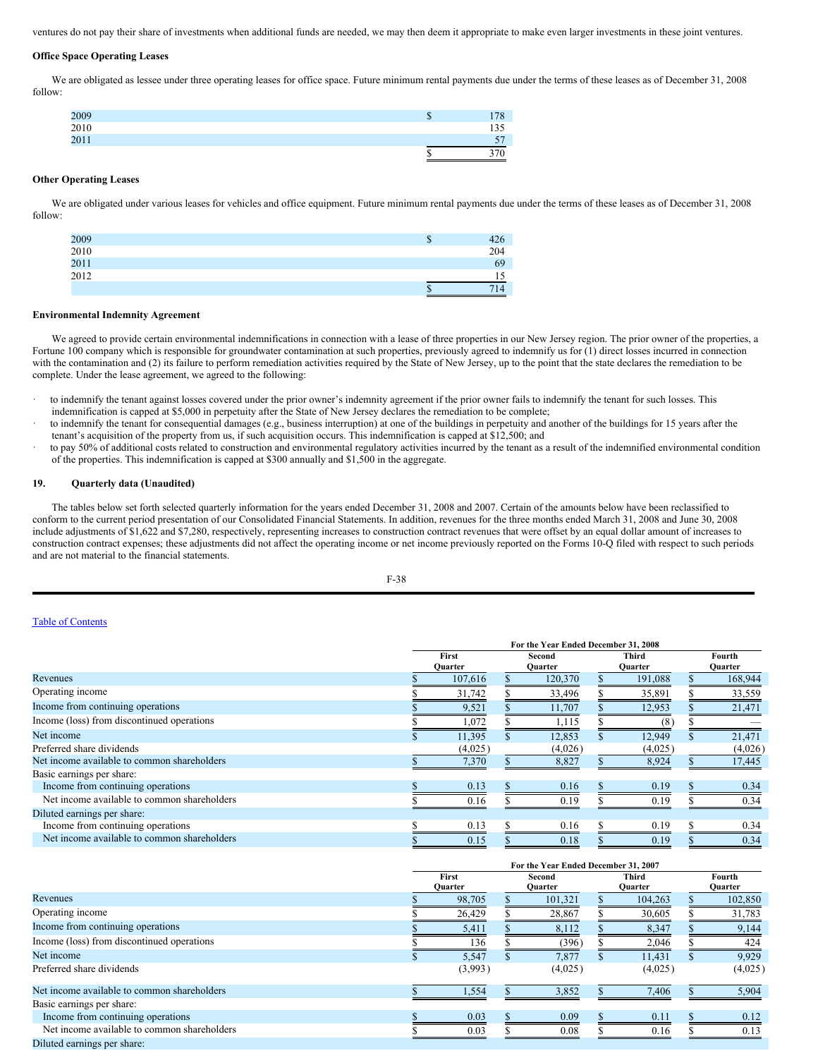ventures do not pay their share of investments when additional funds are needed, we may then deem it appropriate to make even larger investments in these joint ventures.

### Office Space Operating Leases

We are obligated as lessee under three operating leases for office space. Future minimum rental payments due under the terms of these leases as of December 31, 2008 follow:

| | |
|---|---|
| 2009 | $ 178 |
| 2010 | 135 |
| 2011 | 57 |
| | $ 370 |

### Other Operating Leases

We are obligated under various leases for vehicles and office equipment. Future minimum rental payments due under the terms of these leases as of December 31, 2008 follow:

| | |
|---|---|
| 2009 | $ 426 |
| 2010 | 204 |
| 2011 | 69 |
| 2012 | 15 |
| | $ 714 |

### Environmental Indemnity Agreement

We agreed to provide certain environmental indemnifications in connection with a lease of three properties in our New Jersey region. The prior owner of the properties, a Fortune 100 company which is responsible for groundwater contamination at such properties, previously agreed to indemnify us for (1) direct losses incurred in connection with the contamination and (2) its failure to perform remediation activities required by the State of New Jersey, up to the point that the state declares the remediation to be complete. Under the lease agreement, we agreed to the following:

- to indemnify the tenant against losses covered under the prior owner's indemnity agreement if the prior owner fails to indemnify the tenant for such losses. This indemnification is capped at $5,000 in perpetuity after the State of New Jersey declares the remediation to be complete;
- to indemnify the tenant for consequential damages (e.g., business interruption) at one of the buildings in perpetuity and another of the buildings for 15 years after the tenant's acquisition of the property from us, if such acquisition occurs. This indemnification is capped at $12,500; and
- to pay 50% of additional costs related to construction and environmental regulatory activities incurred by the tenant as a result of the indemnified environmental condition of the properties. This indemnification is capped at $300 annually and $1,500 in the aggregate.

## 19. Quarterly data (Unaudited)

The tables below set forth selected quarterly information for the years ended December 31, 2008 and 2007. Certain of the amounts below have been reclassified to conform to the current period presentation of our Consolidated Financial Statements. In addition, revenues for the three months ended March 31, 2008 and June 30, 2008 include adjustments of $1,622 and $7,280, respectively, representing increases to construction contract revenues that were offset by an equal dollar amount of increases to construction contract expenses; these adjustments did not affect the operating income or net income previously reported on the Forms 10-Q filed with respect to such periods and are not material to the financial statements.

[Table of Contents](#)

| | For the Year Ended December 31, 2008 | | | |
|---|---|---|---|---|
| | First Quarter | Second Quarter | Third Quarter | Fourth Quarter |
| Revenues | $ 107,616 | $ 120,370 | $ 191,088 | $ 168,944 |
| Operating income | $ 31,742 | $ 33,496 | $ 35,891 | $ 33,559 |
| Income from continuing operations | $ 9,521 | $ 11,707 | $ 12,953 | $ 21,471 |
| Income (loss) from discontinued operations | $ 1,072 | $ 1,115 | $ (8) | $ — |
| Net income | $ 11,395 | $ 12,853 | $ 12,949 | $ 21,471 |
| Preferred share dividends | (4,025) | (4,026) | (4,025) | (4,026) |
| Net income available to common shareholders | $ 7,370 | $ 8,827 | $ 8,924 | $ 17,445 |
| Basic earnings per share: | | | | |
| Income from continuing operations | $ 0.13 | $ 0.16 | $ 0.19 | $ 0.34 |
| Net income available to common shareholders | $ 0.16 | $ 0.19 | $ 0.19 | $ 0.34 |
| Diluted earnings per share: | | | | |
| Income from continuing operations | $ 0.13 | $ 0.16 | $ 0.19 | $ 0.34 |
| Net income available to common shareholders | $ 0.15 | $ 0.18 | $ 0.19 | $ 0.34 |

| | For the Year Ended December 31, 2007 | | | |
|---|---|---|---|---|
| | First Quarter | Second Quarter | Third Quarter | Fourth Quarter |
| Revenues | $ 98,705 | $ 101,321 | $ 104,263 | $ 102,850 |
| Operating income | $ 26,429 | $ 28,867 | $ 30,605 | $ 31,783 |
| Income from continuing operations | $ 5,411 | $ 8,112 | $ 8,347 | $ 9,144 |
| Income (loss) from discontinued operations | $ 136 | $ (396) | $ 2,046 | $ 424 |
| Net income | $ 5,547 | $ 7,877 | $ 11,431 | $ 9,929 |
| Preferred share dividends | (3,993) | (4,025) | (4,025) | (4,025) |
| Net income available to common shareholders | $ 1,554 | $ 3,852 | $ 7,406 | $ 5,904 |
| Basic earnings per share: | | | | |
| Income from continuing operations | $ 0.03 | $ 0.09 | $ 0.11 | $ 0.12 |
| Net income available to common shareholders | $ 0.03 | $ 0.08 | $ 0.16 | $ 0.13 |
| Diluted earnings per share: | | | | |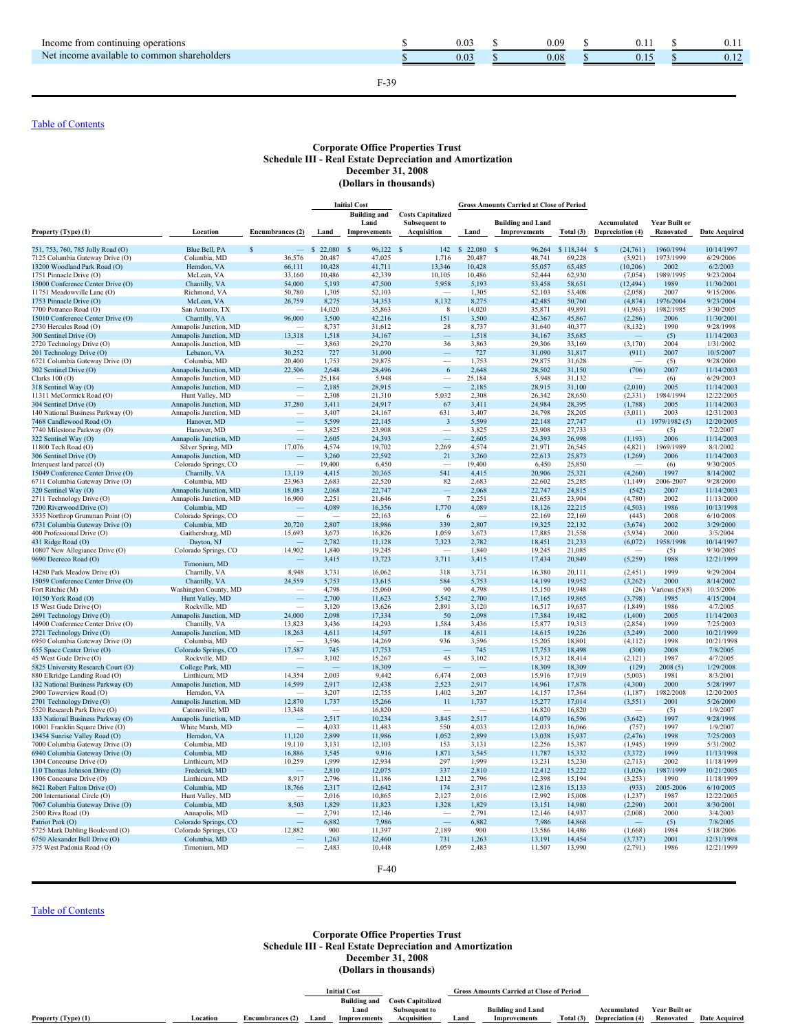| | | | | |
|---|---|---|---|---|
| Income from continuing operations | $ 0.03 | $ 0.09 | $ 0.11 | $ 0.11 |
| Net income available to common shareholders | $ 0.03 | $ 0.08 | $ 0.15 | $ 0.12 |

Table of Contents

**Corporate Office Properties Trust**
**Schedule III - Real Estate Depreciation and Amortization**
**December 31, 2008**
**(Dollars in thousands)**

| | | | Initial Cost | | | Gross Amounts Carried at Close of Period | | | | | |
|---|---|---|---|---|---|---|---|---|---|---|---|
| Property (Type) (1) | Location | Encumbrances (2) | Land | Building and Land Improvements | Costs Capitalized Subsequent to Acquisition | Land | Building and Land Improvements | Total (3) | Accumulated Depreciation (4) | Year Built or Renovated | Date Acquired |
| 751, 753, 760, 785 Jolly Road (O) | Blue Bell, PA | $ — | $ 22,080 | $ 96,122 | $ 142 | $ 22,080 | $ 96,264 | $ 118,344 | $ (24,761) | 1960/1994 | 10/14/1997 |
| 7125 Columbia Gateway Drive (O) | Columbia, MD | 36,576 | 20,487 | 47,025 | 1,716 | 20,487 | 48,741 | 69,228 | (3,921) | 1973/1999 | 6/29/2006 |
| 13200 Woodland Park Road (O) | Herndon, VA | 66,111 | 10,428 | 41,711 | 13,346 | 10,428 | 55,057 | 65,485 | (10,206) | 2002 | 6/2/2003 |
| 1751 Pinnacle Drive (O) | McLean, VA | 33,160 | 10,486 | 42,339 | 10,105 | 10,486 | 52,444 | 62,930 | (7,054) | 1989/1995 | 9/23/2004 |
| 15000 Conference Center Drive (O) | Chantilly, VA | 54,000 | 5,193 | 47,500 | 5,958 | 5,193 | 53,458 | 58,651 | (12,494) | 1989 | 11/30/2001 |
| 11751 Meadowville Lane (O) | Richmond, VA | 50,780 | 1,305 | 52,103 | — | 1,305 | 52,103 | 53,408 | (2,058) | 2007 | 9/15/2006 |
| 1753 Pinnacle Drive (O) | McLean, VA | 26,759 | 8,275 | 34,353 | 8,132 | 8,275 | 42,485 | 50,760 | (4,874) | 1976/2004 | 9/23/2004 |
| 7700 Potranco Road (O) | San Antonio, TX | — | 14,020 | 35,863 | 8 | 14,020 | 35,871 | 49,891 | (1,963) | 1982/1985 | 3/30/2005 |
| 15010 Conference Center Drive (O) | Chantilly, VA | 96,000 | 3,500 | 42,216 | 151 | 3,500 | 42,367 | 45,867 | (2,286) | 2006 | 11/30/2001 |
| 2730 Hercules Road (O) | Annapolis Junction, MD | — | 8,737 | 31,612 | 28 | 8,737 | 31,640 | 40,377 | (8,132) | 1990 | 9/28/1998 |
| 300 Sentinel Drive (O) | Annapolis Junction, MD | 13,318 | 1,518 | 34,167 | — | 1,518 | 34,167 | 35,685 | — | (5) | 11/14/2003 |
| 2720 Technology Drive (O) | Annapolis Junction, MD | — | 3,863 | 29,270 | 36 | 3,863 | 29,306 | 33,169 | (3,170) | 2004 | 1/31/2002 |
| 201 Technology Drive (O) | Lebanon, VA | 30,252 | 727 | 31,090 | — | 727 | 31,090 | 31,817 | (911) | 2007 | 10/5/2007 |
| 6721 Columbia Gateway Drive (O) | Columbia, MD | 20,400 | 1,753 | 29,875 | — | 1,753 | 29,875 | 31,628 | — | (5) | 9/28/2000 |
| 302 Sentinel Drive (O) | Annapolis Junction, MD | 22,506 | 2,648 | 28,496 | 6 | 2,648 | 28,502 | 31,150 | (706) | 2007 | 11/14/2003 |
| Clarks 100 (O) | Annapolis Junction, MD | — | 25,184 | 5,948 | — | 25,184 | 5,948 | 31,132 | — | (6) | 6/29/2003 |
| 318 Sentinel Way (O) | Annapolis Junction, MD | — | 2,185 | 28,915 | — | 2,185 | 28,915 | 31,100 | (2,010) | 2005 | 11/14/2003 |
| 11311 McCormick Road (O) | Hunt Valley, MD | — | 2,308 | 21,310 | 5,032 | 2,308 | 26,342 | 28,650 | (2,331) | 1984/1994 | 12/22/2005 |
| 304 Sentinel Drive (O) | Annapolis Junction, MD | 37,280 | 3,411 | 24,917 | 67 | 3,411 | 24,984 | 28,395 | (1,788) | 2005 | 11/14/2003 |
| 140 National Business Parkway (O) | Annapolis Junction, MD | — | 3,407 | 24,167 | 631 | 3,407 | 24,798 | 28,205 | (3,011) | 2003 | 12/31/2003 |
| 7468 Candlewood Road (O) | Hanover, MD | — | 5,599 | 22,145 | 3 | 5,599 | 22,148 | 27,747 | (1) | 1979/1982 (5) | 12/20/2005 |
| 7740 Milestone Parkway (O) | Hanover, MD | — | 3,825 | 23,908 | — | 3,825 | 23,908 | 27,733 | — | (5) | 7/2/2007 |
| 322 Sentinel Way (O) | Annapolis Junction, MD | — | 2,605 | 24,393 | — | 2,605 | 24,393 | 26,998 | (1,193) | 2006 | 11/14/2003 |
| 11800 Tech Road (O) | Silver Spring, MD | 17,076 | 4,574 | 19,702 | 2,269 | 4,574 | 21,971 | 26,545 | (4,821) | 1969/1989 | 8/1/2002 |
| 306 Sentinel Drive (O) | Annapolis Junction, MD | — | 3,260 | 22,592 | 21 | 3,260 | 22,613 | 25,873 | (1,269) | 2006 | 11/14/2003 |
| Interquest land parcel (O) | Colorado Springs, CO | — | 19,400 | 6,450 | — | 19,400 | 6,450 | 25,850 | — | (6) | 9/30/2005 |
| 15049 Conference Center Drive (O) | Chantilly, VA | 13,119 | 4,415 | 20,365 | 541 | 4,415 | 20,906 | 25,321 | (4,260) | 1997 | 8/14/2002 |
| 6711 Columbia Gateway Drive (O) | Columbia, MD | 23,963 | 2,683 | 22,520 | 82 | 2,683 | 22,602 | 25,285 | (1,149) | 2006-2007 | 9/28/2000 |
| 320 Sentinel Way (O) | Annapolis Junction, MD | 18,083 | 2,068 | 22,747 | — | 2,068 | 22,747 | 24,815 | (542) | 2007 | 11/14/2003 |
| 2711 Technology Drive (O) | Annapolis Junction, MD | 16,900 | 2,251 | 21,646 | 7 | 2,251 | 21,653 | 23,904 | (4,780) | 2002 | 11/13/2000 |
| 7200 Riverwood Drive (O) | Columbia, MD | — | 4,089 | 16,356 | 1,770 | 4,089 | 18,126 | 22,215 | (4,503) | 1986 | 10/13/1998 |
| 3535 Northrop Grumman Point (O) | Colorado Springs, CO | — | — | 22,163 | 6 | — | 22,169 | 22,169 | (443) | 2008 | 6/10/2008 |
| 6731 Columbia Gateway Drive (O) | Columbia, MD | 20,720 | 2,807 | 18,986 | 339 | 2,807 | 19,325 | 22,132 | (3,674) | 2002 | 3/29/2000 |
| 400 Professional Drive (O) | Gaithersburg, MD | 15,693 | 3,673 | 16,826 | 1,059 | 3,673 | 17,885 | 21,558 | (3,934) | 2000 | 3/5/2004 |
| 431 Ridge Road (O) | Dayton, NJ | — | 2,782 | 11,128 | 7,323 | 2,782 | 18,451 | 21,233 | (6,072) | 1958/1998 | 10/14/1997 |
| 10807 New Allegiance Drive (O) | Colorado Springs, CO | 14,902 | 1,840 | 19,245 | — | 1,840 | 19,245 | 21,085 | — | (5) | 9/30/2005 |
| 9690 Deereco Road (O) | Timonium, MD | — | 3,415 | 13,723 | 3,711 | 3,415 | 17,434 | 20,849 | (5,259) | 1988 | 12/21/1999 |
| 14280 Park Meadow Drive (O) | Chantilly, VA | 8,948 | 3,731 | 16,062 | 318 | 3,731 | 16,380 | 20,111 | (2,451) | 1999 | 9/29/2004 |
| 15059 Conference Center Drive (O) | Chantilly, VA | 24,559 | 5,753 | 13,615 | 584 | 5,753 | 14,199 | 19,952 | (3,262) | 2000 | 8/14/2002 |
| Fort Ritchie (M) | Washington County, MD | — | 4,798 | 15,060 | 90 | 4,798 | 15,150 | 19,948 | (26) | Various (5)(8) | 10/5/2006 |
| 10150 York Road (O) | Hunt Valley, MD | — | 2,700 | 11,623 | 5,542 | 2,700 | 17,165 | 19,865 | (3,798) | 1985 | 4/15/2004 |
| 15 West Gude Drive (O) | Rockville, MD | — | 3,120 | 13,626 | 2,891 | 3,120 | 16,517 | 19,637 | (1,849) | 1986 | 4/7/2005 |
| 2691 Technology Drive (O) | Annapolis Junction, MD | 24,000 | 2,098 | 17,334 | 50 | 2,098 | 17,384 | 19,482 | (1,400) | 2005 | 11/14/2003 |
| 14900 Conference Center Drive (O) | Chantilly, VA | 13,823 | 3,436 | 14,293 | 1,584 | 3,436 | 15,877 | 19,313 | (2,854) | 1999 | 7/25/2003 |
| 2721 Technology Drive (O) | Annapolis Junction, MD | 18,263 | 4,611 | 14,597 | 18 | 4,611 | 14,615 | 19,226 | (3,249) | 2000 | 10/21/1999 |
| 6950 Columbia Gateway Drive (O) | Columbia, MD | — | 3,596 | 14,269 | 936 | 3,596 | 15,205 | 18,801 | (4,112) | 1998 | 10/21/1998 |
| 655 Space Center Drive (O) | Colorado Springs, CO | 17,587 | 745 | 17,753 | — | 745 | 17,753 | 18,498 | (300) | 2008 | 7/8/2005 |
| 45 West Gude Drive (O) | Rockville, MD | — | 3,102 | 15,267 | 45 | 3,102 | 15,312 | 18,414 | (2,121) | 1987 | 4/7/2005 |
| 5825 University Research Court (O) | College Park, MD | — | — | 18,309 | — | — | 18,309 | 18,309 | (129) | 2008 (5) | 1/29/2008 |
| 880 Elkridge Landing Road (O) | Linthicum, MD | 14,354 | 2,003 | 9,442 | 6,474 | 2,003 | 15,916 | 17,919 | (5,003) | 1981 | 8/3/2001 |
| 132 National Business Parkway (O) | Annapolis Junction, MD | 14,599 | 2,917 | 12,438 | 2,523 | 2,917 | 14,961 | 17,878 | (4,300) | 2000 | 5/28/1997 |
| 2900 Towerview Road (O) | Herndon, VA | — | 3,207 | 12,755 | 1,402 | 3,207 | 14,157 | 17,364 | (1,187) | 1982/2008 | 12/20/2005 |
| 2701 Technology Drive (O) | Annapolis Junction, MD | 12,870 | 1,737 | 15,266 | 11 | 1,737 | 15,277 | 17,014 | (3,551) | 2001 | 5/26/2000 |
| 5520 Research Park Drive (O) | Catonsville, MD | 13,348 | — | 16,820 | — | — | 16,820 | 16,820 | — | (5) | 1/9/2007 |
| 133 National Business Parkway (O) | Annapolis Junction, MD | — | 2,517 | 10,234 | 3,845 | 2,517 | 14,079 | 16,596 | (3,642) | 1997 | 9/28/1998 |
| 10001 Franklin Square Drive (O) | White Marsh, MD | — | 4,033 | 11,483 | 550 | 4,033 | 12,033 | 16,066 | (757) | 1997 | 1/9/2007 |
| 13454 Sunrise Valley Road (O) | Herndon, VA | 11,120 | 2,899 | 11,986 | 1,052 | 2,899 | 13,038 | 15,937 | (2,476) | 1998 | 7/25/2003 |
| 7000 Columbia Gateway Drive (O) | Columbia, MD | 19,110 | 3,131 | 12,103 | 153 | 3,131 | 12,256 | 15,387 | (1,945) | 1999 | 5/31/2002 |
| 6940 Columbia Gateway Drive (O) | Columbia, MD | 16,886 | 3,545 | 9,916 | 1,871 | 3,545 | 11,787 | 15,332 | (3,372) | 1999 | 11/13/1998 |
| 1304 Concourse Drive (O) | Linthicum, MD | 10,259 | 1,999 | 12,934 | 297 | 1,999 | 13,231 | 15,230 | (2,713) | 2002 | 11/18/1999 |
| 110 Thomas Johnson Drive (O) | Frederick, MD | — | 2,810 | 12,075 | 337 | 2,810 | 12,412 | 15,222 | (1,026) | 1987/1999 | 10/21/2005 |
| 1306 Concourse Drive (O) | Linthicum, MD | 8,917 | 2,796 | 11,186 | 1,212 | 2,796 | 12,398 | 15,194 | (3,253) | 1990 | 11/18/1999 |
| 8621 Robert Fulton Drive (O) | Columbia, MD | 18,766 | 2,317 | 12,642 | 174 | 2,317 | 12,816 | 15,133 | (933) | 2005-2006 | 6/10/2005 |
| 200 International Circle (O) | Hunt Valley, MD | — | 2,016 | 10,865 | 2,127 | 2,016 | 12,992 | 15,008 | (1,237) | 1987 | 12/22/2005 |
| 7067 Columbia Gateway Drive (O) | Columbia, MD | 8,503 | 1,829 | 11,823 | 1,328 | 1,829 | 13,151 | 14,980 | (2,290) | 2001 | 8/30/2001 |
| 2500 Riva Road (O) | Annapolis, MD | — | 2,791 | 12,146 | — | 2,791 | 12,146 | 14,937 | (2,008) | 2000 | 3/4/2003 |
| Patriot Park (O) | Colorado Springs, CO | — | 6,882 | 7,986 | — | 6,882 | 7,986 | 14,868 | — | (5) | 7/8/2005 |
| 5725 Mark Dabling Boulevard (O) | Colorado Springs, CO | 12,882 | 900 | 11,397 | 2,189 | 900 | 13,586 | 14,486 | (1,668) | 1984 | 5/18/2006 |
| 6750 Alexander Bell Drive (O) | Columbia, MD | — | 1,263 | 12,460 | 731 | 1,263 | 13,191 | 14,454 | (3,737) | 2001 | 12/31/1998 |
| 375 West Padonia Road (O) | Timonium, MD | — | 2,483 | 10,448 | 1,059 | 2,483 | 11,507 | 13,990 | (2,791) | 1986 | 12/21/1999 |

Table of Contents

**Corporate Office Properties Trust**
**Schedule III - Real Estate Depreciation and Amortization**
**December 31, 2008**
**(Dollars in thousands)**

| | | | Initial Cost | | | Gross Amounts Carried at Close of Period | | | | | |
|---|---|---|---|---|---|---|---|---|---|---|---|
| Property (Type) (1) | Location | Encumbrances (2) | Land | Building and Land Improvements | Costs Capitalized Subsequent to Acquisition | Land | Building and Land Improvements | Total (3) | Accumulated Depreciation (4) | Year Built or Renovated | Date Acquired |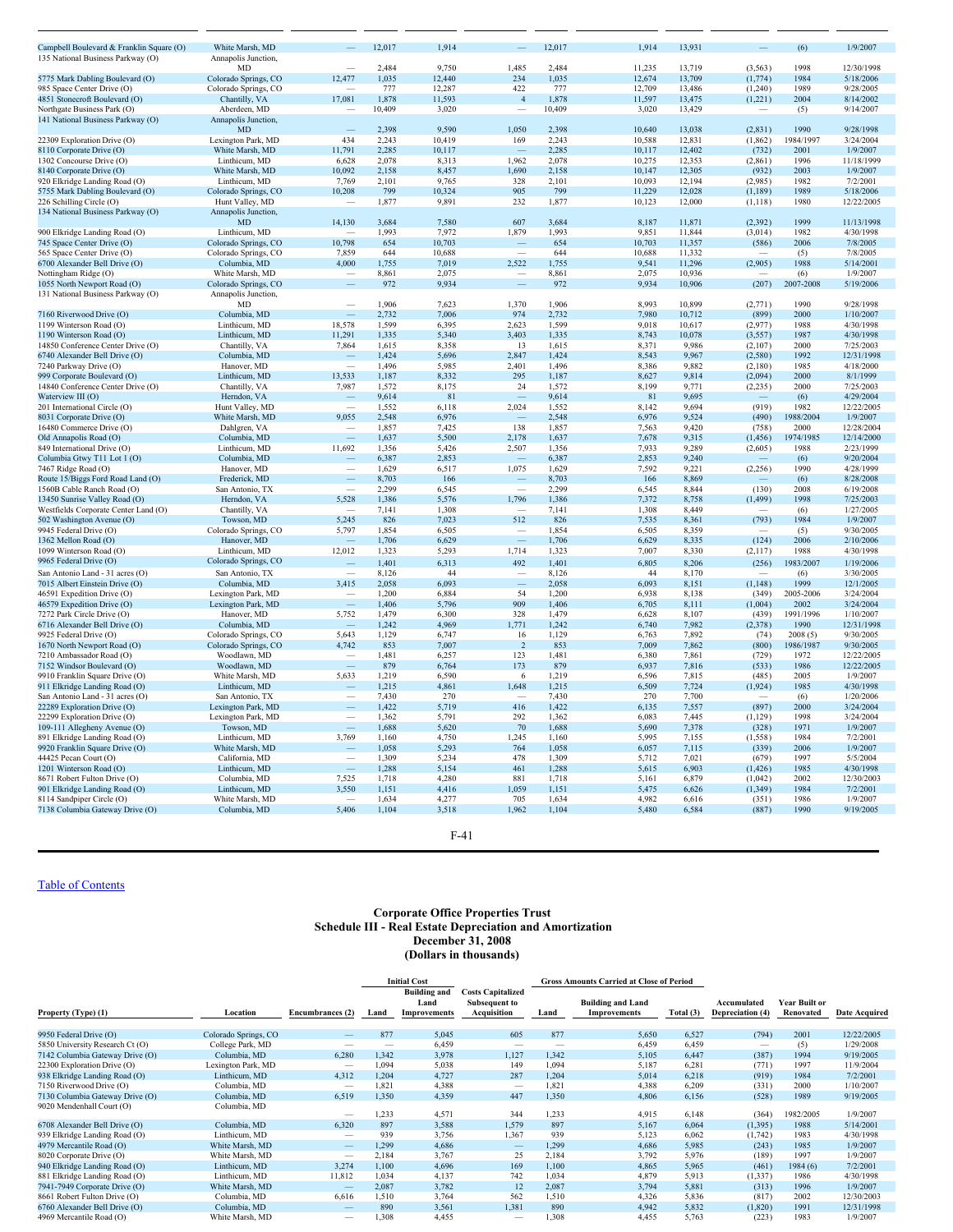| | | | | | | | | | | | |
|---|---|---|---|---|---|---|---|---|---|---|---|
| Campbell Boulevard & Franklin Square (O) | White Marsh, MD | — | 12,017 | 1,914 | — | 12,017 | 1,914 | 13,931 | — | (6) | 1/9/2007 |
| 135 National Business Parkway (O) | Annapolis Junction, MD | — | 2,484 | 9,750 | 1,485 | 2,484 | 11,235 | 13,719 | (3,563) | 1998 | 12/30/1998 |
| 5775 Mark Dabling Boulevard (O) | Colorado Springs, CO | 12,477 | 1,035 | 12,440 | 234 | 1,035 | 12,674 | 13,709 | (1,774) | 1984 | 5/18/2006 |
| 985 Space Center Drive (O) | Colorado Springs, CO | — | 777 | 12,287 | 422 | 777 | 12,709 | 13,486 | (1,240) | 1989 | 9/28/2005 |
| 4851 Stonecroft Boulevard (O) | Chantilly, VA | 17,081 | 1,878 | 11,593 | 4 | 1,878 | 11,597 | 13,475 | (1,221) | 2004 | 8/14/2002 |
| Northgate Business Park (O) | Aberdeen, MD | — | 10,409 | 3,020 | — | 10,409 | 3,020 | 13,429 | — | (5) | 9/14/2007 |
| 141 National Business Parkway (O) | Annapolis Junction, MD | — | 2,398 | 9,590 | 1,050 | 2,398 | 10,640 | 13,038 | (2,831) | 1990 | 9/28/1998 |
| 22309 Exploration Drive (O) | Lexington Park, MD | 434 | 2,243 | 10,419 | 169 | 2,243 | 10,588 | 12,831 | (1,862) | 1984/1997 | 3/24/2004 |
| 8110 Corporate Drive (O) | White Marsh, MD | 11,791 | 2,285 | 10,117 | — | 2,285 | 10,117 | 12,402 | (732) | 2001 | 1/9/2007 |
| 1302 Concourse Drive (O) | Linthicum, MD | 6,628 | 2,078 | 8,313 | 1,962 | 2,078 | 10,275 | 12,353 | (2,861) | 1996 | 11/18/1999 |
| 8140 Corporate Drive (O) | White Marsh, MD | 10,092 | 2,158 | 8,457 | 1,690 | 2,158 | 10,147 | 12,305 | (932) | 2003 | 1/9/2007 |
| 920 Elkridge Landing Road (O) | Linthicum, MD | 7,769 | 2,101 | 9,765 | 328 | 2,101 | 10,093 | 12,194 | (2,985) | 1982 | 7/2/2001 |
| 5755 Mark Dabling Boulevard (O) | Colorado Springs, CO | 10,208 | 799 | 10,324 | 905 | 799 | 11,229 | 12,028 | (1,189) | 1989 | 5/18/2006 |
| 226 Schilling Circle (O) | Hunt Valley, MD | — | 1,877 | 9,891 | 232 | 1,877 | 10,123 | 12,000 | (1,118) | 1980 | 12/22/2005 |
| 134 National Business Parkway (O) | Annapolis Junction, MD | 14,130 | 3,684 | 7,580 | 607 | 3,684 | 8,187 | 11,871 | (2,392) | 1999 | 11/13/1998 |
| 900 Elkridge Landing Road (O) | Linthicum, MD | — | 1,993 | 7,972 | 1,879 | 1,993 | 9,851 | 11,844 | (3,014) | 1982 | 4/30/1998 |
| 745 Space Center Drive (O) | Colorado Springs, CO | 10,798 | 654 | 10,703 | — | 654 | 10,703 | 11,357 | (586) | 2006 | 7/8/2005 |
| 565 Space Center Drive (O) | Colorado Springs, CO | 7,859 | 644 | 10,688 | — | 644 | 10,688 | 11,332 | — | (5) | 7/8/2005 |
| 6700 Alexander Bell Drive (O) | Columbia, MD | 4,000 | 1,755 | 7,019 | 2,522 | 1,755 | 9,541 | 11,296 | (2,905) | 1988 | 5/14/2001 |
| Nottingham Ridge (O) | White Marsh, MD | — | 8,861 | 2,075 | — | 8,861 | 2,075 | 10,936 | — | (6) | 1/9/2007 |
| 1055 North Newport Road (O) | Colorado Springs, CO | — | 972 | 9,934 | — | 972 | 9,934 | 10,906 | (207) | 2007-2008 | 5/19/2006 |
| 131 National Business Parkway (O) | Annapolis Junction, MD | — | 1,906 | 7,623 | 1,370 | 1,906 | 8,993 | 10,899 | (2,771) | 1990 | 9/28/1998 |
| 7160 Riverwood Drive (O) | Columbia, MD | — | 2,732 | 7,006 | 974 | 2,732 | 7,980 | 10,712 | (899) | 2000 | 1/10/2007 |
| 1199 Winterson Road (O) | Linthicum, MD | 18,578 | 1,599 | 6,395 | 2,623 | 1,599 | 9,018 | 10,617 | (2,977) | 1988 | 4/30/1998 |
| 1190 Winterson Road (O) | Linthicum, MD | 11,291 | 1,335 | 5,340 | 3,403 | 1,335 | 8,743 | 10,078 | (3,557) | 1987 | 4/30/1998 |
| 14850 Conference Center Drive (O) | Chantilly, VA | 7,864 | 1,615 | 8,358 | 13 | 1,615 | 8,371 | 9,986 | (2,107) | 2000 | 7/25/2003 |
| 6740 Alexander Bell Drive (O) | Columbia, MD | — | 1,424 | 5,696 | 2,847 | 1,424 | 8,543 | 9,967 | (2,580) | 1992 | 12/31/1998 |
| 7240 Parkway Drive (O) | Hanover, MD | — | 1,496 | 5,985 | 2,401 | 1,496 | 8,386 | 9,882 | (2,180) | 1985 | 4/18/2000 |
| 999 Corporate Boulevard (O) | Linthicum, MD | 13,533 | 1,187 | 8,332 | 295 | 1,187 | 8,627 | 9,814 | (2,094) | 2000 | 8/1/1999 |
| 14840 Conference Center Drive (O) | Chantilly, VA | 7,987 | 1,572 | 8,175 | 24 | 1,572 | 8,199 | 9,771 | (2,235) | 2000 | 7/25/2003 |
| Waterview III (O) | Herndon, VA | — | 9,614 | 81 | — | 9,614 | 81 | 9,695 | — | (6) | 4/29/2004 |
| 201 International Circle (O) | Hunt Valley, MD | — | 1,552 | 6,118 | 2,024 | 1,552 | 8,142 | 9,694 | (919) | 1982 | 12/22/2005 |
| 8031 Corporate Drive (O) | White Marsh, MD | 9,055 | 2,548 | 6,976 | — | 2,548 | 6,976 | 9,524 | (490) | 1988/2004 | 1/9/2007 |
| 16480 Commerce Drive (O) | Dahlgren, VA | — | 1,857 | 7,425 | 138 | 1,857 | 7,563 | 9,420 | (758) | 2000 | 12/28/2004 |
| Old Annapolis Road (O) | Columbia, MD | — | 1,637 | 5,500 | 2,178 | 1,637 | 7,678 | 9,315 | (1,456) | 1974/1985 | 12/14/2000 |
| 849 International Drive (O) | Linthicum, MD | 11,692 | 1,356 | 5,426 | 2,507 | 1,356 | 7,933 | 9,289 | (2,605) | 1988 | 2/23/1999 |
| Columbia Gtwy T11 Lot 1 (O) | Columbia, MD | — | 6,387 | 2,853 | — | 6,387 | 2,853 | 9,240 | — | (6) | 9/20/2004 |
| 7467 Ridge Road (O) | Hanover, MD | — | 1,629 | 6,517 | 1,075 | 1,629 | 7,592 | 9,221 | (2,256) | 1990 | 4/28/1999 |
| Route 15/Biggs Ford Road Land (O) | Frederick, MD | — | 8,703 | 166 | — | 8,703 | 166 | 8,869 | — | (6) | 8/28/2008 |
| 1560B Cable Ranch Road (O) | San Antonio, TX | — | 2,299 | 6,545 | — | 2,299 | 6,545 | 8,844 | (130) | 2008 | 6/19/2008 |
| 13450 Sunrise Valley Road (O) | Herndon, VA | 5,528 | 1,386 | 5,576 | 1,796 | 1,386 | 7,372 | 8,758 | (1,499) | 1998 | 7/25/2003 |
| Westfields Corporate Center Land (O) | Chantilly, VA | — | 7,141 | 1,308 | — | 7,141 | 1,308 | 8,449 | — | (6) | 1/27/2005 |
| 502 Washington Avenue (O) | Towson, MD | 5,245 | 826 | 7,023 | 512 | 826 | 7,535 | 8,361 | (793) | 1984 | 1/9/2007 |
| 9945 Federal Drive (O) | Colorado Springs, CO | 5,797 | 1,854 | 6,505 | — | 1,854 | 6,505 | 8,359 | — | (5) | 9/30/2005 |
| 1362 Mellon Road (O) | Hanover, MD | — | 1,706 | 6,629 | — | 1,706 | 6,629 | 8,335 | (124) | 2006 | 2/10/2006 |
| 1099 Winterson Road (O) | Linthicum, MD | 12,012 | 1,323 | 5,293 | 1,714 | 1,323 | 7,007 | 8,330 | (2,117) | 1988 | 4/30/1998 |
| 9965 Federal Drive (O) | Colorado Springs, CO | — | 1,401 | 6,313 | 492 | 1,401 | 6,805 | 8,206 | (256) | 1983/2007 | 1/19/2006 |
| San Antonio Land - 31 acres (O) | San Antonio, TX | — | 8,126 | 44 | — | 8,126 | 44 | 8,170 | — | (6) | 3/30/2005 |
| 7015 Albert Einstein Drive (O) | Columbia, MD | 3,415 | 2,058 | 6,093 | — | 2,058 | 6,093 | 8,151 | (1,148) | 1999 | 12/1/2005 |
| 46591 Expedition Drive (O) | Lexington Park, MD | — | 1,200 | 6,884 | 54 | 1,200 | 6,938 | 8,138 | (349) | 2005-2006 | 3/24/2004 |
| 46579 Expedition Drive (O) | Lexington Park, MD | — | 1,406 | 5,796 | 909 | 1,406 | 6,705 | 8,111 | (1,004) | 2002 | 3/24/2004 |
| 7272 Park Circle Drive (O) | Hanover, MD | 5,752 | 1,479 | 6,300 | 328 | 1,479 | 6,628 | 8,107 | (439) | 1991/1996 | 1/10/2007 |
| 6716 Alexander Bell Drive (O) | Columbia, MD | — | 1,242 | 4,969 | 1,771 | 1,242 | 6,740 | 7,982 | (2,378) | 1990 | 12/31/1998 |
| 9925 Federal Drive (O) | Colorado Springs, CO | 5,643 | 1,129 | 6,747 | 16 | 1,129 | 6,763 | 7,892 | (74) | 2008 (5) | 9/30/2005 |
| 1670 North Newport Road (O) | Colorado Springs, CO | 4,742 | 853 | 7,007 | 2 | 853 | 7,009 | 7,862 | (800) | 1986/1987 | 9/30/2005 |
| 7210 Ambassador Road (O) | Woodlawn, MD | — | 1,481 | 6,257 | 123 | 1,481 | 6,380 | 7,861 | (729) | 1972 | 12/22/2005 |
| 7152 Windsor Boulevard (O) | Woodlawn, MD | — | 879 | 6,764 | 173 | 879 | 6,937 | 7,816 | (533) | 1986 | 12/22/2005 |
| 9910 Franklin Square Drive (O) | White Marsh, MD | 5,633 | 1,219 | 6,590 | 6 | 1,219 | 6,596 | 7,815 | (485) | 2005 | 1/9/2007 |
| 911 Elkridge Landing Road (O) | Linthicum, MD | — | 1,215 | 4,861 | 1,648 | 1,215 | 6,509 | 7,724 | (1,924) | 1985 | 4/30/1998 |
| San Antonio Land - 31 acres (O) | San Antonio, TX | — | 7,430 | 270 | — | 7,430 | 270 | 7,700 | — | (6) | 1/20/2006 |
| 22289 Exploration Drive (O) | Lexington Park, MD | — | 1,422 | 5,719 | 416 | 1,422 | 6,135 | 7,557 | (897) | 2000 | 3/24/2004 |
| 22299 Exploration Drive (O) | Lexington Park, MD | — | 1,362 | 5,791 | 292 | 1,362 | 6,083 | 7,445 | (1,129) | 1998 | 3/24/2004 |
| 109-111 Allegheny Avenue (O) | Towson, MD | — | 1,688 | 5,620 | 70 | 1,688 | 5,690 | 7,378 | (328) | 1971 | 1/9/2007 |
| 891 Elkridge Landing Road (O) | Linthicum, MD | 3,769 | 1,160 | 4,750 | 1,245 | 1,160 | 5,995 | 7,155 | (1,558) | 1984 | 7/2/2001 |
| 9920 Franklin Square Drive (O) | White Marsh, MD | — | 1,058 | 5,293 | 764 | 1,058 | 6,057 | 7,115 | (339) | 2006 | 1/9/2007 |
| 44425 Pecan Court (O) | California, MD | — | 1,309 | 5,234 | 478 | 1,309 | 5,712 | 7,021 | (679) | 1997 | 5/5/2004 |
| 1201 Winterson Road (O) | Linthicum, MD | — | 1,288 | 5,154 | 461 | 1,288 | 5,615 | 6,903 | (1,426) | 1985 | 4/30/1998 |
| 8671 Robert Fulton Drive (O) | Columbia, MD | 7,525 | 1,718 | 4,280 | 881 | 1,718 | 5,161 | 6,879 | (1,042) | 2002 | 12/30/2003 |
| 901 Elkridge Landing Road (O) | Linthicum, MD | 3,550 | 1,151 | 4,416 | 1,059 | 1,151 | 5,475 | 6,626 | (1,349) | 1984 | 7/2/2001 |
| 8114 Sandpiper Circle (O) | White Marsh, MD | — | 1,634 | 4,277 | 705 | 1,634 | 4,982 | 6,616 | (351) | 1986 | 1/9/2007 |
| 7138 Columbia Gateway Drive (O) | Columbia, MD | 5,406 | 1,104 | 3,518 | 1,962 | 1,104 | 5,480 | 6,584 | (887) | 1990 | 9/19/2005 |

Table of Contents

**Corporate Office Properties Trust**
**Schedule III - Real Estate Depreciation and Amortization**
**December 31, 2008**
**(Dollars in thousands)**

| | | | Initial Cost | | | Gross Amounts Carried at Close of Period | | | | | |
|---|---|---|---|---|---|---|---|---|---|---|---|
| Property (Type) (1) | Location | Encumbrances (2) | Land | Building and Land Improvements | Costs Capitalized Subsequent to Acquisition | Land | Building and Land Improvements | Total (3) | Accumulated Depreciation (4) | Year Built or Renovated | Date Acquired |
| 9950 Federal Drive (O) | Colorado Springs, CO | — | 877 | 5,045 | 605 | 877 | 5,650 | 6,527 | (794) | 2001 | 12/22/2005 |
| 5850 University Research Ct (O) | College Park, MD | — | — | 6,459 | — | — | 6,459 | 6,459 | — | (5) | 1/29/2008 |
| 7142 Columbia Gateway Drive (O) | Columbia, MD | 6,280 | 1,342 | 3,978 | 1,127 | 1,342 | 5,105 | 6,447 | (387) | 1994 | 9/19/2005 |
| 22300 Exploration Drive (O) | Lexington Park, MD | — | 1,094 | 5,038 | 149 | 1,094 | 5,187 | 6,281 | (771) | 1997 | 11/9/2004 |
| 938 Elkridge Landing Road (O) | Linthicum, MD | 4,312 | 1,204 | 4,727 | 287 | 1,204 | 5,014 | 6,218 | (919) | 1984 | 7/2/2001 |
| 7150 Riverwood Drive (O) | Columbia, MD | — | 1,821 | 4,388 | — | 1,821 | 4,388 | 6,209 | (331) | 2000 | 1/10/2007 |
| 7130 Columbia Gateway Drive (O) | Columbia, MD | 6,519 | 1,350 | 4,359 | 447 | 1,350 | 4,806 | 6,156 | (528) | 1989 | 9/19/2005 |
| 9020 Mendenhall Court (O) | Columbia, MD | — | 1,233 | 4,571 | 344 | 1,233 | 4,915 | 6,148 | (364) | 1982/2005 | 1/9/2007 |
| 6708 Alexander Bell Drive (O) | Columbia, MD | 6,320 | 897 | 3,588 | 1,579 | 897 | 5,167 | 6,064 | (1,395) | 1988 | 5/14/2001 |
| 939 Elkridge Landing Road (O) | Linthicum, MD | — | 939 | 3,756 | 1,367 | 939 | 5,123 | 6,062 | (1,742) | 1983 | 4/30/1998 |
| 4979 Mercantile Road (O) | White Marsh, MD | — | 1,299 | 4,686 | — | 1,299 | 4,686 | 5,985 | (243) | 1985 | 1/9/2007 |
| 8020 Corporate Drive (O) | White Marsh, MD | — | 2,184 | 3,767 | 25 | 2,184 | 3,792 | 5,976 | (189) | 1997 | 1/9/2007 |
| 940 Elkridge Landing Road (O) | Linthicum, MD | 3,274 | 1,100 | 4,696 | 169 | 1,100 | 4,865 | 5,965 | (461) | 1984 (6) | 7/2/2001 |
| 881 Elkridge Landing Road (O) | Linthicum, MD | 11,812 | 1,034 | 4,137 | 742 | 1,034 | 4,879 | 5,913 | (1,337) | 1986 | 4/30/1998 |
| 7941-7949 Corporate Drive (O) | White Marsh, MD | — | 2,087 | 3,782 | 12 | 2,087 | 3,794 | 5,881 | (313) | 1996 | 1/9/2007 |
| 8661 Robert Fulton Drive (O) | Columbia, MD | 6,616 | 1,510 | 3,764 | 562 | 1,510 | 4,326 | 5,836 | (817) | 2002 | 12/30/2003 |
| 6760 Alexander Bell Drive (O) | Columbia, MD | — | 890 | 3,561 | 1,381 | 890 | 4,942 | 5,832 | (1,820) | 1991 | 12/31/1998 |
| 4969 Mercantile Road (O) | White Marsh, MD | — | 1,308 | 4,455 | — | 1,308 | 4,455 | 5,763 | (223) | 1983 | 1/9/2007 |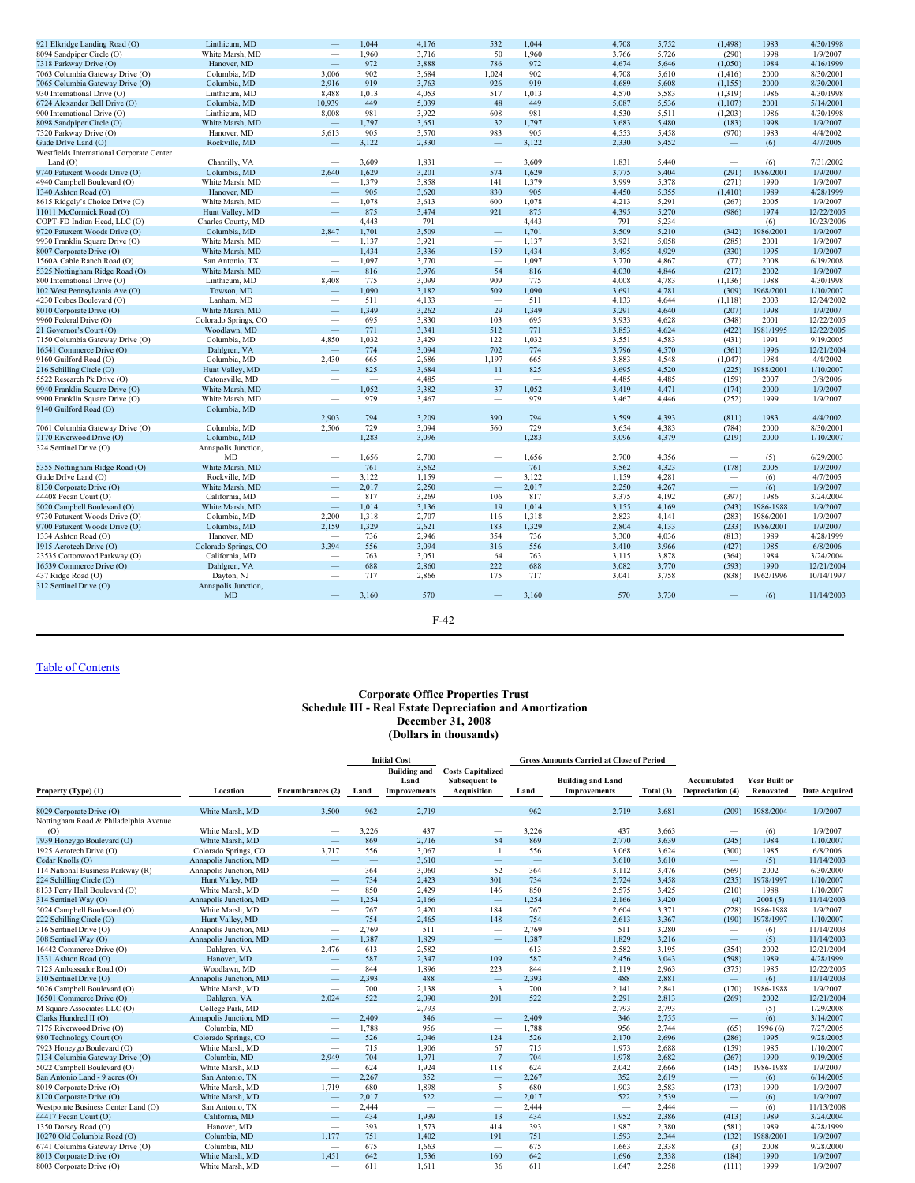| | | | | | | | | | | | |
|---|---|---|---|---|---|---|---|---|---|---|---|
| 921 Elkridge Landing Road (O) | Linthicum, MD | — | 1,044 | 4,176 | 532 | 1,044 | 4,708 | 5,752 | (1,498) | 1983 | 4/30/1998 |
| 8094 Sandpiper Circle (O) | White Marsh, MD | — | 1,960 | 3,716 | 50 | 1,960 | 3,766 | 5,726 | (290) | 1998 | 1/9/2007 |
| 7318 Parkway Drive (O) | Hanover, MD | — | 972 | 3,888 | 786 | 972 | 4,674 | 5,646 | (1,050) | 1984 | 4/16/1999 |
| 7063 Columbia Gateway Drive (O) | Columbia, MD | 3,006 | 902 | 3,684 | 1,024 | 902 | 4,708 | 5,610 | (1,416) | 2000 | 8/30/2001 |
| 7065 Columbia Gateway Drive (O) | Columbia, MD | 2,916 | 919 | 3,763 | 926 | 919 | 4,689 | 5,608 | (1,155) | 2000 | 8/30/2001 |
| 930 International Drive (O) | Linthicum, MD | 8,488 | 1,013 | 4,053 | 517 | 1,013 | 4,570 | 5,583 | (1,319) | 1986 | 4/30/1998 |
| 6724 Alexander Bell Drive (O) | Columbia, MD | 10,939 | 449 | 5,039 | 48 | 449 | 5,087 | 5,536 | (1,107) | 2001 | 5/14/2001 |
| 900 International Drive (O) | Linthicum, MD | 8,008 | 981 | 3,922 | 608 | 981 | 4,530 | 5,511 | (1,203) | 1986 | 4/30/1998 |
| 8098 Sandpiper Circle (O) | White Marsh, MD | — | 1,797 | 3,651 | 32 | 1,797 | 3,683 | 5,480 | (183) | 1998 | 1/9/2007 |
| 7320 Parkway Drive (O) | Hanover, MD | 5,613 | 905 | 3,570 | 983 | 905 | 4,553 | 5,458 | (970) | 1983 | 4/4/2002 |
| Gude Drive Land (O) | Rockville, MD | — | 3,122 | 2,330 | — | 3,122 | 2,330 | 5,452 | — | (6) | 4/7/2005 |
| Westfields International Corporate Center Land (O) | Chantilly, VA | — | 3,609 | 1,831 | — | 3,609 | 1,831 | 5,440 | — | (6) | 7/31/2002 |
| 9740 Patuxent Woods Drive (O) | Columbia, MD | 2,640 | 1,629 | 3,201 | 574 | 1,629 | 3,775 | 5,404 | (291) | 1986/2001 | 1/9/2007 |
| 4940 Campbell Boulevard (O) | White Marsh, MD | — | 1,379 | 3,858 | 141 | 1,379 | 3,999 | 5,378 | (271) | 1990 | 1/9/2007 |
| 1340 Ashton Road (O) | Hanover, MD | — | 905 | 3,620 | 830 | 905 | 4,450 | 5,355 | (1,410) | 1989 | 4/28/1999 |
| 8615 Ridgely's Choice Drive (O) | White Marsh, MD | — | 1,078 | 3,613 | 600 | 1,078 | 4,213 | 5,291 | (267) | 2005 | 1/9/2007 |
| 11011 McCormick Road (O) | Hunt Valley, MD | — | 875 | 3,474 | 921 | 875 | 4,395 | 5,270 | (986) | 1974 | 12/22/2005 |
| COPT-FD Indian Head, LLC (O) | Charles County, MD | — | 4,443 | 791 | — | 4,443 | 791 | 5,234 | — | (6) | 10/23/2006 |
| 9720 Patuxent Woods Drive (O) | Columbia, MD | 2,847 | 1,701 | 3,509 | — | 1,701 | 3,509 | 5,210 | (342) | 1986/2001 | 1/9/2007 |
| 9930 Franklin Square Drive (O) | White Marsh, MD | — | 1,137 | 3,921 | — | 1,137 | 3,921 | 5,058 | (285) | 2001 | 1/9/2007 |
| 8007 Corporate Drive (O) | White Marsh, MD | — | 1,434 | 3,336 | 159 | 1,434 | 3,495 | 4,929 | (330) | 1995 | 1/9/2007 |
| 1560A Cable Ranch Road (O) | San Antonio, TX | — | 1,097 | 3,770 | — | 1,097 | 3,770 | 4,867 | (77) | 2008 | 6/19/2008 |
| 5325 Nottingham Ridge Road (O) | White Marsh, MD | — | 816 | 3,976 | 54 | 816 | 4,030 | 4,846 | (217) | 2002 | 1/9/2007 |
| 800 International Drive (O) | Linthicum, MD | 8,408 | 775 | 3,099 | 909 | 775 | 4,008 | 4,783 | (1,136) | 1988 | 4/30/1998 |
| 102 West Pennsylvania Ave (O) | Towson, MD | — | 1,090 | 3,182 | 509 | 1,090 | 3,691 | 4,781 | (309) | 1968/2001 | 1/10/2007 |
| 4230 Forbes Boulevard (O) | Lanham, MD | — | 511 | 4,133 | — | 511 | 4,133 | 4,644 | (1,118) | 2003 | 12/24/2002 |
| 8010 Corporate Drive (O) | White Marsh, MD | — | 1,349 | 3,262 | 29 | 1,349 | 3,291 | 4,640 | (207) | 1998 | 1/9/2007 |
| 9960 Federal Drive (O) | Colorado Springs, CO | — | 695 | 3,830 | 103 | 695 | 3,933 | 4,628 | (348) | 2001 | 12/22/2005 |
| 21 Governor's Court (O) | Woodlawn, MD | — | 771 | 3,341 | 512 | 771 | 3,853 | 4,624 | (422) | 1981/1995 | 12/22/2005 |
| 7150 Columbia Gateway Drive (O) | Columbia, MD | 4,850 | 1,032 | 3,429 | 122 | 1,032 | 3,551 | 4,583 | (431) | 1991 | 9/19/2005 |
| 16541 Commerce Drive (O) | Dahlgren, VA | — | 774 | 3,094 | 702 | 774 | 3,796 | 4,570 | (361) | 1996 | 12/21/2004 |
| 9160 Guilford Road (O) | Columbia, MD | 2,430 | 665 | 2,686 | 1,197 | 665 | 3,883 | 4,548 | (1,047) | 1984 | 4/4/2002 |
| 216 Schilling Circle (O) | Hunt Valley, MD | — | 825 | 3,684 | 11 | 825 | 3,695 | 4,520 | (225) | 1988/2001 | 1/10/2007 |
| 5522 Research Pk Drive (O) | Catonsville, MD | — | — | 4,485 | — | — | 4,485 | 4,485 | (159) | 2007 | 3/8/2006 |
| 9940 Franklin Square Drive (O) | White Marsh, MD | — | 1,052 | 3,382 | 37 | 1,052 | 3,419 | 4,471 | (174) | 2000 | 1/9/2007 |
| 9900 Franklin Square Drive (O) | White Marsh, MD | — | 979 | 3,467 | — | 979 | 3,467 | 4,446 | (252) | 1999 | 1/9/2007 |
| 9140 Guilford Road (O) | Columbia, MD | 2,903 | 794 | 3,209 | 390 | 794 | 3,599 | 4,393 | (811) | 1983 | 4/4/2002 |
| 7061 Columbia Gateway Drive (O) | Columbia, MD | 2,506 | 729 | 3,094 | 560 | 729 | 3,654 | 4,383 | (784) | 2000 | 8/30/2001 |
| 7170 Riverwood Drive (O) | Columbia, MD | — | 1,283 | 3,096 | — | 1,283 | 3,096 | 4,379 | (219) | 2000 | 1/10/2007 |
| 324 Sentinel Drive (O) | Annapolis Junction, MD | — | 1,656 | 2,700 | — | 1,656 | 2,700 | 4,356 | — | (5) | 6/29/2003 |
| 5355 Nottingham Ridge Road (O) | White Marsh, MD | — | 761 | 3,562 | — | 761 | 3,562 | 4,323 | (178) | 2005 | 1/9/2007 |
| Gude Drive Land (O) | Rockville, MD | — | 3,122 | 1,159 | — | 3,122 | 1,159 | 4,281 | — | (6) | 4/7/2005 |
| 8130 Corporate Drive (O) | White Marsh, MD | — | 2,017 | 2,250 | — | 2,017 | 2,250 | 4,267 | — | (6) | 1/9/2007 |
| 44408 Pecan Court (O) | California, MD | — | 817 | 3,269 | 106 | 817 | 3,375 | 4,192 | (397) | 1986 | 3/24/2004 |
| 5020 Campbell Boulevard (O) | White Marsh, MD | — | 1,014 | 3,136 | 19 | 1,014 | 3,155 | 4,169 | (243) | 1986-1988 | 1/9/2007 |
| 9730 Patuxent Woods Drive (O) | Columbia, MD | 2,200 | 1,318 | 2,707 | 116 | 1,318 | 2,823 | 4,141 | (283) | 1986/2001 | 1/9/2007 |
| 9700 Patuxent Woods Drive (O) | Columbia, MD | 2,159 | 1,329 | 2,621 | 183 | 1,329 | 2,804 | 4,133 | (233) | 1986/2001 | 1/9/2007 |
| 1334 Ashton Road (O) | Hanover, MD | — | 736 | 2,946 | 354 | 736 | 3,300 | 4,036 | (813) | 1989 | 4/28/1999 |
| 1915 Aerotech Drive (O) | Colorado Springs, CO | 3,394 | 556 | 3,094 | 316 | 556 | 3,410 | 3,966 | (427) | 1985 | 6/8/2006 |
| 23535 Cottonwood Parkway (O) | California, MD | — | 763 | 3,051 | 64 | 763 | 3,115 | 3,878 | (364) | 1984 | 3/24/2004 |
| 16539 Commerce Drive (O) | Dahlgren, VA | — | 688 | 2,860 | 222 | 688 | 3,082 | 3,770 | (593) | 1990 | 12/21/2004 |
| 437 Ridge Road (O) | Dayton, NJ | — | 717 | 2,866 | 175 | 717 | 3,041 | 3,758 | (838) | 1962/1996 | 10/14/1997 |
| 312 Sentinel Drive (O) | Annapolis Junction, MD | — | 3,160 | 570 | — | 3,160 | 570 | 3,730 | — | (6) | 11/14/2003 |

Table of Contents

## Corporate Office Properties Trust
## Schedule III - Real Estate Depreciation and Amortization
## December 31, 2008
## (Dollars in thousands)

| | | | Initial Cost | | | Gross Amounts Carried at Close of Period | | | | | |
|---|---|---|---|---|---|---|---|---|---|---|---|
| Property (Type) (1) | Location | Encumbrances (2) | Land | Building and Land Improvements | Costs Capitalized Subsequent to Acquisition | Land | Building and Land Improvements | Total (3) | Accumulated Depreciation (4) | Year Built or Renovated | Date Acquired |
| 8029 Corporate Drive (O) | White Marsh, MD | 3,500 | 962 | 2,719 | — | 962 | 2,719 | 3,681 | (209) | 1988/2004 | 1/9/2007 |
| Nottingham Road & Philadelphia Avenue (O) | White Marsh, MD | — | 3,226 | 437 | — | 3,226 | 437 | 3,663 | — | (6) | 1/9/2007 |
| 7939 Honeygo Boulevard (O) | White Marsh, MD | — | 869 | 2,716 | 54 | 869 | 2,770 | 3,639 | (245) | 1984 | 1/10/2007 |
| 1925 Aerotech Drive (O) | Colorado Springs, CO | 3,717 | 556 | 3,067 | 1 | 556 | 3,068 | 3,624 | (300) | 1985 | 6/8/2006 |
| Cedar Knolls (O) | Annapolis Junction, MD | — | — | 3,610 | — | — | 3,610 | 3,610 | — | (5) | 11/14/2003 |
| 114 National Business Parkway (R) | Annapolis Junction, MD | — | 364 | 3,060 | 52 | 364 | 3,112 | 3,476 | (569) | 2002 | 6/30/2000 |
| 224 Schilling Circle (O) | Hunt Valley, MD | — | 734 | 2,423 | 301 | 734 | 2,724 | 3,458 | (235) | 1978/1997 | 1/10/2007 |
| 8133 Perry Hall Boulevard (O) | White Marsh, MD | — | 850 | 2,429 | 146 | 850 | 2,575 | 3,425 | (210) | 1988 | 1/10/2007 |
| 314 Sentinel Way (O) | Annapolis Junction, MD | — | 1,254 | 2,166 | — | 1,254 | 2,166 | 3,420 | (4) | 2008 (5) | 11/14/2003 |
| 5024 Campbell Boulevard (O) | White Marsh, MD | — | 767 | 2,420 | 184 | 767 | 2,604 | 3,371 | (228) | 1986-1988 | 1/9/2007 |
| 222 Schilling Circle (O) | Hunt Valley, MD | — | 754 | 2,465 | 148 | 754 | 2,613 | 3,367 | (190) | 1978/1997 | 1/10/2007 |
| 316 Sentinel Drive (O) | Annapolis Junction, MD | — | 2,769 | 511 | — | 2,769 | 511 | 3,280 | — | (6) | 11/14/2003 |
| 308 Sentinel Way (O) | Annapolis Junction, MD | — | 1,387 | 1,829 | — | 1,387 | 1,829 | 3,216 | — | (5) | 11/14/2003 |
| 16442 Commerce Drive (O) | Dahlgren, VA | 2,476 | 613 | 2,582 | — | 613 | 2,582 | 3,195 | (354) | 2002 | 12/21/2004 |
| 1331 Ashton Road (O) | Hanover, MD | — | 587 | 2,347 | 109 | 587 | 2,456 | 3,043 | (598) | 1989 | 4/28/1999 |
| 7125 Ambassador Road (O) | Woodlawn, MD | — | 844 | 1,896 | 223 | 844 | 2,119 | 2,963 | (375) | 1985 | 12/22/2005 |
| 310 Sentinel Drive (O) | Annapolis Junction, MD | — | 2,393 | 488 | — | 2,393 | 488 | 2,881 | — | (6) | 11/14/2003 |
| 5026 Campbell Boulevard (O) | White Marsh, MD | — | 700 | 2,138 | 3 | 700 | 2,141 | 2,841 | (170) | 1986-1988 | 1/9/2007 |
| 16501 Commerce Drive (O) | Dahlgren, VA | 2,024 | 522 | 2,090 | 201 | 522 | 2,291 | 2,813 | (269) | 2002 | 12/21/2004 |
| M Square Associates LLC (O) | College Park, MD | — | — | 2,793 | — | — | 2,793 | 2,793 | — | (5) | 1/29/2008 |
| Clarks Hundred II (O) | Annapolis Junction, MD | — | 2,409 | 346 | — | 2,409 | 346 | 2,755 | — | (6) | 3/14/2007 |
| 7175 Riverwood Drive (O) | Columbia, MD | — | 1,788 | 956 | — | 1,788 | 956 | 2,744 | (65) | 1996 (6) | 7/27/2005 |
| 980 Technology Court (O) | Colorado Springs, CO | — | 526 | 2,046 | 124 | 526 | 2,170 | 2,696 | (286) | 1995 | 9/28/2005 |
| 7923 Honeygo Boulevard (O) | White Marsh, MD | — | 715 | 1,906 | 67 | 715 | 1,973 | 2,688 | (159) | 1985 | 1/10/2007 |
| 7134 Columbia Gateway Drive (O) | Columbia, MD | 2,949 | 704 | 1,971 | 7 | 704 | 1,978 | 2,682 | (267) | 1990 | 9/19/2005 |
| 5022 Campbell Boulevard (O) | White Marsh, MD | — | 624 | 1,924 | 118 | 624 | 2,042 | 2,666 | (145) | 1986-1988 | 1/9/2007 |
| San Antonio Land - 9 acres (O) | San Antonio, TX | — | 2,267 | 352 | — | 2,267 | 352 | 2,619 | — | (6) | 6/14/2005 |
| 8019 Corporate Drive (O) | White Marsh, MD | 1,719 | 680 | 1,898 | 5 | 680 | 1,903 | 2,583 | (173) | 1990 | 1/9/2007 |
| 8120 Corporate Drive (O) | White Marsh, MD | — | 2,017 | 522 | — | 2,017 | 522 | 2,539 | — | (6) | 1/9/2007 |
| Westpointe Business Center Land (O) | San Antonio, TX | — | 2,444 | — | — | 2,444 | — | 2,444 | — | (6) | 11/13/2008 |
| 44417 Pecan Court (O) | California, MD | — | 434 | 1,939 | 13 | 434 | 1,952 | 2,386 | (413) | 1989 | 3/24/2004 |
| 1350 Dorsey Road (O) | Hanover, MD | — | 393 | 1,573 | 414 | 393 | 1,987 | 2,380 | (581) | 1989 | 4/28/1999 |
| 10270 Old Columbia Road (O) | Columbia, MD | 1,177 | 751 | 1,402 | 191 | 751 | 1,593 | 2,344 | (132) | 1988/2001 | 1/9/2007 |
| 6741 Columbia Gateway Drive (O) | Columbia, MD | — | 675 | 1,663 | — | 675 | 1,663 | 2,338 | (3) | 2008 | 9/28/2000 |
| 8013 Corporate Drive (O) | White Marsh, MD | 1,451 | 642 | 1,536 | 160 | 642 | 1,696 | 2,338 | (184) | 1990 | 1/9/2007 |
| 8003 Corporate Drive (O) | White Marsh, MD | — | 611 | 1,611 | 36 | 611 | 1,647 | 2,258 | (111) | 1999 | 1/9/2007 |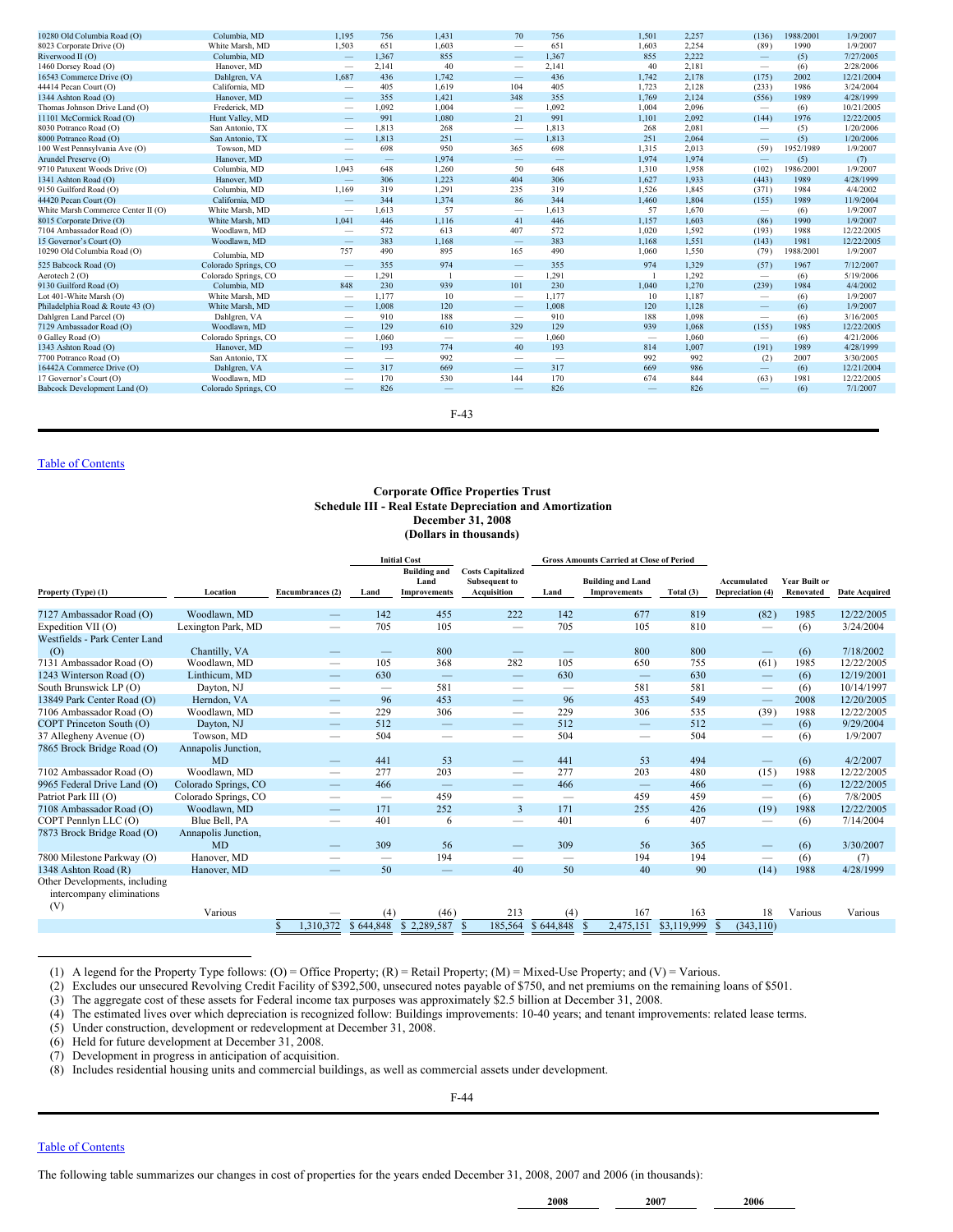| | | | | | | | | | | | |
|---|---|---|---|---|---|---|---|---|---|---|---|
| 10280 Old Columbia Road (O) | Columbia, MD | 1,195 | 756 | 1,431 | 70 | 756 | 1,501 | 2,257 | (136) | 1988/2001 | 1/9/2007 |
| 8023 Corporate Drive (O) | White Marsh, MD | 1,503 | 651 | 1,603 | — | 651 | 1,603 | 2,254 | (89) | 1990 | 1/9/2007 |
| Riverwood II (O) | Columbia, MD | — | 1,367 | 855 | — | 1,367 | 855 | 2,222 | — | (5) | 7/27/2005 |
| 1460 Dorsey Road (O) | Hanover, MD | — | 2,141 | 40 | — | 2,141 | 40 | 2,181 | — | (6) | 2/28/2006 |
| 16543 Commerce Drive (O) | Dahlgren, VA | 1,687 | 436 | 1,742 | — | 436 | 1,742 | 2,178 | (175) | 2002 | 12/21/2004 |
| 44414 Pecan Court (O) | California, MD | — | 405 | 1,619 | 104 | 405 | 1,723 | 2,128 | (233) | 1986 | 3/24/2004 |
| 1344 Ashton Road (O) | Hanover, MD | — | 355 | 1,421 | 348 | 355 | 1,769 | 2,124 | (556) | 1989 | 4/28/1999 |
| Thomas Johnson Drive Land (O) | Frederick, MD | — | 1,092 | 1,004 | — | 1,092 | 1,004 | 2,096 | — | (6) | 10/21/2005 |
| 11101 McCormick Road (O) | Hunt Valley, MD | — | 991 | 1,080 | 21 | 991 | 1,101 | 2,092 | (144) | 1976 | 12/22/2005 |
| 8030 Potranco Road (O) | San Antonio, TX | — | 1,813 | 268 | — | 1,813 | 268 | 2,081 | — | (5) | 1/20/2006 |
| 8000 Potranco Road (O) | San Antonio, TX | — | 1,813 | 251 | — | 1,813 | 251 | 2,064 | — | (5) | 1/20/2006 |
| 100 West Pennsylvania Ave (O) | Towson, MD | — | 698 | 950 | 365 | 698 | 1,315 | 2,013 | (59) | 1952/1989 | 1/9/2007 |
| Arundel Preserve (O) | Hanover, MD | — | — | 1,974 | — | — | 1,974 | 1,974 | — | (5) | (7) |
| 9710 Patuxent Woods Drive (O) | Columbia, MD | 1,043 | 648 | 1,260 | 50 | 648 | 1,310 | 1,958 | (102) | 1986/2001 | 1/9/2007 |
| 1341 Ashton Road (O) | Hanover, MD | — | 306 | 1,223 | 404 | 306 | 1,627 | 1,933 | (443) | 1989 | 4/28/1999 |
| 9150 Guilford Road (O) | Columbia, MD | 1,169 | 319 | 1,291 | 235 | 319 | 1,526 | 1,845 | (371) | 1984 | 4/4/2002 |
| 44420 Pecan Court (O) | California, MD | — | 344 | 1,374 | 86 | 344 | 1,460 | 1,804 | (155) | 1989 | 11/9/2004 |
| White Marsh Commerce Center II (O) | White Marsh, MD | — | 1,613 | 57 | — | 1,613 | 57 | 1,670 | — | (6) | 1/9/2007 |
| 8015 Corporate Drive (O) | White Marsh, MD | 1,041 | 446 | 1,116 | 41 | 446 | 1,157 | 1,603 | (86) | 1990 | 1/9/2007 |
| 7104 Ambassador Road (O) | Woodlawn, MD | — | 572 | 613 | 407 | 572 | 1,020 | 1,592 | (193) | 1988 | 12/22/2005 |
| 15 Governor's Court (O) | Woodlawn, MD | — | 383 | 1,168 | — | 383 | 1,168 | 1,551 | (143) | 1981 | 12/22/2005 |
| 10290 Old Columbia Road (O) | Columbia, MD | 757 | 490 | 895 | 165 | 490 | 1,060 | 1,550 | (79) | 1988/2001 | 1/9/2007 |
| 525 Babcock Road (O) | Colorado Springs, CO | — | 355 | 974 | — | 355 | 974 | 1,329 | (57) | 1967 | 7/12/2007 |
| Aerotech 2 (O) | Colorado Springs, CO | — | 1,291 | 1 | — | 1,291 | 1 | 1,292 | — | (6) | 5/19/2006 |
| 9130 Guilford Road (O) | Columbia, MD | 848 | 230 | 939 | 101 | 230 | 1,040 | 1,270 | (239) | 1984 | 4/4/2002 |
| Lot 401-White Marsh (O) | White Marsh, MD | — | 1,177 | 10 | — | 1,177 | 10 | 1,187 | — | (6) | 1/9/2007 |
| Philadelphia Road & Route 43 (O) | White Marsh, MD | — | 1,008 | 120 | — | 1,008 | 120 | 1,128 | — | (6) | 1/9/2007 |
| Dahlgren Land Parcel (O) | Dahlgren, VA | — | 910 | 188 | — | 910 | 188 | 1,098 | — | (6) | 3/16/2005 |
| 7129 Ambassador Road (O) | Woodlawn, MD | — | 129 | 610 | 329 | 129 | 939 | 1,068 | (155) | 1985 | 12/22/2005 |
| 0 Galley Road (O) | Colorado Springs, CO | — | 1,060 | — | — | 1,060 | — | 1,060 | — | (6) | 4/21/2006 |
| 1343 Ashton Road (O) | Hanover, MD | — | 193 | 774 | 40 | 193 | 814 | 1,007 | (191) | 1989 | 4/28/1999 |
| 7700 Potranco Road (O) | San Antonio, TX | — | — | 992 | — | — | 992 | 992 | (2) | 2007 | 3/30/2005 |
| 16442A Commerce Drive (O) | Dahlgren, VA | — | 317 | 669 | — | 317 | 669 | 986 | — | (6) | 12/21/2004 |
| 17 Governor's Court (O) | Woodlawn, MD | — | 170 | 530 | 144 | 170 | 674 | 844 | (63) | 1981 | 12/22/2005 |
| Babcock Development Land (O) | Colorado Springs, CO | — | 826 | — | — | 826 | — | 826 | — | (6) | 7/1/2007 |

[Table of Contents](#)

**Corporate Office Properties Trust**
**Schedule III - Real Estate Depreciation and Amortization**
**December 31, 2008**
**(Dollars in thousands)**

| | | | Initial Cost | | | Gross Amounts Carried at Close of Period | | | | | |
|---|---|---|---|---|---|---|---|---|---|---|---|
| Property (Type) (1) | Location | Encumbrances (2) | Land | Building and Land Improvements | Costs Capitalized Subsequent to Acquisition | Land | Building and Land Improvements | Total (3) | Accumulated Depreciation (4) | Year Built or Renovated | Date Acquired |
| 7127 Ambassador Road (O) | Woodlawn, MD | — | 142 | 455 | 222 | 142 | 677 | 819 | (82) | 1985 | 12/22/2005 |
| Expedition VII (O) | Lexington Park, MD | — | 705 | 105 | — | 705 | 105 | 810 | — | (6) | 3/24/2004 |
| Westfields - Park Center Land (O) | Chantilly, VA | — | — | 800 | — | — | 800 | 800 | — | (6) | 7/18/2002 |
| 7131 Ambassador Road (O) | Woodlawn, MD | — | 105 | 368 | 282 | 105 | 650 | 755 | (61) | 1985 | 12/22/2005 |
| 1243 Winterson Road (O) | Linthicum, MD | — | 630 | — | — | 630 | — | 630 | — | (6) | 12/19/2001 |
| South Brunswick LP (O) | Dayton, NJ | — | — | 581 | — | — | 581 | 581 | — | (6) | 10/14/1997 |
| 13849 Park Center Road (O) | Herndon, VA | — | 96 | 453 | — | 96 | 453 | 549 | — | 2008 | 12/20/2005 |
| 7106 Ambassador Road (O) | Woodlawn, MD | — | 229 | 306 | — | 229 | 306 | 535 | (39) | 1988 | 12/22/2005 |
| COPT Princeton South (O) | Dayton, NJ | — | 512 | — | — | 512 | — | 512 | — | (6) | 9/29/2004 |
| 37 Allegheny Avenue (O) | Towson, MD | — | 504 | — | — | 504 | — | 504 | — | (6) | 1/9/2007 |
| 7865 Brock Bridge Road (O) | Annapolis Junction, MD | — | 441 | 53 | — | 441 | 53 | 494 | — | (6) | 4/2/2007 |
| 7102 Ambassador Road (O) | Woodlawn, MD | — | 277 | 203 | — | 277 | 203 | 480 | (15) | 1988 | 12/22/2005 |
| 9965 Federal Drive Land (O) | Colorado Springs, CO | — | 466 | — | — | 466 | — | 466 | — | (6) | 12/22/2005 |
| Patriot Park III (O) | Colorado Springs, CO | — | — | 459 | — | — | 459 | 459 | — | (6) | 7/8/2005 |
| 7108 Ambassador Road (O) | Woodlawn, MD | — | 171 | 252 | 3 | 171 | 255 | 426 | (19) | 1988 | 12/22/2005 |
| COPT Pennlyn LLC (O) | Blue Bell, PA | — | 401 | 6 | — | 401 | 6 | 407 | — | (6) | 7/14/2004 |
| 7873 Brock Bridge Road (O) | Annapolis Junction, MD | — | 309 | 56 | — | 309 | 56 | 365 | — | (6) | 3/30/2007 |
| 7800 Milestone Parkway (O) | Hanover, MD | — | — | 194 | — | — | 194 | 194 | — | (6) | (7) |
| 1348 Ashton Road (R) | Hanover, MD | — | 50 | — | 40 | 50 | 40 | 90 | (14) | 1988 | 4/28/1999 |
| Other Developments, including intercompany eliminations (V) | Various | — | (4) | (46) | 213 | (4) | 167 | 163 | 18 | Various | Various |
| | | $ 1,310,372 | $ 644,848 | $ 2,289,587 | $ 185,564 | $ 644,848 | $ 2,475,151 | $3,119,999 | $ (343,110) | | |

(1) A legend for the Property Type follows: (O) = Office Property; (R) = Retail Property; (M) = Mixed-Use Property; and (V) = Various.
(2) Excludes our unsecured Revolving Credit Facility of $392,500, unsecured notes payable of $750, and net premiums on the remaining loans of $501.
(3) The aggregate cost of these assets for Federal income tax purposes was approximately $2.5 billion at December 31, 2008.
(4) The estimated lives over which depreciation is recognized follow: Buildings improvements: 10-40 years; and tenant improvements: related lease terms.
(5) Under construction, development or redevelopment at December 31, 2008.
(6) Held for future development at December 31, 2008.
(7) Development in progress in anticipation of acquisition.
(8) Includes residential housing units and commercial buildings, as well as commercial assets under development.

[Table of Contents](#)

The following table summarizes our changes in cost of properties for the years ended December 31, 2008, 2007 and 2006 (in thousands):

| | 2008 | 2007 | 2006 |
|---|---|---|---|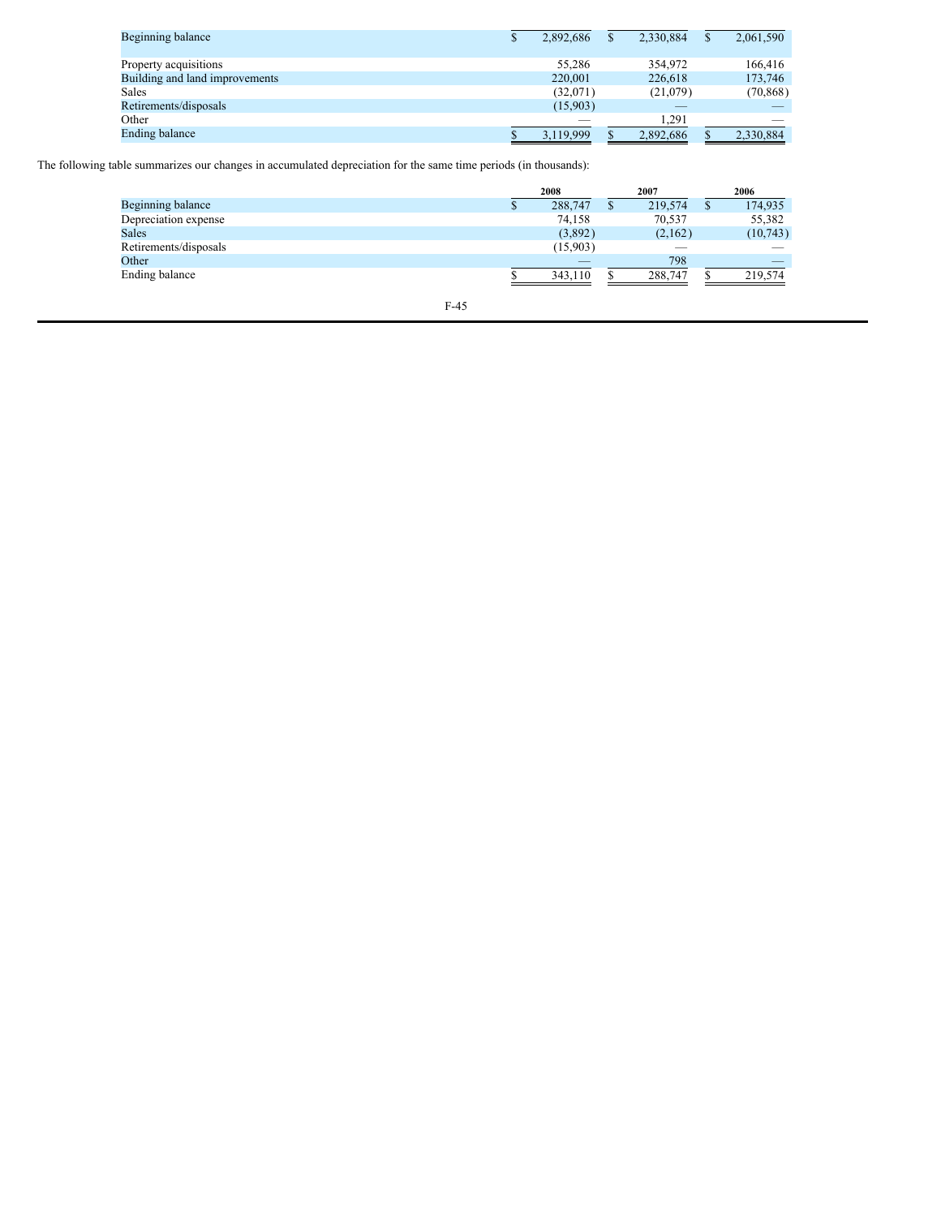| | 2008 | 2007 | 2006 |
|---|---|---|---|
| Beginning balance | $ 2,892,686 | $ 2,330,884 | $ 2,061,590 |
| Property acquisitions | 55,286 | 354,972 | 166,416 |
| Building and land improvements | 220,001 | 226,618 | 173,746 |
| Sales | (32,071) | (21,079) | (70,868) |
| Retirements/disposals | (15,903) | — | — |
| Other | — | 1,291 | — |
| Ending balance | $ 3,119,999 | $ 2,892,686 | $ 2,330,884 |

The following table summarizes our changes in accumulated depreciation for the same time periods (in thousands):

| | 2008 | 2007 | 2006 |
|---|---|---|---|
| Beginning balance | $ 288,747 | $ 219,574 | $ 174,935 |
| Depreciation expense | 74,158 | 70,537 | 55,382 |
| Sales | (3,892) | (2,162) | (10,743) |
| Retirements/disposals | (15,903) | — | — |
| Other | — | 798 | — |
| Ending balance | $ 343,110 | $ 288,747 | $ 219,574 |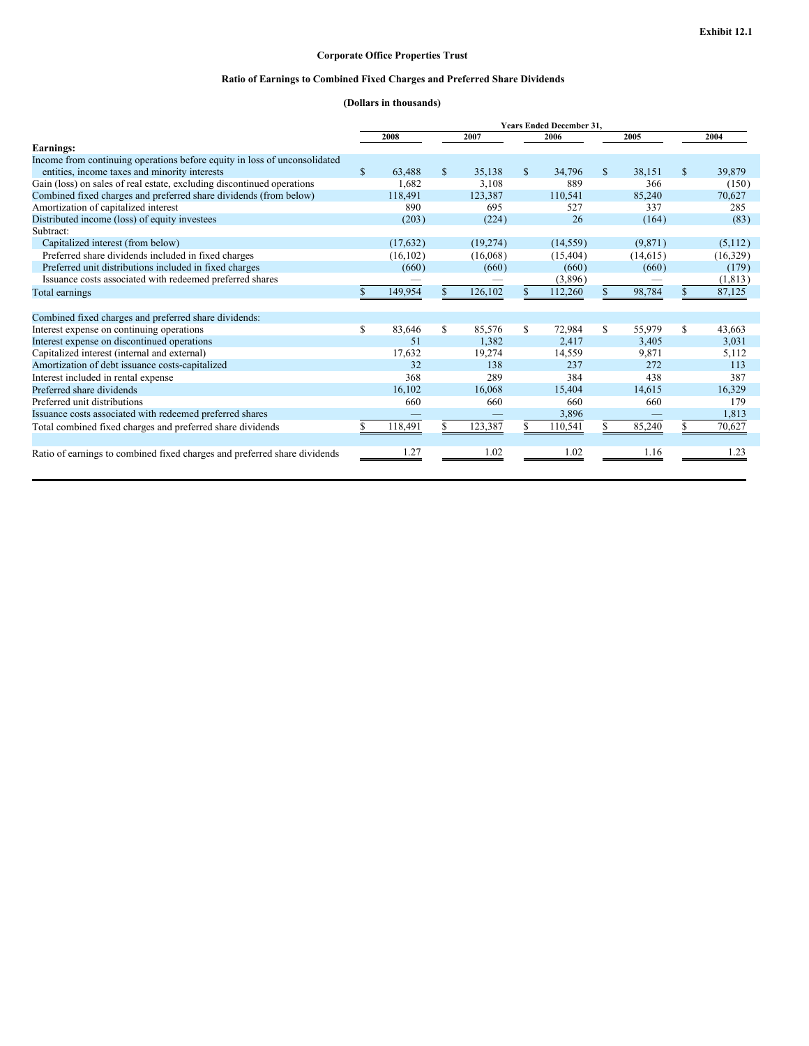Exhibit 12.1

**Corporate Office Properties Trust**

**Ratio of Earnings to Combined Fixed Charges and Preferred Share Dividends**

**(Dollars in thousands)**

| | Years Ended December 31, | | | | |
|---|---|---|---|---|---|
| | 2008 | 2007 | 2006 | 2005 | 2004 |
| **Earnings:** | | | | | |
| Income from continuing operations before equity in loss of unconsolidated entities, income taxes and minority interests | $ 63,488 | $ 35,138 | $ 34,796 | $ 38,151 | $ 39,879 |
| Gain (loss) on sales of real estate, excluding discontinued operations | 1,682 | 3,108 | 889 | 366 | (150) |
| Combined fixed charges and preferred share dividends (from below) | 118,491 | 123,387 | 110,541 | 85,240 | 70,627 |
| Amortization of capitalized interest | 890 | 695 | 527 | 337 | 285 |
| Distributed income (loss) of equity investees | (203) | (224) | 26 | (164) | (83) |
| Subtract: | | | | | |
| Capitalized interest (from below) | (17,632) | (19,274) | (14,559) | (9,871) | (5,112) |
| Preferred share dividends included in fixed charges | (16,102) | (16,068) | (15,404) | (14,615) | (16,329) |
| Preferred unit distributions included in fixed charges | (660) | (660) | (660) | (660) | (179) |
| Issuance costs associated with redeemed preferred shares | — | — | (3,896) | — | (1,813) |
| Total earnings | $ 149,954 | $ 126,102 | $ 112,260 | $ 98,784 | $ 87,125 |
| | | | | | |
| Combined fixed charges and preferred share dividends: | | | | | |
| Interest expense on continuing operations | $ 83,646 | $ 85,576 | $ 72,984 | $ 55,979 | $ 43,663 |
| Interest expense on discontinued operations | 51 | 1,382 | 2,417 | 3,405 | 3,031 |
| Capitalized interest (internal and external) | 17,632 | 19,274 | 14,559 | 9,871 | 5,112 |
| Amortization of debt issuance costs-capitalized | 32 | 138 | 237 | 272 | 113 |
| Interest included in rental expense | 368 | 289 | 384 | 438 | 387 |
| Preferred share dividends | 16,102 | 16,068 | 15,404 | 14,615 | 16,329 |
| Preferred unit distributions | 660 | 660 | 660 | 660 | 179 |
| Issuance costs associated with redeemed preferred shares | — | — | 3,896 | — | 1,813 |
| Total combined fixed charges and preferred share dividends | $ 118,491 | $ 123,387 | $ 110,541 | $ 85,240 | $ 70,627 |
| | | | | | |
| Ratio of earnings to combined fixed charges and preferred share dividends | 1.27 | 1.02 | 1.02 | 1.16 | 1.23 |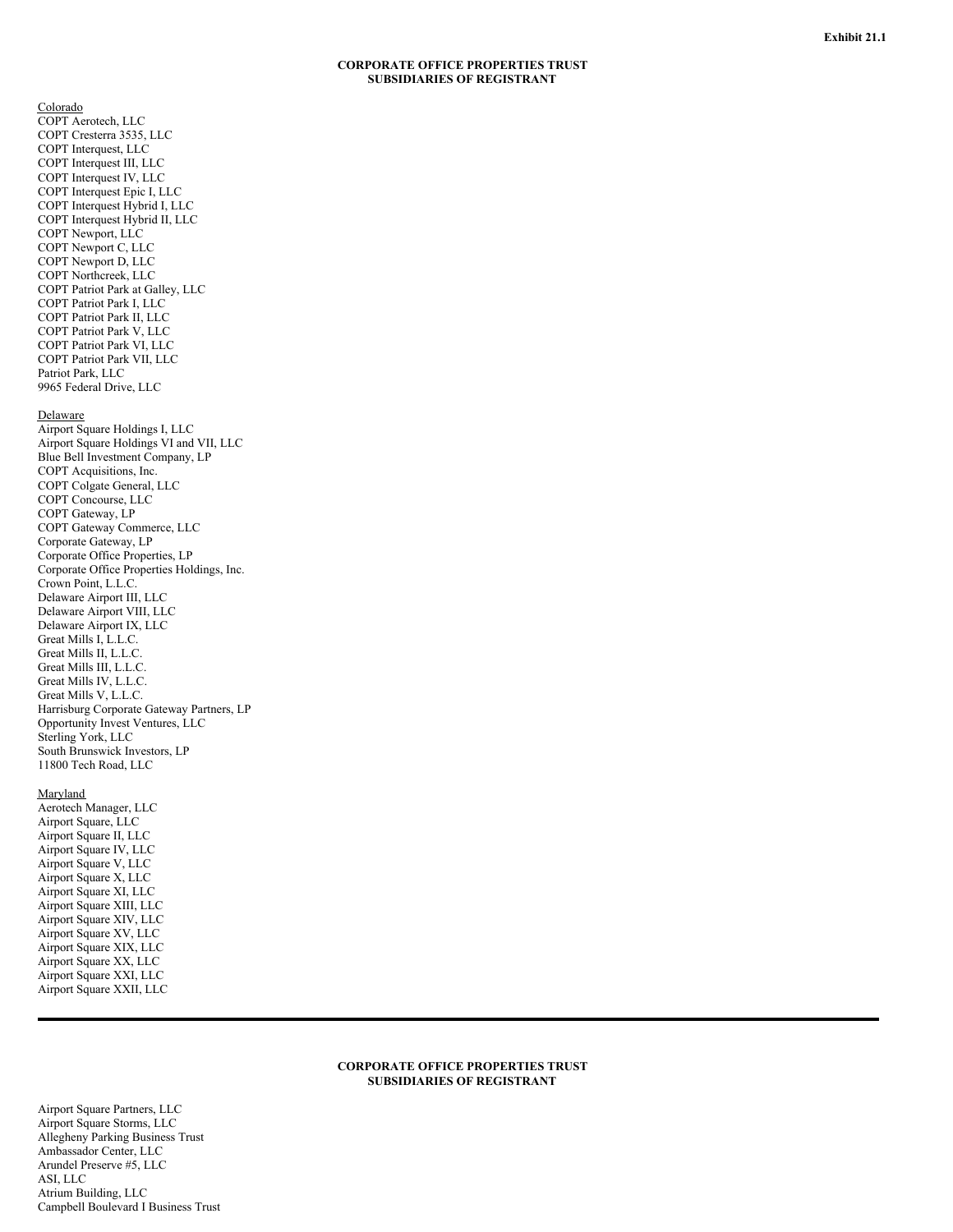Exhibit 21.1

**CORPORATE OFFICE PROPERTIES TRUST**
**SUBSIDIARIES OF REGISTRANT**

Colorado
COPT Aerotech, LLC
COPT Cresterra 3535, LLC
COPT Interquest, LLC
COPT Interquest III, LLC
COPT Interquest IV, LLC
COPT Interquest Epic I, LLC
COPT Interquest Hybrid I, LLC
COPT Interquest Hybrid II, LLC
COPT Newport, LLC
COPT Newport C, LLC
COPT Newport D, LLC
COPT Northcreek, LLC
COPT Patriot Park at Galley, LLC
COPT Patriot Park I, LLC
COPT Patriot Park II, LLC
COPT Patriot Park V, LLC
COPT Patriot Park VI, LLC
COPT Patriot Park VII, LLC
Patriot Park, LLC
9965 Federal Drive, LLC

Delaware
Airport Square Holdings I, LLC
Airport Square Holdings VI and VII, LLC
Blue Bell Investment Company, LP
COPT Acquisitions, Inc.
COPT Colgate General, LLC
COPT Concourse, LLC
COPT Gateway, LP
COPT Gateway Commerce, LLC
Corporate Gateway, LP
Corporate Office Properties, LP
Corporate Office Properties Holdings, Inc.
Crown Point, L.L.C.
Delaware Airport III, LLC
Delaware Airport VIII, LLC
Delaware Airport IX, LLC
Great Mills I, L.L.C.
Great Mills II, L.L.C.
Great Mills III, L.L.C.
Great Mills IV, L.L.C.
Great Mills V, L.L.C.
Harrisburg Corporate Gateway Partners, LP
Opportunity Invest Ventures, LLC
Sterling York, LLC
South Brunswick Investors, LP
11800 Tech Road, LLC

Maryland
Aerotech Manager, LLC
Airport Square, LLC
Airport Square II, LLC
Airport Square IV, LLC
Airport Square V, LLC
Airport Square X, LLC
Airport Square XI, LLC
Airport Square XIII, LLC
Airport Square XIV, LLC
Airport Square XV, LLC
Airport Square XIX, LLC
Airport Square XX, LLC
Airport Square XXI, LLC
Airport Square XXII, LLC

Airport Square Partners, LLC
Airport Square Storms, LLC
Allegheny Parking Business Trust
Ambassador Center, LLC
Arundel Preserve #5, LLC
ASI, LLC
Atrium Building, LLC
Campbell Boulevard I Business Trust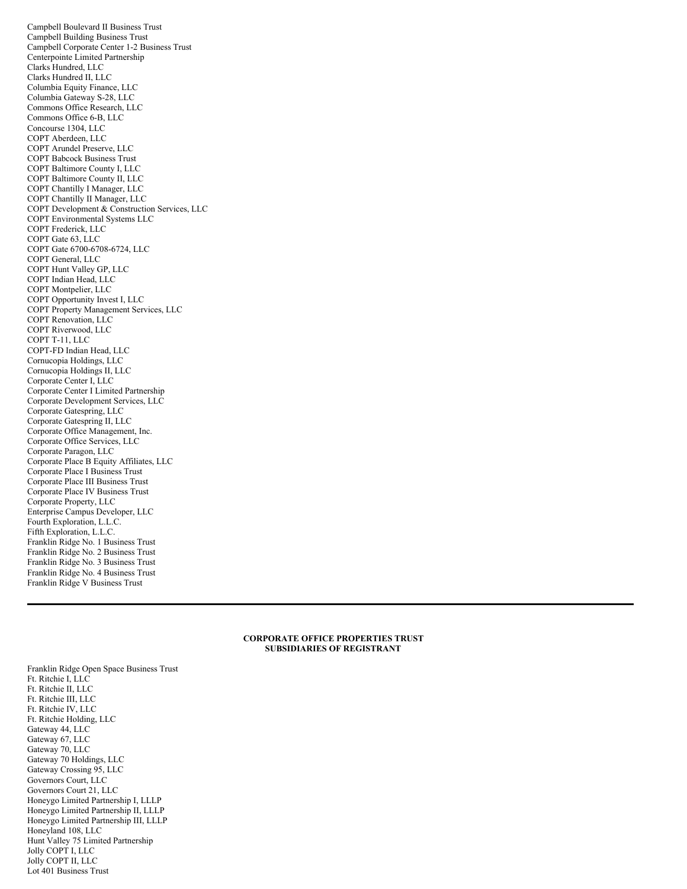Campbell Boulevard II Business Trust
Campbell Building Business Trust
Campbell Corporate Center 1-2 Business Trust
Centerpointe Limited Partnership
Clarks Hundred, LLC
Clarks Hundred II, LLC
Columbia Equity Finance, LLC
Columbia Gateway S-28, LLC
Commons Office Research, LLC
Commons Office 6-B, LLC
Concourse 1304, LLC
COPT Aberdeen, LLC
COPT Arundel Preserve, LLC
COPT Babcock Business Trust
COPT Baltimore County I, LLC
COPT Baltimore County II, LLC
COPT Chantilly I Manager, LLC
COPT Chantilly II Manager, LLC
COPT Development & Construction Services, LLC
COPT Environmental Systems LLC
COPT Frederick, LLC
COPT Gate 63, LLC
COPT Gate 6700-6708-6724, LLC
COPT General, LLC
COPT Hunt Valley GP, LLC
COPT Indian Head, LLC
COPT Montpelier, LLC
COPT Opportunity Invest I, LLC
COPT Property Management Services, LLC
COPT Renovation, LLC
COPT Riverwood, LLC
COPT T-11, LLC
COPT-FD Indian Head, LLC
Cornucopia Holdings, LLC
Cornucopia Holdings II, LLC
Corporate Center I, LLC
Corporate Center I Limited Partnership
Corporate Development Services, LLC
Corporate Gatespring, LLC
Corporate Gatespring II, LLC
Corporate Office Management, Inc.
Corporate Office Services, LLC
Corporate Paragon, LLC
Corporate Place B Equity Affiliates, LLC
Corporate Place I Business Trust
Corporate Place III Business Trust
Corporate Place IV Business Trust
Corporate Property, LLC
Enterprise Campus Developer, LLC
Fourth Exploration, L.L.C.
Fifth Exploration, L.L.C.
Franklin Ridge No. 1 Business Trust
Franklin Ridge No. 2 Business Trust
Franklin Ridge No. 3 Business Trust
Franklin Ridge No. 4 Business Trust
Franklin Ridge V Business Trust

---

**CORPORATE OFFICE PROPERTIES TRUST**
**SUBSIDIARIES OF REGISTRANT**

Franklin Ridge Open Space Business Trust
Ft. Ritchie I, LLC
Ft. Ritchie II, LLC
Ft. Ritchie III, LLC
Ft. Ritchie IV, LLC
Ft. Ritchie Holding, LLC
Gateway 44, LLC
Gateway 67, LLC
Gateway 70, LLC
Gateway 70 Holdings, LLC
Gateway Crossing 95, LLC
Governors Court, LLC
Governors Court 21, LLC
Honeygo Limited Partnership I, LLLP
Honeygo Limited Partnership II, LLLP
Honeygo Limited Partnership III, LLLP
Honeyland 108, LLC
Hunt Valley 75 Limited Partnership
Jolly COPT I, LLC
Jolly COPT II, LLC
Lot 401 Business Trust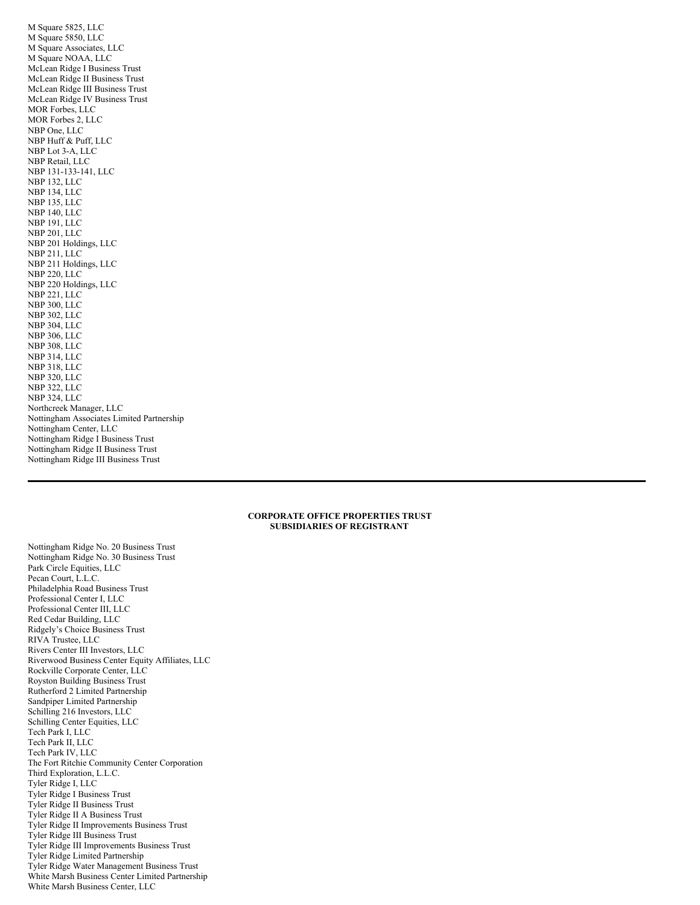M Square 5825, LLC
M Square 5850, LLC
M Square Associates, LLC
M Square NOAA, LLC
McLean Ridge I Business Trust
McLean Ridge II Business Trust
McLean Ridge III Business Trust
McLean Ridge IV Business Trust
MOR Forbes, LLC
MOR Forbes 2, LLC
NBP One, LLC
NBP Huff & Puff, LLC
NBP Lot 3-A, LLC
NBP Retail, LLC
NBP 131-133-141, LLC
NBP 132, LLC
NBP 134, LLC
NBP 135, LLC
NBP 140, LLC
NBP 191, LLC
NBP 201, LLC
NBP 201 Holdings, LLC
NBP 211, LLC
NBP 211 Holdings, LLC
NBP 220, LLC
NBP 220 Holdings, LLC
NBP 221, LLC
NBP 300, LLC
NBP 302, LLC
NBP 304, LLC
NBP 306, LLC
NBP 308, LLC
NBP 314, LLC
NBP 318, LLC
NBP 320, LLC
NBP 322, LLC
NBP 324, LLC
Northcreek Manager, LLC
Nottingham Associates Limited Partnership
Nottingham Center, LLC
Nottingham Ridge I Business Trust
Nottingham Ridge II Business Trust
Nottingham Ridge III Business Trust

---

Nottingham Ridge No. 20 Business Trust
Nottingham Ridge No. 30 Business Trust
Park Circle Equities, LLC
Pecan Court, L.L.C.
Philadelphia Road Business Trust
Professional Center I, LLC
Professional Center III, LLC
Red Cedar Building, LLC
Ridgely's Choice Business Trust
RIVA Trustee, LLC
Rivers Center III Investors, LLC
Riverwood Business Center Equity Affiliates, LLC
Rockville Corporate Center, LLC
Royston Building Business Trust
Rutherford 2 Limited Partnership
Sandpiper Limited Partnership
Schilling 216 Investors, LLC
Schilling Center Equities, LLC
Tech Park I, LLC
Tech Park II, LLC
Tech Park IV, LLC
The Fort Ritchie Community Center Corporation
Third Exploration, L.L.C.
Tyler Ridge I, LLC
Tyler Ridge I Business Trust
Tyler Ridge II Business Trust
Tyler Ridge II A Business Trust
Tyler Ridge II Improvements Business Trust
Tyler Ridge III Business Trust
Tyler Ridge III Improvements Business Trust
Tyler Ridge Limited Partnership
Tyler Ridge Water Management Business Trust
White Marsh Business Center Limited Partnership
White Marsh Business Center, LLC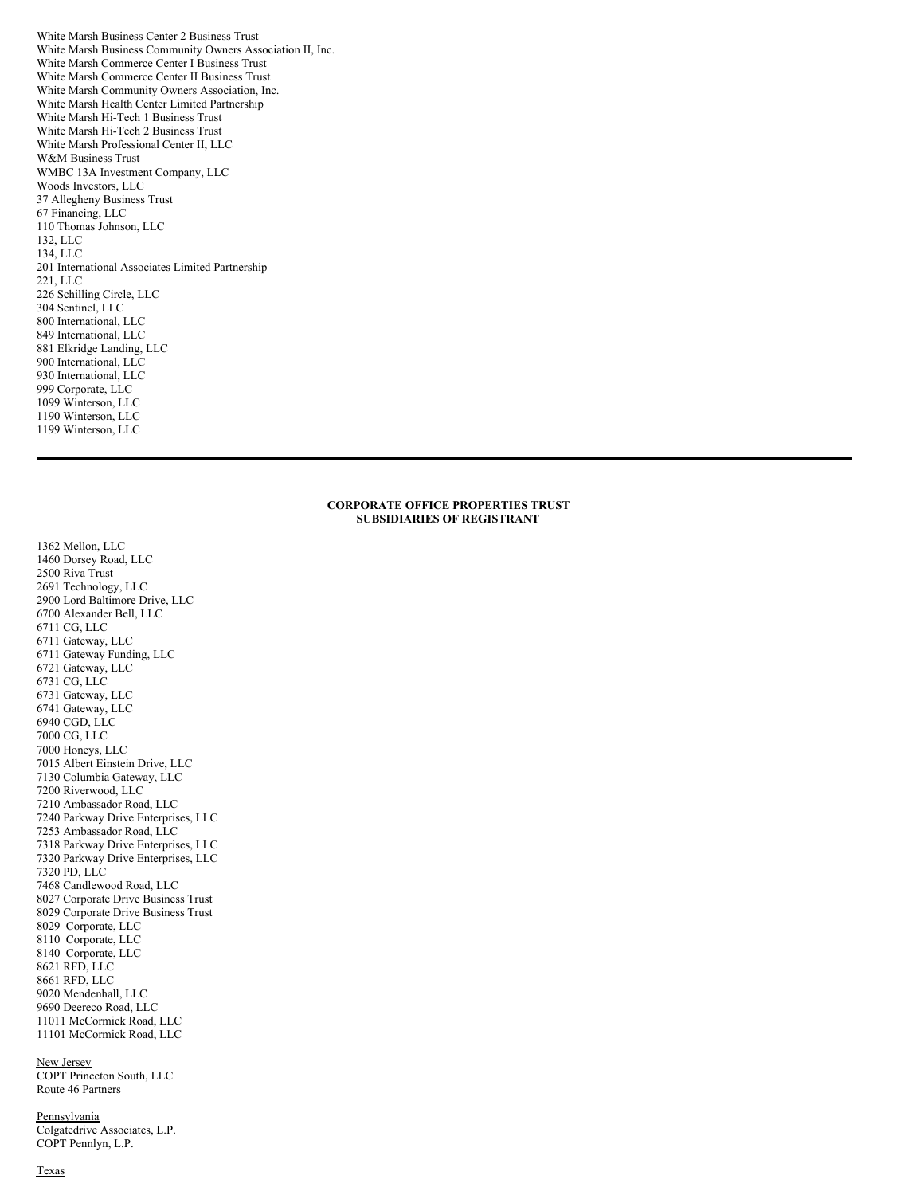White Marsh Business Center 2 Business Trust
White Marsh Business Community Owners Association II, Inc.
White Marsh Commerce Center I Business Trust
White Marsh Commerce Center II Business Trust
White Marsh Community Owners Association, Inc.
White Marsh Health Center Limited Partnership
White Marsh Hi-Tech 1 Business Trust
White Marsh Hi-Tech 2 Business Trust
White Marsh Professional Center II, LLC
W&M Business Trust
WMBC 13A Investment Company, LLC
Woods Investors, LLC
37 Allegheny Business Trust
67 Financing, LLC
110 Thomas Johnson, LLC
132, LLC
134, LLC
201 International Associates Limited Partnership
221, LLC
226 Schilling Circle, LLC
304 Sentinel, LLC
800 International, LLC
849 International, LLC
881 Elkridge Landing, LLC
900 International, LLC
930 International, LLC
999 Corporate, LLC
1099 Winterson, LLC
1190 Winterson, LLC
1199 Winterson, LLC

---

**CORPORATE OFFICE PROPERTIES TRUST**
**SUBSIDIARIES OF REGISTRANT**

1362 Mellon, LLC
1460 Dorsey Road, LLC
2500 Riva Trust
2691 Technology, LLC
2900 Lord Baltimore Drive, LLC
6700 Alexander Bell, LLC
6711 CG, LLC
6711 Gateway, LLC
6711 Gateway Funding, LLC
6721 Gateway, LLC
6731 CG, LLC
6731 Gateway, LLC
6741 Gateway, LLC
6940 CGD, LLC
7000 CG, LLC
7000 Honeys, LLC
7015 Albert Einstein Drive, LLC
7130 Columbia Gateway, LLC
7200 Riverwood, LLC
7210 Ambassador Road, LLC
7240 Parkway Drive Enterprises, LLC
7253 Ambassador Road, LLC
7318 Parkway Drive Enterprises, LLC
7320 Parkway Drive Enterprises, LLC
7320 PD, LLC
7468 Candlewood Road, LLC
8027 Corporate Drive Business Trust
8029 Corporate Drive Business Trust
8029 Corporate, LLC
8110 Corporate, LLC
8140 Corporate, LLC
8621 RFD, LLC
8661 RFD, LLC
9020 Mendenhall, LLC
9690 Deereco Road, LLC
11011 McCormick Road, LLC
11101 McCormick Road, LLC

New Jersey
COPT Princeton South, LLC
Route 46 Partners

Pennsylvania
Colgatedrive Associates, L.P.
COPT Pennlyn, L.P.

Texas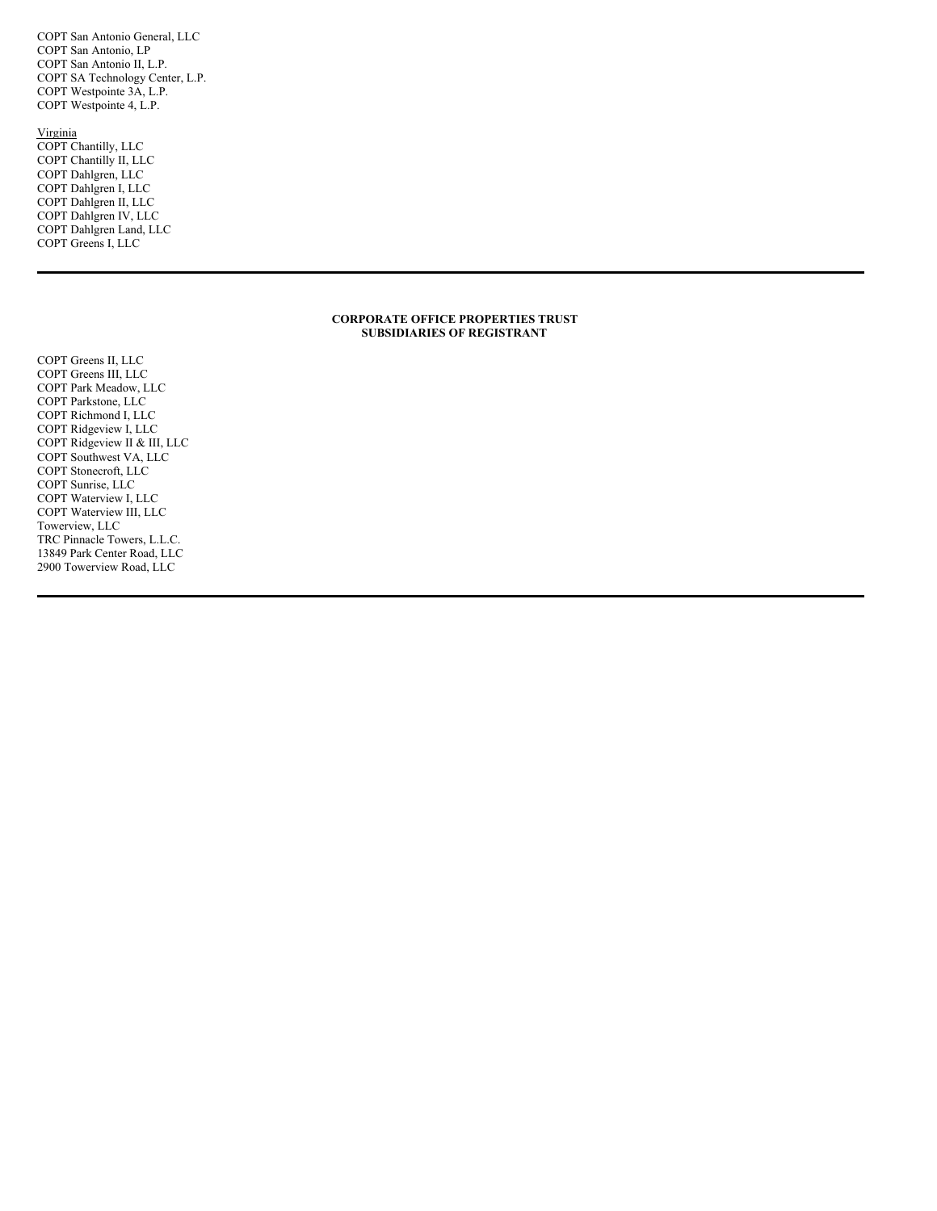COPT San Antonio General, LLC
COPT San Antonio, LP
COPT San Antonio II, L.P.
COPT SA Technology Center, L.P.
COPT Westpointe 3A, L.P.
COPT Westpointe 4, L.P.

Virginia

COPT Chantilly, LLC
COPT Chantilly II, LLC
COPT Dahlgren, LLC
COPT Dahlgren I, LLC
COPT Dahlgren II, LLC
COPT Dahlgren IV, LLC
COPT Dahlgren Land, LLC
COPT Greens I, LLC

---

**CORPORATE OFFICE PROPERTIES TRUST**
**SUBSIDIARIES OF REGISTRANT**

COPT Greens II, LLC
COPT Greens III, LLC
COPT Park Meadow, LLC
COPT Parkstone, LLC
COPT Richmond I, LLC
COPT Ridgeview I, LLC
COPT Ridgeview II & III, LLC
COPT Southwest VA, LLC
COPT Stonecroft, LLC
COPT Sunrise, LLC
COPT Waterview I, LLC
COPT Waterview III, LLC
Towerview, LLC
TRC Pinnacle Towers, L.L.C.
13849 Park Center Road, LLC
2900 Towerview Road, LLC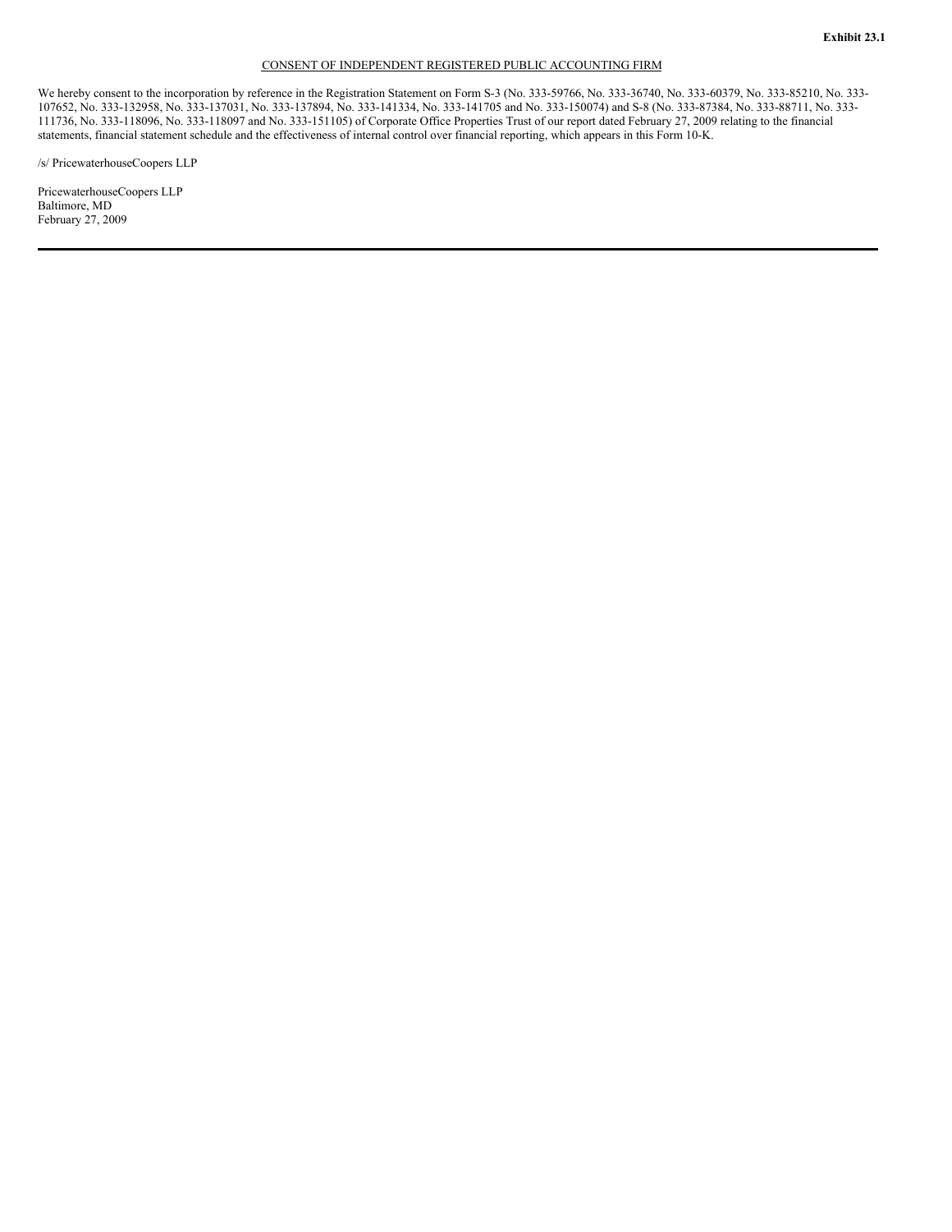**Exhibit 23.1**

CONSENT OF INDEPENDENT REGISTERED PUBLIC ACCOUNTING FIRM

We hereby consent to the incorporation by reference in the Registration Statement on Form S-3 (No. 333-59766, No. 333-36740, No. 333-60379, No. 333-85210, No. 333-107652, No. 333-132958, No. 333-137031, No. 333-137894, No. 333-141334, No. 333-141705 and No. 333-150074) and S-8 (No. 333-87384, No. 333-88711, No. 333-111736, No. 333-118096, No. 333-118097 and No. 333-151105) of Corporate Office Properties Trust of our report dated February 27, 2009 relating to the financial statements, financial statement schedule and the effectiveness of internal control over financial reporting, which appears in this Form 10-K.

/s/ PricewaterhouseCoopers LLP

PricewaterhouseCoopers LLP
Baltimore, MD
February 27, 2009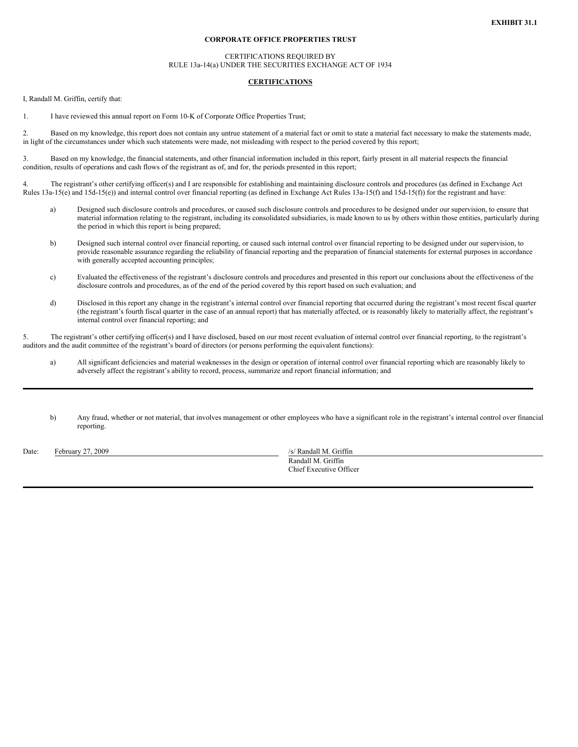**EXHIBIT 31.1**

**CORPORATE OFFICE PROPERTIES TRUST**

CERTIFICATIONS REQUIRED BY
RULE 13a-14(a) UNDER THE SECURITIES EXCHANGE ACT OF 1934

**CERTIFICATIONS**

I, Randall M. Griffin, certify that:

1. I have reviewed this annual report on Form 10-K of Corporate Office Properties Trust;

2. Based on my knowledge, this report does not contain any untrue statement of a material fact or omit to state a material fact necessary to make the statements made, in light of the circumstances under which such statements were made, not misleading with respect to the period covered by this report;

3. Based on my knowledge, the financial statements, and other financial information included in this report, fairly present in all material respects the financial condition, results of operations and cash flows of the registrant as of, and for, the periods presented in this report;

4. The registrant's other certifying officer(s) and I are responsible for establishing and maintaining disclosure controls and procedures (as defined in Exchange Act Rules 13a-15(e) and 15d-15(e)) and internal control over financial reporting (as defined in Exchange Act Rules 13a-15(f) and 15d-15(f)) for the registrant and have:

   a) Designed such disclosure controls and procedures, or caused such disclosure controls and procedures to be designed under our supervision, to ensure that material information relating to the registrant, including its consolidated subsidiaries, is made known to us by others within those entities, particularly during the period in which this report is being prepared;

   b) Designed such internal control over financial reporting, or caused such internal control over financial reporting to be designed under our supervision, to provide reasonable assurance regarding the reliability of financial reporting and the preparation of financial statements for external purposes in accordance with generally accepted accounting principles;

   c) Evaluated the effectiveness of the registrant's disclosure controls and procedures and presented in this report our conclusions about the effectiveness of the disclosure controls and procedures, as of the end of the period covered by this report based on such evaluation; and

   d) Disclosed in this report any change in the registrant's internal control over financial reporting that occurred during the registrant's most recent fiscal quarter (the registrant's fourth fiscal quarter in the case of an annual report) that has materially affected, or is reasonably likely to materially affect, the registrant's internal control over financial reporting; and

5. The registrant's other certifying officer(s) and I have disclosed, based on our most recent evaluation of internal control over financial reporting, to the registrant's auditors and the audit committee of the registrant's board of directors (or persons performing the equivalent functions):

   a) All significant deficiencies and material weaknesses in the design or operation of internal control over financial reporting which are reasonably likely to adversely affect the registrant's ability to record, process, summarize and report financial information; and

   b) Any fraud, whether or not material, that involves management or other employees who have a significant role in the registrant's internal control over financial reporting.

Date: February 27, 2009

/s/ Randall M. Griffin
Randall M. Griffin
Chief Executive Officer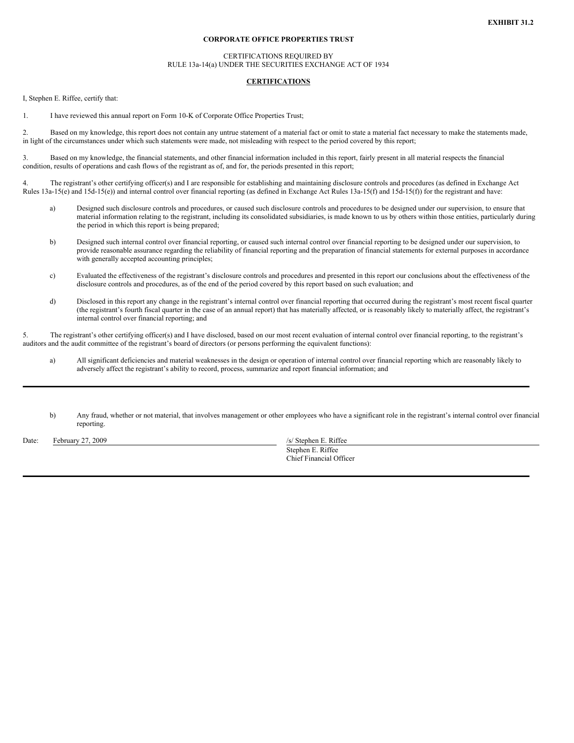**EXHIBIT 31.2**

**CORPORATE OFFICE PROPERTIES TRUST**

CERTIFICATIONS REQUIRED BY
RULE 13a-14(a) UNDER THE SECURITIES EXCHANGE ACT OF 1934

**CERTIFICATIONS**

I, Stephen E. Riffee, certify that:

1. I have reviewed this annual report on Form 10-K of Corporate Office Properties Trust;

2. Based on my knowledge, this report does not contain any untrue statement of a material fact or omit to state a material fact necessary to make the statements made, in light of the circumstances under which such statements were made, not misleading with respect to the period covered by this report;

3. Based on my knowledge, the financial statements, and other financial information included in this report, fairly present in all material respects the financial condition, results of operations and cash flows of the registrant as of, and for, the periods presented in this report;

4. The registrant's other certifying officer(s) and I are responsible for establishing and maintaining disclosure controls and procedures (as defined in Exchange Act Rules 13a-15(e) and 15d-15(e)) and internal control over financial reporting (as defined in Exchange Act Rules 13a-15(f) and 15d-15(f)) for the registrant and have:

   a) Designed such disclosure controls and procedures, or caused such disclosure controls and procedures to be designed under our supervision, to ensure that material information relating to the registrant, including its consolidated subsidiaries, is made known to us by others within those entities, particularly during the period in which this report is being prepared;

   b) Designed such internal control over financial reporting, or caused such internal control over financial reporting to be designed under our supervision, to provide reasonable assurance regarding the reliability of financial reporting and the preparation of financial statements for external purposes in accordance with generally accepted accounting principles;

   c) Evaluated the effectiveness of the registrant's disclosure controls and procedures and presented in this report our conclusions about the effectiveness of the disclosure controls and procedures, as of the end of the period covered by this report based on such evaluation; and

   d) Disclosed in this report any change in the registrant's internal control over financial reporting that occurred during the registrant's most recent fiscal quarter (the registrant's fourth fiscal quarter in the case of an annual report) that has materially affected, or is reasonably likely to materially affect, the registrant's internal control over financial reporting; and

5. The registrant's other certifying officer(s) and I have disclosed, based on our most recent evaluation of internal control over financial reporting, to the registrant's auditors and the audit committee of the registrant's board of directors (or persons performing the equivalent functions):

   a) All significant deficiencies and material weaknesses in the design or operation of internal control over financial reporting which are reasonably likely to adversely affect the registrant's ability to record, process, summarize and report financial information; and

   b) Any fraud, whether or not material, that involves management or other employees who have a significant role in the registrant's internal control over financial reporting.

Date: February 27, 2009

/s/ Stephen E. Riffee
Stephen E. Riffee
Chief Financial Officer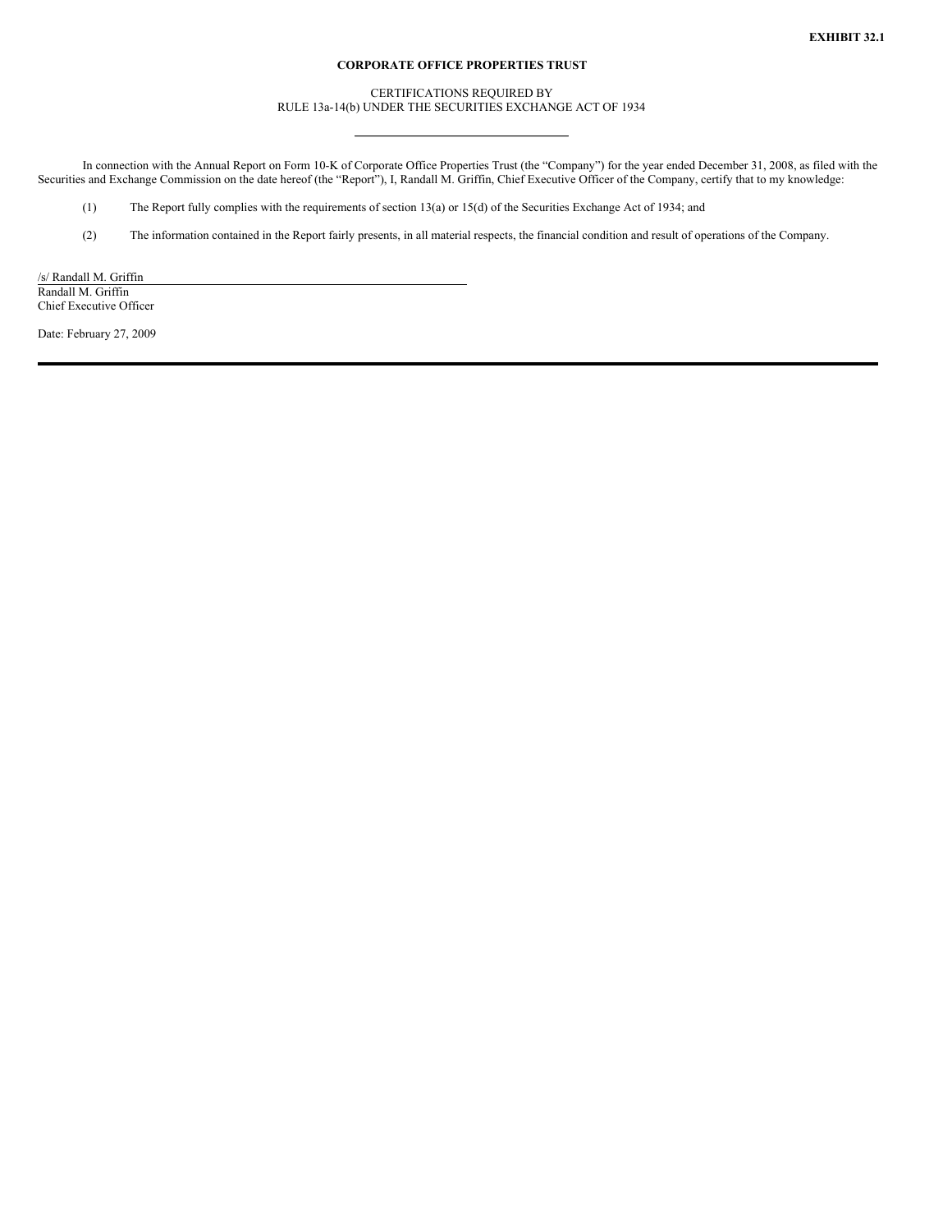**EXHIBIT 32.1**

**CORPORATE OFFICE PROPERTIES TRUST**

CERTIFICATIONS REQUIRED BY
RULE 13a-14(b) UNDER THE SECURITIES EXCHANGE ACT OF 1934

---

In connection with the Annual Report on Form 10-K of Corporate Office Properties Trust (the "Company") for the year ended December 31, 2008, as filed with the Securities and Exchange Commission on the date hereof (the "Report"), I, Randall M. Griffin, Chief Executive Officer of the Company, certify that to my knowledge:

(1) The Report fully complies with the requirements of section 13(a) or 15(d) of the Securities Exchange Act of 1934; and

(2) The information contained in the Report fairly presents, in all material respects, the financial condition and result of operations of the Company.

/s/ Randall M. Griffin
Randall M. Griffin
Chief Executive Officer

Date: February 27, 2009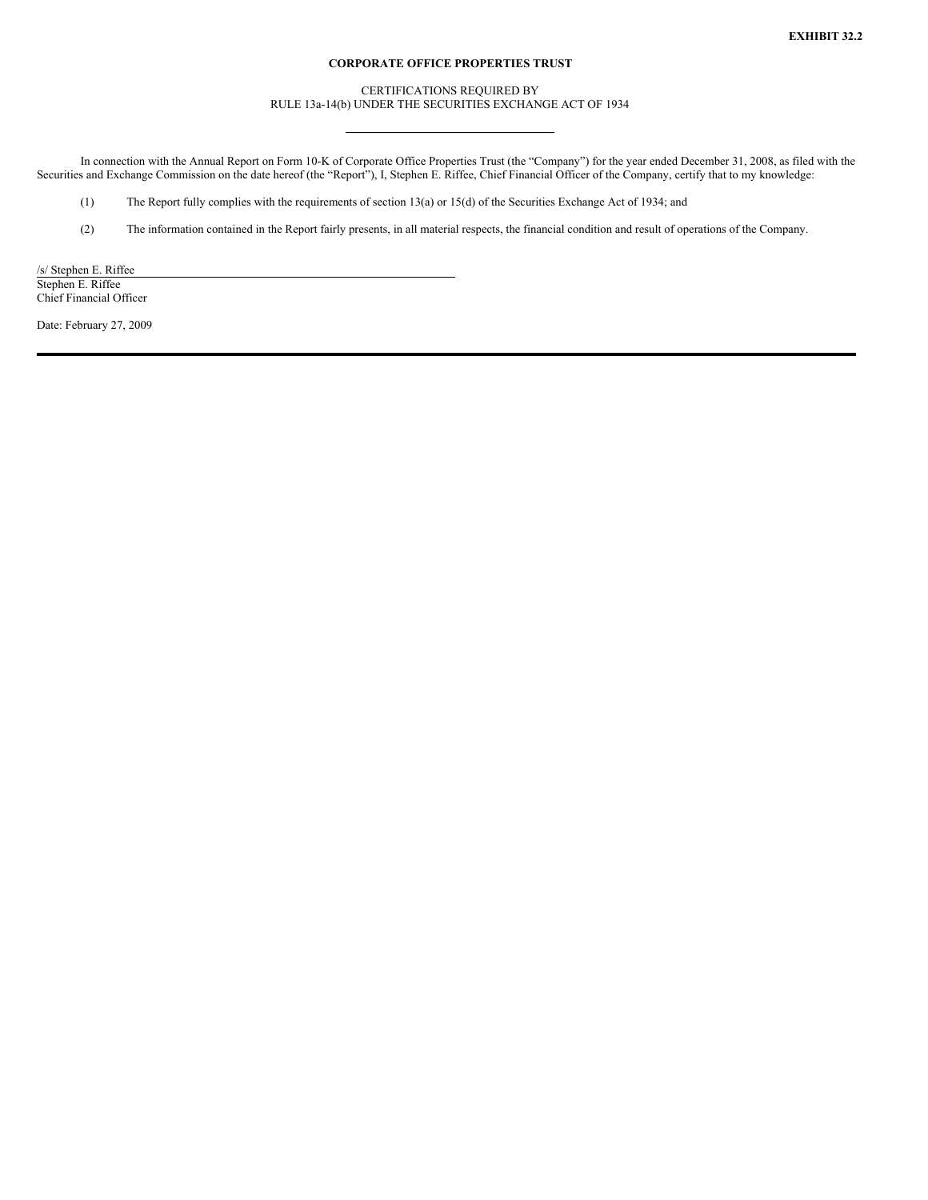**EXHIBIT 32.2**

**CORPORATE OFFICE PROPERTIES TRUST**

CERTIFICATIONS REQUIRED BY
RULE 13a-14(b) UNDER THE SECURITIES EXCHANGE ACT OF 1934

---

In connection with the Annual Report on Form 10-K of Corporate Office Properties Trust (the "Company") for the year ended December 31, 2008, as filed with the Securities and Exchange Commission on the date hereof (the "Report"), I, Stephen E. Riffee, Chief Financial Officer of the Company, certify that to my knowledge:

(1) The Report fully complies with the requirements of section 13(a) or 15(d) of the Securities Exchange Act of 1934; and

(2) The information contained in the Report fairly presents, in all material respects, the financial condition and result of operations of the Company.

/s/ Stephen E. Riffee
Stephen E. Riffee
Chief Financial Officer

Date: February 27, 2009